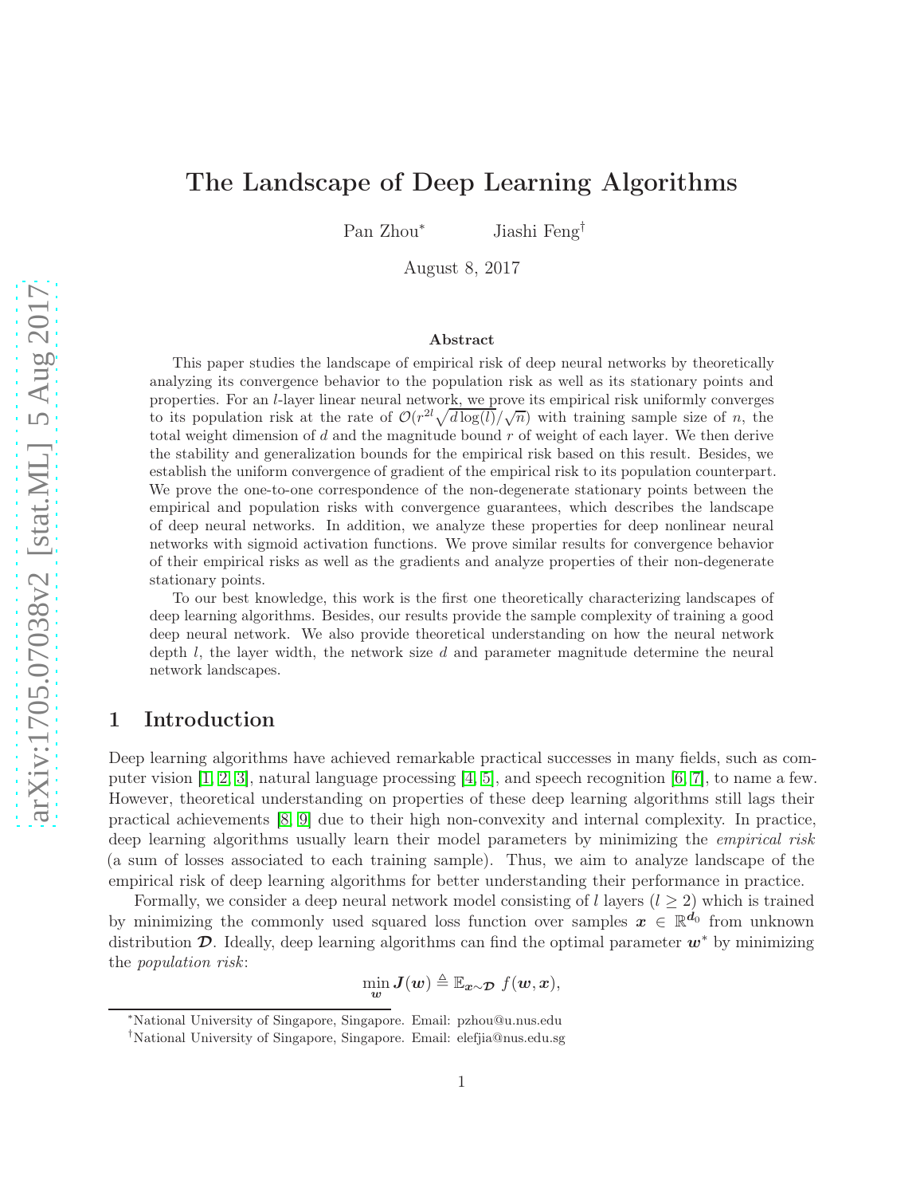# The Landscape of Deep Learning Algorithms

Pan Zhou[*] Jiashi Feng[†]

August 8, 2017

### Abstract

This paper studies the landscape of empirical risk of deep neural networks by theoretically analyzing its convergence behavior to the population risk as well as its stationary points and properties. For an $l$-layer linear neural network, we prove its empirical risk uniformly converges to its population risk at the rate of $\mathcal{O}(r^{2l}\sqrt{d\log(l)}/\sqrt{n})$ with training sample size of $n$, the total weight dimension of $d$ and the magnitude bound $r$ of weight of each layer. We then derive the stability and generalization bounds for the empirical risk based on this result. Besides, we establish the uniform convergence of gradient of the empirical risk to its population counterpart. We prove the one-to-one correspondence of the non-degenerate stationary points between the empirical and population risks with convergence guarantees, which describes the landscape of deep neural networks. In addition, we analyze these properties for deep nonlinear neural networks with sigmoid activation functions. We prove similar results for convergence behavior of their empirical risks as well as the gradients and analyze properties of their non-degenerate stationary points.

To our best knowledge, this work is the first one theoretically characterizing landscapes of deep learning algorithms. Besides, our results provide the sample complexity of training a good deep neural network. We also provide theoretical understanding on how the neural network depth $l$, the layer width, the network size $d$ and parameter magnitude determine the neural network landscapes.

## 1 Introduction

Deep learning algorithms have achieved remarkable practical successes in many fields, such as computer vision [1, 2, 3], natural language processing [4, 5], and speech recognition [6, 7], to name a few. However, theoretical understanding on properties of these deep learning algorithms still lags their practical achievements [8, 9] due to their high non-convexity and internal complexity. In practice, deep learning algorithms usually learn their model parameters by minimizing the *empirical risk* (a sum of losses associated to each training sample). Thus, we aim to analyze landscape of the empirical risk of deep learning algorithms for better understanding their performance in practice.

Formally, we consider a deep neural network model consisting of $l$ layers ($l \geq 2$) which is trained by minimizing the commonly used squared loss function over samples $\boldsymbol{x} \in \mathbb{R}^{\boldsymbol{d}_0}$ from unknown distribution $\boldsymbol{\mathcal{D}}$. Ideally, deep learning algorithms can find the optimal parameter $\boldsymbol{w}^*$ by minimizing the *population risk*:

$$\min_{\boldsymbol{w}} \boldsymbol{J}(\boldsymbol{w}) \triangleq \mathbb{E}_{\boldsymbol{x}\sim\boldsymbol{\mathcal{D}}}\ f(\boldsymbol{w}, \boldsymbol{x}),$$

[*]National University of Singapore, Singapore. Email: pzhou@u.nus.edu

[†]National University of Singapore, Singapore. Email: elefjia@nus.edu.sg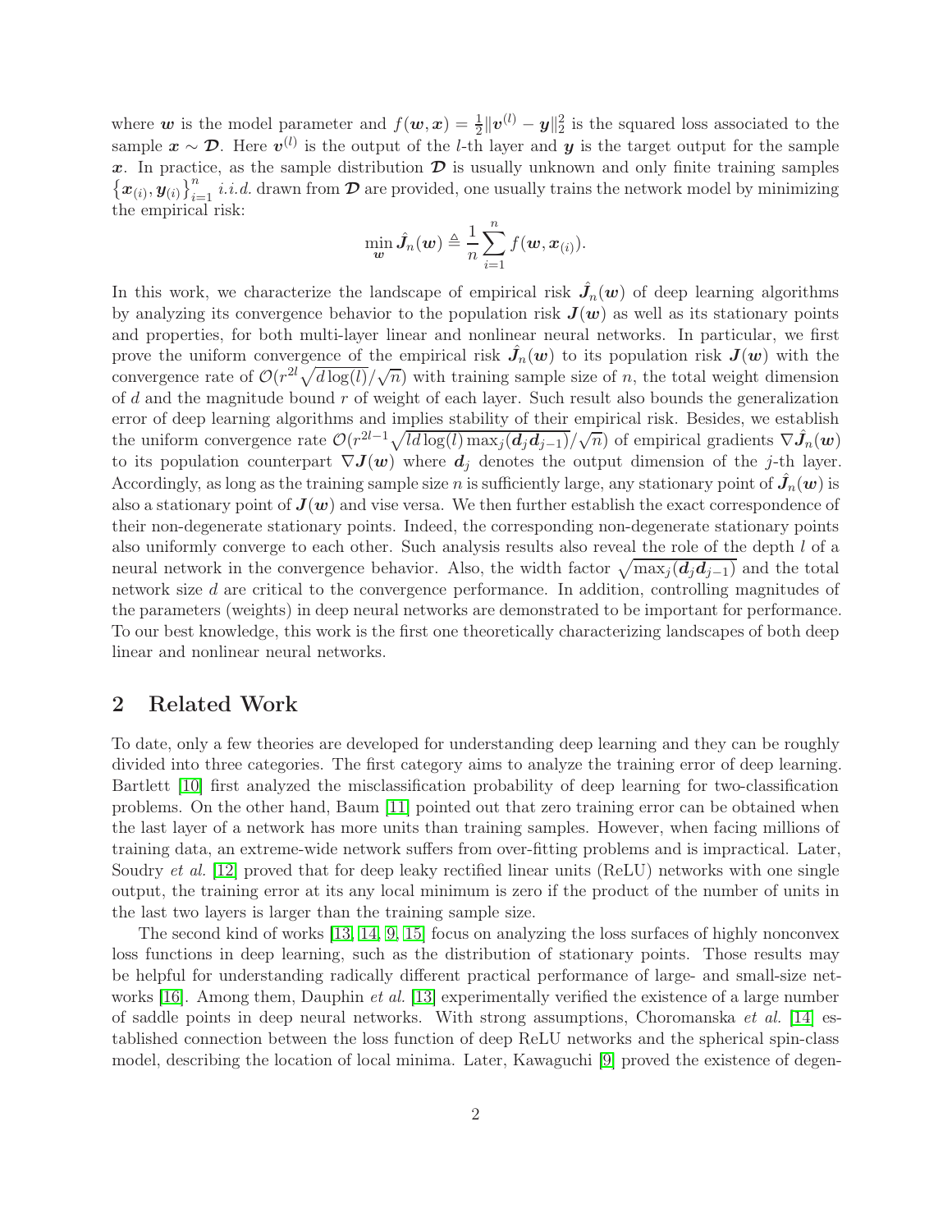where $\boldsymbol{w}$ is the model parameter and $f(\boldsymbol{w}, \boldsymbol{x}) = \frac{1}{2}\|\boldsymbol{v}^{(l)} - \boldsymbol{y}\|_2^2$ is the squared loss associated to the sample $\boldsymbol{x} \sim \boldsymbol{\mathcal{D}}$. Here $\boldsymbol{v}^{(l)}$ is the output of the $l$-th layer and $\boldsymbol{y}$ is the target output for the sample $\boldsymbol{x}$. In practice, as the sample distribution $\boldsymbol{\mathcal{D}}$ is usually unknown and only finite training samples $\left\{\boldsymbol{x}_{(i)}, \boldsymbol{y}_{(i)}\right\}_{i=1}^{n}$ *i.i.d.* drawn from $\boldsymbol{\mathcal{D}}$ are provided, one usually trains the network model by minimizing the empirical risk:

$$\min_{\boldsymbol{w}} \hat{\boldsymbol{J}}_n(\boldsymbol{w}) \triangleq \frac{1}{n}\sum_{i=1}^{n} f(\boldsymbol{w}, \boldsymbol{x}_{(i)}).$$

In this work, we characterize the landscape of empirical risk $\hat{\boldsymbol{J}}_n(\boldsymbol{w})$ of deep learning algorithms by analyzing its convergence behavior to the population risk $\boldsymbol{J}(\boldsymbol{w})$ as well as its stationary points and properties, for both multi-layer linear and nonlinear neural networks. In particular, we first prove the uniform convergence of the empirical risk $\hat{\boldsymbol{J}}_n(\boldsymbol{w})$ to its population risk $\boldsymbol{J}(\boldsymbol{w})$ with the convergence rate of $\mathcal{O}(r^{2l}\sqrt{d\log(l)}/\sqrt{n})$ with training sample size of $n$, the total weight dimension of $d$ and the magnitude bound $r$ of weight of each layer. Such result also bounds the generalization error of deep learning algorithms and implies stability of their empirical risk. Besides, we establish the uniform convergence rate $\mathcal{O}(r^{2l-1}\sqrt{ld\log(l)\max_j(\boldsymbol{d}_j\boldsymbol{d}_{j-1})}/\sqrt{n})$ of empirical gradients $\nabla\hat{\boldsymbol{J}}_n(\boldsymbol{w})$ to its population counterpart $\nabla\boldsymbol{J}(\boldsymbol{w})$ where $\boldsymbol{d}_j$ denotes the output dimension of the $j$-th layer. Accordingly, as long as the training sample size $n$ is sufficiently large, any stationary point of $\hat{\boldsymbol{J}}_n(\boldsymbol{w})$ is also a stationary point of $\boldsymbol{J}(\boldsymbol{w})$ and vise versa. We then further establish the exact correspondence of their non-degenerate stationary points. Indeed, the corresponding non-degenerate stationary points also uniformly converge to each other. Such analysis results also reveal the role of the depth $l$ of a neural network in the convergence behavior. Also, the width factor $\sqrt{\max_j(\boldsymbol{d}_j\boldsymbol{d}_{j-1})}$ and the total network size $d$ are critical to the convergence performance. In addition, controlling magnitudes of the parameters (weights) in deep neural networks are demonstrated to be important for performance. To our best knowledge, this work is the first one theoretically characterizing landscapes of both deep linear and nonlinear neural networks.

## 2 Related Work

To date, only a few theories are developed for understanding deep learning and they can be roughly divided into three categories. The first category aims to analyze the training error of deep learning. Bartlett [10] first analyzed the misclassification probability of deep learning for two-classification problems. On the other hand, Baum [11] pointed out that zero training error can be obtained when the last layer of a network has more units than training samples. However, when facing millions of training data, an extreme-wide network suffers from over-fitting problems and is impractical. Later, Soudry *et al.* [12] proved that for deep leaky rectified linear units (ReLU) networks with one single output, the training error at its any local minimum is zero if the product of the number of units in the last two layers is larger than the training sample size.

The second kind of works [13, 14, 9, 15] focus on analyzing the loss surfaces of highly nonconvex loss functions in deep learning, such as the distribution of stationary points. Those results may be helpful for understanding radically different practical performance of large- and small-size networks [16]. Among them, Dauphin *et al.* [13] experimentally verified the existence of a large number of saddle points in deep neural networks. With strong assumptions, Choromanska *et al.* [14] established connection between the loss function of deep ReLU networks and the spherical spin-class model, describing the location of local minima. Later, Kawaguchi [9] proved the existence of degen-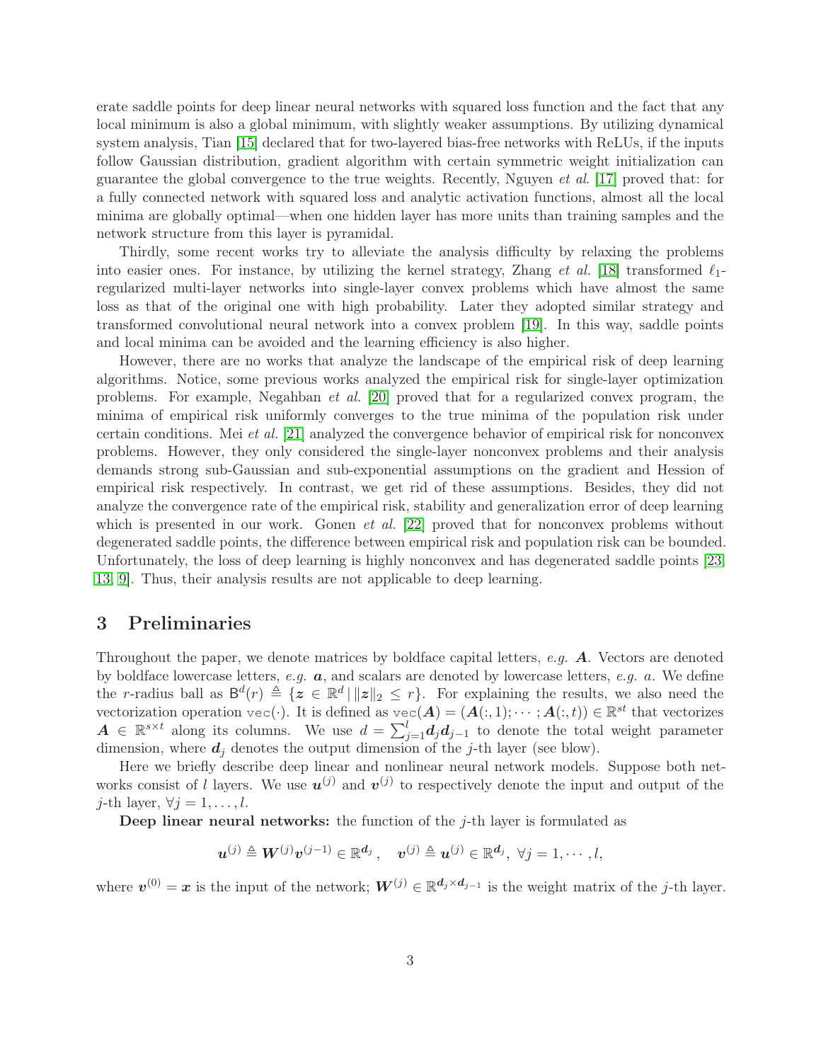erate saddle points for deep linear neural networks with squared loss function and the fact that any local minimum is also a global minimum, with slightly weaker assumptions. By utilizing dynamical system analysis, Tian [15] declared that for two-layered bias-free networks with ReLUs, if the inputs follow Gaussian distribution, gradient algorithm with certain symmetric weight initialization can guarantee the global convergence to the true weights. Recently, Nguyen *et al.* [17] proved that: for a fully connected network with squared loss and analytic activation functions, almost all the local minima are globally optimal—when one hidden layer has more units than training samples and the network structure from this layer is pyramidal.

Thirdly, some recent works try to alleviate the analysis difficulty by relaxing the problems into easier ones. For instance, by utilizing the kernel strategy, Zhang *et al.* [18] transformed $\ell_1$-regularized multi-layer networks into single-layer convex problems which have almost the same loss as that of the original one with high probability. Later they adopted similar strategy and transformed convolutional neural network into a convex problem [19]. In this way, saddle points and local minima can be avoided and the learning efficiency is also higher.

However, there are no works that analyze the landscape of the empirical risk of deep learning algorithms. Notice, some previous works analyzed the empirical risk for single-layer optimization problems. For example, Negahban *et al.* [20] proved that for a regularized convex program, the minima of empirical risk uniformly converges to the true minima of the population risk under certain conditions. Mei *et al.* [21] analyzed the convergence behavior of empirical risk for nonconvex problems. However, they only considered the single-layer nonconvex problems and their analysis demands strong sub-Gaussian and sub-exponential assumptions on the gradient and Hession of empirical risk respectively. In contrast, we get rid of these assumptions. Besides, they did not analyze the convergence rate of the empirical risk, stability and generalization error of deep learning which is presented in our work. Gonen *et al.* [22] proved that for nonconvex problems without degenerated saddle points, the difference between empirical risk and population risk can be bounded. Unfortunately, the loss of deep learning is highly nonconvex and has degenerated saddle points [23, 13, 9]. Thus, their analysis results are not applicable to deep learning.

## 3 Preliminaries

Throughout the paper, we denote matrices by boldface capital letters, *e.g.* $\boldsymbol{A}$. Vectors are denoted by boldface lowercase letters, *e.g.* $\boldsymbol{a}$, and scalars are denoted by lowercase letters, *e.g.* $a$. We define the $r$-radius ball as $\mathsf{B}^d(r) \triangleq \{\boldsymbol{z} \in \mathbb{R}^d \,|\, \|\boldsymbol{z}\|_2 \leq r\}$. For explaining the results, we also need the vectorization operation $\mathrm{vec}(\cdot)$. It is defined as $\mathrm{vec}(\boldsymbol{A}) = (\boldsymbol{A}(:,1);\cdots;\boldsymbol{A}(:,t)) \in \mathbb{R}^{st}$ that vectorizes $\boldsymbol{A} \in \mathbb{R}^{s\times t}$ along its columns. We use $d = \sum_{j=1}^{l} \boldsymbol{d}_j \boldsymbol{d}_{j-1}$ to denote the total weight parameter dimension, where $\boldsymbol{d}_j$ denotes the output dimension of the $j$-th layer (see blow).

Here we briefly describe deep linear and nonlinear neural network models. Suppose both networks consist of $l$ layers. We use $\boldsymbol{u}^{(j)}$ and $\boldsymbol{v}^{(j)}$ to respectively denote the input and output of the $j$-th layer, $\forall j = 1, \ldots, l$.

**Deep linear neural networks:** the function of the $j$-th layer is formulated as

$$\boldsymbol{u}^{(j)} \triangleq \boldsymbol{W}^{(j)} \boldsymbol{v}^{(j-1)} \in \mathbb{R}^{\boldsymbol{d}_j}, \quad \boldsymbol{v}^{(j)} \triangleq \boldsymbol{u}^{(j)} \in \mathbb{R}^{\boldsymbol{d}_j},\ \forall j = 1, \cdots, l,$$

where $\boldsymbol{v}^{(0)} = \boldsymbol{x}$ is the input of the network; $\boldsymbol{W}^{(j)} \in \mathbb{R}^{\boldsymbol{d}_j \times \boldsymbol{d}_{j-1}}$ is the weight matrix of the $j$-th layer.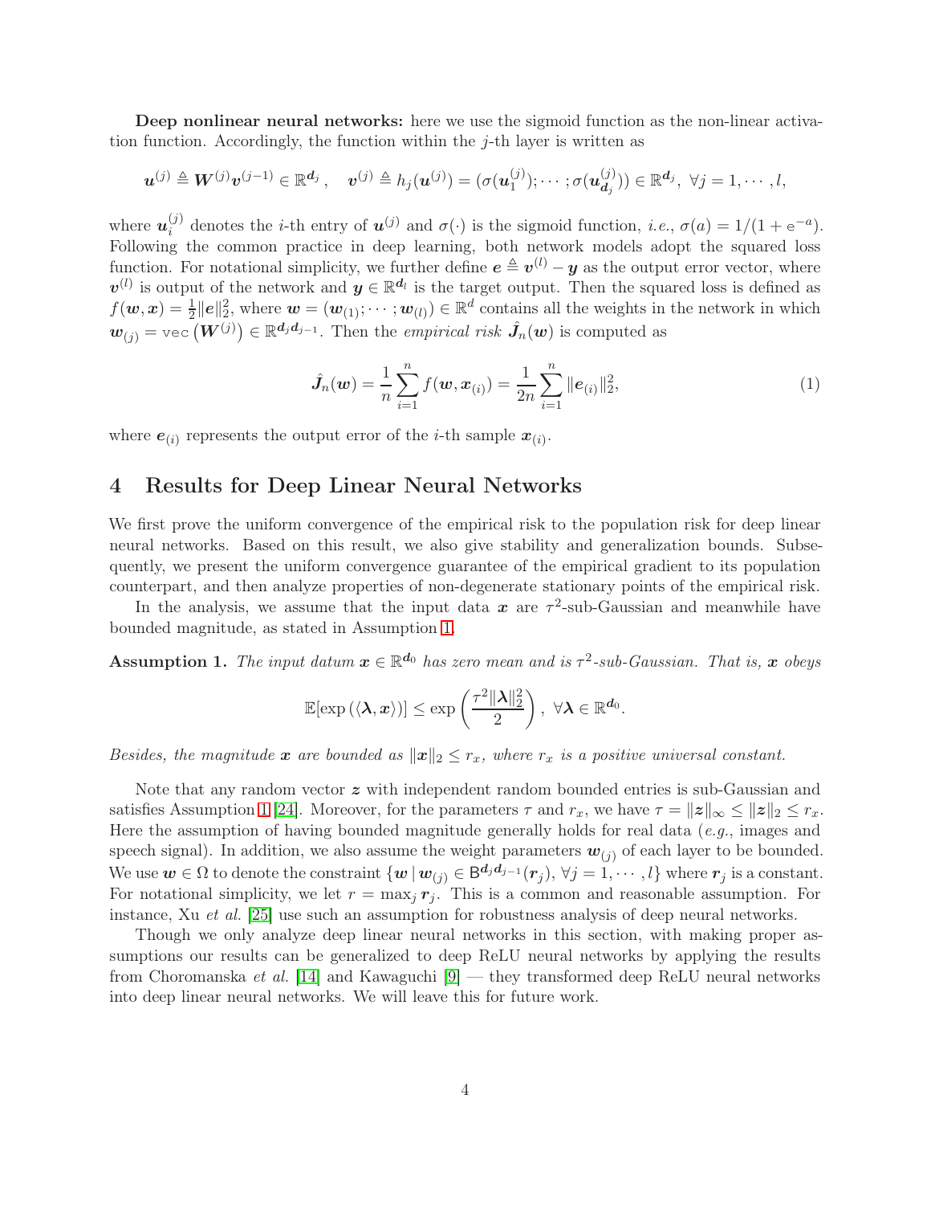**Deep nonlinear neural networks:** here we use the sigmoid function as the non-linear activation function. Accordingly, the function within the $j$-th layer is written as

$$\boldsymbol{u}^{(j)} \triangleq \boldsymbol{W}^{(j)}\boldsymbol{v}^{(j-1)} \in \mathbb{R}^{\boldsymbol{d}_j}, \quad \boldsymbol{v}^{(j)} \triangleq h_j(\boldsymbol{u}^{(j)}) = (\sigma(\boldsymbol{u}_1^{(j)}); \cdots; \sigma(\boldsymbol{u}_{\boldsymbol{d}_j}^{(j)})) \in \mathbb{R}^{\boldsymbol{d}_j}, \ \forall j = 1, \cdots, l,$$

where $\boldsymbol{u}_i^{(j)}$ denotes the $i$-th entry of $\boldsymbol{u}^{(j)}$ and $\sigma(\cdot)$ is the sigmoid function, *i.e.*, $\sigma(a) = 1/(1 + \mathrm{e}^{-a})$. Following the common practice in deep learning, both network models adopt the squared loss function. For notational simplicity, we further define $\boldsymbol{e} \triangleq \boldsymbol{v}^{(l)} - \boldsymbol{y}$ as the output error vector, where $\boldsymbol{v}^{(l)}$ is output of the network and $\boldsymbol{y} \in \mathbb{R}^{\boldsymbol{d}_l}$ is the target output. Then the squared loss is defined as $f(\boldsymbol{w}, \boldsymbol{x}) = \frac{1}{2}\|\boldsymbol{e}\|_2^2$, where $\boldsymbol{w} = (\boldsymbol{w}_{(1)}; \cdots; \boldsymbol{w}_{(l)}) \in \mathbb{R}^d$ contains all the weights in the network in which $\boldsymbol{w}_{(j)} = \mathrm{vec}\left(\boldsymbol{W}^{(j)}\right) \in \mathbb{R}^{\boldsymbol{d}_j\boldsymbol{d}_{j-1}}$. Then the *empirical risk* $\hat{\boldsymbol{J}}_n(\boldsymbol{w})$ is computed as

$$\hat{\boldsymbol{J}}_n(\boldsymbol{w}) = \frac{1}{n}\sum_{i=1}^{n} f(\boldsymbol{w}, \boldsymbol{x}_{(i)}) = \frac{1}{2n}\sum_{i=1}^{n} \|\boldsymbol{e}_{(i)}\|_2^2, \tag{1}$$

where $\boldsymbol{e}_{(i)}$ represents the output error of the $i$-th sample $\boldsymbol{x}_{(i)}$.

# 4 Results for Deep Linear Neural Networks

We first prove the uniform convergence of the empirical risk to the population risk for deep linear neural networks. Based on this result, we also give stability and generalization bounds. Subsequently, we present the uniform convergence guarantee of the empirical gradient to its population counterpart, and then analyze properties of non-degenerate stationary points of the empirical risk.

In the analysis, we assume that the input data $\boldsymbol{x}$ are $\tau^2$-sub-Gaussian and meanwhile have bounded magnitude, as stated in Assumption 1.

**Assumption 1.** *The input datum $\boldsymbol{x} \in \mathbb{R}^{\boldsymbol{d}_0}$ has zero mean and is $\tau^2$-sub-Gaussian. That is, $\boldsymbol{x}$ obeys*

$$\mathbb{E}[\exp(\langle \boldsymbol{\lambda}, \boldsymbol{x} \rangle)] \leq \exp\left(\frac{\tau^2\|\boldsymbol{\lambda}\|_2^2}{2}\right), \ \forall \boldsymbol{\lambda} \in \mathbb{R}^{\boldsymbol{d}_0}.$$

*Besides, the magnitude $\boldsymbol{x}$ are bounded as $\|\boldsymbol{x}\|_2 \leq r_x$, where $r_x$ is a positive universal constant.*

Note that any random vector $\boldsymbol{z}$ with independent random bounded entries is sub-Gaussian and satisfies Assumption 1 [24]. Moreover, for the parameters $\tau$ and $r_x$, we have $\tau = \|\boldsymbol{z}\|_\infty \leq \|\boldsymbol{z}\|_2 \leq r_x$. Here the assumption of having bounded magnitude generally holds for real data (*e.g.*, images and speech signal). In addition, we also assume the weight parameters $\boldsymbol{w}_{(j)}$ of each layer to be bounded. We use $\boldsymbol{w} \in \Omega$ to denote the constraint $\{\boldsymbol{w} \mid \boldsymbol{w}_{(j)} \in \mathsf{B}^{\boldsymbol{d}_j\boldsymbol{d}_{j-1}}(\boldsymbol{r}_j), \ \forall j = 1, \cdots, l\}$ where $\boldsymbol{r}_j$ is a constant. For notational simplicity, we let $r = \max_j \boldsymbol{r}_j$. This is a common and reasonable assumption. For instance, Xu *et al.* [25] use such an assumption for robustness analysis of deep neural networks.

Though we only analyze deep linear neural networks in this section, with making proper assumptions our results can be generalized to deep ReLU neural networks by applying the results from Choromanska *et al.* [14] and Kawaguchi [9] — they transformed deep ReLU neural networks into deep linear neural networks. We will leave this for future work.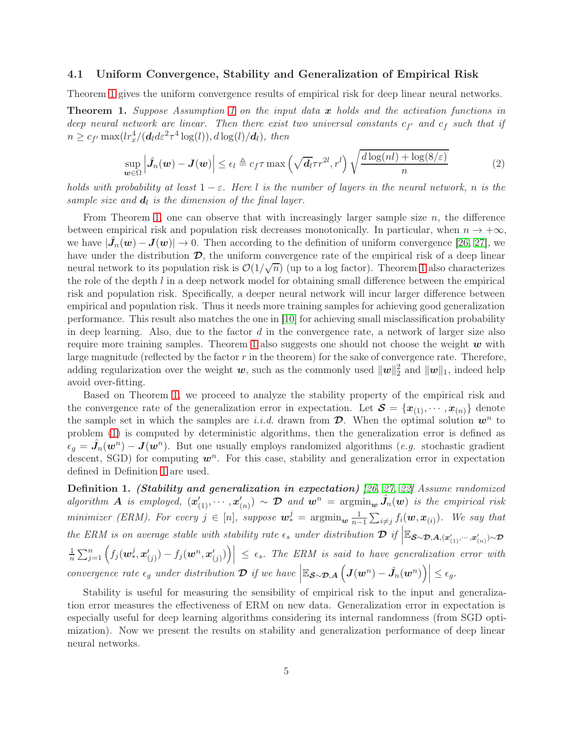### 4.1 Uniform Convergence, Stability and Generalization of Empirical Risk

Theorem 1 gives the uniform convergence results of empirical risk for deep linear neural networks.

**Theorem 1.** *Suppose Assumption 1 on the input data $\boldsymbol{x}$ holds and the activation functions in deep neural network are linear. Then there exist two universal constants $c_{f'}$ and $c_f$ such that if $n \geq c_{f'} \max(l r_x^4/(\boldsymbol{d}_l d \varepsilon^2 \tau^4 \log(l)), d\log(l)/\boldsymbol{d}_l)$, then*

$$\sup_{\boldsymbol{w}\in\Omega} \left| \hat{\boldsymbol{J}}_n(\boldsymbol{w}) - \boldsymbol{J}(\boldsymbol{w}) \right| \leq \epsilon_l \triangleq c_f \tau \max\left(\sqrt{\boldsymbol{d}_l}\tau r^{2l}, r^l\right) \sqrt{\frac{d\log(nl) + \log(8/\varepsilon)}{n}} \tag{2}$$

*holds with probability at least $1-\varepsilon$. Here $l$ is the number of layers in the neural network, $n$ is the sample size and $\boldsymbol{d}_l$ is the dimension of the final layer.*

From Theorem 1, one can observe that with increasingly larger sample size $n$, the difference between empirical risk and population risk decreases monotonically. In particular, when $n \to +\infty$, we have $|\hat{\boldsymbol{J}}_n(\boldsymbol{w}) - \boldsymbol{J}(\boldsymbol{w})| \to 0$. Then according to the definition of uniform convergence [26, 27], we have under the distribution $\boldsymbol{\mathcal{D}}$, the uniform convergence rate of the empirical risk of a deep linear neural network to its population risk is $\mathcal{O}(1/\sqrt{n})$ (up to a log factor). Theorem 1 also characterizes the role of the depth $l$ in a deep network model for obtaining small difference between the empirical risk and population risk. Specifically, a deeper neural network will incur larger difference between empirical and population risk. Thus it needs more training samples for achieving good generalization performance. This result also matches the one in [10] for achieving small misclassification probability in deep learning. Also, due to the factor $d$ in the convergence rate, a network of larger size also require more training samples. Theorem 1 also suggests one should not choose the weight $\boldsymbol{w}$ with large magnitude (reflected by the factor $r$ in the theorem) for the sake of convergence rate. Therefore, adding regularization over the weight $\boldsymbol{w}$, such as the commonly used $\|\boldsymbol{w}\|_2^2$ and $\|\boldsymbol{w}\|_1$, indeed help avoid over-fitting.

Based on Theorem 1, we proceed to analyze the stability property of the empirical risk and the convergence rate of the generalization error in expectation. Let $\boldsymbol{\mathcal{S}} = \{\boldsymbol{x}_{(1)}, \cdots, \boldsymbol{x}_{(n)}\}$ denote the sample set in which the samples are *i.i.d.* drawn from $\boldsymbol{\mathcal{D}}$. When the optimal solution $\boldsymbol{w}^n$ to problem (1) is computed by deterministic algorithms, then the generalization error is defined as $\epsilon_g = \hat{\boldsymbol{J}}_n(\boldsymbol{w}^n) - \boldsymbol{J}(\boldsymbol{w}^n)$. But one usually employs randomized algorithms (*e.g.* stochastic gradient descent, SGD) for computing $\boldsymbol{w}^n$. For this case, stability and generalization error in expectation defined in Definition 1 are used.

**Definition 1.** ***(Stability and generalization in expectation)*** *[26, 27, 22] Assume randomized algorithm $\boldsymbol{A}$ is employed, $(\boldsymbol{x}'_{(1)}, \cdots, \boldsymbol{x}'_{(n)}) \sim \boldsymbol{\mathcal{D}}$ and $\boldsymbol{w}^n = \operatorname{argmin}_{\boldsymbol{w}} \hat{\boldsymbol{J}}_n(\boldsymbol{w})$ is the empirical risk minimizer (ERM). For every $j \in [n]$, suppose $\boldsymbol{w}_*^j = \operatorname{argmin}_{\boldsymbol{w}} \frac{1}{n-1}\sum_{i\neq j} f_i(\boldsymbol{w}, \boldsymbol{x}_{(i)})$. We say that the ERM is on average stable with stability rate $\epsilon_s$ under distribution $\boldsymbol{\mathcal{D}}$ if $\left|\mathbb{E}_{\boldsymbol{\mathcal{S}}\sim\boldsymbol{\mathcal{D}},\boldsymbol{A},(\boldsymbol{x}'_{(1)},\cdots,\boldsymbol{x}'_{(n)})\sim\boldsymbol{\mathcal{D}}} \frac{1}{n}\sum_{j=1}^n \left(f_j(\boldsymbol{w}_*^j, \boldsymbol{x}'_{(j)}) - f_j(\boldsymbol{w}^n, \boldsymbol{x}'_{(j)})\right)\right| \leq \epsilon_s$. The ERM is said to have generalization error with convergence rate $\epsilon_g$ under distribution $\boldsymbol{\mathcal{D}}$ if we have $\left|\mathbb{E}_{\boldsymbol{\mathcal{S}}\sim\boldsymbol{\mathcal{D}},\boldsymbol{A}}\left(\boldsymbol{J}(\boldsymbol{w}^n) - \hat{\boldsymbol{J}}_n(\boldsymbol{w}^n)\right)\right| \leq \epsilon_g$.*

Stability is useful for measuring the sensibility of empirical risk to the input and generalization error measures the effectiveness of ERM on new data. Generalization error in expectation is especially useful for deep learning algorithms considering its internal randomness (from SGD optimization). Now we present the results on stability and generalization performance of deep linear neural networks.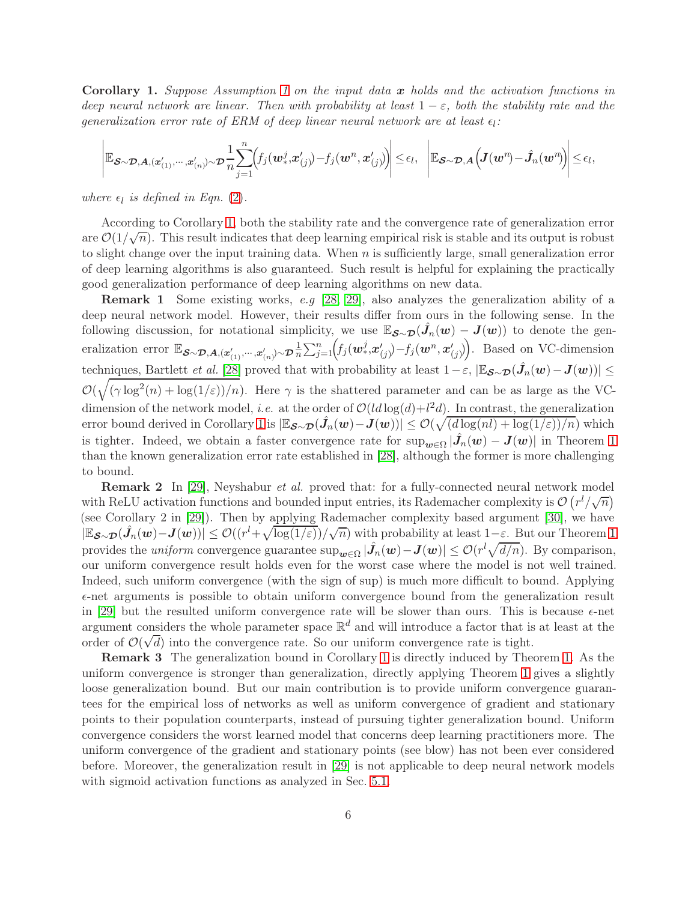**Corollary 1.** *Suppose Assumption 1 on the input data $\boldsymbol{x}$ holds and the activation functions in deep neural network are linear. Then with probability at least $1-\varepsilon$, both the stability rate and the generalization error rate of ERM of deep linear neural network are at least $\epsilon_l$:*

$$\left|\mathbb{E}_{\boldsymbol{\mathcal{S}}\sim\boldsymbol{\mathcal{D}},\boldsymbol{A},(\boldsymbol{x}'_{(1)},\cdots,\boldsymbol{x}'_{(n)})\sim\boldsymbol{\mathcal{D}}}\frac{1}{n}\sum_{j=1}^{n}\Big(f_j(\boldsymbol{w}_*^j,\boldsymbol{x}'_{(j)})-f_j(\boldsymbol{w}^n,\boldsymbol{x}'_{(j)})\Big)\right|\leq\epsilon_l,\quad\left|\mathbb{E}_{\boldsymbol{\mathcal{S}}\sim\boldsymbol{\mathcal{D}},\boldsymbol{A}}\Big(\boldsymbol{J}(\boldsymbol{w}^n)-\hat{\boldsymbol{J}}_n(\boldsymbol{w}^n)\Big)\right|\leq\epsilon_l,$$

*where $\epsilon_l$ is defined in Eqn. (2).*

According to Corollary 1, both the stability rate and the convergence rate of generalization error are $\mathcal{O}(1/\sqrt{n})$. This result indicates that deep learning empirical risk is stable and its output is robust to slight change over the input training data. When $n$ is sufficiently large, small generalization error of deep learning algorithms is also guaranteed. Such result is helpful for explaining the practically good generalization performance of deep learning algorithms on new data.

**Remark 1** Some existing works, *e.g* [28, 29], also analyzes the generalization ability of a deep neural network model. However, their results differ from ours in the following sense. In the following discussion, for notational simplicity, we use $\mathbb{E}_{\boldsymbol{\mathcal{S}}\sim\boldsymbol{\mathcal{D}}}(\hat{\boldsymbol{J}}_n(\boldsymbol{w})-\boldsymbol{J}(\boldsymbol{w}))$ to denote the generalization error $\mathbb{E}_{\boldsymbol{\mathcal{S}}\sim\boldsymbol{\mathcal{D}},\boldsymbol{A},(\boldsymbol{x}'_{(1)},\cdots,\boldsymbol{x}'_{(n)})\sim\boldsymbol{\mathcal{D}}}\frac{1}{n}\sum_{j=1}^{n}\Big(f_j(\boldsymbol{w}_*^j,\boldsymbol{x}'_{(j)})-f_j(\boldsymbol{w}^n,\boldsymbol{x}'_{(j)})\Big)$. Based on VC-dimension techniques, Bartlett *et al.* [28] proved that with probability at least $1-\varepsilon$, $|\mathbb{E}_{\boldsymbol{\mathcal{S}}\sim\boldsymbol{\mathcal{D}}}(\hat{\boldsymbol{J}}_n(\boldsymbol{w})-\boldsymbol{J}(\boldsymbol{w}))|\leq\mathcal{O}(\sqrt{(\gamma\log^2(n)+\log(1/\varepsilon))/n})$. Here $\gamma$ is the shattered parameter and can be as large as the VC-dimension of the network model, *i.e.* at the order of $\mathcal{O}(ld\log(d)+l^2d)$. In contrast, the generalization error bound derived in Corollary 1 is $|\mathbb{E}_{\boldsymbol{\mathcal{S}}\sim\boldsymbol{\mathcal{D}}}(\hat{\boldsymbol{J}}_n(\boldsymbol{w})-\boldsymbol{J}(\boldsymbol{w}))|\leq\mathcal{O}(\sqrt{(d\log(nl)+\log(1/\varepsilon))/n})$ which is tighter. Indeed, we obtain a faster convergence rate for $\sup_{\boldsymbol{w}\in\Omega}|\hat{\boldsymbol{J}}_n(\boldsymbol{w})-\boldsymbol{J}(\boldsymbol{w})|$ in Theorem 1 than the known generalization error rate established in [28], although the former is more challenging to bound.

**Remark 2** In [29], Neyshabur *et al.* proved that: for a fully-connected neural network model with ReLU activation functions and bounded input entries, its Rademacher complexity is $\mathcal{O}\left(r^l/\sqrt{n}\right)$ (see Corollary 2 in [29]). Then by applying Rademacher complexity based argument [30], we have $|\mathbb{E}_{\boldsymbol{\mathcal{S}}\sim\boldsymbol{\mathcal{D}}}(\hat{\boldsymbol{J}}_n(\boldsymbol{w})-\boldsymbol{J}(\boldsymbol{w}))|\leq\mathcal{O}((r^l+\sqrt{\log(1/\varepsilon)})/\sqrt{n})$ with probability at least $1-\varepsilon$. But our Theorem 1 provides the *uniform* convergence guarantee $\sup_{\boldsymbol{w}\in\Omega}|\hat{\boldsymbol{J}}_n(\boldsymbol{w})-\boldsymbol{J}(\boldsymbol{w})|\leq\mathcal{O}(r^l\sqrt{d/n})$. By comparison, our uniform convergence result holds even for the worst case where the model is not well trained. Indeed, such uniform convergence (with the sign of sup) is much more difficult to bound. Applying $\epsilon$-net arguments is possible to obtain uniform convergence bound from the generalization result in [29] but the resulted uniform convergence rate will be slower than ours. This is because $\epsilon$-net argument considers the whole parameter space $\mathbb{R}^d$ and will introduce a factor that is at least at the order of $\mathcal{O}(\sqrt{d})$ into the convergence rate. So our uniform convergence rate is tight.

**Remark 3** The generalization bound in Corollary 1 is directly induced by Theorem 1. As the uniform convergence is stronger than generalization, directly applying Theorem 1 gives a slightly loose generalization bound. But our main contribution is to provide uniform convergence guarantees for the empirical loss of networks as well as uniform convergence of gradient and stationary points to their population counterparts, instead of pursuing tighter generalization bound. Uniform convergence considers the worst learned model that concerns deep learning practitioners more. The uniform convergence of the gradient and stationary points (see blow) has not been ever considered before. Moreover, the generalization result in [29] is not applicable to deep neural network models with sigmoid activation functions as analyzed in Sec. 5.1.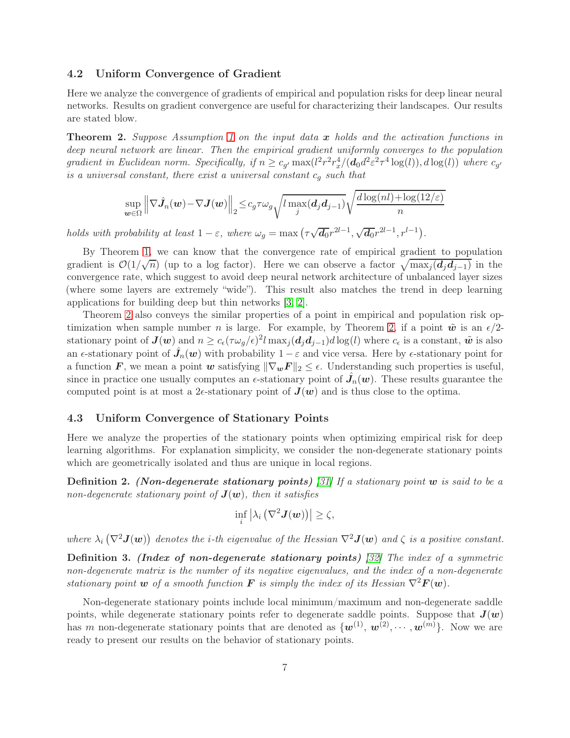### 4.2 Uniform Convergence of Gradient

Here we analyze the convergence of gradients of empirical and population risks for deep linear neural networks. Results on gradient convergence are useful for characterizing their landscapes. Our results are stated blow.

**Theorem 2.** *Suppose Assumption 1 on the input data $\boldsymbol{x}$ holds and the activation functions in deep neural network are linear. Then the empirical gradient uniformly converges to the population gradient in Euclidean norm. Specifically, if $n \geq c_{g'} \max(l^2 r^2 r_x^4/(\boldsymbol{d}_0 d^2 \varepsilon^2 \tau^4 \log(l)), d\log(l))$ where $c_{g'}$ is a universal constant, there exist a universal constant $c_g$ such that*

$$\sup_{\boldsymbol{w}\in\Omega} \left\|\nabla \hat{\boldsymbol{J}}_n(\boldsymbol{w}) - \nabla \boldsymbol{J}(\boldsymbol{w})\right\|_2 \leq c_g \tau \omega_g \sqrt{l \max_j(\boldsymbol{d}_j \boldsymbol{d}_{j-1})} \sqrt{\frac{d\log(nl) + \log(12/\varepsilon)}{n}}$$

*holds with probability at least $1-\varepsilon$, where $\omega_g = \max\left(\tau\sqrt{\boldsymbol{d}_0} r^{2l-1}, \sqrt{\boldsymbol{d}_0} r^{2l-1}, r^{l-1}\right)$.*

By Theorem 1, we can know that the convergence rate of empirical gradient to population gradient is $\mathcal{O}(1/\sqrt{n})$ (up to a log factor). Here we can observe a factor $\sqrt{\max_j(\boldsymbol{d}_j \boldsymbol{d}_{j-1})}$ in the convergence rate, which suggest to avoid deep neural network architecture of unbalanced layer sizes (where some layers are extremely "wide"). This result also matches the trend in deep learning applications for building deep but thin networks [3, 2].

Theorem 2 also conveys the similar properties of a point in empirical and population risk optimization when sample number $n$ is large. For example, by Theorem 2, if a point $\tilde{\boldsymbol{w}}$ is an $\epsilon/2$-stationary point of $\boldsymbol{J}(\boldsymbol{w})$ and $n \geq c_\epsilon (\tau\omega_g/\epsilon)^2 l \max_j(\boldsymbol{d}_j \boldsymbol{d}_{j-1}) d\log(l)$ where $c_\epsilon$ is a constant, $\tilde{\boldsymbol{w}}$ is also an $\epsilon$-stationary point of $\hat{\boldsymbol{J}}_n(\boldsymbol{w})$ with probability $1-\varepsilon$ and vice versa. Here by $\epsilon$-stationary point for a function $\boldsymbol{F}$, we mean a point $\boldsymbol{w}$ satisfying $\|\nabla_{\boldsymbol{w}} \boldsymbol{F}\|_2 \leq \epsilon$. Understanding such properties is useful, since in practice one usually computes an $\epsilon$-stationary point of $\hat{\boldsymbol{J}}_n(\boldsymbol{w})$. These results guarantee the computed point is at most a $2\epsilon$-stationary point of $\boldsymbol{J}(\boldsymbol{w})$ and is thus close to the optima.

### 4.3 Uniform Convergence of Stationary Points

Here we analyze the properties of the stationary points when optimizing empirical risk for deep learning algorithms. For explanation simplicity, we consider the non-degenerate stationary points which are geometrically isolated and thus are unique in local regions.

**Definition 2.** ***(Non-degenerate stationary points)*** *[31] If a stationary point $\boldsymbol{w}$ is said to be a non-degenerate stationary point of $\boldsymbol{J}(\boldsymbol{w})$, then it satisfies*

$$\inf_i \left|\lambda_i\left(\nabla^2 \boldsymbol{J}(\boldsymbol{w})\right)\right| \geq \zeta,$$

*where $\lambda_i\left(\nabla^2 \boldsymbol{J}(\boldsymbol{w})\right)$ denotes the $i$-th eigenvalue of the Hessian $\nabla^2 \boldsymbol{J}(\boldsymbol{w})$ and $\zeta$ is a positive constant.*

**Definition 3.** ***(Index of non-degenerate stationary points)*** *[32] The index of a symmetric non-degenerate matrix is the number of its negative eigenvalues, and the index of a non-degenerate stationary point $\boldsymbol{w}$ of a smooth function $\boldsymbol{F}$ is simply the index of its Hessian $\nabla^2 \boldsymbol{F}(\boldsymbol{w})$.*

Non-degenerate stationary points include local minimum/maximum and non-degenerate saddle points, while degenerate stationary points refer to degenerate saddle points. Suppose that $\boldsymbol{J}(\boldsymbol{w})$ has $m$ non-degenerate stationary points that are denoted as $\{\boldsymbol{w}^{(1)}, \boldsymbol{w}^{(2)}, \cdots, \boldsymbol{w}^{(m)}\}$. Now we are ready to present our results on the behavior of stationary points.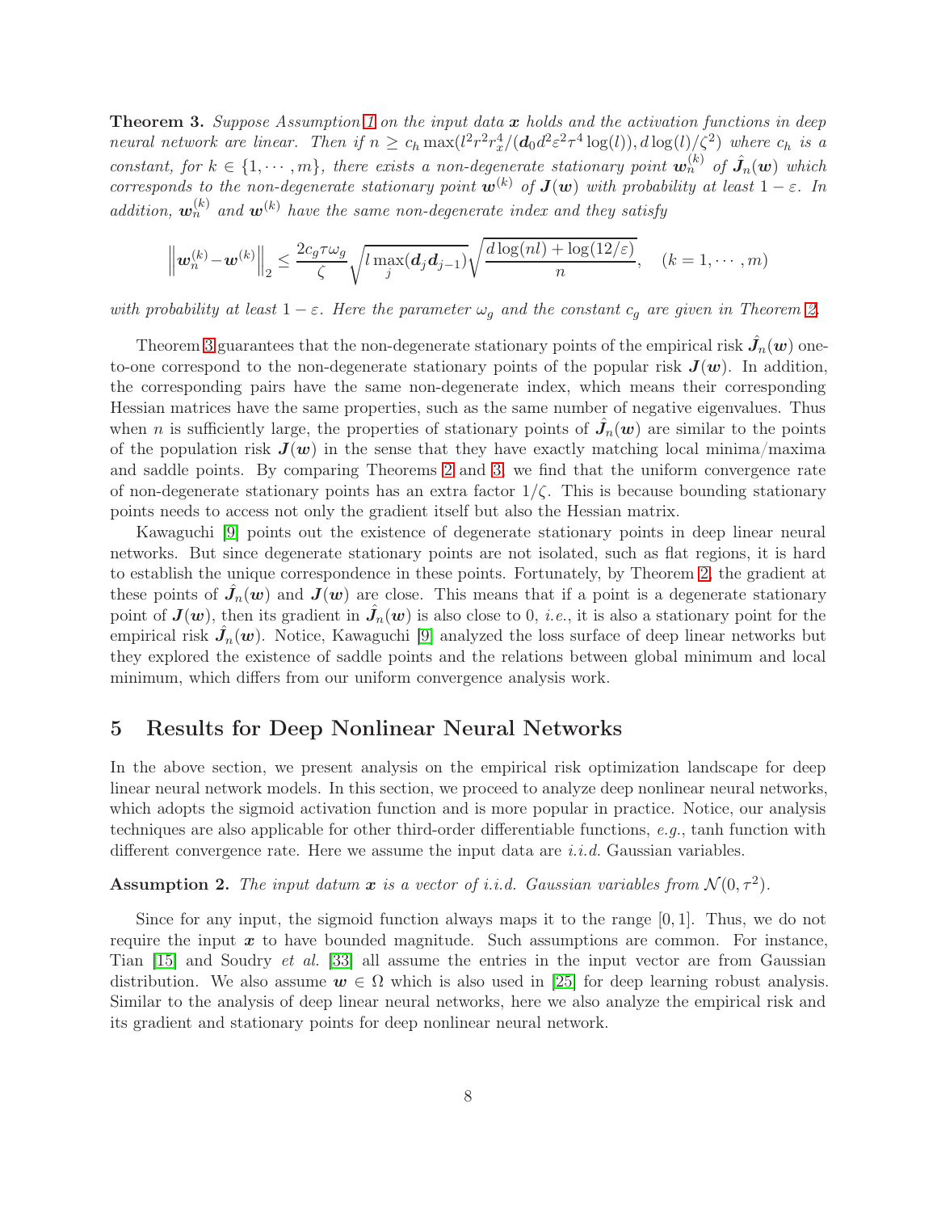**Theorem 3.** *Suppose Assumption 1 on the input data $\boldsymbol{x}$ holds and the activation functions in deep neural network are linear. Then if $n \geq c_h \max(l^2 r^2 r_x^4 / (\boldsymbol{d}_0 d^2 \varepsilon^2 \tau^4 \log(l)), d\log(l)/\zeta^2)$ where $c_h$ is a constant, for $k \in \{1, \cdots, m\}$, there exists a non-degenerate stationary point $\boldsymbol{w}_n^{(k)}$ of $\hat{\boldsymbol{J}}_n(\boldsymbol{w})$ which corresponds to the non-degenerate stationary point $\boldsymbol{w}^{(k)}$ of $\boldsymbol{J}(\boldsymbol{w})$ with probability at least $1-\varepsilon$. In addition, $\boldsymbol{w}_n^{(k)}$ and $\boldsymbol{w}^{(k)}$ have the same non-degenerate index and they satisfy*

$$\left\|\boldsymbol{w}_n^{(k)} - \boldsymbol{w}^{(k)}\right\|_2 \leq \frac{2c_g \tau \omega_g}{\zeta} \sqrt{l \max_j(\boldsymbol{d}_j \boldsymbol{d}_{j-1})} \sqrt{\frac{d\log(nl) + \log(12/\varepsilon)}{n}}, \quad (k = 1, \cdots, m)$$

*with probability at least $1-\varepsilon$. Here the parameter $\omega_g$ and the constant $c_g$ are given in Theorem 2.*

Theorem 3 guarantees that the non-degenerate stationary points of the empirical risk $\hat{\boldsymbol{J}}_n(\boldsymbol{w})$ one-to-one correspond to the non-degenerate stationary points of the popular risk $\boldsymbol{J}(\boldsymbol{w})$. In addition, the corresponding pairs have the same non-degenerate index, which means their corresponding Hessian matrices have the same properties, such as the same number of negative eigenvalues. Thus when $n$ is sufficiently large, the properties of stationary points of $\hat{\boldsymbol{J}}_n(\boldsymbol{w})$ are similar to the points of the population risk $\boldsymbol{J}(\boldsymbol{w})$ in the sense that they have exactly matching local minima/maxima and saddle points. By comparing Theorems 2 and 3, we find that the uniform convergence rate of non-degenerate stationary points has an extra factor $1/\zeta$. This is because bounding stationary points needs to access not only the gradient itself but also the Hessian matrix.

Kawaguchi [9] points out the existence of degenerate stationary points in deep linear neural networks. But since degenerate stationary points are not isolated, such as flat regions, it is hard to establish the unique correspondence in these points. Fortunately, by Theorem 2, the gradient at these points of $\hat{\boldsymbol{J}}_n(\boldsymbol{w})$ and $\boldsymbol{J}(\boldsymbol{w})$ are close. This means that if a point is a degenerate stationary point of $\boldsymbol{J}(\boldsymbol{w})$, then its gradient in $\hat{\boldsymbol{J}}_n(\boldsymbol{w})$ is also close to 0, *i.e.*, it is also a stationary point for the empirical risk $\hat{\boldsymbol{J}}_n(\boldsymbol{w})$. Notice, Kawaguchi [9] analyzed the loss surface of deep linear networks but they explored the existence of saddle points and the relations between global minimum and local minimum, which differs from our uniform convergence analysis work.

## 5 Results for Deep Nonlinear Neural Networks

In the above section, we present analysis on the empirical risk optimization landscape for deep linear neural network models. In this section, we proceed to analyze deep nonlinear neural networks, which adopts the sigmoid activation function and is more popular in practice. Notice, our analysis techniques are also applicable for other third-order differentiable functions, *e.g.*, tanh function with different convergence rate. Here we assume the input data are *i.i.d.* Gaussian variables.

**Assumption 2.** *The input datum $\boldsymbol{x}$ is a vector of i.i.d. Gaussian variables from $\mathcal{N}(0, \tau^2)$.*

Since for any input, the sigmoid function always maps it to the range $[0, 1]$. Thus, we do not require the input $\boldsymbol{x}$ to have bounded magnitude. Such assumptions are common. For instance, Tian [15] and Soudry *et al.* [33] all assume the entries in the input vector are from Gaussian distribution. We also assume $\boldsymbol{w} \in \Omega$ which is also used in [25] for deep learning robust analysis. Similar to the analysis of deep linear neural networks, here we also analyze the empirical risk and its gradient and stationary points for deep nonlinear neural network.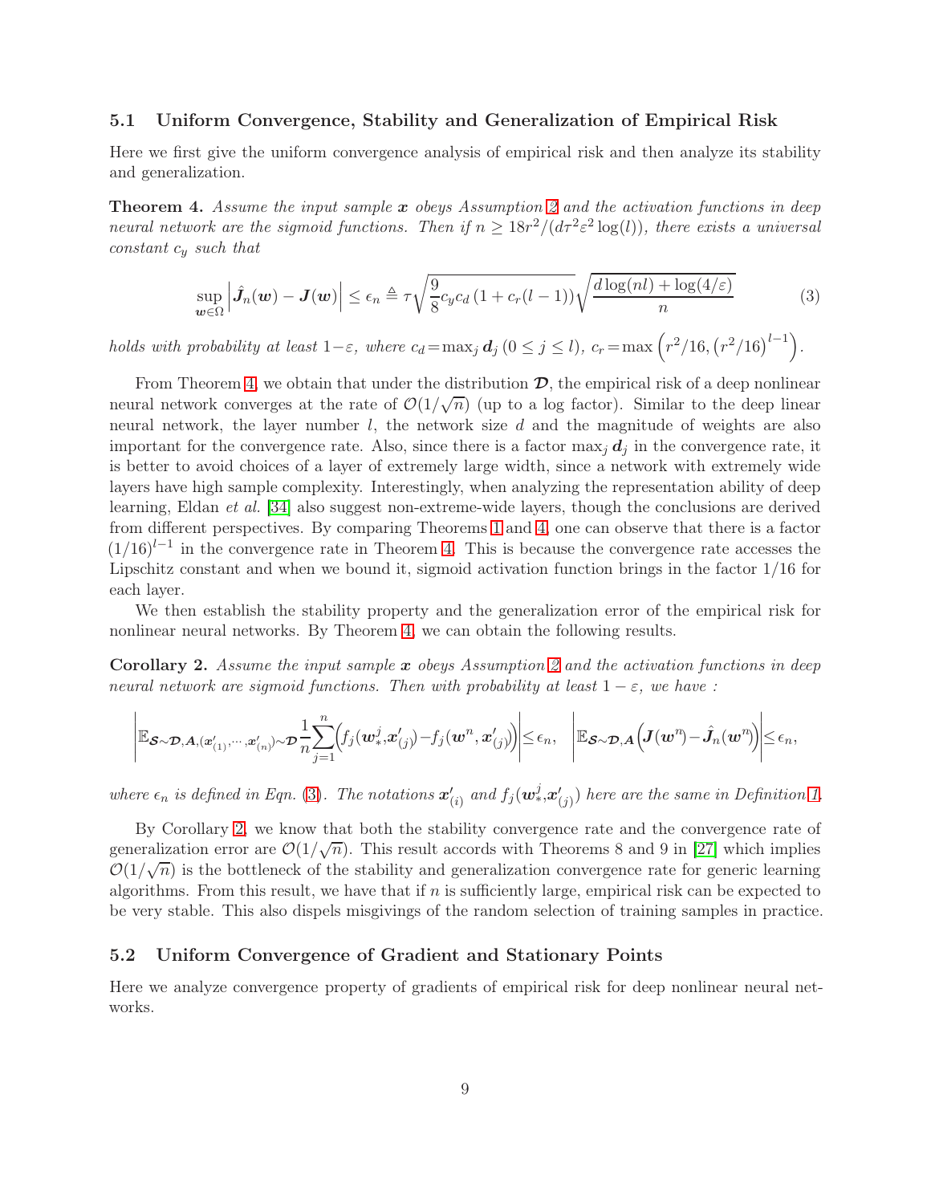### 5.1 Uniform Convergence, Stability and Generalization of Empirical Risk

Here we first give the uniform convergence analysis of empirical risk and then analyze its stability and generalization.

**Theorem 4.** *Assume the input sample $\boldsymbol{x}$ obeys Assumption 2 and the activation functions in deep neural network are the sigmoid functions. Then if $n \geq 18r^2/(d\tau^2\varepsilon^2 \log(l))$, there exists a universal constant $c_y$ such that*

$$\sup_{\boldsymbol{w}\in\Omega} \left| \hat{\boldsymbol{J}}_n(\boldsymbol{w}) - \boldsymbol{J}(\boldsymbol{w}) \right| \leq \epsilon_n \triangleq \tau\sqrt{\frac{9}{8}c_y c_d \left(1 + c_r(l-1)\right)}\sqrt{\frac{d\log(nl) + \log(4/\varepsilon)}{n}} \tag{3}$$

*holds with probability at least $1-\varepsilon$, where $c_d = \max_j \boldsymbol{d}_j \, (0 \leq j \leq l)$, $c_r = \max\left(r^2/16, \left(r^2/16\right)^{l-1}\right)$.*

From Theorem 4, we obtain that under the distribution $\boldsymbol{\mathcal{D}}$, the empirical risk of a deep nonlinear neural network converges at the rate of $\mathcal{O}(1/\sqrt{n})$ (up to a log factor). Similar to the deep linear neural network, the layer number $l$, the network size $d$ and the magnitude of weights are also important for the convergence rate. Also, since there is a factor $\max_j \boldsymbol{d}_j$ in the convergence rate, it is better to avoid choices of a layer of extremely large width, since a network with extremely wide layers have high sample complexity. Interestingly, when analyzing the representation ability of deep learning, Eldan *et al.* [34] also suggest non-extreme-wide layers, though the conclusions are derived from different perspectives. By comparing Theorems 1 and 4, one can observe that there is a factor $(1/16)^{l-1}$ in the convergence rate in Theorem 4. This is because the convergence rate accesses the Lipschitz constant and when we bound it, sigmoid activation function brings in the factor $1/16$ for each layer.

We then establish the stability property and the generalization error of the empirical risk for nonlinear neural networks. By Theorem 4, we can obtain the following results.

**Corollary 2.** *Assume the input sample $\boldsymbol{x}$ obeys Assumption 2 and the activation functions in deep neural network are sigmoid functions. Then with probability at least $1-\varepsilon$, we have :*

$$\left|\mathbb{E}_{\boldsymbol{\mathcal{S}}\sim\boldsymbol{\mathcal{D}},\boldsymbol{A},(\boldsymbol{x}'_{(1)},\cdots,\boldsymbol{x}'_{(n)})\sim\boldsymbol{\mathcal{D}}}\frac{1}{n}\sum_{j=1}^{n}\Big(f_j(\boldsymbol{w}_*^j,\boldsymbol{x}'_{(j)}) - f_j(\boldsymbol{w}^n,\boldsymbol{x}'_{(j)})\Big)\right| \leq \epsilon_n, \quad \left|\mathbb{E}_{\boldsymbol{\mathcal{S}}\sim\boldsymbol{\mathcal{D}},\boldsymbol{A}}\Big(\boldsymbol{J}(\boldsymbol{w}^n) - \hat{\boldsymbol{J}}_n(\boldsymbol{w}^n)\Big)\right| \leq \epsilon_n,$$

*where $\epsilon_n$ is defined in Eqn. (3). The notations $\boldsymbol{x}'_{(i)}$ and $f_j(\boldsymbol{w}_*^j,\boldsymbol{x}'_{(j)})$ here are the same in Definition 1.*

By Corollary 2, we know that both the stability convergence rate and the convergence rate of generalization error are $\mathcal{O}(1/\sqrt{n})$. This result accords with Theorems 8 and 9 in [27] which implies $\mathcal{O}(1/\sqrt{n})$ is the bottleneck of the stability and generalization convergence rate for generic learning algorithms. From this result, we have that if $n$ is sufficiently large, empirical risk can be expected to be very stable. This also dispels misgivings of the random selection of training samples in practice.

### 5.2 Uniform Convergence of Gradient and Stationary Points

Here we analyze convergence property of gradients of empirical risk for deep nonlinear neural networks.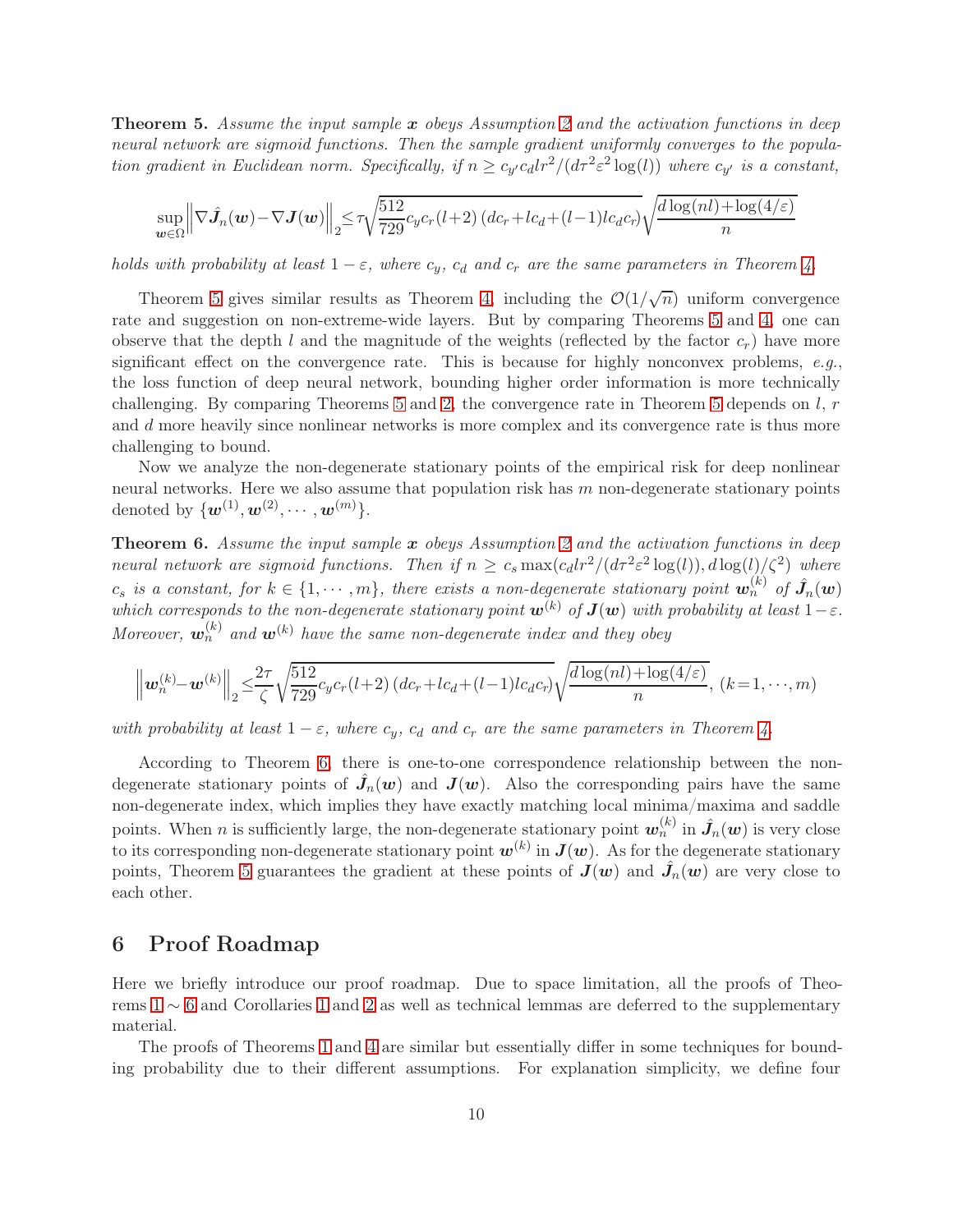**Theorem 5.** *Assume the input sample $\boldsymbol{x}$ obeys Assumption 2 and the activation functions in deep neural network are sigmoid functions. Then the sample gradient uniformly converges to the population gradient in Euclidean norm. Specifically, if $n \geq c_{y'} c_d l r^2/(d\tau^2\varepsilon^2 \log(l))$ where $c_{y'}$ is a constant,*

$$\sup_{\boldsymbol{w}\in\Omega}\left\|\nabla \hat{\boldsymbol{J}}_n(\boldsymbol{w})-\nabla \boldsymbol{J}(\boldsymbol{w})\right\|_2\leq \tau\sqrt{\frac{512}{729}c_y c_r (l+2)\left(dc_r+lc_d+(l-1)lc_d c_r\right)}\sqrt{\frac{d\log(nl)+\log(4/\varepsilon)}{n}}$$

*holds with probability at least $1-\varepsilon$, where $c_y$, $c_d$ and $c_r$ are the same parameters in Theorem 4.*

Theorem 5 gives similar results as Theorem 4, including the $\mathcal{O}(1/\sqrt{n})$ uniform convergence rate and suggestion on non-extreme-wide layers. But by comparing Theorems 5 and 4, one can observe that the depth $l$ and the magnitude of the weights (reflected by the factor $c_r$) have more significant effect on the convergence rate. This is because for highly nonconvex problems, *e.g.*, the loss function of deep neural network, bounding higher order information is more technically challenging. By comparing Theorems 5 and 2, the convergence rate in Theorem 5 depends on $l$, $r$ and $d$ more heavily since nonlinear networks is more complex and its convergence rate is thus more challenging to bound.

Now we analyze the non-degenerate stationary points of the empirical risk for deep nonlinear neural networks. Here we also assume that population risk has $m$ non-degenerate stationary points denoted by $\{\boldsymbol{w}^{(1)}, \boldsymbol{w}^{(2)}, \cdots, \boldsymbol{w}^{(m)}\}$.

**Theorem 6.** *Assume the input sample $\boldsymbol{x}$ obeys Assumption 2 and the activation functions in deep neural network are sigmoid functions. Then if $n \geq c_s \max(c_d l r^2/(d\tau^2\varepsilon^2\log(l)), d\log(l)/\zeta^2)$ where $c_s$ is a constant, for $k\in\{1,\cdots,m\}$, there exists a non-degenerate stationary point $\boldsymbol{w}_n^{(k)}$ of $\hat{\boldsymbol{J}}_n(\boldsymbol{w})$ which corresponds to the non-degenerate stationary point $\boldsymbol{w}^{(k)}$ of $\boldsymbol{J}(\boldsymbol{w})$ with probability at least $1-\varepsilon$. Moreover, $\boldsymbol{w}_n^{(k)}$ and $\boldsymbol{w}^{(k)}$ have the same non-degenerate index and they obey*

$$\left\|\boldsymbol{w}_n^{(k)}-\boldsymbol{w}^{(k)}\right\|_2\leq \frac{2\tau}{\zeta}\sqrt{\frac{512}{729}c_y c_r (l+2)\left(dc_r+lc_d+(l-1)lc_d c_r\right)}\sqrt{\frac{d\log(nl)+\log(4/\varepsilon)}{n}},\ (k=1,\cdots,m)$$

*with probability at least $1-\varepsilon$, where $c_y$, $c_d$ and $c_r$ are the same parameters in Theorem 4.*

According to Theorem 6, there is one-to-one correspondence relationship between the non-degenerate stationary points of $\hat{\boldsymbol{J}}_n(\boldsymbol{w})$ and $\boldsymbol{J}(\boldsymbol{w})$. Also the corresponding pairs have the same non-degenerate index, which implies they have exactly matching local minima/maxima and saddle points. When $n$ is sufficiently large, the non-degenerate stationary point $\boldsymbol{w}_n^{(k)}$ in $\hat{\boldsymbol{J}}_n(\boldsymbol{w})$ is very close to its corresponding non-degenerate stationary point $\boldsymbol{w}^{(k)}$ in $\boldsymbol{J}(\boldsymbol{w})$. As for the degenerate stationary points, Theorem 5 guarantees the gradient at these points of $\boldsymbol{J}(\boldsymbol{w})$ and $\hat{\boldsymbol{J}}_n(\boldsymbol{w})$ are very close to each other.

# 6 Proof Roadmap

Here we briefly introduce our proof roadmap. Due to space limitation, all the proofs of Theorems 1 $\sim$ 6 and Corollaries 1 and 2 as well as technical lemmas are deferred to the supplementary material.

The proofs of Theorems 1 and 4 are similar but essentially differ in some techniques for bounding probability due to their different assumptions. For explanation simplicity, we define four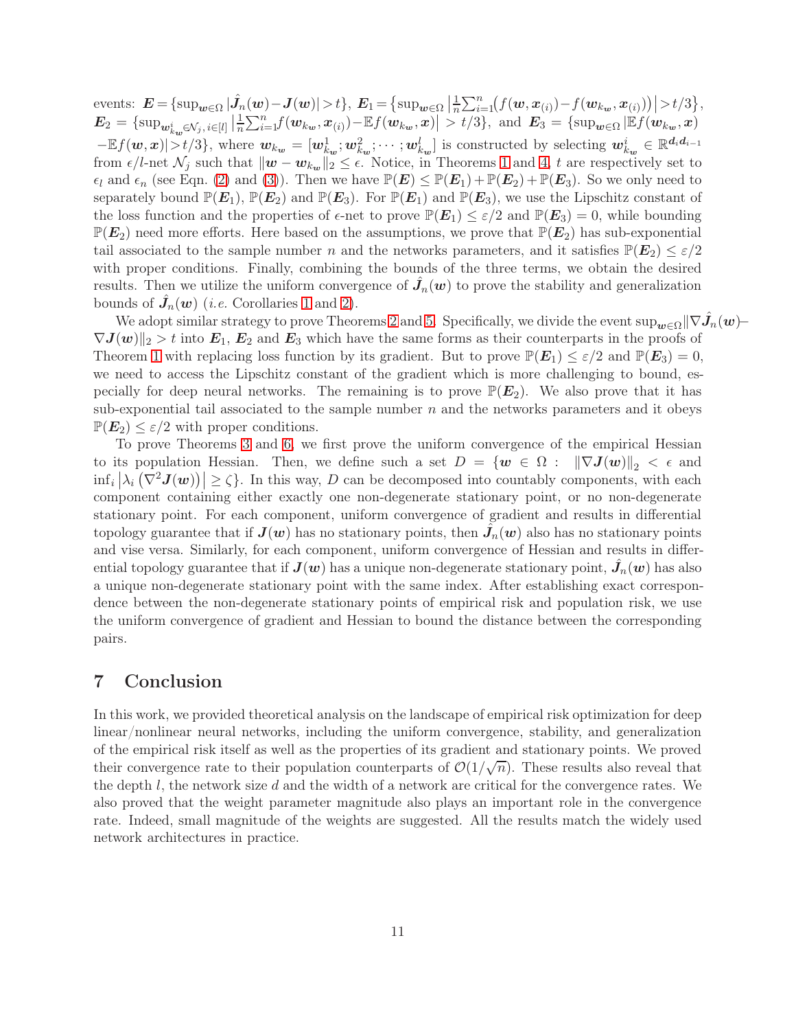events: $\boldsymbol{E}=\{\sup_{\boldsymbol{w}\in\Omega} |\hat{\boldsymbol{J}}_n(\boldsymbol{w})-\boldsymbol{J}(\boldsymbol{w})|>t\}$, $\boldsymbol{E}_1=\{\sup_{\boldsymbol{w}\in\Omega} \left|\frac{1}{n}\sum_{i=1}^n\big(f(\boldsymbol{w},\boldsymbol{x}_{(i)})-f(\boldsymbol{w}_{k_{\boldsymbol{w}}},\boldsymbol{x}_{(i)})\big)\right|>t/3\}$, $\boldsymbol{E}_2=\{\sup_{\boldsymbol{w}_{k_{\boldsymbol{w}}}^i\in\mathcal{N}_j,\, i\in[l]} \left|\frac{1}{n}\sum_{i=1}^n f(\boldsymbol{w}_{k_{\boldsymbol{w}}},\boldsymbol{x}_{(i)})-\mathbb{E}f(\boldsymbol{w}_{k_{\boldsymbol{w}}},\boldsymbol{x})\right|>t/3\}$, and $\boldsymbol{E}_3=\{\sup_{\boldsymbol{w}\in\Omega} |\mathbb{E}f(\boldsymbol{w}_{k_{\boldsymbol{w}}},\boldsymbol{x}) -\mathbb{E}f(\boldsymbol{w},\boldsymbol{x})|>t/3\}$, where $\boldsymbol{w}_{k_{\boldsymbol{w}}}=[\boldsymbol{w}_{k_{\boldsymbol{w}}}^1;\boldsymbol{w}_{k_{\boldsymbol{w}}}^2;\cdots;\boldsymbol{w}_{k_{\boldsymbol{w}}}^l]$ is constructed by selecting $\boldsymbol{w}_{k_{\boldsymbol{w}}}^i\in\mathbb{R}^{\boldsymbol{d}_i\boldsymbol{d}_{i-1}}$ from $\epsilon/l$-net $\mathcal{N}_j$ such that $\|\boldsymbol{w}-\boldsymbol{w}_{k_{\boldsymbol{w}}}\|_2\leq\epsilon$. Notice, in Theorems 1 and 4, $t$ are respectively set to $\epsilon_l$ and $\epsilon_n$ (see Eqn. (2) and (3)). Then we have $\mathbb{P}(\boldsymbol{E})\leq\mathbb{P}(\boldsymbol{E}_1)+\mathbb{P}(\boldsymbol{E}_2)+\mathbb{P}(\boldsymbol{E}_3)$. So we only need to separately bound $\mathbb{P}(\boldsymbol{E}_1)$, $\mathbb{P}(\boldsymbol{E}_2)$ and $\mathbb{P}(\boldsymbol{E}_3)$. For $\mathbb{P}(\boldsymbol{E}_1)$ and $\mathbb{P}(\boldsymbol{E}_3)$, we use the Lipschitz constant of the loss function and the properties of $\epsilon$-net to prove $\mathbb{P}(\boldsymbol{E}_1)\leq\varepsilon/2$ and $\mathbb{P}(\boldsymbol{E}_3)=0$, while bounding $\mathbb{P}(\boldsymbol{E}_2)$ need more efforts. Here based on the assumptions, we prove that $\mathbb{P}(\boldsymbol{E}_2)$ has sub-exponential tail associated to the sample number $n$ and the networks parameters, and it satisfies $\mathbb{P}(\boldsymbol{E}_2)\leq\varepsilon/2$ with proper conditions. Finally, combining the bounds of the three terms, we obtain the desired results. Then we utilize the uniform convergence of $\hat{\boldsymbol{J}}_n(\boldsymbol{w})$ to prove the stability and generalization bounds of $\hat{\boldsymbol{J}}_n(\boldsymbol{w})$ (*i.e.* Corollaries 1 and 2).

We adopt similar strategy to prove Theorems 2 and 5. Specifically, we divide the event $\sup_{\boldsymbol{w}\in\Omega}\|\nabla\hat{\boldsymbol{J}}_n(\boldsymbol{w})-\nabla\boldsymbol{J}(\boldsymbol{w})\|_2>t$ into $\boldsymbol{E}_1$, $\boldsymbol{E}_2$ and $\boldsymbol{E}_3$ which have the same forms as their counterparts in the proofs of Theorem 1 with replacing loss function by its gradient. But to prove $\mathbb{P}(\boldsymbol{E}_1)\leq\varepsilon/2$ and $\mathbb{P}(\boldsymbol{E}_3)=0$, we need to access the Lipschitz constant of the gradient which is more challenging to bound, especially for deep neural networks. The remaining is to prove $\mathbb{P}(\boldsymbol{E}_2)$. We also prove that it has sub-exponential tail associated to the sample number $n$ and the networks parameters and it obeys $\mathbb{P}(\boldsymbol{E}_2)\leq\varepsilon/2$ with proper conditions.

To prove Theorems 3 and 6, we first prove the uniform convergence of the empirical Hessian to its population Hessian. Then, we define such a set $D=\{\boldsymbol{w}\in\Omega:\ \|\nabla\boldsymbol{J}(\boldsymbol{w})\|_2<\epsilon$ and $\inf_i\left|\lambda_i\left(\nabla^2\boldsymbol{J}(\boldsymbol{w})\right)\right|\geq\zeta\}$. In this way, $D$ can be decomposed into countably components, with each component containing either exactly one non-degenerate stationary point, or no non-degenerate stationary point. For each component, uniform convergence of gradient and results in differential topology guarantee that if $\boldsymbol{J}(\boldsymbol{w})$ has no stationary points, then $\hat{\boldsymbol{J}}_n(\boldsymbol{w})$ also has no stationary points and vise versa. Similarly, for each component, uniform convergence of Hessian and results in differential topology guarantee that if $\boldsymbol{J}(\boldsymbol{w})$ has a unique non-degenerate stationary point, $\hat{\boldsymbol{J}}_n(\boldsymbol{w})$ has also a unique non-degenerate stationary point with the same index. After establishing exact correspondence between the non-degenerate stationary points of empirical risk and population risk, we use the uniform convergence of gradient and Hessian to bound the distance between the corresponding pairs.

## 7 Conclusion

In this work, we provided theoretical analysis on the landscape of empirical risk optimization for deep linear/nonlinear neural networks, including the uniform convergence, stability, and generalization of the empirical risk itself as well as the properties of its gradient and stationary points. We proved their convergence rate to their population counterparts of $\mathcal{O}(1/\sqrt{n})$. These results also reveal that the depth $l$, the network size $d$ and the width of a network are critical for the convergence rates. We also proved that the weight parameter magnitude also plays an important role in the convergence rate. Indeed, small magnitude of the weights are suggested. All the results match the widely used network architectures in practice.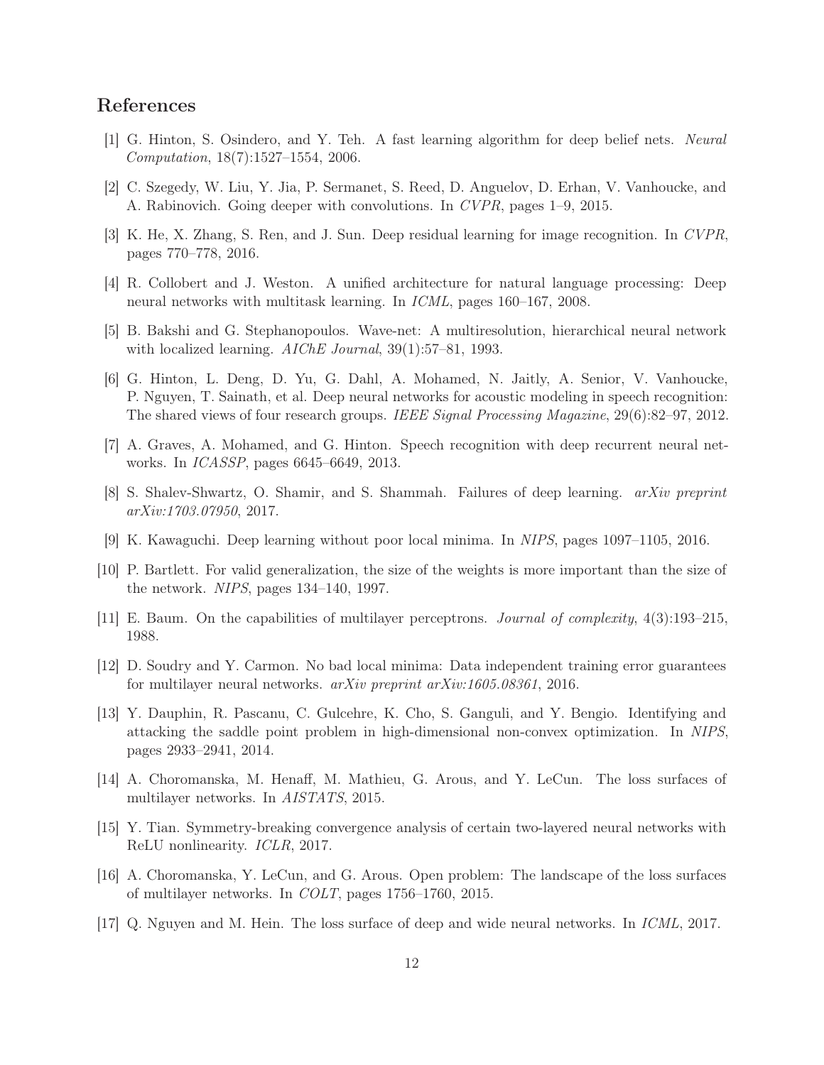# References

[1] G. Hinton, S. Osindero, and Y. Teh. A fast learning algorithm for deep belief nets. *Neural Computation*, 18(7):1527–1554, 2006.

[2] C. Szegedy, W. Liu, Y. Jia, P. Sermanet, S. Reed, D. Anguelov, D. Erhan, V. Vanhoucke, and A. Rabinovich. Going deeper with convolutions. In *CVPR*, pages 1–9, 2015.

[3] K. He, X. Zhang, S. Ren, and J. Sun. Deep residual learning for image recognition. In *CVPR*, pages 770–778, 2016.

[4] R. Collobert and J. Weston. A unified architecture for natural language processing: Deep neural networks with multitask learning. In *ICML*, pages 160–167, 2008.

[5] B. Bakshi and G. Stephanopoulos. Wave-net: A multiresolution, hierarchical neural network with localized learning. *AIChE Journal*, 39(1):57–81, 1993.

[6] G. Hinton, L. Deng, D. Yu, G. Dahl, A. Mohamed, N. Jaitly, A. Senior, V. Vanhoucke, P. Nguyen, T. Sainath, et al. Deep neural networks for acoustic modeling in speech recognition: The shared views of four research groups. *IEEE Signal Processing Magazine*, 29(6):82–97, 2012.

[7] A. Graves, A. Mohamed, and G. Hinton. Speech recognition with deep recurrent neural networks. In *ICASSP*, pages 6645–6649, 2013.

[8] S. Shalev-Shwartz, O. Shamir, and S. Shammah. Failures of deep learning. *arXiv preprint arXiv:1703.07950*, 2017.

[9] K. Kawaguchi. Deep learning without poor local minima. In *NIPS*, pages 1097–1105, 2016.

[10] P. Bartlett. For valid generalization, the size of the weights is more important than the size of the network. *NIPS*, pages 134–140, 1997.

[11] E. Baum. On the capabilities of multilayer perceptrons. *Journal of complexity*, 4(3):193–215, 1988.

[12] D. Soudry and Y. Carmon. No bad local minima: Data independent training error guarantees for multilayer neural networks. *arXiv preprint arXiv:1605.08361*, 2016.

[13] Y. Dauphin, R. Pascanu, C. Gulcehre, K. Cho, S. Ganguli, and Y. Bengio. Identifying and attacking the saddle point problem in high-dimensional non-convex optimization. In *NIPS*, pages 2933–2941, 2014.

[14] A. Choromanska, M. Henaff, M. Mathieu, G. Arous, and Y. LeCun. The loss surfaces of multilayer networks. In *AISTATS*, 2015.

[15] Y. Tian. Symmetry-breaking convergence analysis of certain two-layered neural networks with ReLU nonlinearity. *ICLR*, 2017.

[16] A. Choromanska, Y. LeCun, and G. Arous. Open problem: The landscape of the loss surfaces of multilayer networks. In *COLT*, pages 1756–1760, 2015.

[17] Q. Nguyen and M. Hein. The loss surface of deep and wide neural networks. In *ICML*, 2017.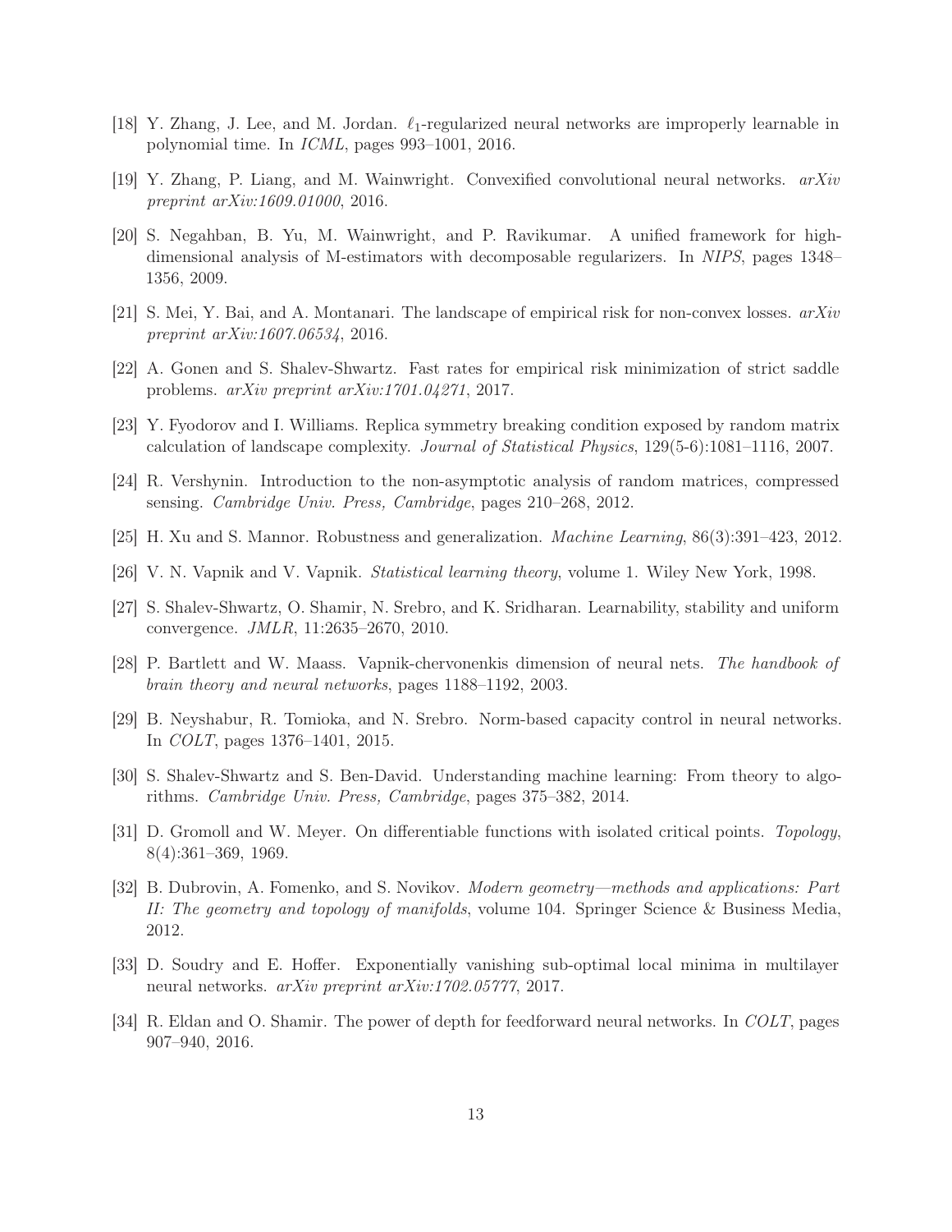[18] Y. Zhang, J. Lee, and M. Jordan. $\ell_1$-regularized neural networks are improperly learnable in polynomial time. In *ICML*, pages 993–1001, 2016.

[19] Y. Zhang, P. Liang, and M. Wainwright. Convexified convolutional neural networks. *arXiv preprint arXiv:1609.01000*, 2016.

[20] S. Negahban, B. Yu, M. Wainwright, and P. Ravikumar. A unified framework for high-dimensional analysis of M-estimators with decomposable regularizers. In *NIPS*, pages 1348–1356, 2009.

[21] S. Mei, Y. Bai, and A. Montanari. The landscape of empirical risk for non-convex losses. *arXiv preprint arXiv:1607.06534*, 2016.

[22] A. Gonen and S. Shalev-Shwartz. Fast rates for empirical risk minimization of strict saddle problems. *arXiv preprint arXiv:1701.04271*, 2017.

[23] Y. Fyodorov and I. Williams. Replica symmetry breaking condition exposed by random matrix calculation of landscape complexity. *Journal of Statistical Physics*, 129(5-6):1081–1116, 2007.

[24] R. Vershynin. Introduction to the non-asymptotic analysis of random matrices, compressed sensing. *Cambridge Univ. Press, Cambridge*, pages 210–268, 2012.

[25] H. Xu and S. Mannor. Robustness and generalization. *Machine Learning*, 86(3):391–423, 2012.

[26] V. N. Vapnik and V. Vapnik. *Statistical learning theory*, volume 1. Wiley New York, 1998.

[27] S. Shalev-Shwartz, O. Shamir, N. Srebro, and K. Sridharan. Learnability, stability and uniform convergence. *JMLR*, 11:2635–2670, 2010.

[28] P. Bartlett and W. Maass. Vapnik-chervonenkis dimension of neural nets. *The handbook of brain theory and neural networks*, pages 1188–1192, 2003.

[29] B. Neyshabur, R. Tomioka, and N. Srebro. Norm-based capacity control in neural networks. In *COLT*, pages 1376–1401, 2015.

[30] S. Shalev-Shwartz and S. Ben-David. Understanding machine learning: From theory to algorithms. *Cambridge Univ. Press, Cambridge*, pages 375–382, 2014.

[31] D. Gromoll and W. Meyer. On differentiable functions with isolated critical points. *Topology*, 8(4):361–369, 1969.

[32] B. Dubrovin, A. Fomenko, and S. Novikov. *Modern geometry—methods and applications: Part II: The geometry and topology of manifolds*, volume 104. Springer Science & Business Media, 2012.

[33] D. Soudry and E. Hoffer. Exponentially vanishing sub-optimal local minima in multilayer neural networks. *arXiv preprint arXiv:1702.05777*, 2017.

[34] R. Eldan and O. Shamir. The power of depth for feedforward neural networks. In *COLT*, pages 907–940, 2016.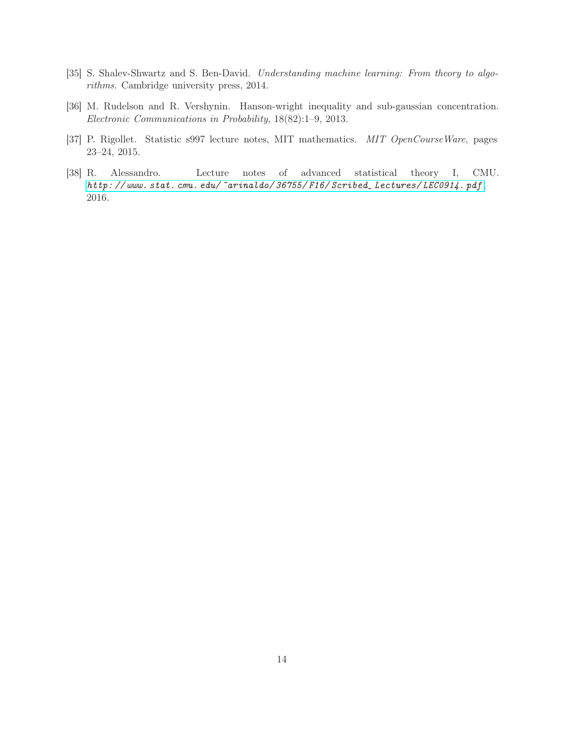[35] S. Shalev-Shwartz and S. Ben-David. *Understanding machine learning: From theory to algorithms*. Cambridge university press, 2014.

[36] M. Rudelson and R. Vershynin. Hanson-wright inequality and sub-gaussian concentration. *Electronic Communications in Probability*, 18(82):1–9, 2013.

[37] P. Rigollet. Statistic s997 lecture notes, MIT mathematics. *MIT OpenCourseWare*, pages 23–24, 2015.

[38] R. Alessandro. Lecture notes of advanced statistical theory I, CMU. *http://www.stat.cmu.edu/~arinaldo/36755/F16/Scribed_Lectures/LEC0914.pdf*, 2016.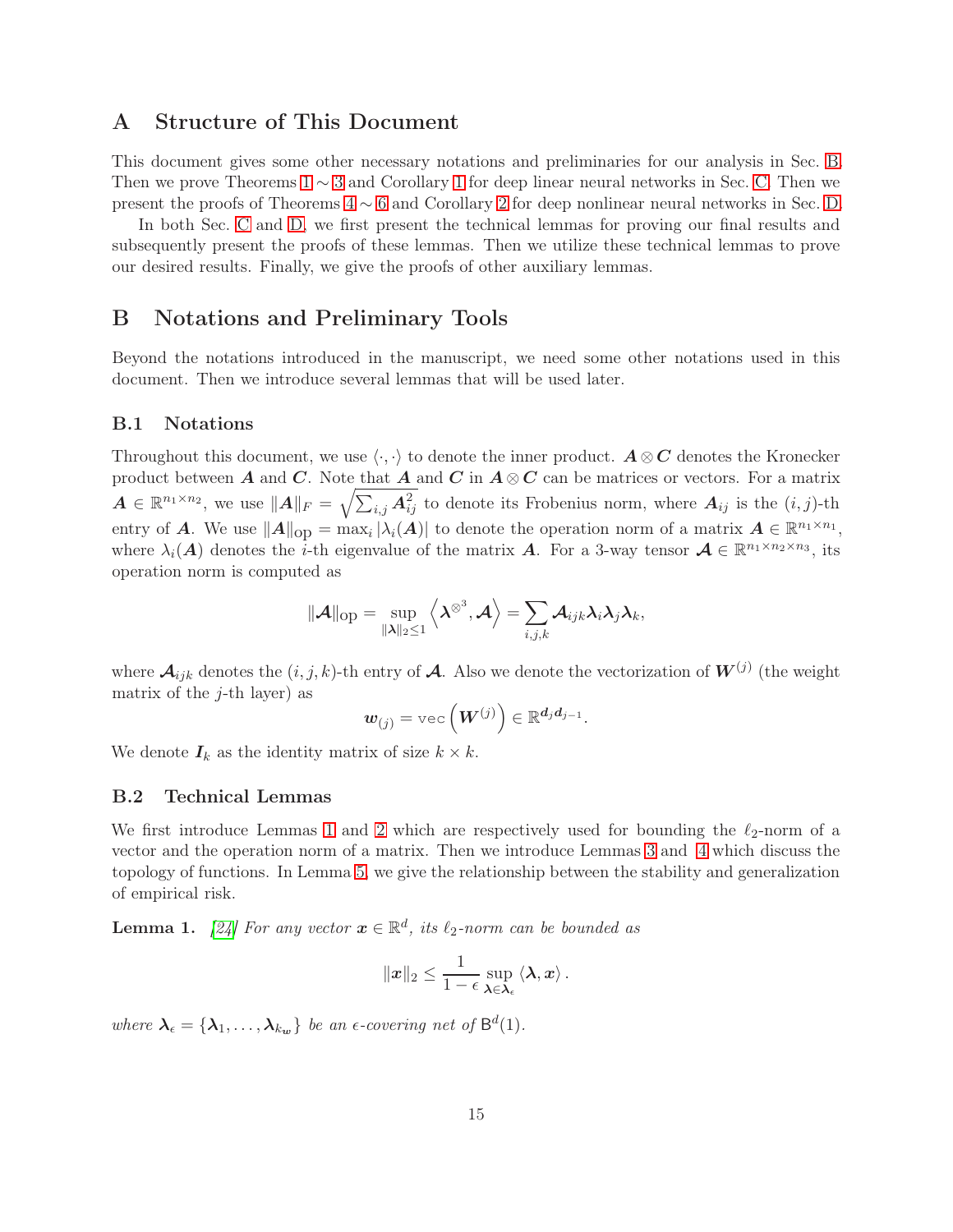# A Structure of This Document

This document gives some other necessary notations and preliminaries for our analysis in Sec. B. Then we prove Theorems 1 ∼ 3 and Corollary 1 for deep linear neural networks in Sec. C. Then we present the proofs of Theorems 4 ∼ 6 and Corollary 2 for deep nonlinear neural networks in Sec. D.

In both Sec. C and D, we first present the technical lemmas for proving our final results and subsequently present the proofs of these lemmas. Then we utilize these technical lemmas to prove our desired results. Finally, we give the proofs of other auxiliary lemmas.

# B Notations and Preliminary Tools

Beyond the notations introduced in the manuscript, we need some other notations used in this document. Then we introduce several lemmas that will be used later.

## B.1 Notations

Throughout this document, we use $\langle \cdot, \cdot \rangle$ to denote the inner product. $\boldsymbol{A} \otimes \boldsymbol{C}$ denotes the Kronecker product between $\boldsymbol{A}$ and $\boldsymbol{C}$. Note that $\boldsymbol{A}$ and $\boldsymbol{C}$ in $\boldsymbol{A} \otimes \boldsymbol{C}$ can be matrices or vectors. For a matrix $\boldsymbol{A} \in \mathbb{R}^{n_1 \times n_2}$, we use $\|\boldsymbol{A}\|_F = \sqrt{\sum_{i,j} \boldsymbol{A}_{ij}^2}$ to denote its Frobenius norm, where $\boldsymbol{A}_{ij}$ is the $(i,j)$-th entry of $\boldsymbol{A}$. We use $\|\boldsymbol{A}\|_{\text{op}} = \max_i |\lambda_i(\boldsymbol{A})|$ to denote the operation norm of a matrix $\boldsymbol{A} \in \mathbb{R}^{n_1 \times n_1}$, where $\lambda_i(\boldsymbol{A})$ denotes the $i$-th eigenvalue of the matrix $\boldsymbol{A}$. For a 3-way tensor $\boldsymbol{\mathcal{A}} \in \mathbb{R}^{n_1 \times n_2 \times n_3}$, its operation norm is computed as

$$
\|\boldsymbol{\mathcal{A}}\|_{\text{op}} = \sup_{\|\boldsymbol{\lambda}\|_2 \le 1} \left\langle \boldsymbol{\lambda}^{\otimes^3}, \boldsymbol{\mathcal{A}} \right\rangle = \sum_{i,j,k} \boldsymbol{\mathcal{A}}_{ijk} \boldsymbol{\lambda}_i \boldsymbol{\lambda}_j \boldsymbol{\lambda}_k,
$$

where $\boldsymbol{\mathcal{A}}_{ijk}$ denotes the $(i,j,k)$-th entry of $\boldsymbol{\mathcal{A}}$. Also we denote the vectorization of $\boldsymbol{W}^{(j)}$ (the weight matrix of the $j$-th layer) as

$$
\boldsymbol{w}_{(j)} = \text{vec}\left(\boldsymbol{W}^{(j)}\right) \in \mathbb{R}^{\boldsymbol{d}_j \boldsymbol{d}_{j-1}}.
$$

We denote $\boldsymbol{I}_k$ as the identity matrix of size $k \times k$.

## B.2 Technical Lemmas

We first introduce Lemmas 1 and 2 which are respectively used for bounding the $\ell_2$-norm of a vector and the operation norm of a matrix. Then we introduce Lemmas 3 and 4 which discuss the topology of functions. In Lemma 5, we give the relationship between the stability and generalization of empirical risk.

**Lemma 1.** *[24] For any vector $\boldsymbol{x} \in \mathbb{R}^d$, its $\ell_2$-norm can be bounded as*

$$
\|\boldsymbol{x}\|_2 \le \frac{1}{1-\epsilon} \sup_{\boldsymbol{\lambda} \in \boldsymbol{\lambda}_\epsilon} \langle \boldsymbol{\lambda}, \boldsymbol{x} \rangle .
$$

*where $\boldsymbol{\lambda}_\epsilon = \{\boldsymbol{\lambda}_1, \ldots, \boldsymbol{\lambda}_{k_w}\}$ be an $\epsilon$-covering net of $\mathsf{B}^d(1)$.*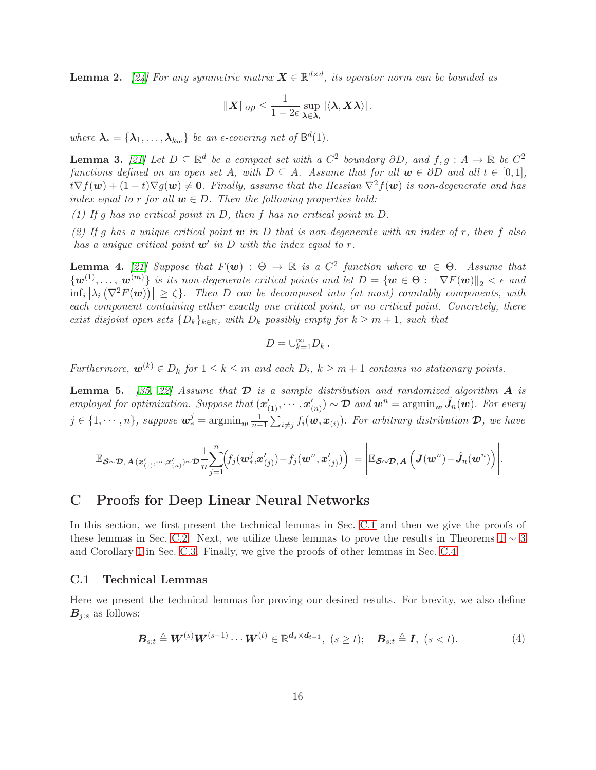**Lemma 2.** [24] *For any symmetric matrix $\boldsymbol{X} \in \mathbb{R}^{d\times d}$, its operator norm can be bounded as*

$$\|\boldsymbol{X}\|_{op} \leq \frac{1}{1-2\epsilon} \sup_{\boldsymbol{\lambda}\in\boldsymbol{\lambda}_\epsilon} |\langle \boldsymbol{\lambda}, \boldsymbol{X}\boldsymbol{\lambda}\rangle| .$$

*where $\boldsymbol{\lambda}_\epsilon = \{\boldsymbol{\lambda}_1, \ldots, \boldsymbol{\lambda}_{k_{\boldsymbol{w}}}\}$ be an $\epsilon$-covering net of $\mathsf{B}^d(1)$.*

**Lemma 3.** [21] *Let $D \subseteq \mathbb{R}^d$ be a compact set with a $C^2$ boundary $\partial D$, and $f, g : A \to \mathbb{R}$ be $C^2$ functions defined on an open set $A$, with $D \subseteq A$. Assume that for all $\boldsymbol{w} \in \partial D$ and all $t \in [0,1]$, $t\nabla f(\boldsymbol{w}) + (1-t)\nabla g(\boldsymbol{w}) \neq \boldsymbol{0}$. Finally, assume that the Hessian $\nabla^2 f(\boldsymbol{w})$ is non-degenerate and has index equal to $r$ for all $\boldsymbol{w} \in D$. Then the following properties hold:*

*(1) If $g$ has no critical point in $D$, then $f$ has no critical point in $D$.*

*(2) If $g$ has a unique critical point $\boldsymbol{w}$ in $D$ that is non-degenerate with an index of $r$, then $f$ also has a unique critical point $\boldsymbol{w}'$ in $D$ with the index equal to $r$.*

**Lemma 4.** [21] *Suppose that $F(\boldsymbol{w}) : \Theta \to \mathbb{R}$ is a $C^2$ function where $\boldsymbol{w} \in \Theta$. Assume that $\{\boldsymbol{w}^{(1)}, \ldots, \boldsymbol{w}^{(m)}\}$ is its non-degenerate critical points and let $D = \{\boldsymbol{w} \in \Theta : \ \|\nabla F(\boldsymbol{w})\|_2 < \epsilon$ and $\inf_i \left|\lambda_i\left(\nabla^2 F(\boldsymbol{w})\right)\right| \geq \zeta\}$. Then $D$ can be decomposed into (at most) countably components, with each component containing either exactly one critical point, or no critical point. Concretely, there exist disjoint open sets $\{D_k\}_{k\in\mathbb{N}}$, with $D_k$ possibly empty for $k \geq m+1$, such that*

$$D = \cup_{k=1}^{\infty} D_k .$$

*Furthermore, $\boldsymbol{w}^{(k)} \in D_k$ for $1 \leq k \leq m$ and each $D_i$, $k \geq m+1$ contains no stationary points.*

**Lemma 5.** [35, 22] *Assume that $\boldsymbol{\mathcal{D}}$ is a sample distribution and randomized algorithm $\boldsymbol{A}$ is employed for optimization. Suppose that $(\boldsymbol{x}'_{(1)}, \cdots, \boldsymbol{x}'_{(n)}) \sim \boldsymbol{\mathcal{D}}$ and $\boldsymbol{w}^n = \operatorname{argmin}_{\boldsymbol{w}} \hat{\boldsymbol{J}}_n(\boldsymbol{w})$. For every $j \in \{1, \cdots, n\}$, suppose $\boldsymbol{w}_*^j = \operatorname{argmin}_{\boldsymbol{w}} \frac{1}{n-1}\sum_{i\neq j} f_i(\boldsymbol{w}, \boldsymbol{x}_{(i)})$. For arbitrary distribution $\boldsymbol{\mathcal{D}}$, we have*

$$\left|\mathbb{E}_{\boldsymbol{\mathcal{S}}\sim\boldsymbol{\mathcal{D}},\,\boldsymbol{A}\,(\boldsymbol{x}'_{(1)},\cdots,\boldsymbol{x}'_{(n)})\sim\boldsymbol{\mathcal{D}}} \frac{1}{n}\sum_{j=1}^{n}\Big(f_j(\boldsymbol{w}_*^j,\boldsymbol{x}'_{(j)}) - f_j(\boldsymbol{w}^n, \boldsymbol{x}'_{(j)})\Big)\right| = \left|\mathbb{E}_{\boldsymbol{\mathcal{S}}\sim\boldsymbol{\mathcal{D}},\,\boldsymbol{A}}\left(\boldsymbol{J}(\boldsymbol{w}^n) - \hat{\boldsymbol{J}}_n(\boldsymbol{w}^n)\right)\right|.$$

# C Proofs for Deep Linear Neural Networks

In this section, we first present the technical lemmas in Sec. C.1 and then we give the proofs of these lemmas in Sec. C.2. Next, we utilize these lemmas to prove the results in Theorems 1 ∼ 3 and Corollary 1 in Sec. C.3. Finally, we give the proofs of other lemmas in Sec. C.4.

## C.1 Technical Lemmas

Here we present the technical lemmas for proving our desired results. For brevity, we also define $\boldsymbol{B}_{j:s}$ as follows:

$$\boldsymbol{B}_{s:t} \triangleq \boldsymbol{W}^{(s)}\boldsymbol{W}^{(s-1)}\cdots\boldsymbol{W}^{(t)} \in \mathbb{R}^{\boldsymbol{d}_s\times\boldsymbol{d}_{t-1}},\ (s\geq t);\quad \boldsymbol{B}_{s:t} \triangleq \boldsymbol{I},\ (s<t). \tag{4}$$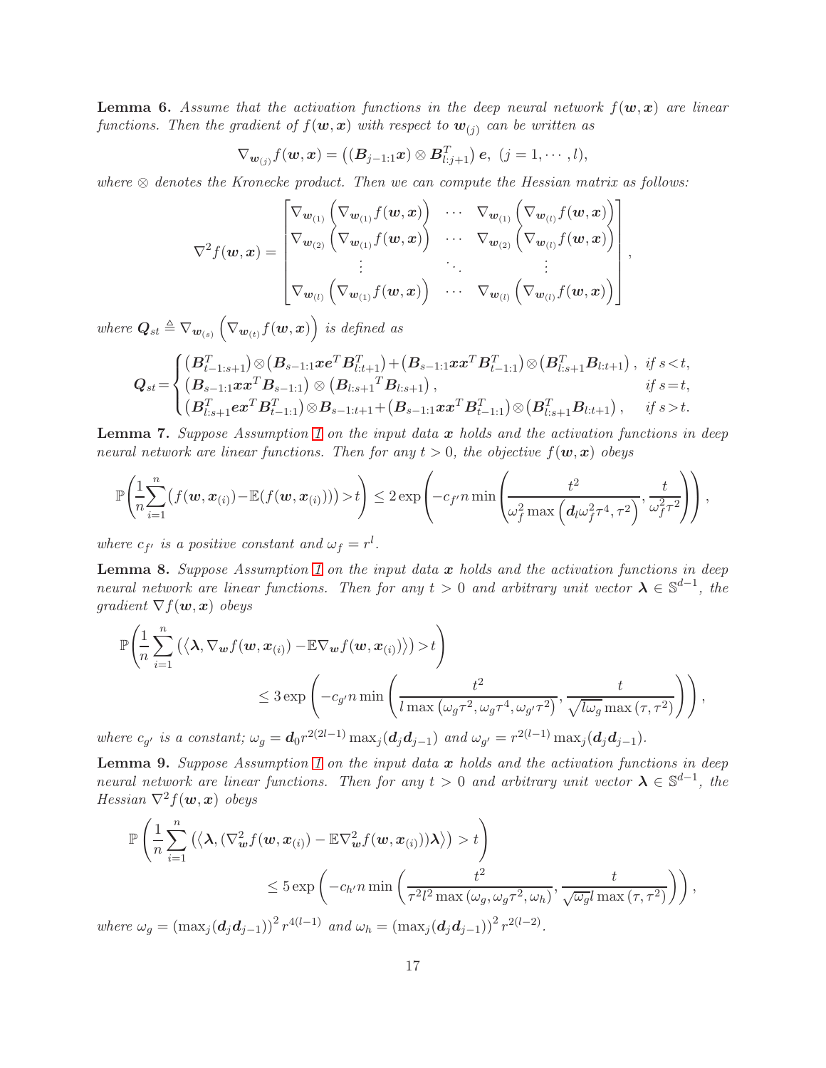**Lemma 6.** *Assume that the activation functions in the deep neural network $f(\boldsymbol{w}, \boldsymbol{x})$ are linear functions. Then the gradient of $f(\boldsymbol{w}, \boldsymbol{x})$ with respect to $\boldsymbol{w}_{(j)}$ can be written as*

$$\nabla_{\boldsymbol{w}_{(j)}} f(\boldsymbol{w}, \boldsymbol{x}) = \left( (\boldsymbol{B}_{j-1:1}\boldsymbol{x}) \otimes \boldsymbol{B}_{l:j+1}^T \right) \boldsymbol{e}, \ \ (j = 1, \cdots, l),$$

*where $\otimes$ denotes the Kronecke product. Then we can compute the Hessian matrix as follows:*

$$\nabla^2 f(\boldsymbol{w}, \boldsymbol{x}) = \begin{bmatrix} \nabla_{\boldsymbol{w}_{(1)}} \left( \nabla_{\boldsymbol{w}_{(1)}} f(\boldsymbol{w}, \boldsymbol{x}) \right) & \cdots & \nabla_{\boldsymbol{w}_{(1)}} \left( \nabla_{\boldsymbol{w}_{(l)}} f(\boldsymbol{w}, \boldsymbol{x}) \right) \\ \nabla_{\boldsymbol{w}_{(2)}} \left( \nabla_{\boldsymbol{w}_{(1)}} f(\boldsymbol{w}, \boldsymbol{x}) \right) & \cdots & \nabla_{\boldsymbol{w}_{(2)}} \left( \nabla_{\boldsymbol{w}_{(l)}} f(\boldsymbol{w}, \boldsymbol{x}) \right) \\ \vdots & \ddots & \vdots \\ \nabla_{\boldsymbol{w}_{(l)}} \left( \nabla_{\boldsymbol{w}_{(1)}} f(\boldsymbol{w}, \boldsymbol{x}) \right) & \cdots & \nabla_{\boldsymbol{w}_{(l)}} \left( \nabla_{\boldsymbol{w}_{(l)}} f(\boldsymbol{w}, \boldsymbol{x}) \right) \end{bmatrix},$$

*where $\boldsymbol{Q}_{st} \triangleq \nabla_{\boldsymbol{w}_{(s)}} \left( \nabla_{\boldsymbol{w}_{(t)}} f(\boldsymbol{w}, \boldsymbol{x}) \right)$ is defined as*

$$\boldsymbol{Q}_{st} = \begin{cases} \left(\boldsymbol{B}_{t-1:s+1}^T\right) \otimes \left(\boldsymbol{B}_{s-1:1}\boldsymbol{x}\boldsymbol{e}^T\boldsymbol{B}_{l:t+1}^T\right) + \left(\boldsymbol{B}_{s-1:1}\boldsymbol{x}\boldsymbol{x}^T\boldsymbol{B}_{t-1:1}^T\right) \otimes \left(\boldsymbol{B}_{l:s+1}^T \boldsymbol{B}_{l:t+1}\right), & \text{if } s<t, \\ \left(\boldsymbol{B}_{s-1:1}\boldsymbol{x}\boldsymbol{x}^T\boldsymbol{B}_{s-1:1}\right) \otimes \left(\boldsymbol{B}_{l:s+1}{}^T \boldsymbol{B}_{l:s+1}\right), & \text{if } s=t, \\ \left(\boldsymbol{B}_{l:s+1}^T \boldsymbol{e}\boldsymbol{x}^T\boldsymbol{B}_{t-1:1}^T\right) \otimes \boldsymbol{B}_{s-1:t+1} + \left(\boldsymbol{B}_{s-1:1}\boldsymbol{x}\boldsymbol{x}^T\boldsymbol{B}_{t-1:1}^T\right) \otimes \left(\boldsymbol{B}_{l:s+1}^T \boldsymbol{B}_{l:t+1}\right), & \text{if } s>t. \end{cases}$$

**Lemma 7.** *Suppose Assumption 1 on the input data $\boldsymbol{x}$ holds and the activation functions in deep neural network are linear functions. Then for any $t>0$, the objective $f(\boldsymbol{w}, \boldsymbol{x})$ obeys*

$$\mathbb{P}\left(\frac{1}{n}\sum_{i=1}^{n}\left(f(\boldsymbol{w},\boldsymbol{x}_{(i)}) - \mathbb{E}(f(\boldsymbol{w},\boldsymbol{x}_{(i)}))\right) > t\right) \leq 2\exp\left(-c_{f'} n \min\left(\frac{t^2}{\omega_f^2 \max\left(\boldsymbol{d}_l \omega_f^2 \tau^4, \tau^2\right)}, \frac{t}{\omega_f^2 \tau^2}\right)\right),$$

*where $c_{f'}$ is a positive constant and $\omega_f = r^l$.*

**Lemma 8.** *Suppose Assumption 1 on the input data $\boldsymbol{x}$ holds and the activation functions in deep neural network are linear functions. Then for any $t>0$ and arbitrary unit vector $\boldsymbol{\lambda} \in \mathbb{S}^{d-1}$, the gradient $\nabla f(\boldsymbol{w}, \boldsymbol{x})$ obeys*

$$\begin{aligned} &\mathbb{P}\left(\frac{1}{n}\sum_{i=1}^{n}\left(\langle \boldsymbol{\lambda}, \nabla_{\boldsymbol{w}} f(\boldsymbol{w},\boldsymbol{x}_{(i)}) - \mathbb{E}\nabla_{\boldsymbol{w}} f(\boldsymbol{w},\boldsymbol{x}_{(i)})\rangle\right) > t\right) \\ &\qquad\qquad \leq 3\exp\left(-c_{g'} n \min\left(\frac{t^2}{l \max\left(\omega_g \tau^2, \omega_g \tau^4, \omega_{g'} \tau^2\right)}, \frac{t}{\sqrt{l\omega_g} \max\left(\tau, \tau^2\right)}\right)\right), \end{aligned}$$

*where $c_{g'}$ is a constant; $\omega_g = \boldsymbol{d}_0 r^{2(2l-1)} \max_j(\boldsymbol{d}_j \boldsymbol{d}_{j-1})$ and $\omega_{g'} = r^{2(l-1)} \max_j(\boldsymbol{d}_j \boldsymbol{d}_{j-1})$.*

**Lemma 9.** *Suppose Assumption 1 on the input data $\boldsymbol{x}$ holds and the activation functions in deep neural network are linear functions. Then for any $t>0$ and arbitrary unit vector $\boldsymbol{\lambda} \in \mathbb{S}^{d-1}$, the Hessian $\nabla^2 f(\boldsymbol{w}, \boldsymbol{x})$ obeys*

$$\begin{aligned} &\mathbb{P}\left(\frac{1}{n}\sum_{i=1}^{n}\left(\langle \boldsymbol{\lambda}, (\nabla_{\boldsymbol{w}}^2 f(\boldsymbol{w},\boldsymbol{x}_{(i)}) - \mathbb{E}\nabla_{\boldsymbol{w}}^2 f(\boldsymbol{w},\boldsymbol{x}_{(i)}))\boldsymbol{\lambda}\rangle\right) > t\right) \\ &\qquad\qquad \leq 5\exp\left(-c_{h'} n \min\left(\frac{t^2}{\tau^2 l^2 \max\left(\omega_g, \omega_g \tau^2, \omega_h\right)}, \frac{t}{\sqrt{\omega_g} l \max\left(\tau, \tau^2\right)}\right)\right), \end{aligned}$$

*where $\omega_g = \left(\max_j(\boldsymbol{d}_j \boldsymbol{d}_{j-1})\right)^2 r^{4(l-1)}$ and $\omega_h = \left(\max_j(\boldsymbol{d}_j \boldsymbol{d}_{j-1})\right)^2 r^{2(l-2)}$.*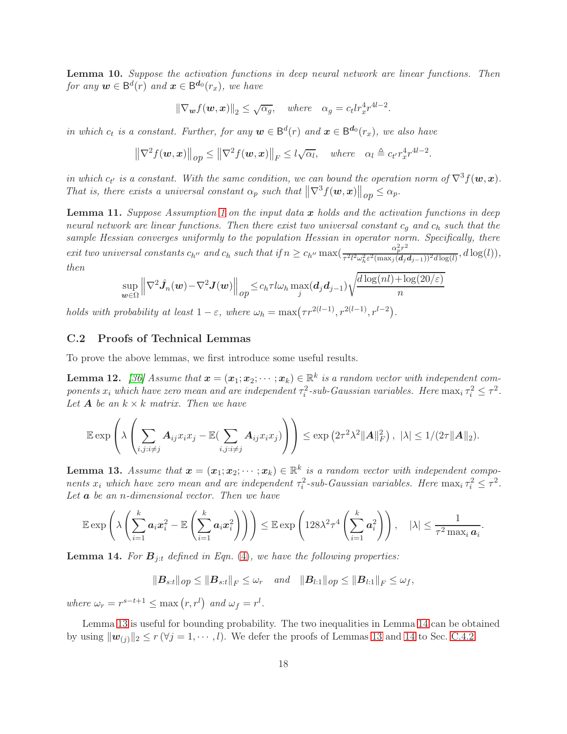**Lemma 10.** *Suppose the activation functions in deep neural network are linear functions. Then for any $\boldsymbol{w} \in \mathsf{B}^d(r)$ and $\boldsymbol{x} \in \mathsf{B}^{\boldsymbol{d}_0}(r_x)$, we have*

$$\|\nabla_{\boldsymbol{w}} f(\boldsymbol{w},\boldsymbol{x})\|_2 \leq \sqrt{\alpha_g}, \quad \text{where} \quad \alpha_g = c_t l r_x^4 r^{4l-2}.$$

*in which $c_t$ is a constant. Further, for any $\boldsymbol{w} \in \mathsf{B}^d(r)$ and $\boldsymbol{x} \in \mathsf{B}^{\boldsymbol{d}_0}(r_x)$, we also have*

$$\left\|\nabla^2 f(\boldsymbol{w},\boldsymbol{x})\right\|_{op} \leq \left\|\nabla^2 f(\boldsymbol{w},\boldsymbol{x})\right\|_F \leq l\sqrt{\alpha_l}, \quad \text{where} \quad \alpha_l \triangleq c_{t'} r_x^4 r^{4l-2}.$$

*in which $c_{t'}$ is a constant. With the same condition, we can bound the operation norm of $\nabla^3 f(\boldsymbol{w},\boldsymbol{x})$. That is, there exists a universal constant $\alpha_p$ such that $\left\|\nabla^3 f(\boldsymbol{w},\boldsymbol{x})\right\|_{op} \leq \alpha_p$.*

**Lemma 11.** *Suppose Assumption 1 on the input data $\boldsymbol{x}$ holds and the activation functions in deep neural network are linear functions. Then there exist two universal constant $c_g$ and $c_h$ such that the sample Hessian converges uniformly to the population Hessian in operator norm. Specifically, there exit two universal constants $c_{h''}$ and $c_h$ such that if $n \geq c_{h''} \max(\frac{\alpha_p^2 r^2}{\tau^2 l^2 \omega_h^2 \varepsilon^2 (\max_j(\boldsymbol{d}_j \boldsymbol{d}_{j-1}))^2 d\log(l)}, d\log(l))$, then*

$$\sup_{\boldsymbol{w}\in\Omega}\left\|\nabla^2 \hat{\boldsymbol{J}}_n(\boldsymbol{w}) - \nabla^2 \boldsymbol{J}(\boldsymbol{w})\right\|_{op} \leq c_h \tau l \omega_h \max_j(\boldsymbol{d}_j \boldsymbol{d}_{j-1})\sqrt{\frac{d\log(nl) + \log(20/\varepsilon)}{n}}$$

*holds with probability at least $1-\varepsilon$, where $\omega_h = \max\left(\tau r^{2(l-1)}, r^{2(l-1)}, r^{l-2}\right)$.*

### C.2 Proofs of Technical Lemmas

To prove the above lemmas, we first introduce some useful results.

**Lemma 12.** *[36] Assume that $\boldsymbol{x} = (\boldsymbol{x}_1; \boldsymbol{x}_2; \cdots; \boldsymbol{x}_k) \in \mathbb{R}^k$ is a random vector with independent components $x_i$ which have zero mean and are independent $\tau_i^2$-sub-Gaussian variables. Here $\max_i \tau_i^2 \leq \tau^2$. Let $\boldsymbol{A}$ be an $k \times k$ matrix. Then we have*

$$\mathbb{E}\exp\left(\lambda\left(\sum_{i,j:i\neq j} \boldsymbol{A}_{ij} x_i x_j - \mathbb{E}(\sum_{i,j:i\neq j} \boldsymbol{A}_{ij} x_i x_j)\right)\right) \leq \exp\left(2\tau^2\lambda^2 \|\boldsymbol{A}\|_F^2\right), \ |\lambda| \leq 1/(2\tau\|\boldsymbol{A}\|_2).$$

**Lemma 13.** *Assume that $\boldsymbol{x} = (\boldsymbol{x}_1; \boldsymbol{x}_2; \cdots; \boldsymbol{x}_k) \in \mathbb{R}^k$ is a random vector with independent components $x_i$ which have zero mean and are independent $\tau_i^2$-sub-Gaussian variables. Here $\max_i \tau_i^2 \leq \tau^2$. Let $\boldsymbol{a}$ be an $n$-dimensional vector. Then we have*

$$\mathbb{E}\exp\left(\lambda\left(\sum_{i=1}^k \boldsymbol{a}_i \boldsymbol{x}_i^2 - \mathbb{E}\left(\sum_{i=1}^k \boldsymbol{a}_i \boldsymbol{x}_i^2\right)\right)\right) \leq \mathbb{E}\exp\left(128\lambda^2\tau^4\left(\sum_{i=1}^k \boldsymbol{a}_i^2\right)\right), \quad |\lambda| \leq \frac{1}{\tau^2 \max_i \boldsymbol{a}_i}.$$

**Lemma 14.** *For $\boldsymbol{B}_{j:t}$ defined in Eqn. (4), we have the following properties:*

$$\|\boldsymbol{B}_{s:t}\|_{op} \leq \|\boldsymbol{B}_{s:t}\|_F \leq \omega_r \quad \text{and} \quad \|\boldsymbol{B}_{l:1}\|_{op} \leq \|\boldsymbol{B}_{l:1}\|_F \leq \omega_f,$$

*where $\omega_r = r^{s-t+1} \leq \max\left(r, r^l\right)$ and $\omega_f = r^l$.*

Lemma 13 is useful for bounding probability. The two inequalities in Lemma 14 can be obtained by using $\|\boldsymbol{w}_{(j)}\|_2 \leq r \ (\forall j = 1, \cdots, l)$. We defer the proofs of Lemmas 13 and 14 to Sec. C.4.2.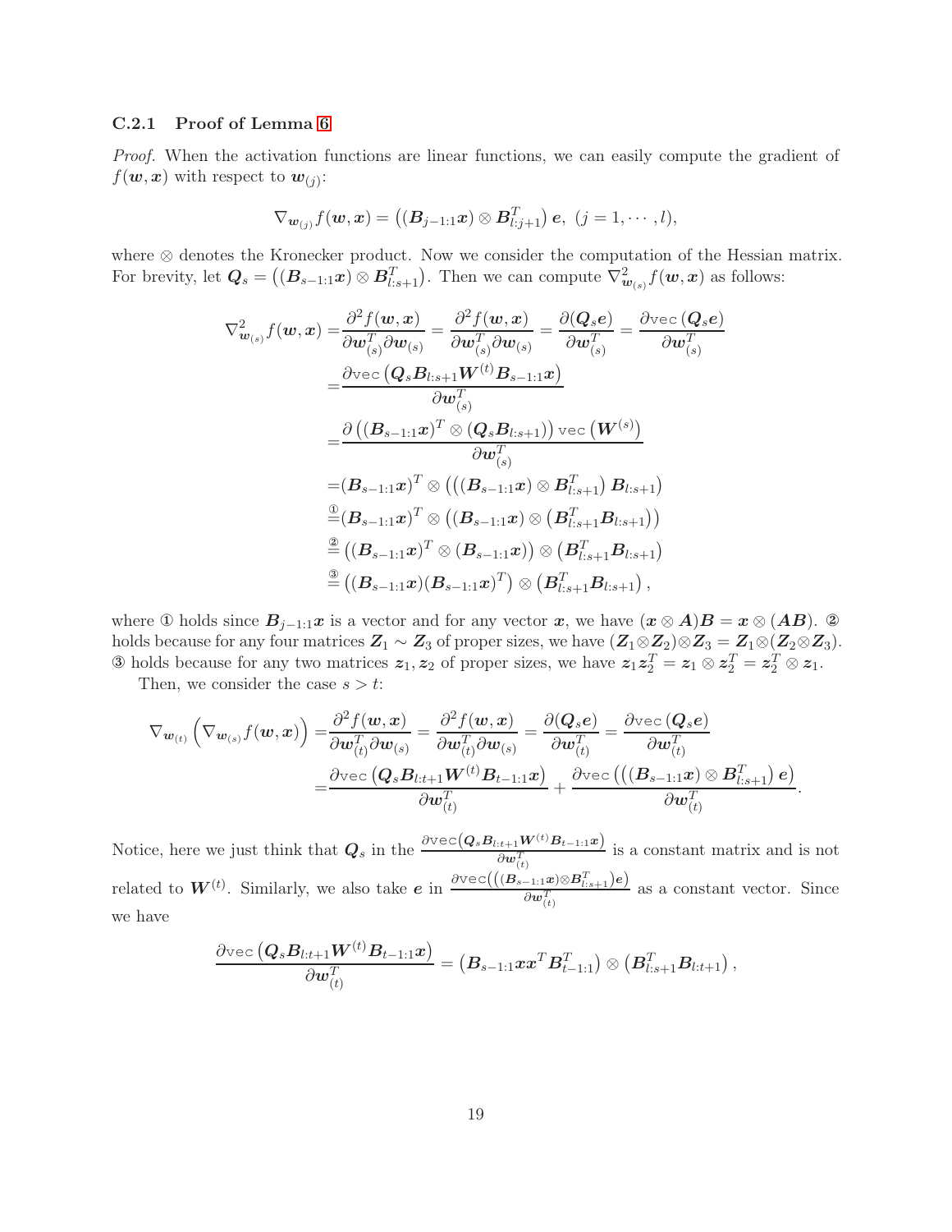### C.2.1 Proof of Lemma 6

*Proof.* When the activation functions are linear functions, we can easily compute the gradient of $f(\boldsymbol{w}, \boldsymbol{x})$ with respect to $\boldsymbol{w}_{(j)}$:

$$\nabla_{\boldsymbol{w}_{(j)}} f(\boldsymbol{w}, \boldsymbol{x}) = \left( (\boldsymbol{B}_{j-1:1}\boldsymbol{x}) \otimes \boldsymbol{B}_{l:j+1}^T \right) \boldsymbol{e}, \ (j = 1, \cdots, l),$$

where $\otimes$ denotes the Kronecker product. Now we consider the computation of the Hessian matrix. For brevity, let $\boldsymbol{Q}_s = \left( (\boldsymbol{B}_{s-1:1}\boldsymbol{x}) \otimes \boldsymbol{B}_{l:s+1}^T \right)$. Then we can compute $\nabla^2_{\boldsymbol{w}_{(s)}} f(\boldsymbol{w}, \boldsymbol{x})$ as follows:

$$\begin{aligned}
\nabla^2_{\boldsymbol{w}_{(s)}} f(\boldsymbol{w}, \boldsymbol{x}) =& \frac{\partial^2 f(\boldsymbol{w}, \boldsymbol{x})}{\partial \boldsymbol{w}_{(s)}^T \partial \boldsymbol{w}_{(s)}} = \frac{\partial^2 f(\boldsymbol{w}, \boldsymbol{x})}{\partial \boldsymbol{w}_{(s)}^T \partial \boldsymbol{w}_{(s)}} = \frac{\partial (\boldsymbol{Q}_s \boldsymbol{e})}{\partial \boldsymbol{w}_{(s)}^T} = \frac{\partial \mathrm{vec}\left(\boldsymbol{Q}_s \boldsymbol{e}\right)}{\partial \boldsymbol{w}_{(s)}^T} \\
=& \frac{\partial \mathrm{vec}\left(\boldsymbol{Q}_s \boldsymbol{B}_{l:s+1} \boldsymbol{W}^{(t)} \boldsymbol{B}_{s-1:1} \boldsymbol{x}\right)}{\partial \boldsymbol{w}_{(s)}^T} \\
=& \frac{\partial \left( (\boldsymbol{B}_{s-1:1}\boldsymbol{x})^T \otimes (\boldsymbol{Q}_s \boldsymbol{B}_{l:s+1}) \right) \mathrm{vec}\left(\boldsymbol{W}^{(s)}\right)}{\partial \boldsymbol{w}_{(s)}^T} \\
=& (\boldsymbol{B}_{s-1:1}\boldsymbol{x})^T \otimes \left( \left( (\boldsymbol{B}_{s-1:1}\boldsymbol{x}) \otimes \boldsymbol{B}_{l:s+1}^T \right) \boldsymbol{B}_{l:s+1} \right) \\
\overset{①}{=}& (\boldsymbol{B}_{s-1:1}\boldsymbol{x})^T \otimes \left( (\boldsymbol{B}_{s-1:1}\boldsymbol{x}) \otimes \left( \boldsymbol{B}_{l:s+1}^T \boldsymbol{B}_{l:s+1} \right) \right) \\
\overset{②}{=}& \left( (\boldsymbol{B}_{s-1:1}\boldsymbol{x})^T \otimes (\boldsymbol{B}_{s-1:1}\boldsymbol{x}) \right) \otimes \left( \boldsymbol{B}_{l:s+1}^T \boldsymbol{B}_{l:s+1} \right) \\
\overset{③}{=}& \left( (\boldsymbol{B}_{s-1:1}\boldsymbol{x}) (\boldsymbol{B}_{s-1:1}\boldsymbol{x})^T \right) \otimes \left( \boldsymbol{B}_{l:s+1}^T \boldsymbol{B}_{l:s+1} \right),
\end{aligned}$$

where ① holds since $\boldsymbol{B}_{j-1:1}\boldsymbol{x}$ is a vector and for any vector $\boldsymbol{x}$, we have $(\boldsymbol{x} \otimes \boldsymbol{A})\boldsymbol{B} = \boldsymbol{x} \otimes (\boldsymbol{A}\boldsymbol{B})$. ② holds because for any four matrices $\boldsymbol{Z}_1 \sim \boldsymbol{Z}_3$ of proper sizes, we have $(\boldsymbol{Z}_1 \otimes \boldsymbol{Z}_2) \otimes \boldsymbol{Z}_3 = \boldsymbol{Z}_1 \otimes (\boldsymbol{Z}_2 \otimes \boldsymbol{Z}_3)$. ③ holds because for any two matrices $\boldsymbol{z}_1, \boldsymbol{z}_2$ of proper sizes, we have $\boldsymbol{z}_1 \boldsymbol{z}_2^T = \boldsymbol{z}_1 \otimes \boldsymbol{z}_2^T = \boldsymbol{z}_2^T \otimes \boldsymbol{z}_1$.

Then, we consider the case $s > t$:

$$\begin{aligned}
\nabla_{\boldsymbol{w}_{(t)}} \left( \nabla_{\boldsymbol{w}_{(s)}} f(\boldsymbol{w}, \boldsymbol{x}) \right) =& \frac{\partial^2 f(\boldsymbol{w}, \boldsymbol{x})}{\partial \boldsymbol{w}_{(t)}^T \partial \boldsymbol{w}_{(s)}} = \frac{\partial^2 f(\boldsymbol{w}, \boldsymbol{x})}{\partial \boldsymbol{w}_{(t)}^T \partial \boldsymbol{w}_{(s)}} = \frac{\partial (\boldsymbol{Q}_s \boldsymbol{e})}{\partial \boldsymbol{w}_{(t)}^T} = \frac{\partial \mathrm{vec}\left(\boldsymbol{Q}_s \boldsymbol{e}\right)}{\partial \boldsymbol{w}_{(t)}^T} \\
=& \frac{\partial \mathrm{vec}\left(\boldsymbol{Q}_s \boldsymbol{B}_{l:t+1} \boldsymbol{W}^{(t)} \boldsymbol{B}_{t-1:1} \boldsymbol{x}\right)}{\partial \boldsymbol{w}_{(t)}^T} + \frac{\partial \mathrm{vec}\left( \left( (\boldsymbol{B}_{s-1:1}\boldsymbol{x}) \otimes \boldsymbol{B}_{l:s+1}^T \right) \boldsymbol{e} \right)}{\partial \boldsymbol{w}_{(t)}^T}.
\end{aligned}$$

Notice, here we just think that $\boldsymbol{Q}_s$ in the $\frac{\partial \mathrm{vec}\left(\boldsymbol{Q}_s \boldsymbol{B}_{l:t+1} \boldsymbol{W}^{(t)} \boldsymbol{B}_{t-1:1} \boldsymbol{x}\right)}{\partial \boldsymbol{w}_{(t)}^T}$ is a constant matrix and is not related to $\boldsymbol{W}^{(t)}$. Similarly, we also take $\boldsymbol{e}$ in $\frac{\partial \mathrm{vec}\left( \left( (\boldsymbol{B}_{s-1:1}\boldsymbol{x}) \otimes \boldsymbol{B}_{l:s+1}^T \right) \boldsymbol{e} \right)}{\partial \boldsymbol{w}_{(t)}^T}$ as a constant vector. Since we have

$$\frac{\partial \mathrm{vec}\left(\boldsymbol{Q}_s \boldsymbol{B}_{l:t+1} \boldsymbol{W}^{(t)} \boldsymbol{B}_{t-1:1} \boldsymbol{x}\right)}{\partial \boldsymbol{w}_{(t)}^T} = \left( \boldsymbol{B}_{s-1:1} \boldsymbol{x} \boldsymbol{x}^T \boldsymbol{B}_{t-1:1}^T \right) \otimes \left( \boldsymbol{B}_{l:s+1}^T \boldsymbol{B}_{l:t+1} \right),$$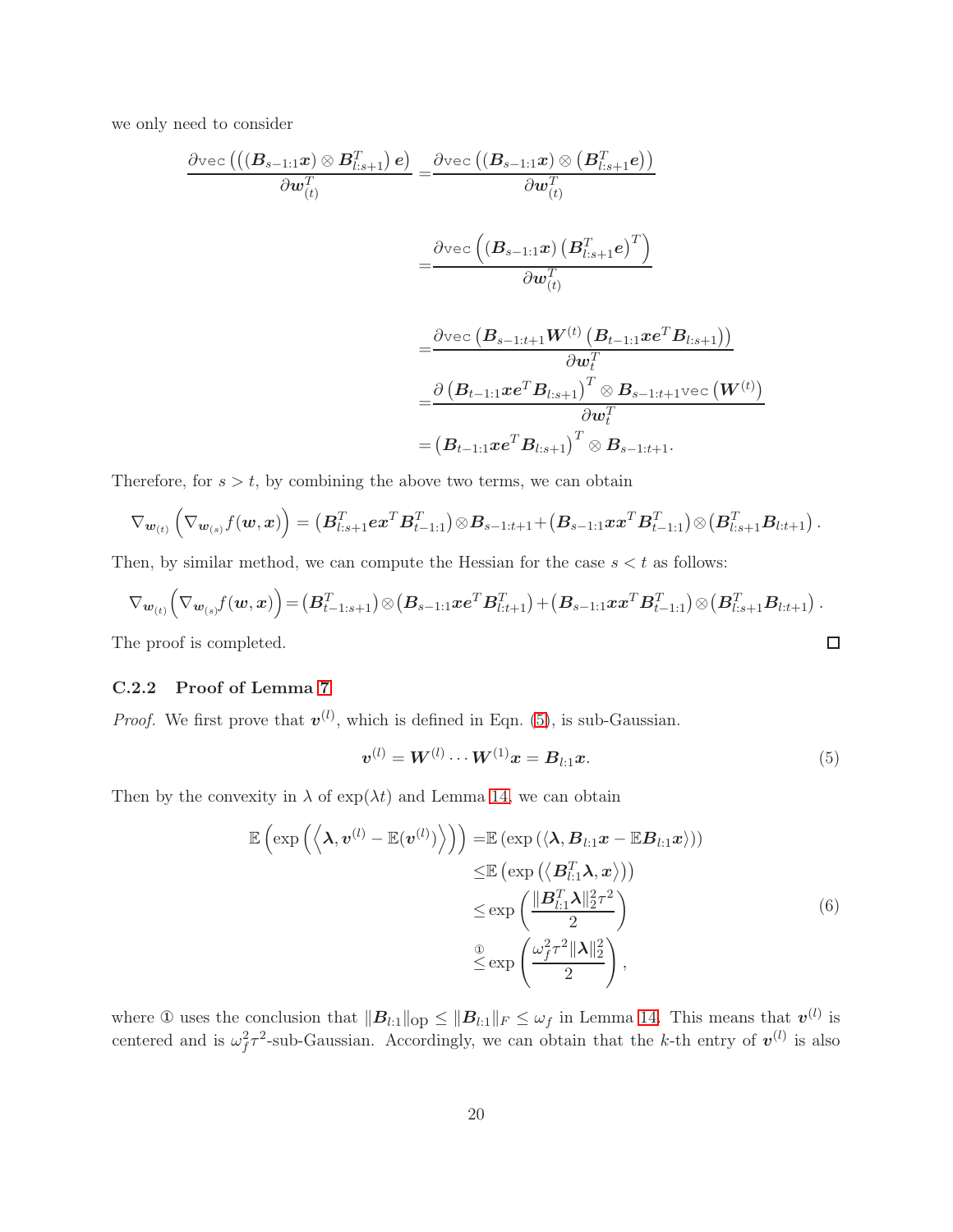we only need to consider

$$
\begin{aligned}
\frac{\partial \texttt{vec}\left(\left(\left(\boldsymbol{B}_{s-1:1}\boldsymbol{x}\right)\otimes\boldsymbol{B}_{l:s+1}^T\right)\boldsymbol{e}\right)}{\partial \boldsymbol{w}_{(t)}^T} =& \frac{\partial \texttt{vec}\left(\left(\boldsymbol{B}_{s-1:1}\boldsymbol{x}\right)\otimes\left(\boldsymbol{B}_{l:s+1}^T\boldsymbol{e}\right)\right)}{\partial \boldsymbol{w}_{(t)}^T} \\
=& \frac{\partial \texttt{vec}\left(\left(\boldsymbol{B}_{s-1:1}\boldsymbol{x}\right)\left(\boldsymbol{B}_{l:s+1}^T\boldsymbol{e}\right)^T\right)}{\partial \boldsymbol{w}_{(t)}^T} \\
=& \frac{\partial \texttt{vec}\left(\boldsymbol{B}_{s-1:t+1}\boldsymbol{W}^{(t)}\left(\boldsymbol{B}_{t-1:1}\boldsymbol{x}\boldsymbol{e}^T\boldsymbol{B}_{l:s+1}\right)\right)}{\partial \boldsymbol{w}_t^T} \\
=& \frac{\partial \left(\boldsymbol{B}_{t-1:1}\boldsymbol{x}\boldsymbol{e}^T\boldsymbol{B}_{l:s+1}\right)^T\otimes\boldsymbol{B}_{s-1:t+1}\texttt{vec}\left(\boldsymbol{W}^{(t)}\right)}{\partial \boldsymbol{w}_t^T} \\
=& \left(\boldsymbol{B}_{t-1:1}\boldsymbol{x}\boldsymbol{e}^T\boldsymbol{B}_{l:s+1}\right)^T\otimes\boldsymbol{B}_{s-1:t+1}.
\end{aligned}
$$

Therefore, for $s > t$, by combining the above two terms, we can obtain

$$
\nabla_{\boldsymbol{w}_{(t)}}\left(\nabla_{\boldsymbol{w}_{(s)}}f(\boldsymbol{w},\boldsymbol{x})\right) = \left(\boldsymbol{B}_{l:s+1}^T\boldsymbol{e}\boldsymbol{x}^T\boldsymbol{B}_{t-1:1}^T\right)\otimes\boldsymbol{B}_{s-1:t+1} + \left(\boldsymbol{B}_{s-1:1}\boldsymbol{x}\boldsymbol{x}^T\boldsymbol{B}_{t-1:1}^T\right)\otimes\left(\boldsymbol{B}_{l:s+1}^T\boldsymbol{B}_{l:t+1}\right).
$$

Then, by similar method, we can compute the Hessian for the case $s < t$ as follows:

$$
\nabla_{\boldsymbol{w}_{(t)}}\left(\nabla_{\boldsymbol{w}_{(s)}}f(\boldsymbol{w},\boldsymbol{x})\right) = \left(\boldsymbol{B}_{t-1:s+1}^T\right)\otimes\left(\boldsymbol{B}_{s-1:1}\boldsymbol{x}\boldsymbol{e}^T\boldsymbol{B}_{l:t+1}^T\right) + \left(\boldsymbol{B}_{s-1:1}\boldsymbol{x}\boldsymbol{x}^T\boldsymbol{B}_{t-1:1}^T\right)\otimes\left(\boldsymbol{B}_{l:s+1}^T\boldsymbol{B}_{l:t+1}\right).
$$

The proof is completed. □

### C.2.2 Proof of Lemma 7

*Proof.* We first prove that $\boldsymbol{v}^{(l)}$, which is defined in Eqn. (5), is sub-Gaussian.

$$
\boldsymbol{v}^{(l)} = \boldsymbol{W}^{(l)}\cdots\boldsymbol{W}^{(1)}\boldsymbol{x} = \boldsymbol{B}_{l:1}\boldsymbol{x}. \tag{5}
$$

Then by the convexity in $\lambda$ of $\exp(\lambda t)$ and Lemma 14, we can obtain

$$
\begin{aligned}
\mathbb{E}\left(\exp\left(\left\langle\boldsymbol{\lambda},\boldsymbol{v}^{(l)}-\mathbb{E}(\boldsymbol{v}^{(l)})\right\rangle\right)\right) =& \mathbb{E}\left(\exp\left(\left\langle\boldsymbol{\lambda},\boldsymbol{B}_{l:1}\boldsymbol{x}-\mathbb{E}\boldsymbol{B}_{l:1}\boldsymbol{x}\right\rangle\right)\right) \\
\leq& \mathbb{E}\left(\exp\left(\left\langle\boldsymbol{B}_{l:1}^T\boldsymbol{\lambda},\boldsymbol{x}\right\rangle\right)\right) \\
\leq& \exp\left(\frac{\|\boldsymbol{B}_{l:1}^T\boldsymbol{\lambda}\|_2^2\tau^2}{2}\right) \\
\overset{①}{\leq}& \exp\left(\frac{\omega_f^2\tau^2\|\boldsymbol{\lambda}\|_2^2}{2}\right),
\end{aligned} \tag{6}
$$

where ① uses the conclusion that $\|\boldsymbol{B}_{l:1}\|_{\text{op}} \leq \|\boldsymbol{B}_{l:1}\|_F \leq \omega_f$ in Lemma 14. This means that $\boldsymbol{v}^{(l)}$ is centered and is $\omega_f^2\tau^2$-sub-Gaussian. Accordingly, we can obtain that the $k$-th entry of $\boldsymbol{v}^{(l)}$ is also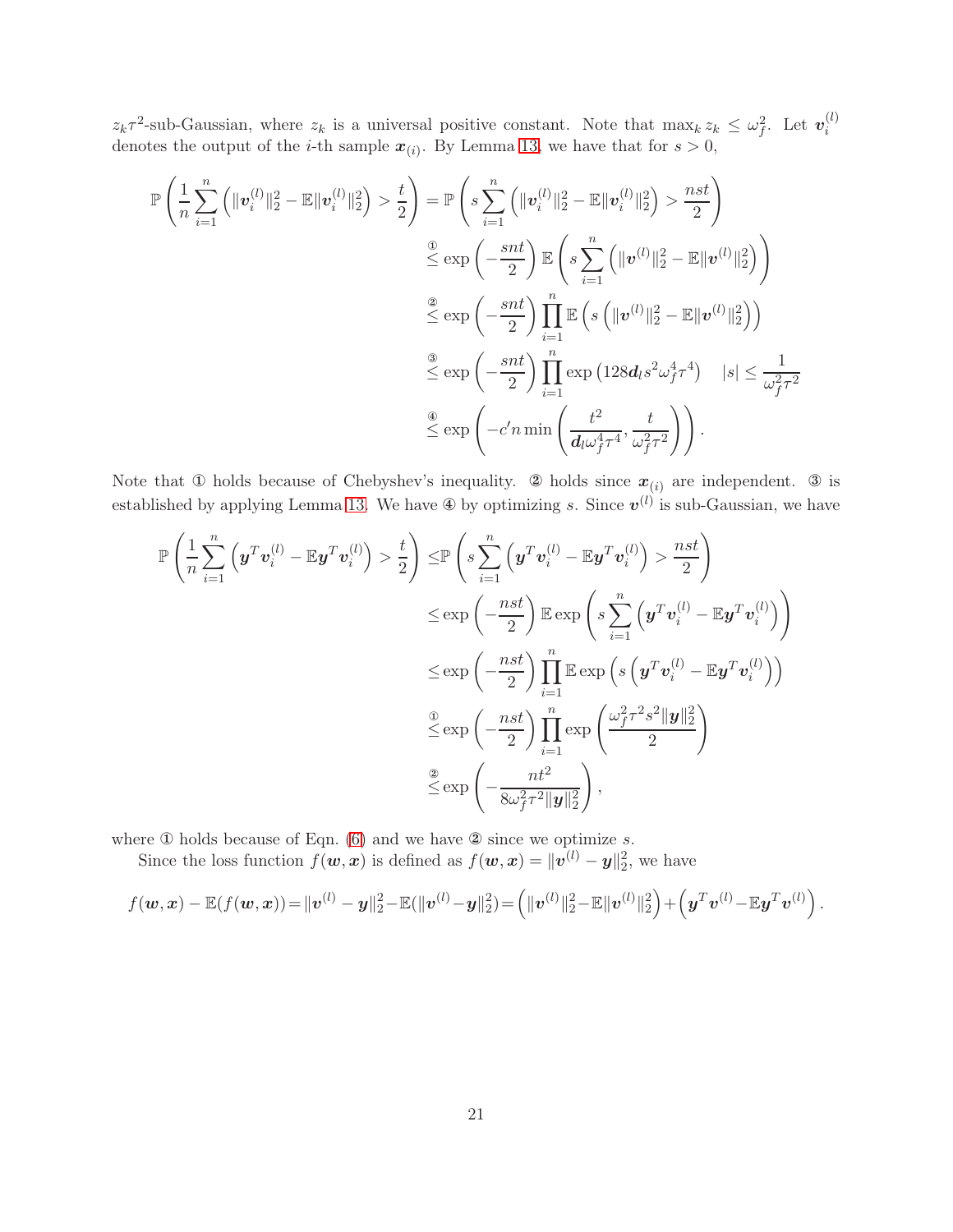$z_k \tau^2$-sub-Gaussian, where $z_k$ is a universal positive constant. Note that $\max_k z_k \leq \omega_f^2$. Let $\boldsymbol{v}_i^{(l)}$ denotes the output of the $i$-th sample $\boldsymbol{x}_{(i)}$. By Lemma 13, we have that for $s > 0$,

$$
\begin{aligned}
\mathbb{P}\left(\frac{1}{n}\sum_{i=1}^{n}\left(\|\boldsymbol{v}_i^{(l)}\|_2^2 - \mathbb{E}\|\boldsymbol{v}_i^{(l)}\|_2^2\right) > \frac{t}{2}\right) &= \mathbb{P}\left(s\sum_{i=1}^{n}\left(\|\boldsymbol{v}_i^{(l)}\|_2^2 - \mathbb{E}\|\boldsymbol{v}_i^{(l)}\|_2^2\right) > \frac{nst}{2}\right)\\
&\overset{①}{\leq} \exp\left(-\frac{snt}{2}\right)\mathbb{E}\left(s\sum_{i=1}^{n}\left(\|\boldsymbol{v}^{(l)}\|_2^2 - \mathbb{E}\|\boldsymbol{v}^{(l)}\|_2^2\right)\right)\\
&\overset{②}{\leq} \exp\left(-\frac{snt}{2}\right)\prod_{i=1}^{n}\mathbb{E}\left(s\left(\|\boldsymbol{v}^{(l)}\|_2^2 - \mathbb{E}\|\boldsymbol{v}^{(l)}\|_2^2\right)\right)\\
&\overset{③}{\leq} \exp\left(-\frac{snt}{2}\right)\prod_{i=1}^{n}\exp\left(128\boldsymbol{d}_l s^2\omega_f^4\tau^4\right) \quad |s| \leq \frac{1}{\omega_f^2\tau^2}\\
&\overset{④}{\leq} \exp\left(-c'n\min\left(\frac{t^2}{\boldsymbol{d}_l\omega_f^4\tau^4}, \frac{t}{\omega_f^2\tau^2}\right)\right).
\end{aligned}
$$

Note that ① holds because of Chebyshev's inequality. ② holds since $\boldsymbol{x}_{(i)}$ are independent. ③ is established by applying Lemma 13. We have ④ by optimizing $s$. Since $\boldsymbol{v}^{(l)}$ is sub-Gaussian, we have

$$
\begin{aligned}
\mathbb{P}\left(\frac{1}{n}\sum_{i=1}^{n}\left(\boldsymbol{y}^T\boldsymbol{v}_i^{(l)} - \mathbb{E}\boldsymbol{y}^T\boldsymbol{v}_i^{(l)}\right) > \frac{t}{2}\right) \leq &\mathbb{P}\left(s\sum_{i=1}^{n}\left(\boldsymbol{y}^T\boldsymbol{v}_i^{(l)} - \mathbb{E}\boldsymbol{y}^T\boldsymbol{v}_i^{(l)}\right) > \frac{nst}{2}\right)\\
&\leq \exp\left(-\frac{nst}{2}\right)\mathbb{E}\exp\left(s\sum_{i=1}^{n}\left(\boldsymbol{y}^T\boldsymbol{v}_i^{(l)} - \mathbb{E}\boldsymbol{y}^T\boldsymbol{v}_i^{(l)}\right)\right)\\
&\leq \exp\left(-\frac{nst}{2}\right)\prod_{i=1}^{n}\mathbb{E}\exp\left(s\left(\boldsymbol{y}^T\boldsymbol{v}_i^{(l)} - \mathbb{E}\boldsymbol{y}^T\boldsymbol{v}_i^{(l)}\right)\right)\\
&\overset{①}{\leq} \exp\left(-\frac{nst}{2}\right)\prod_{i=1}^{n}\exp\left(\frac{\omega_f^2\tau^2 s^2\|\boldsymbol{y}\|_2^2}{2}\right)\\
&\overset{②}{\leq} \exp\left(-\frac{nt^2}{8\omega_f^2\tau^2\|\boldsymbol{y}\|_2^2}\right),
\end{aligned}
$$

where ① holds because of Eqn. (6) and we have ② since we optimize $s$.

Since the loss function $f(\boldsymbol{w},\boldsymbol{x})$ is defined as $f(\boldsymbol{w},\boldsymbol{x}) = \|\boldsymbol{v}^{(l)} - \boldsymbol{y}\|_2^2$, we have

$$
f(\boldsymbol{w},\boldsymbol{x}) - \mathbb{E}(f(\boldsymbol{w},\boldsymbol{x})) = \|\boldsymbol{v}^{(l)} - \boldsymbol{y}\|_2^2 - \mathbb{E}(\|\boldsymbol{v}^{(l)} - \boldsymbol{y}\|_2^2) = \left(\|\boldsymbol{v}^{(l)}\|_2^2 - \mathbb{E}\|\boldsymbol{v}^{(l)}\|_2^2\right) + \left(\boldsymbol{y}^T\boldsymbol{v}^{(l)} - \mathbb{E}\boldsymbol{y}^T\boldsymbol{v}^{(l)}\right).
$$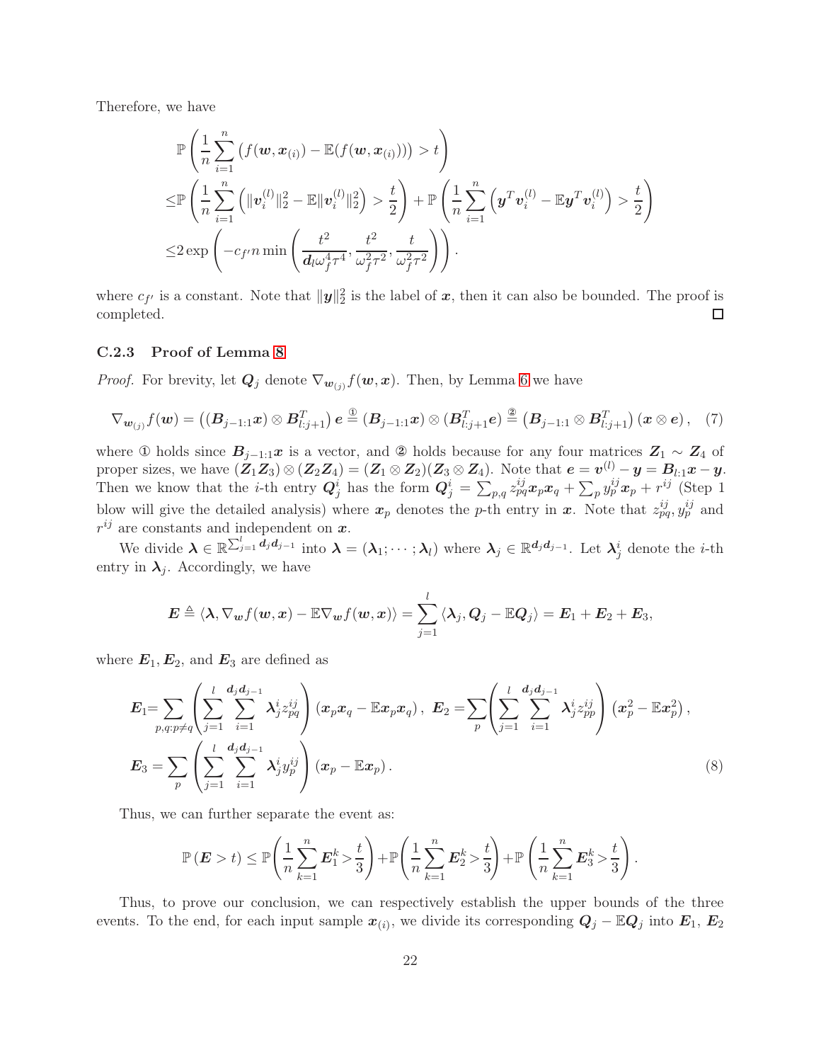Therefore, we have

$$
\begin{aligned}
&\mathbb{P}\left(\frac{1}{n}\sum_{i=1}^{n}\left(f(\boldsymbol{w},\boldsymbol{x}_{(i)})-\mathbb{E}(f(\boldsymbol{w},\boldsymbol{x}_{(i)}))\right)>t\right)\\
\leq&\mathbb{P}\left(\frac{1}{n}\sum_{i=1}^{n}\left(\|\boldsymbol{v}_i^{(l)}\|_2^2-\mathbb{E}\|\boldsymbol{v}_i^{(l)}\|_2^2\right)>\frac{t}{2}\right)+\mathbb{P}\left(\frac{1}{n}\sum_{i=1}^{n}\left(\boldsymbol{y}^T\boldsymbol{v}_i^{(l)}-\mathbb{E}\boldsymbol{y}^T\boldsymbol{v}_i^{(l)}\right)>\frac{t}{2}\right)\\
\leq&2\exp\left(-c_{f'}n\min\left(\frac{t^2}{\boldsymbol{d}_l\omega_f^4\tau^4},\frac{t^2}{\omega_f^2\tau^2},\frac{t}{\omega_f^2\tau^2}\right)\right).
\end{aligned}
$$

where $c_{f'}$ is a constant. Note that $\|\boldsymbol{y}\|_2^2$ is the label of $\boldsymbol{x}$, then it can also be bounded. The proof is completed. □

### C.2.3 Proof of Lemma 8

*Proof.* For brevity, let $\boldsymbol{Q}_j$ denote $\nabla_{\boldsymbol{w}_{(j)}}f(\boldsymbol{w},\boldsymbol{x})$. Then, by Lemma 6 we have

$$
\nabla_{\boldsymbol{w}_{(j)}}f(\boldsymbol{w})=\left((\boldsymbol{B}_{j-1:1}\boldsymbol{x})\otimes\boldsymbol{B}_{l:j+1}^T\right)\boldsymbol{e}\overset{①}{=}(\boldsymbol{B}_{j-1:1}\boldsymbol{x})\otimes(\boldsymbol{B}_{l:j+1}^T\boldsymbol{e})\overset{②}{=}\left(\boldsymbol{B}_{j-1:1}\otimes\boldsymbol{B}_{l:j+1}^T\right)(\boldsymbol{x}\otimes\boldsymbol{e}),\quad(7)
$$

where ① holds since $\boldsymbol{B}_{j-1:1}\boldsymbol{x}$ is a vector, and ② holds because for any four matrices $\boldsymbol{Z}_1\sim\boldsymbol{Z}_4$ of proper sizes, we have $(\boldsymbol{Z}_1\boldsymbol{Z}_3)\otimes(\boldsymbol{Z}_2\boldsymbol{Z}_4)=(\boldsymbol{Z}_1\otimes\boldsymbol{Z}_2)(\boldsymbol{Z}_3\otimes\boldsymbol{Z}_4)$. Note that $\boldsymbol{e}=\boldsymbol{v}^{(l)}-\boldsymbol{y}=\boldsymbol{B}_{l:1}\boldsymbol{x}-\boldsymbol{y}$. Then we know that the $i$-th entry $\boldsymbol{Q}_j^i$ has the form $\boldsymbol{Q}_j^i=\sum_{p,q}z_{pq}^{ij}\boldsymbol{x}_p\boldsymbol{x}_q+\sum_p y_p^{ij}\boldsymbol{x}_p+r^{ij}$ (Step 1 blow will give the detailed analysis) where $\boldsymbol{x}_p$ denotes the $p$-th entry in $\boldsymbol{x}$. Note that $z_{pq}^{ij},y_p^{ij}$ and $r^{ij}$ are constants and independent on $\boldsymbol{x}$.

We divide $\boldsymbol{\lambda}\in\mathbb{R}^{\sum_{j=1}^{l}\boldsymbol{d}_j\boldsymbol{d}_{j-1}}$ into $\boldsymbol{\lambda}=(\boldsymbol{\lambda}_1;\cdots;\boldsymbol{\lambda}_l)$ where $\boldsymbol{\lambda}_j\in\mathbb{R}^{\boldsymbol{d}_j\boldsymbol{d}_{j-1}}$. Let $\boldsymbol{\lambda}_j^i$ denote the $i$-th entry in $\boldsymbol{\lambda}_j$. Accordingly, we have

$$
\boldsymbol{E}\triangleq\langle\boldsymbol{\lambda},\nabla_{\boldsymbol{w}}f(\boldsymbol{w},\boldsymbol{x})-\mathbb{E}\nabla_{\boldsymbol{w}}f(\boldsymbol{w},\boldsymbol{x})\rangle=\sum_{j=1}^{l}\langle\boldsymbol{\lambda}_j,\boldsymbol{Q}_j-\mathbb{E}\boldsymbol{Q}_j\rangle=\boldsymbol{E}_1+\boldsymbol{E}_2+\boldsymbol{E}_3,
$$

where $\boldsymbol{E}_1,\boldsymbol{E}_2$, and $\boldsymbol{E}_3$ are defined as

$$
\begin{aligned}
&\boldsymbol{E}_1=\sum_{p,q:p\neq q}\left(\sum_{j=1}^{l}\sum_{i=1}^{\boldsymbol{d}_j\boldsymbol{d}_{j-1}}\boldsymbol{\lambda}_j^i z_{pq}^{ij}\right)(\boldsymbol{x}_p\boldsymbol{x}_q-\mathbb{E}\boldsymbol{x}_p\boldsymbol{x}_q),\ \boldsymbol{E}_2=\sum_{p}\left(\sum_{j=1}^{l}\sum_{i=1}^{\boldsymbol{d}_j\boldsymbol{d}_{j-1}}\boldsymbol{\lambda}_j^i z_{pp}^{ij}\right)(\boldsymbol{x}_p^2-\mathbb{E}\boldsymbol{x}_p^2),\\
&\boldsymbol{E}_3=\sum_{p}\left(\sum_{j=1}^{l}\sum_{i=1}^{\boldsymbol{d}_j\boldsymbol{d}_{j-1}}\boldsymbol{\lambda}_j^i y_p^{ij}\right)(\boldsymbol{x}_p-\mathbb{E}\boldsymbol{x}_p).
\end{aligned}\quad(8)
$$

Thus, we can further separate the event as:

$$
\mathbb{P}(\boldsymbol{E}>t)\leq\mathbb{P}\left(\frac{1}{n}\sum_{k=1}^{n}\boldsymbol{E}_1^k>\frac{t}{3}\right)+\mathbb{P}\left(\frac{1}{n}\sum_{k=1}^{n}\boldsymbol{E}_2^k>\frac{t}{3}\right)+\mathbb{P}\left(\frac{1}{n}\sum_{k=1}^{n}\boldsymbol{E}_3^k>\frac{t}{3}\right).
$$

Thus, to prove our conclusion, we can respectively establish the upper bounds of the three events. To the end, for each input sample $\boldsymbol{x}_{(i)}$, we divide its corresponding $\boldsymbol{Q}_j-\mathbb{E}\boldsymbol{Q}_j$ into $\boldsymbol{E}_1$, $\boldsymbol{E}_2$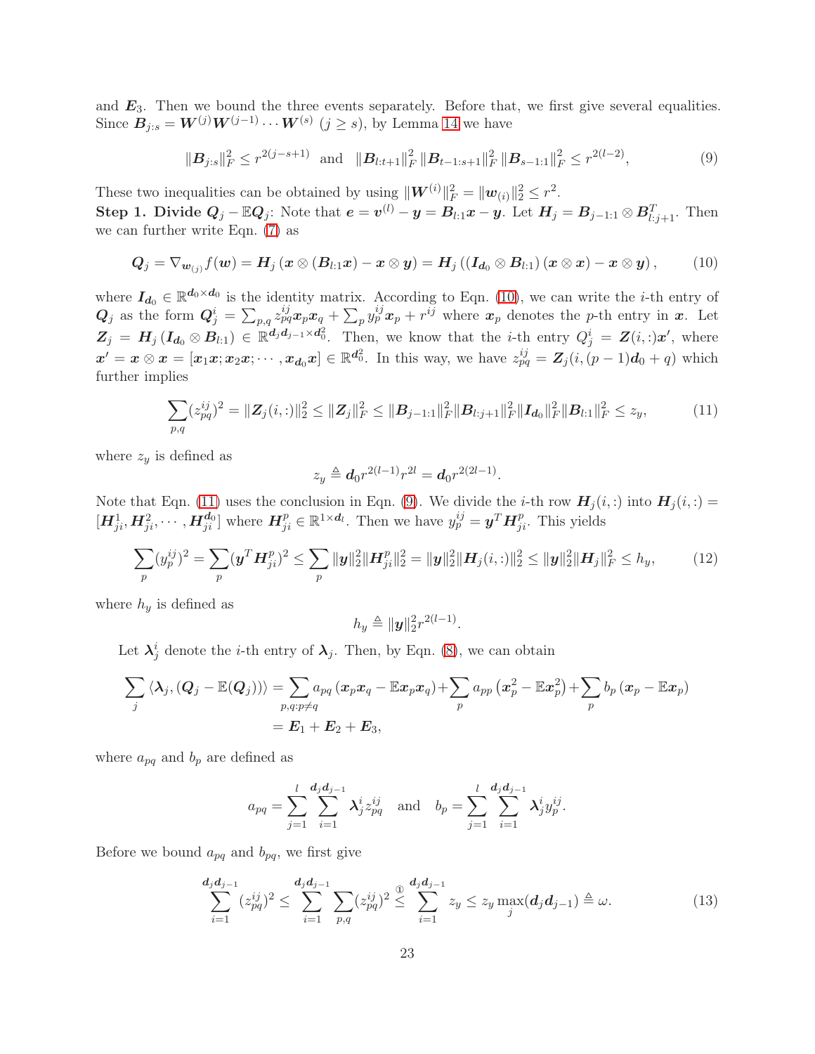and $\boldsymbol{E}_3$. Then we bound the three events separately. Before that, we first give several equalities. Since $\boldsymbol{B}_{j:s} = \boldsymbol{W}^{(j)}\boldsymbol{W}^{(j-1)}\cdots\boldsymbol{W}^{(s)}$ $(j \geq s)$, by Lemma 14 we have

$$\|\boldsymbol{B}_{j:s}\|_F^2 \leq r^{2(j-s+1)} \quad \text{and} \quad \|\boldsymbol{B}_{l:t+1}\|_F^2 \, \|\boldsymbol{B}_{t-1:s+1}\|_F^2 \, \|\boldsymbol{B}_{s-1:1}\|_F^2 \leq r^{2(l-2)}, \tag{9}$$

These two inequalities can be obtained by using $\|\boldsymbol{W}^{(i)}\|_F^2 = \|\boldsymbol{w}_{(i)}\|_2^2 \leq r^2$.

**Step 1. Divide $\boldsymbol{Q}_j - \mathbb{E}\boldsymbol{Q}_j$:** Note that $\boldsymbol{e} = \boldsymbol{v}^{(l)} - \boldsymbol{y} = \boldsymbol{B}_{l:1}\boldsymbol{x} - \boldsymbol{y}$. Let $\boldsymbol{H}_j = \boldsymbol{B}_{j-1:1} \otimes \boldsymbol{B}_{l:j+1}^T$. Then we can further write Eqn. (7) as

$$\boldsymbol{Q}_j = \nabla_{\boldsymbol{w}_{(j)}} f(\boldsymbol{w}) = \boldsymbol{H}_j\left(\boldsymbol{x} \otimes (\boldsymbol{B}_{l:1}\boldsymbol{x}) - \boldsymbol{x} \otimes \boldsymbol{y}\right) = \boldsymbol{H}_j\left(\left(\boldsymbol{I}_{\boldsymbol{d}_0} \otimes \boldsymbol{B}_{l:1}\right)(\boldsymbol{x} \otimes \boldsymbol{x}) - \boldsymbol{x} \otimes \boldsymbol{y}\right), \tag{10}$$

where $\boldsymbol{I}_{\boldsymbol{d}_0} \in \mathbb{R}^{\boldsymbol{d}_0 \times \boldsymbol{d}_0}$ is the identity matrix. According to Eqn. (10), we can write the $i$-th entry of $\boldsymbol{Q}_j$ as the form $\boldsymbol{Q}_j^i = \sum_{p,q} z_{pq}^{ij}\boldsymbol{x}_p\boldsymbol{x}_q + \sum_p y_p^{ij}\boldsymbol{x}_p + r^{ij}$ where $\boldsymbol{x}_p$ denotes the $p$-th entry in $\boldsymbol{x}$. Let $\boldsymbol{Z}_j = \boldsymbol{H}_j\left(\boldsymbol{I}_{\boldsymbol{d}_0} \otimes \boldsymbol{B}_{l:1}\right) \in \mathbb{R}^{\boldsymbol{d}_j\boldsymbol{d}_{j-1} \times \boldsymbol{d}_0^2}$. Then, we know that the $i$-th entry $Q_j^i = \boldsymbol{Z}(i,:)\boldsymbol{x}'$, where $\boldsymbol{x}' = \boldsymbol{x} \otimes \boldsymbol{x} = [\boldsymbol{x}_1\boldsymbol{x}; \boldsymbol{x}_2\boldsymbol{x}; \cdots, \boldsymbol{x}_{\boldsymbol{d}_0}\boldsymbol{x}] \in \mathbb{R}^{\boldsymbol{d}_0^2}$. In this way, we have $z_{pq}^{ij} = \boldsymbol{Z}_j(i, (p-1)\boldsymbol{d}_0 + q)$ which further implies

$$\sum_{p,q}(z_{pq}^{ij})^2 = \|\boldsymbol{Z}_j(i,:)\|_2^2 \leq \|\boldsymbol{Z}_j\|_F^2 \leq \|\boldsymbol{B}_{j-1:1}\|_F^2\|\boldsymbol{B}_{l:j+1}\|_F^2\|\boldsymbol{I}_{\boldsymbol{d}_0}\|_F^2\|\boldsymbol{B}_{l:1}\|_F^2 \leq z_y, \tag{11}$$

where $z_y$ is defined as

$$z_y \triangleq \boldsymbol{d}_0 r^{2(l-1)} r^{2l} = \boldsymbol{d}_0 r^{2(2l-1)}.$$

Note that Eqn. (11) uses the conclusion in Eqn. (9). We divide the $i$-th row $\boldsymbol{H}_j(i,:)$ into $\boldsymbol{H}_j(i,:) = [\boldsymbol{H}_{ji}^1, \boldsymbol{H}_{ji}^2, \cdots, \boldsymbol{H}_{ji}^{\boldsymbol{d}_0}]$ where $\boldsymbol{H}_{ji}^p \in \mathbb{R}^{1 \times \boldsymbol{d}_l}$. Then we have $y_p^{ij} = \boldsymbol{y}^T\boldsymbol{H}_{ji}^p$. This yields

$$\sum_p (y_p^{ij})^2 = \sum_p (\boldsymbol{y}^T\boldsymbol{H}_{ji}^p)^2 \leq \sum_p \|\boldsymbol{y}\|_2^2\|\boldsymbol{H}_{ji}^p\|_2^2 = \|\boldsymbol{y}\|_2^2\|\boldsymbol{H}_j(i,:)\|_2^2 \leq \|\boldsymbol{y}\|_2^2\|\boldsymbol{H}_j\|_F^2 \leq h_y, \tag{12}$$

where $h_y$ is defined as

$$h_y \triangleq \|\boldsymbol{y}\|_2^2 r^{2(l-1)}.$$

Let $\boldsymbol{\lambda}_j^i$ denote the $i$-th entry of $\boldsymbol{\lambda}_j$. Then, by Eqn. (8), we can obtain

$$\begin{aligned}
\sum_j \langle \boldsymbol{\lambda}_j, (\boldsymbol{Q}_j - \mathbb{E}(\boldsymbol{Q}_j)) \rangle &= \sum_{p,q:p\neq q} a_{pq}\left(\boldsymbol{x}_p\boldsymbol{x}_q - \mathbb{E}\boldsymbol{x}_p\boldsymbol{x}_q\right) + \sum_p a_{pp}\left(\boldsymbol{x}_p^2 - \mathbb{E}\boldsymbol{x}_p^2\right) + \sum_p b_p\left(\boldsymbol{x}_p - \mathbb{E}\boldsymbol{x}_p\right) \\
&= \boldsymbol{E}_1 + \boldsymbol{E}_2 + \boldsymbol{E}_3,
\end{aligned}$$

where $a_{pq}$ and $b_p$ are defined as

$$a_{pq} = \sum_{j=1}^{l}\sum_{i=1}^{\boldsymbol{d}_j\boldsymbol{d}_{j-1}} \boldsymbol{\lambda}_j^i z_{pq}^{ij} \quad \text{and} \quad b_p = \sum_{j=1}^{l}\sum_{i=1}^{\boldsymbol{d}_j\boldsymbol{d}_{j-1}} \boldsymbol{\lambda}_j^i y_p^{ij}.$$

Before we bound $a_{pq}$ and $b_{pq}$, we first give

$$\sum_{i=1}^{\boldsymbol{d}_j\boldsymbol{d}_{j-1}} (z_{pq}^{ij})^2 \leq \sum_{i=1}^{\boldsymbol{d}_j\boldsymbol{d}_{j-1}} \sum_{p,q}(z_{pq}^{ij})^2 \overset{①}{\leq} \sum_{i=1}^{\boldsymbol{d}_j\boldsymbol{d}_{j-1}} z_y \leq z_y \max_j(\boldsymbol{d}_j\boldsymbol{d}_{j-1}) \triangleq \omega. \tag{13}$$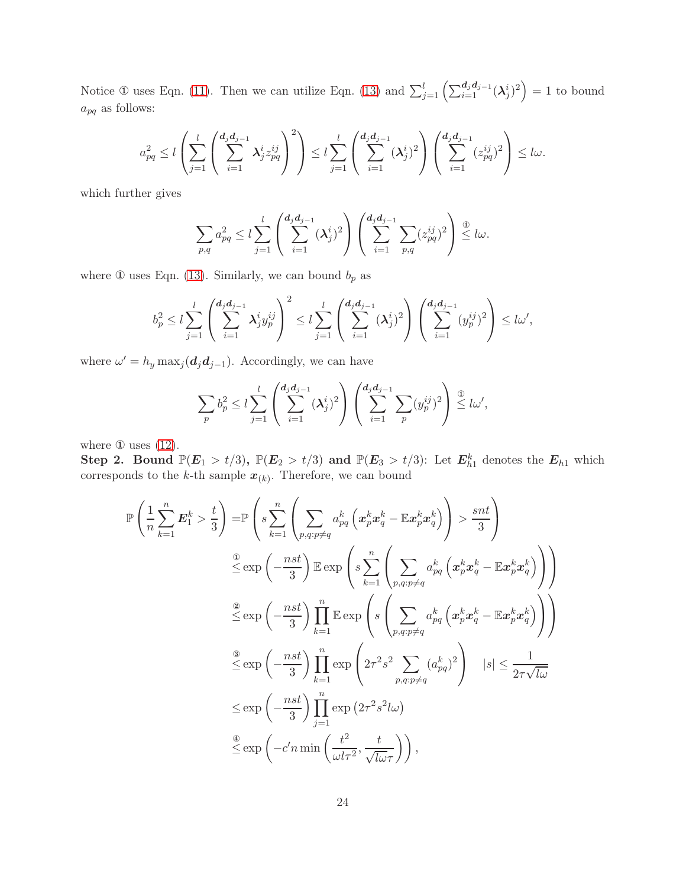Notice ① uses Eqn. (11). Then we can utilize Eqn. (13) and $\sum_{j=1}^{l}\left(\sum_{i=1}^{\boldsymbol{d}_j\boldsymbol{d}_{j-1}}(\boldsymbol{\lambda}_j^i)^2\right)=1$ to bound $a_{pq}$ as follows:

$$a_{pq}^2 \leq l\left(\sum_{j=1}^{l}\left(\sum_{i=1}^{\boldsymbol{d}_j\boldsymbol{d}_{j-1}}\boldsymbol{\lambda}_j^i z_{pq}^{ij}\right)^2\right) \leq l\sum_{j=1}^{l}\left(\sum_{i=1}^{\boldsymbol{d}_j\boldsymbol{d}_{j-1}}(\boldsymbol{\lambda}_j^i)^2\right)\left(\sum_{i=1}^{\boldsymbol{d}_j\boldsymbol{d}_{j-1}}(z_{pq}^{ij})^2\right) \leq l\omega.$$

which further gives

$$\sum_{p,q} a_{pq}^2 \leq l\sum_{j=1}^{l}\left(\sum_{i=1}^{\boldsymbol{d}_j\boldsymbol{d}_{j-1}}(\boldsymbol{\lambda}_j^i)^2\right)\left(\sum_{i=1}^{\boldsymbol{d}_j\boldsymbol{d}_{j-1}}\sum_{p,q}(z_{pq}^{ij})^2\right) \overset{①}{\leq} l\omega.$$

where ① uses Eqn. (13). Similarly, we can bound $b_p$ as

$$b_p^2 \leq l\sum_{j=1}^{l}\left(\sum_{i=1}^{\boldsymbol{d}_j\boldsymbol{d}_{j-1}}\boldsymbol{\lambda}_j^i y_p^{ij}\right)^2 \leq l\sum_{j=1}^{l}\left(\sum_{i=1}^{\boldsymbol{d}_j\boldsymbol{d}_{j-1}}(\boldsymbol{\lambda}_j^i)^2\right)\left(\sum_{i=1}^{\boldsymbol{d}_j\boldsymbol{d}_{j-1}}(y_p^{ij})^2\right) \leq l\omega',$$

where $\omega' = h_y \max_j(\boldsymbol{d}_j\boldsymbol{d}_{j-1})$. Accordingly, we can have

$$\sum_{p} b_p^2 \leq l\sum_{j=1}^{l}\left(\sum_{i=1}^{\boldsymbol{d}_j\boldsymbol{d}_{j-1}}(\boldsymbol{\lambda}_j^i)^2\right)\left(\sum_{i=1}^{\boldsymbol{d}_j\boldsymbol{d}_{j-1}}\sum_{p}(y_p^{ij})^2\right) \overset{①}{\leq} l\omega',$$

where ① uses (12).

**Step 2. Bound $\mathbb{P}(\boldsymbol{E}_1 > t/3)$, $\mathbb{P}(\boldsymbol{E}_2 > t/3)$ and $\mathbb{P}(\boldsymbol{E}_3 > t/3)$:** Let $\boldsymbol{E}_{h1}^k$ denotes the $\boldsymbol{E}_{h1}$ which corresponds to the $k$-th sample $\boldsymbol{x}_{(k)}$. Therefore, we can bound

$$\begin{aligned}
\mathbb{P}\left(\frac{1}{n}\sum_{k=1}^{n}\boldsymbol{E}_1^k > \frac{t}{3}\right) =& \mathbb{P}\left(s\sum_{k=1}^{n}\left(\sum_{p,q:p\neq q} a_{pq}^k\left(\boldsymbol{x}_p^k\boldsymbol{x}_q^k - \mathbb{E}\boldsymbol{x}_p^k\boldsymbol{x}_q^k\right)\right) > \frac{snt}{3}\right)\\
&\overset{①}{\leq}\exp\left(-\frac{nst}{3}\right)\mathbb{E}\exp\left(s\sum_{k=1}^{n}\left(\sum_{p,q:p\neq q} a_{pq}^k\left(\boldsymbol{x}_p^k\boldsymbol{x}_q^k - \mathbb{E}\boldsymbol{x}_p^k\boldsymbol{x}_q^k\right)\right)\right)\\
&\overset{②}{\leq}\exp\left(-\frac{nst}{3}\right)\prod_{k=1}^{n}\mathbb{E}\exp\left(s\left(\sum_{p,q:p\neq q} a_{pq}^k\left(\boldsymbol{x}_p^k\boldsymbol{x}_q^k - \mathbb{E}\boldsymbol{x}_p^k\boldsymbol{x}_q^k\right)\right)\right)\\
&\overset{③}{\leq}\exp\left(-\frac{nst}{3}\right)\prod_{k=1}^{n}\exp\left(2\tau^2 s^2\sum_{p,q:p\neq q}(a_{pq}^k)^2\right)\quad |s|\leq\frac{1}{2\tau\sqrt{l\omega}}\\
&\leq\exp\left(-\frac{nst}{3}\right)\prod_{j=1}^{n}\exp\left(2\tau^2 s^2 l\omega\right)\\
&\overset{④}{\leq}\exp\left(-c'n\min\left(\frac{t^2}{\omega l\tau^2},\frac{t}{\sqrt{l\omega}\tau}\right)\right),
\end{aligned}$$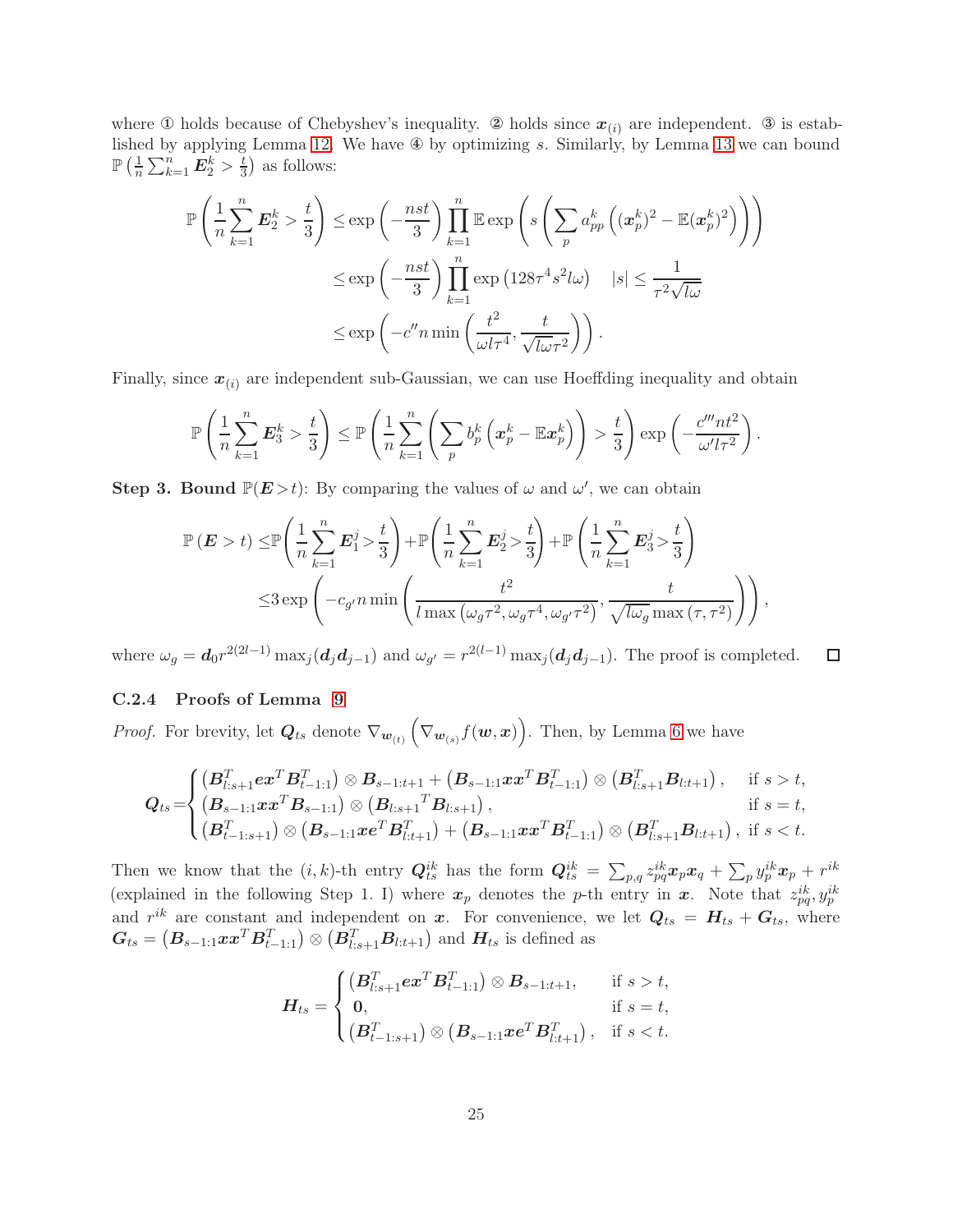where ① holds because of Chebyshev's inequality. ② holds since $\boldsymbol{x}_{(i)}$ are independent. ③ is established by applying Lemma 12. We have ④ by optimizing $s$. Similarly, by Lemma 13 we can bound $\mathbb{P}\left(\frac{1}{n}\sum_{k=1}^n \boldsymbol{E}_2^k > \frac{t}{3}\right)$ as follows:

$$
\begin{aligned}
\mathbb{P}\left(\frac{1}{n}\sum_{k=1}^{n}\boldsymbol{E}_2^k > \frac{t}{3}\right) &\leq \exp\left(-\frac{nst}{3}\right)\prod_{k=1}^{n}\mathbb{E}\exp\left(s\left(\sum_p a_{pp}^k\left((\boldsymbol{x}_p^k)^2-\mathbb{E}(\boldsymbol{x}_p^k)^2\right)\right)\right)\\
&\leq \exp\left(-\frac{nst}{3}\right)\prod_{k=1}^{n}\exp\left(128\tau^4 s^2 l\omega\right) \quad |s|\leq\frac{1}{\tau^2\sqrt{l\omega}}\\
&\leq \exp\left(-c'' n\min\left(\frac{t^2}{\omega l\tau^4},\frac{t}{\sqrt{l\omega}\tau^2}\right)\right).
\end{aligned}
$$

Finally, since $\boldsymbol{x}_{(i)}$ are independent sub-Gaussian, we can use Hoeffding inequality and obtain

$$
\mathbb{P}\left(\frac{1}{n}\sum_{k=1}^{n}\boldsymbol{E}_3^k > \frac{t}{3}\right) \leq \mathbb{P}\left(\frac{1}{n}\sum_{k=1}^{n}\left(\sum_p b_p^k\left(\boldsymbol{x}_p^k-\mathbb{E}\boldsymbol{x}_p^k\right)\right)>\frac{t}{3}\right)\exp\left(-\frac{c''' n t^2}{\omega' l\tau^2}\right).
$$

**Step 3. Bound $\mathbb{P}(\boldsymbol{E}>t)$:** By comparing the values of $\omega$ and $\omega'$, we can obtain

$$
\begin{aligned}
\mathbb{P}\left(\boldsymbol{E}>t\right) \leq&\mathbb{P}\left(\frac{1}{n}\sum_{k=1}^{n}\boldsymbol{E}_1^j>\frac{t}{3}\right)+\mathbb{P}\left(\frac{1}{n}\sum_{k=1}^{n}\boldsymbol{E}_2^j>\frac{t}{3}\right)+\mathbb{P}\left(\frac{1}{n}\sum_{k=1}^{n}\boldsymbol{E}_3^j>\frac{t}{3}\right)\\
\leq& 3\exp\left(-c_{g'}n\min\left(\frac{t^2}{l\max\left(\omega_g\tau^2,\omega_g\tau^4,\omega_{g'}\tau^2\right)},\frac{t}{\sqrt{l\omega_g}\max\left(\tau,\tau^2\right)}\right)\right),
\end{aligned}
$$

where $\omega_g=\boldsymbol{d}_0 r^{2(2l-1)}\max_j(\boldsymbol{d}_j\boldsymbol{d}_{j-1})$ and $\omega_{g'}=r^{2(l-1)}\max_j(\boldsymbol{d}_j\boldsymbol{d}_{j-1})$. The proof is completed. $\square$

### C.2.4 Proofs of Lemma 9

*Proof.* For brevity, let $\boldsymbol{Q}_{ts}$ denote $\nabla_{\boldsymbol{w}_{(t)}}\left(\nabla_{\boldsymbol{w}_{(s)}}f(\boldsymbol{w},\boldsymbol{x})\right)$. Then, by Lemma 6 we have

$$
\boldsymbol{Q}_{ts}=\begin{cases}\left(\boldsymbol{B}_{l:s+1}^T\boldsymbol{e}\boldsymbol{x}^T\boldsymbol{B}_{t-1:1}^T\right)\otimes\boldsymbol{B}_{s-1:t+1}+\left(\boldsymbol{B}_{s-1:1}\boldsymbol{x}\boldsymbol{x}^T\boldsymbol{B}_{t-1:1}^T\right)\otimes\left(\boldsymbol{B}_{l:s+1}^T\boldsymbol{B}_{l:t+1}\right), & \text{if } s>t,\\ \left(\boldsymbol{B}_{s-1:1}\boldsymbol{x}\boldsymbol{x}^T\boldsymbol{B}_{s-1:1}\right)\otimes\left(\boldsymbol{B}_{l:s+1}{}^T\boldsymbol{B}_{l:s+1}\right), & \text{if } s=t,\\ \left(\boldsymbol{B}_{t-1:s+1}^T\right)\otimes\left(\boldsymbol{B}_{s-1:1}\boldsymbol{x}\boldsymbol{e}^T\boldsymbol{B}_{l:t+1}^T\right)+\left(\boldsymbol{B}_{s-1:1}\boldsymbol{x}\boldsymbol{x}^T\boldsymbol{B}_{t-1:1}^T\right)\otimes\left(\boldsymbol{B}_{l:s+1}^T\boldsymbol{B}_{l:t+1}\right), & \text{if } s<t.\end{cases}
$$

Then we know that the $(i,k)$-th entry $\boldsymbol{Q}_{ts}^{ik}$ has the form $\boldsymbol{Q}_{ts}^{ik}=\sum_{p,q}z_{pq}^{ik}\boldsymbol{x}_p\boldsymbol{x}_q+\sum_p y_p^{ik}\boldsymbol{x}_p+r^{ik}$ (explained in the following Step 1. I) where $\boldsymbol{x}_p$ denotes the $p$-th entry in $\boldsymbol{x}$. Note that $z_{pq}^{ik}, y_p^{ik}$ and $r^{ik}$ are constant and independent on $\boldsymbol{x}$. For convenience, we let $\boldsymbol{Q}_{ts}=\boldsymbol{H}_{ts}+\boldsymbol{G}_{ts}$, where $\boldsymbol{G}_{ts}=\left(\boldsymbol{B}_{s-1:1}\boldsymbol{x}\boldsymbol{x}^T\boldsymbol{B}_{t-1:1}^T\right)\otimes\left(\boldsymbol{B}_{l:s+1}^T\boldsymbol{B}_{l:t+1}\right)$ and $\boldsymbol{H}_{ts}$ is defined as

$$
\boldsymbol{H}_{ts}=\begin{cases}\left(\boldsymbol{B}_{l:s+1}^T\boldsymbol{e}\boldsymbol{x}^T\boldsymbol{B}_{t-1:1}^T\right)\otimes\boldsymbol{B}_{s-1:t+1}, & \text{if } s>t,\\ \boldsymbol{0}, & \text{if } s=t,\\ \left(\boldsymbol{B}_{t-1:s+1}^T\right)\otimes\left(\boldsymbol{B}_{s-1:1}\boldsymbol{x}\boldsymbol{e}^T\boldsymbol{B}_{l:t+1}^T\right), & \text{if } s<t.\end{cases}
$$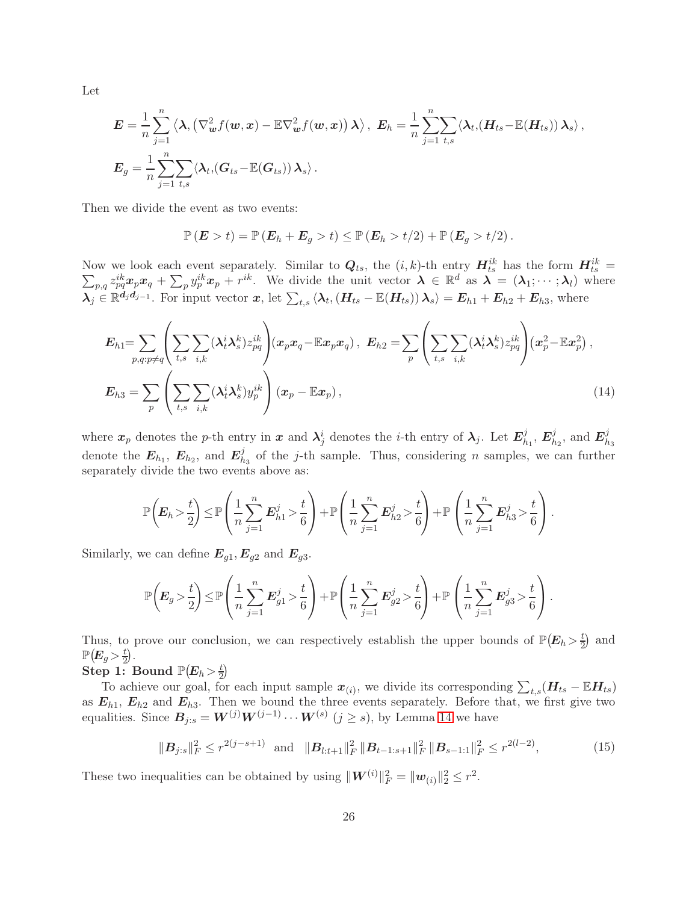Let

$$
\boldsymbol{E} = \frac{1}{n}\sum_{j=1}^{n}\left\langle \boldsymbol{\lambda}, \left(\nabla^2_{\boldsymbol{w}} f(\boldsymbol{w},\boldsymbol{x}) - \mathbb{E}\nabla^2_{\boldsymbol{w}} f(\boldsymbol{w},\boldsymbol{x})\right)\boldsymbol{\lambda}\right\rangle,\ \boldsymbol{E}_h = \frac{1}{n}\sum_{j=1}^{n}\sum_{t,s}\langle \boldsymbol{\lambda}_t, (\boldsymbol{H}_{ts} - \mathbb{E}(\boldsymbol{H}_{ts}))\,\boldsymbol{\lambda}_s\rangle,
$$

$$
\boldsymbol{E}_g = \frac{1}{n}\sum_{j=1}^{n}\sum_{t,s}\langle \boldsymbol{\lambda}_t, (\boldsymbol{G}_{ts} - \mathbb{E}(\boldsymbol{G}_{ts}))\,\boldsymbol{\lambda}_s\rangle.
$$

Then we divide the event as two events:

$$
\mathbb{P}\left(\boldsymbol{E} > t\right) = \mathbb{P}\left(\boldsymbol{E}_h + \boldsymbol{E}_g > t\right) \leq \mathbb{P}\left(\boldsymbol{E}_h > t/2\right) + \mathbb{P}\left(\boldsymbol{E}_g > t/2\right).
$$

Now we look each event separately. Similar to $\boldsymbol{Q}_{ts}$, the $(i,k)$-th entry $\boldsymbol{H}_{ts}^{ik}$ has the form $\boldsymbol{H}_{ts}^{ik} = \sum_{p,q} z_{pq}^{ik}\boldsymbol{x}_p\boldsymbol{x}_q + \sum_p y_p^{ik}\boldsymbol{x}_p + r^{ik}$. We divide the unit vector $\boldsymbol{\lambda} \in \mathbb{R}^d$ as $\boldsymbol{\lambda} = (\boldsymbol{\lambda}_1; \cdots; \boldsymbol{\lambda}_l)$ where $\boldsymbol{\lambda}_j \in \mathbb{R}^{\boldsymbol{d}_j \boldsymbol{d}_{j-1}}$. For input vector $\boldsymbol{x}$, let $\sum_{t,s}\langle \boldsymbol{\lambda}_t, (\boldsymbol{H}_{ts} - \mathbb{E}(\boldsymbol{H}_{ts}))\,\boldsymbol{\lambda}_s\rangle = \boldsymbol{E}_{h1} + \boldsymbol{E}_{h2} + \boldsymbol{E}_{h3}$, where

$$
\boldsymbol{E}_{h1} = \sum_{p,q:p\neq q}\left(\sum_{t,s}\sum_{i,k}(\boldsymbol{\lambda}_t^i\boldsymbol{\lambda}_s^k) z_{pq}^{ik}\right)(\boldsymbol{x}_p\boldsymbol{x}_q - \mathbb{E}\boldsymbol{x}_p\boldsymbol{x}_q),\ \boldsymbol{E}_{h2} = \sum_{p}\left(\sum_{t,s}\sum_{i,k}(\boldsymbol{\lambda}_t^i\boldsymbol{\lambda}_s^k) z_{pq}^{ik}\right)(\boldsymbol{x}_p^2 - \mathbb{E}\boldsymbol{x}_p^2),
$$

$$
\boldsymbol{E}_{h3} = \sum_{p}\left(\sum_{t,s}\sum_{i,k}(\boldsymbol{\lambda}_t^i\boldsymbol{\lambda}_s^k) y_p^{ik}\right)(\boldsymbol{x}_p - \mathbb{E}\boldsymbol{x}_p), \tag{14}
$$

where $\boldsymbol{x}_p$ denotes the $p$-th entry in $\boldsymbol{x}$ and $\boldsymbol{\lambda}_j^i$ denotes the $i$-th entry of $\boldsymbol{\lambda}_j$. Let $\boldsymbol{E}_{h_1}^j$, $\boldsymbol{E}_{h_2}^j$, and $\boldsymbol{E}_{h_3}^j$ denote the $\boldsymbol{E}_{h_1}$, $\boldsymbol{E}_{h_2}$, and $\boldsymbol{E}_{h_3}^j$ of the $j$-th sample. Thus, considering $n$ samples, we can further separately divide the two events above as:

$$
\mathbb{P}\left(\boldsymbol{E}_h > \frac{t}{2}\right) \leq \mathbb{P}\left(\frac{1}{n}\sum_{j=1}^{n}\boldsymbol{E}_{h1}^j > \frac{t}{6}\right) + \mathbb{P}\left(\frac{1}{n}\sum_{j=1}^{n}\boldsymbol{E}_{h2}^j > \frac{t}{6}\right) + \mathbb{P}\left(\frac{1}{n}\sum_{j=1}^{n}\boldsymbol{E}_{h3}^j > \frac{t}{6}\right).
$$

Similarly, we can define $\boldsymbol{E}_{g1}, \boldsymbol{E}_{g2}$ and $\boldsymbol{E}_{g3}$.

$$
\mathbb{P}\left(\boldsymbol{E}_g > \frac{t}{2}\right) \leq \mathbb{P}\left(\frac{1}{n}\sum_{j=1}^{n}\boldsymbol{E}_{g1}^j > \frac{t}{6}\right) + \mathbb{P}\left(\frac{1}{n}\sum_{j=1}^{n}\boldsymbol{E}_{g2}^j > \frac{t}{6}\right) + \mathbb{P}\left(\frac{1}{n}\sum_{j=1}^{n}\boldsymbol{E}_{g3}^j > \frac{t}{6}\right).
$$

Thus, to prove our conclusion, we can respectively establish the upper bounds of $\mathbb{P}\left(\boldsymbol{E}_h > \frac{t}{2}\right)$ and $\mathbb{P}\left(\boldsymbol{E}_g > \frac{t}{2}\right)$.

**Step 1: Bound $\mathbb{P}\left(\boldsymbol{E}_h > \frac{t}{2}\right)$**

To achieve our goal, for each input sample $\boldsymbol{x}_{(i)}$, we divide its corresponding $\sum_{t,s}(\boldsymbol{H}_{ts} - \mathbb{E}\boldsymbol{H}_{ts})$ as $\boldsymbol{E}_{h1}$, $\boldsymbol{E}_{h2}$ and $\boldsymbol{E}_{h3}$. Then we bound the three events separately. Before that, we first give two equalities. Since $\boldsymbol{B}_{j:s} = \boldsymbol{W}^{(j)}\boldsymbol{W}^{(j-1)}\cdots\boldsymbol{W}^{(s)}$ $(j \geq s)$, by Lemma 14 we have

$$
\|\boldsymbol{B}_{j:s}\|_F^2 \leq r^{2(j-s+1)} \quad \text{and} \quad \|\boldsymbol{B}_{l:t+1}\|_F^2\,\|\boldsymbol{B}_{t-1:s+1}\|_F^2\,\|\boldsymbol{B}_{s-1:1}\|_F^2 \leq r^{2(l-2)}, \tag{15}
$$

These two inequalities can be obtained by using $\|\boldsymbol{W}^{(i)}\|_F^2 = \|\boldsymbol{w}_{(i)}\|_2^2 \leq r^2$.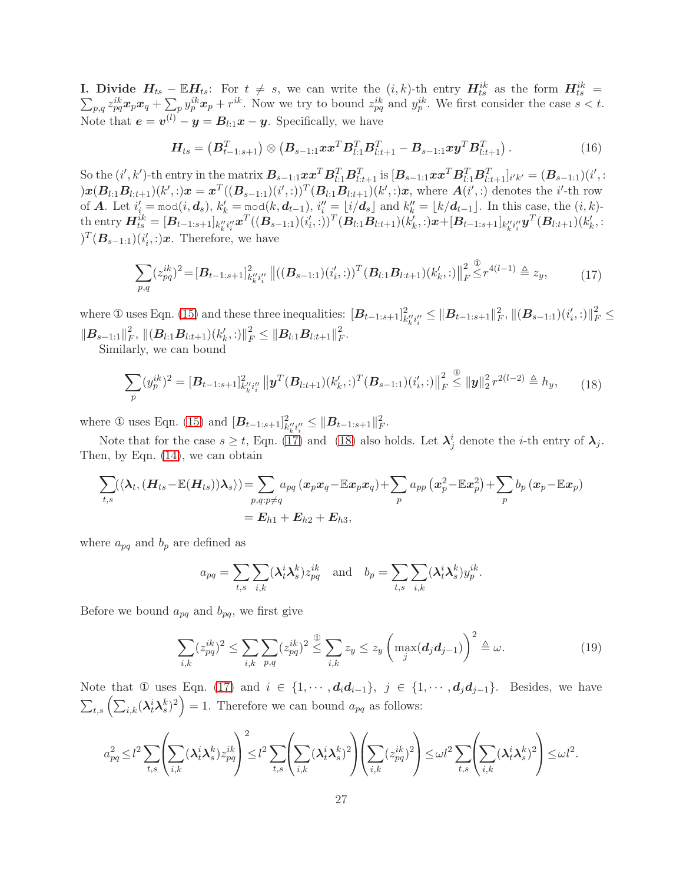**I. Divide $\boldsymbol{H}_{ts} - \mathbb{E}\boldsymbol{H}_{ts}$:** For $t \neq s$, we can write the $(i,k)$-th entry $\boldsymbol{H}_{ts}^{ik}$ as the form $\boldsymbol{H}_{ts}^{ik} = \sum_{p,q} z_{pq}^{ik}\boldsymbol{x}_p\boldsymbol{x}_q + \sum_p y_p^{ik}\boldsymbol{x}_p + r^{ik}$. Now we try to bound $z_{pq}^{ik}$ and $y_p^{ik}$. We first consider the case $s < t$. Note that $\boldsymbol{e} = \boldsymbol{v}^{(l)} - \boldsymbol{y} = \boldsymbol{B}_{l:1}\boldsymbol{x} - \boldsymbol{y}$. Specifically, we have

$$\boldsymbol{H}_{ts} = \left(\boldsymbol{B}_{t-1:s+1}^T\right) \otimes \left(\boldsymbol{B}_{s-1:1}\boldsymbol{x}\boldsymbol{x}^T\boldsymbol{B}_{l:1}^T\boldsymbol{B}_{l:t+1}^T - \boldsymbol{B}_{s-1:1}\boldsymbol{x}\boldsymbol{y}^T\boldsymbol{B}_{l:t+1}^T\right). \tag{16}$$

So the $(i',k')$-th entry in the matrix $\boldsymbol{B}_{s-1:1}\boldsymbol{x}\boldsymbol{x}^T\boldsymbol{B}_{l:1}^T\boldsymbol{B}_{l:t+1}^T$ is $[\boldsymbol{B}_{s-1:1}\boldsymbol{x}\boldsymbol{x}^T\boldsymbol{B}_{l:1}^T\boldsymbol{B}_{l:t+1}^T]_{i'k'} = (\boldsymbol{B}_{s-1:1})(i',:)\boldsymbol{x}(\boldsymbol{B}_{l:1}\boldsymbol{B}_{l:t+1})(k',:)\boldsymbol{x} = \boldsymbol{x}^T((\boldsymbol{B}_{s-1:1})(i',:))^T(\boldsymbol{B}_{l:1}\boldsymbol{B}_{l:t+1})(k',:)\boldsymbol{x}$, where $\boldsymbol{A}(i',:)$ denotes the $i'$-th row of $\boldsymbol{A}$. Let $i_i' = \mathtt{mod}(i, \boldsymbol{d}_s)$, $k_k' = \mathtt{mod}(k, \boldsymbol{d}_{t-1})$, $i_i'' = \lfloor i/\boldsymbol{d}_s \rfloor$ and $k_k'' = \lfloor k/\boldsymbol{d}_{t-1} \rfloor$. In this case, the $(i,k)$-th entry $\boldsymbol{H}_{ts}^{ik} = [\boldsymbol{B}_{t-1:s+1}]_{k_k''i_i''}\boldsymbol{x}^T((\boldsymbol{B}_{s-1:1})(i_i',:))^T(\boldsymbol{B}_{l:1}\boldsymbol{B}_{l:t+1})(k_k',:)\boldsymbol{x} + [\boldsymbol{B}_{t-1:s+1}]_{k_k''i_i''}\boldsymbol{y}^T(\boldsymbol{B}_{l:t+1})(k_k',:)^T(\boldsymbol{B}_{s-1:1})(i_i',:)\boldsymbol{x}$. Therefore, we have

$$\sum_{p,q}(z_{pq}^{ik})^2 = [\boldsymbol{B}_{t-1:s+1}]_{k_k''i_i''}^2 \left\|((\boldsymbol{B}_{s-1:1})(i_i',:))^T(\boldsymbol{B}_{l:1}\boldsymbol{B}_{l:t+1})(k_k',:)\right\|_F^2 \overset{①}{\leq} r^{4(l-1)} \triangleq z_y, \tag{17}$$

where ① uses Eqn. (15) and these three inequalities: $[\boldsymbol{B}_{t-1:s+1}]_{k_k''i_i''}^2 \leq \|\boldsymbol{B}_{t-1:s+1}\|_F^2$, $\|(\boldsymbol{B}_{s-1:1})(i_i',:)\|_F^2 \leq \|\boldsymbol{B}_{s-1:1}\|_F^2$, $\|(\boldsymbol{B}_{l:1}\boldsymbol{B}_{l:t+1})(k_k',:)\|_F^2 \leq \|\boldsymbol{B}_{l:1}\boldsymbol{B}_{l:t+1}\|_F^2$.

Similarly, we can bound

$$\sum_p (y_p^{ik})^2 = [\boldsymbol{B}_{t-1:s+1}]_{k_k''i_i''}^2 \left\|\boldsymbol{y}^T(\boldsymbol{B}_{l:t+1})(k_k',:)^T(\boldsymbol{B}_{s-1:1})(i_i',:)\right\|_F^2 \overset{①}{\leq} \|\boldsymbol{y}\|_2^2 r^{2(l-2)} \triangleq h_y, \tag{18}$$

where ① uses Eqn. (15) and $[\boldsymbol{B}_{t-1:s+1}]_{k_k''i_i''}^2 \leq \|\boldsymbol{B}_{t-1:s+1}\|_F^2$.

Note that for the case $s \geq t$, Eqn. (17) and (18) also holds. Let $\boldsymbol{\lambda}_j^i$ denote the $i$-th entry of $\boldsymbol{\lambda}_j$. Then, by Eqn. (14), we can obtain

$$\begin{aligned}
\sum_{t,s}(\langle\boldsymbol{\lambda}_t, (\boldsymbol{H}_{ts} - \mathbb{E}(\boldsymbol{H}_{ts}))\boldsymbol{\lambda}_s\rangle) &= \sum_{p,q:p\neq q} a_{pq}\left(\boldsymbol{x}_p\boldsymbol{x}_q - \mathbb{E}\boldsymbol{x}_p\boldsymbol{x}_q\right) + \sum_p a_{pp}\left(\boldsymbol{x}_p^2 - \mathbb{E}\boldsymbol{x}_p^2\right) + \sum_p b_p\left(\boldsymbol{x}_p - \mathbb{E}\boldsymbol{x}_p\right) \\
&= \boldsymbol{E}_{h1} + \boldsymbol{E}_{h2} + \boldsymbol{E}_{h3},
\end{aligned}$$

where $a_{pq}$ and $b_p$ are defined as

$$a_{pq} = \sum_{t,s}\sum_{i,k}(\boldsymbol{\lambda}_t^i\boldsymbol{\lambda}_s^k)z_{pq}^{ik} \quad \text{and} \quad b_p = \sum_{t,s}\sum_{i,k}(\boldsymbol{\lambda}_t^i\boldsymbol{\lambda}_s^k)y_p^{ik}.$$

Before we bound $a_{pq}$ and $b_{pq}$, we first give

$$\sum_{i,k}(z_{pq}^{ik})^2 \leq \sum_{i,k}\sum_{p,q}(z_{pq}^{ik})^2 \overset{①}{\leq} \sum_{i,k} z_y \leq z_y\left(\max_j(\boldsymbol{d}_j\boldsymbol{d}_{j-1})\right)^2 \triangleq \omega. \tag{19}$$

Note that ① uses Eqn. (17) and $i \in \{1, \cdots, \boldsymbol{d}_i\boldsymbol{d}_{i-1}\}$, $j \in \{1, \cdots, \boldsymbol{d}_j\boldsymbol{d}_{j-1}\}$. Besides, we have $\sum_{t,s}\left(\sum_{i,k}(\boldsymbol{\lambda}_t^i\boldsymbol{\lambda}_s^k)^2\right) = 1$. Therefore we can bound $a_{pq}$ as follows:

$$a_{pq}^2 \leq l^2\sum_{t,s}\left(\sum_{i,k}(\boldsymbol{\lambda}_t^i\boldsymbol{\lambda}_s^k)z_{pq}^{ik}\right)^2 \leq l^2\sum_{t,s}\left(\sum_{i,k}(\boldsymbol{\lambda}_t^i\boldsymbol{\lambda}_s^k)^2\right)\left(\sum_{i,k}(z_{pq}^{ik})^2\right) \leq \omega l^2\sum_{t,s}\left(\sum_{i,k}(\boldsymbol{\lambda}_t^i\boldsymbol{\lambda}_s^k)^2\right) \leq \omega l^2.$$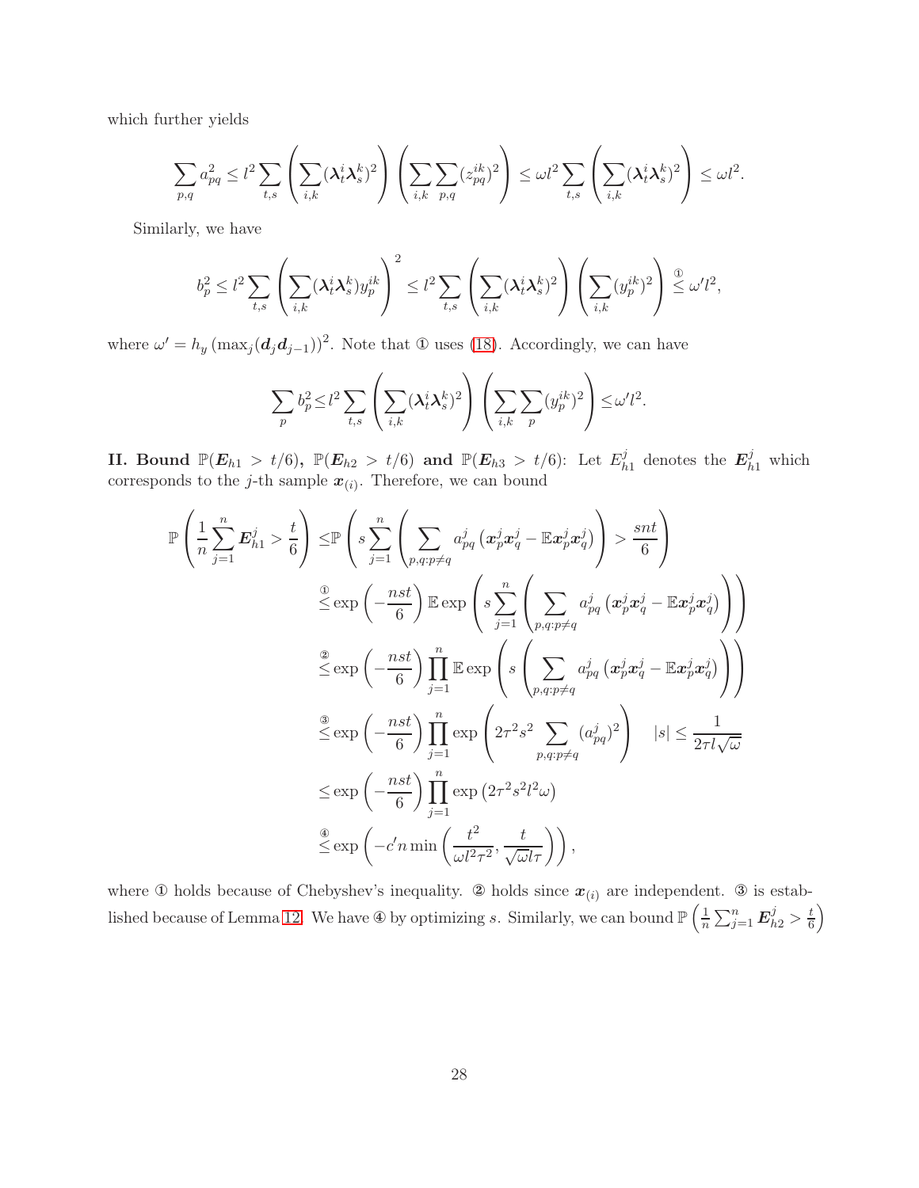which further yields

$$\sum_{p,q} a_{pq}^2 \le l^2 \sum_{t,s} \left( \sum_{i,k} (\boldsymbol{\lambda}_t^i \boldsymbol{\lambda}_s^k)^2 \right) \left( \sum_{i,k} \sum_{p,q} (z_{pq}^{ik})^2 \right) \le \omega l^2 \sum_{t,s} \left( \sum_{i,k} (\boldsymbol{\lambda}_t^i \boldsymbol{\lambda}_s^k)^2 \right) \le \omega l^2.$$

Similarly, we have

$$b_p^2 \le l^2 \sum_{t,s} \left( \sum_{i,k} (\boldsymbol{\lambda}_t^i \boldsymbol{\lambda}_s^k) y_p^{ik} \right)^2 \le l^2 \sum_{t,s} \left( \sum_{i,k} (\boldsymbol{\lambda}_t^i \boldsymbol{\lambda}_s^k)^2 \right) \left( \sum_{i,k} (y_p^{ik})^2 \right) \overset{①}{\le} \omega' l^2,$$

where $\omega' = h_y \left(\max_j (\boldsymbol{d}_j \boldsymbol{d}_{j-1})\right)^2$. Note that ① uses (18). Accordingly, we can have

$$\sum_{p} b_p^2 \le l^2 \sum_{t,s} \left( \sum_{i,k} (\boldsymbol{\lambda}_t^i \boldsymbol{\lambda}_s^k)^2 \right) \left( \sum_{i,k} \sum_{p} (y_p^{ik})^2 \right) \le \omega' l^2.$$

**II. Bound $\mathbb{P}(\boldsymbol{E}_{h1} > t/6)$, $\mathbb{P}(\boldsymbol{E}_{h2} > t/6)$ and $\mathbb{P}(\boldsymbol{E}_{h3} > t/6)$:** Let $E_{h1}^j$ denotes the $\boldsymbol{E}_{h1}^j$ which corresponds to the $j$-th sample $\boldsymbol{x}_{(i)}$. Therefore, we can bound

$$\begin{aligned}
\mathbb{P}\left( \frac{1}{n} \sum_{j=1}^n \boldsymbol{E}_{h1}^j > \frac{t}{6} \right) \le & \mathbb{P}\left( s \sum_{j=1}^n \left( \sum_{p,q:p\neq q} a_{pq}^j \left( \boldsymbol{x}_p^j \boldsymbol{x}_q^j - \mathbb{E} \boldsymbol{x}_p^j \boldsymbol{x}_q^j \right) \right) > \frac{snt}{6} \right) \\
\overset{①}{\le} & \exp\left( -\frac{nst}{6} \right) \mathbb{E} \exp\left( s \sum_{j=1}^n \left( \sum_{p,q:p\neq q} a_{pq}^j \left( \boldsymbol{x}_p^j \boldsymbol{x}_q^j - \mathbb{E} \boldsymbol{x}_p^j \boldsymbol{x}_q^j \right) \right) \right) \\
\overset{②}{\le} & \exp\left( -\frac{nst}{6} \right) \prod_{j=1}^n \mathbb{E} \exp\left( s \left( \sum_{p,q:p\neq q} a_{pq}^j \left( \boldsymbol{x}_p^j \boldsymbol{x}_q^j - \mathbb{E} \boldsymbol{x}_p^j \boldsymbol{x}_q^j \right) \right) \right) \\
\overset{③}{\le} & \exp\left( -\frac{nst}{6} \right) \prod_{j=1}^n \exp\left( 2\tau^2 s^2 \sum_{p,q:p\neq q} (a_{pq}^j)^2 \right) \quad |s| \le \frac{1}{2\tau l \sqrt{\omega}} \\
\le & \exp\left( -\frac{nst}{6} \right) \prod_{j=1}^n \exp\left( 2\tau^2 s^2 l^2 \omega \right) \\
\overset{④}{\le} & \exp\left( -c' n \min\left( \frac{t^2}{\omega l^2 \tau^2}, \frac{t}{\sqrt{\omega} l \tau} \right) \right),
\end{aligned}$$

where ① holds because of Chebyshev's inequality. ② holds since $\boldsymbol{x}_{(i)}$ are independent. ③ is established because of Lemma 12. We have ④ by optimizing $s$. Similarly, we can bound $\mathbb{P}\left( \frac{1}{n} \sum_{j=1}^n \boldsymbol{E}_{h2}^j > \frac{t}{6} \right)$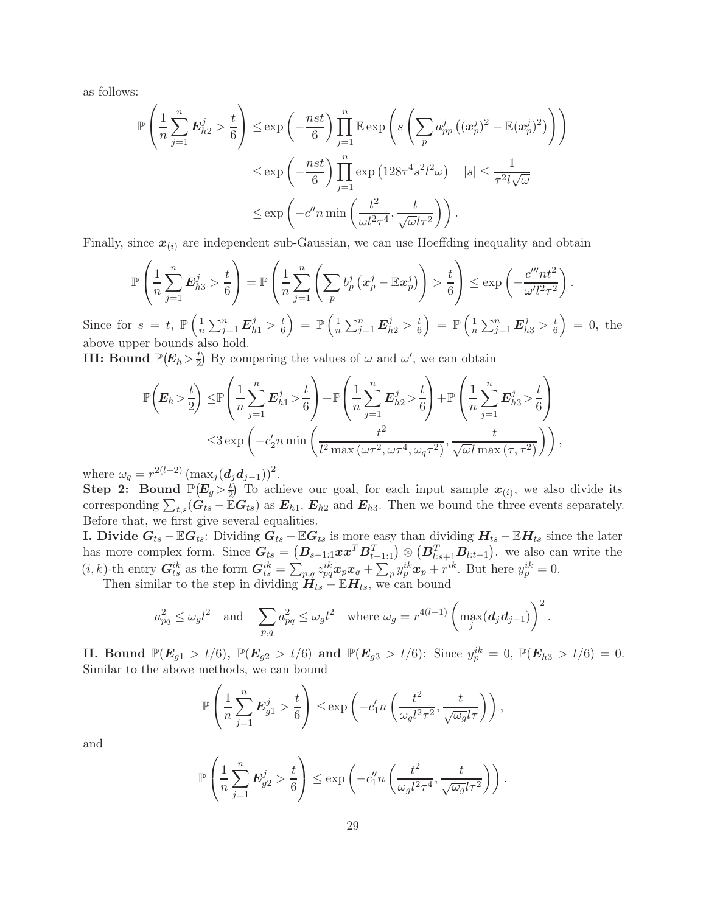as follows:

$$
\begin{aligned}
\mathbb{P}\left(\frac{1}{n}\sum_{j=1}^{n}\boldsymbol{E}_{h2}^{j}>\frac{t}{6}\right) \leq & \exp\left(-\frac{nst}{6}\right)\prod_{j=1}^{n}\mathbb{E}\exp\left(s\left(\sum_{p}a_{pp}^{j}\left((\boldsymbol{x}_{p}^{j})^{2}-\mathbb{E}(\boldsymbol{x}_{p}^{j})^{2}\right)\right)\right)\\
\leq & \exp\left(-\frac{nst}{6}\right)\prod_{j=1}^{n}\exp\left(128\tau^{4}s^{2}l^{2}\omega\right) \quad |s|\leq\frac{1}{\tau^{2}l\sqrt{\omega}}\\
\leq & \exp\left(-c''n\min\left(\frac{t^{2}}{\omega l^{2}\tau^{4}},\frac{t}{\sqrt{\omega}l\tau^{2}}\right)\right).
\end{aligned}
$$

Finally, since $\boldsymbol{x}_{(i)}$ are independent sub-Gaussian, we can use Hoeffding inequality and obtain

$$
\mathbb{P}\left(\frac{1}{n}\sum_{j=1}^{n}\boldsymbol{E}_{h3}^{j}>\frac{t}{6}\right)=\mathbb{P}\left(\frac{1}{n}\sum_{j=1}^{n}\left(\sum_{p}b_{p}^{j}\left(\boldsymbol{x}_{p}^{j}-\mathbb{E}\boldsymbol{x}_{p}^{j}\right)\right)>\frac{t}{6}\right)\leq\exp\left(-\frac{c'''nt^{2}}{\omega' l^{2}\tau^{2}}\right).
$$

Since for $s=t$, $\mathbb{P}\left(\frac{1}{n}\sum_{j=1}^{n}\boldsymbol{E}_{h1}^{j}>\frac{t}{6}\right)=\mathbb{P}\left(\frac{1}{n}\sum_{j=1}^{n}\boldsymbol{E}_{h2}^{j}>\frac{t}{6}\right)=\mathbb{P}\left(\frac{1}{n}\sum_{j=1}^{n}\boldsymbol{E}_{h3}^{j}>\frac{t}{6}\right)=0$, the above upper bounds also hold.

**III: Bound $\mathbb{P}(\boldsymbol{E}_h>\frac{t}{2})$** By comparing the values of $\omega$ and $\omega'$, we can obtain

$$
\begin{aligned}
\mathbb{P}\left(\boldsymbol{E}_{h}>\frac{t}{2}\right) \leq & \mathbb{P}\left(\frac{1}{n}\sum_{j=1}^{n}\boldsymbol{E}_{h1}^{j}>\frac{t}{6}\right)+\mathbb{P}\left(\frac{1}{n}\sum_{j=1}^{n}\boldsymbol{E}_{h2}^{j}>\frac{t}{6}\right)+\mathbb{P}\left(\frac{1}{n}\sum_{j=1}^{n}\boldsymbol{E}_{h3}^{j}>\frac{t}{6}\right)\\
\leq & 3\exp\left(-c_{2}'n\min\left(\frac{t^{2}}{l^{2}\max\left(\omega\tau^{2},\omega\tau^{4},\omega_{q}\tau^{2}\right)},\frac{t}{\sqrt{\omega}l\max\left(\tau,\tau^{2}\right)}\right)\right),
\end{aligned}
$$

where $\omega_q=r^{2(l-2)}\left(\max_j(\boldsymbol{d}_j\boldsymbol{d}_{j-1})\right)^2$.

**Step 2: Bound $\mathbb{P}(\boldsymbol{E}_g>\frac{t}{2})$** To achieve our goal, for each input sample $\boldsymbol{x}_{(i)}$, we also divide its corresponding $\sum_{t,s}(\boldsymbol{G}_{ts}-\mathbb{E}\boldsymbol{G}_{ts})$ as $\boldsymbol{E}_{h1}$, $\boldsymbol{E}_{h2}$ and $\boldsymbol{E}_{h3}$. Then we bound the three events separately. Before that, we first give several equalities.

**I. Divide $\boldsymbol{G}_{ts}-\mathbb{E}\boldsymbol{G}_{ts}$:** Dividing $\boldsymbol{G}_{ts}-\mathbb{E}\boldsymbol{G}_{ts}$ is more easy than dividing $\boldsymbol{H}_{ts}-\mathbb{E}\boldsymbol{H}_{ts}$ since the later has more complex form. Since $\boldsymbol{G}_{ts}=\left(\boldsymbol{B}_{s-1:1}\boldsymbol{x}\boldsymbol{x}^T\boldsymbol{B}_{t-1:1}^T\right)\otimes\left(\boldsymbol{B}_{l:s+1}^T\boldsymbol{B}_{l:t+1}\right)$. we also can write the $(i,k)$-th entry $\boldsymbol{G}_{ts}^{ik}$ as the form $\boldsymbol{G}_{ts}^{ik}=\sum_{p,q}z_{pq}^{ik}\boldsymbol{x}_p\boldsymbol{x}_q+\sum_p y_p^{ik}\boldsymbol{x}_p+r^{ik}$. But here $y_p^{ik}=0$.

Then similar to the step in dividing $\boldsymbol{H}_{ts}-\mathbb{E}\boldsymbol{H}_{ts}$, we can bound

$$
a_{pq}^{2}\leq\omega_{g}l^{2}\quad\text{and}\quad\sum_{p,q}a_{pq}^{2}\leq\omega_{g}l^{2}\quad\text{where }\omega_{g}=r^{4(l-1)}\left(\max_{j}(\boldsymbol{d}_{j}\boldsymbol{d}_{j-1})\right)^{2}.
$$

**II. Bound $\mathbb{P}(\boldsymbol{E}_{g1}>t/6)$, $\mathbb{P}(\boldsymbol{E}_{g2}>t/6)$ and $\mathbb{P}(\boldsymbol{E}_{g3}>t/6)$:** Since $y_p^{ik}=0$, $\mathbb{P}(\boldsymbol{E}_{h3}>t/6)=0$. Similar to the above methods, we can bound

$$
\mathbb{P}\left(\frac{1}{n}\sum_{j=1}^{n}\boldsymbol{E}_{g1}^{j}>\frac{t}{6}\right)\leq\exp\left(-c_{1}'n\left(\frac{t^{2}}{\omega_{g}l^{2}\tau^{2}},\frac{t}{\sqrt{\omega_{g}}l\tau}\right)\right),
$$

and

$$
\mathbb{P}\left(\frac{1}{n}\sum_{j=1}^{n}\boldsymbol{E}_{g2}^{j}>\frac{t}{6}\right)\leq\exp\left(-c_{1}''n\left(\frac{t^{2}}{\omega_{g}l^{2}\tau^{4}},\frac{t}{\sqrt{\omega_{g}}l\tau^{2}}\right)\right).
$$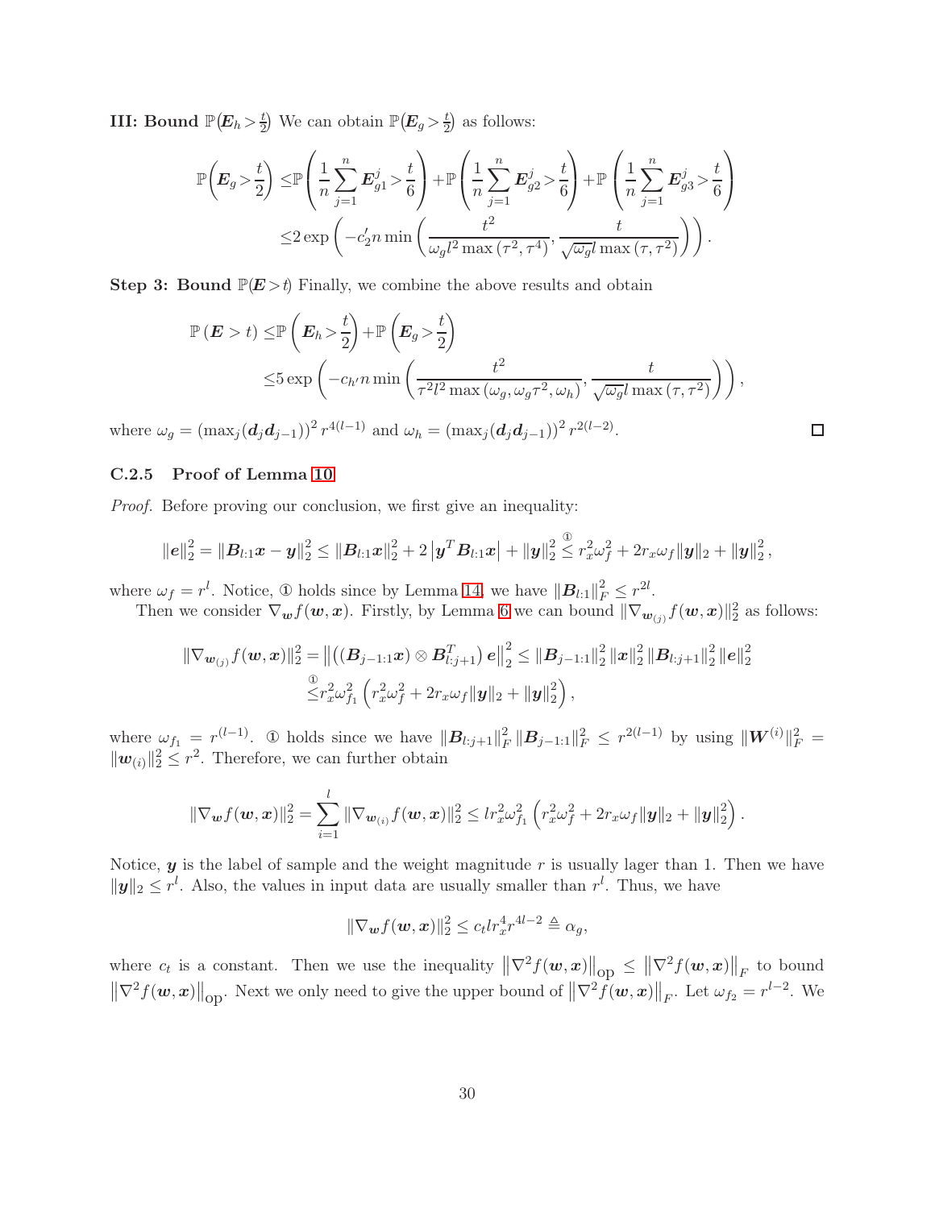**III: Bound $\mathbb{P}(\boldsymbol{E}_h > \frac{t}{2})$** We can obtain $\mathbb{P}(\boldsymbol{E}_g > \frac{t}{2})$ as follows:

$$
\begin{aligned}
\mathbb{P}\left(\boldsymbol{E}_g > \frac{t}{2}\right) \leq & \mathbb{P}\left(\frac{1}{n}\sum_{j=1}^{n}\boldsymbol{E}_{g1}^{j} > \frac{t}{6}\right) + \mathbb{P}\left(\frac{1}{n}\sum_{j=1}^{n}\boldsymbol{E}_{g2}^{j} > \frac{t}{6}\right) + \mathbb{P}\left(\frac{1}{n}\sum_{j=1}^{n}\boldsymbol{E}_{g3}^{j} > \frac{t}{6}\right) \\
\leq & 2\exp\left(-c_2' n \min\left(\frac{t^2}{\omega_g l^2 \max(\tau^2, \tau^4)}, \frac{t}{\sqrt{\omega_g} l \max(\tau, \tau^2)}\right)\right).
\end{aligned}
$$

**Step 3: Bound $\mathbb{P}(\boldsymbol{E} > t)$** Finally, we combine the above results and obtain

$$
\begin{aligned}
\mathbb{P}\left(\boldsymbol{E} > t\right) \leq & \mathbb{P}\left(\boldsymbol{E}_h > \frac{t}{2}\right) + \mathbb{P}\left(\boldsymbol{E}_g > \frac{t}{2}\right) \\
\leq & 5\exp\left(-c_{h'} n \min\left(\frac{t^2}{\tau^2 l^2 \max(\omega_g, \omega_g \tau^2, \omega_h)}, \frac{t}{\sqrt{\omega_g} l \max(\tau, \tau^2)}\right)\right),
\end{aligned}
$$

where $\omega_g = (\max_j(\boldsymbol{d}_j \boldsymbol{d}_{j-1}))^2 r^{4(l-1)}$ and $\omega_h = (\max_j(\boldsymbol{d}_j \boldsymbol{d}_{j-1}))^2 r^{2(l-2)}$. □

### C.2.5 Proof of Lemma 10

*Proof.* Before proving our conclusion, we first give an inequality:

$$
\|\boldsymbol{e}\|_2^2 = \|\boldsymbol{B}_{l:1}\boldsymbol{x} - \boldsymbol{y}\|_2^2 \leq \|\boldsymbol{B}_{l:1}\boldsymbol{x}\|_2^2 + 2\left|\boldsymbol{y}^T \boldsymbol{B}_{l:1}\boldsymbol{x}\right| + \|\boldsymbol{y}\|_2^2 \overset{①}{\leq} r_x^2 \omega_f^2 + 2 r_x \omega_f \|\boldsymbol{y}\|_2 + \|\boldsymbol{y}\|_2^2,
$$

where $\omega_f = r^l$. Notice, ① holds since by Lemma 14, we have $\|\boldsymbol{B}_{l:1}\|_F^2 \leq r^{2l}$.

Then we consider $\nabla_{\boldsymbol{w}} f(\boldsymbol{w}, \boldsymbol{x})$. Firstly, by Lemma 6 we can bound $\|\nabla_{\boldsymbol{w}_{(j)}} f(\boldsymbol{w}, \boldsymbol{x})\|_2^2$ as follows:

$$
\begin{aligned}
\|\nabla_{\boldsymbol{w}_{(j)}} f(\boldsymbol{w}, \boldsymbol{x})\|_2^2 = & \left\|\left((\boldsymbol{B}_{j-1:1}\boldsymbol{x}) \otimes \boldsymbol{B}_{l:j+1}^T\right)\boldsymbol{e}\right\|_2^2 \leq \|\boldsymbol{B}_{j-1:1}\|_2^2 \|\boldsymbol{x}\|_2^2 \|\boldsymbol{B}_{l:j+1}\|_2^2 \|\boldsymbol{e}\|_2^2 \\
\overset{①}{\leq} & r_x^2 \omega_{f_1}^2 \left(r_x^2 \omega_f^2 + 2 r_x \omega_f \|\boldsymbol{y}\|_2 + \|\boldsymbol{y}\|_2^2\right),
\end{aligned}
$$

where $\omega_{f_1} = r^{(l-1)}$. ① holds since we have $\|\boldsymbol{B}_{l:j+1}\|_F^2 \|\boldsymbol{B}_{j-1:1}\|_F^2 \leq r^{2(l-1)}$ by using $\|\boldsymbol{W}^{(i)}\|_F^2 = \|\boldsymbol{w}_{(i)}\|_2^2 \leq r^2$. Therefore, we can further obtain

$$
\|\nabla_{\boldsymbol{w}} f(\boldsymbol{w}, \boldsymbol{x})\|_2^2 = \sum_{i=1}^{l} \|\nabla_{\boldsymbol{w}_{(i)}} f(\boldsymbol{w}, \boldsymbol{x})\|_2^2 \leq l r_x^2 \omega_{f_1}^2 \left(r_x^2 \omega_f^2 + 2 r_x \omega_f \|\boldsymbol{y}\|_2 + \|\boldsymbol{y}\|_2^2\right).
$$

Notice, $\boldsymbol{y}$ is the label of sample and the weight magnitude $r$ is usually lager than 1. Then we have $\|\boldsymbol{y}\|_2 \leq r^l$. Also, the values in input data are usually smaller than $r^l$. Thus, we have

$$
\|\nabla_{\boldsymbol{w}} f(\boldsymbol{w}, \boldsymbol{x})\|_2^2 \leq c_t l r_x^4 r^{4l-2} \triangleq \alpha_g,
$$

where $c_t$ is a constant. Then we use the inequality $\left\|\nabla^2 f(\boldsymbol{w}, \boldsymbol{x})\right\|_{\text{op}} \leq \left\|\nabla^2 f(\boldsymbol{w}, \boldsymbol{x})\right\|_F$ to bound $\left\|\nabla^2 f(\boldsymbol{w}, \boldsymbol{x})\right\|_{\text{op}}$. Next we only need to give the upper bound of $\left\|\nabla^2 f(\boldsymbol{w}, \boldsymbol{x})\right\|_F$. Let $\omega_{f_2} = r^{l-2}$. We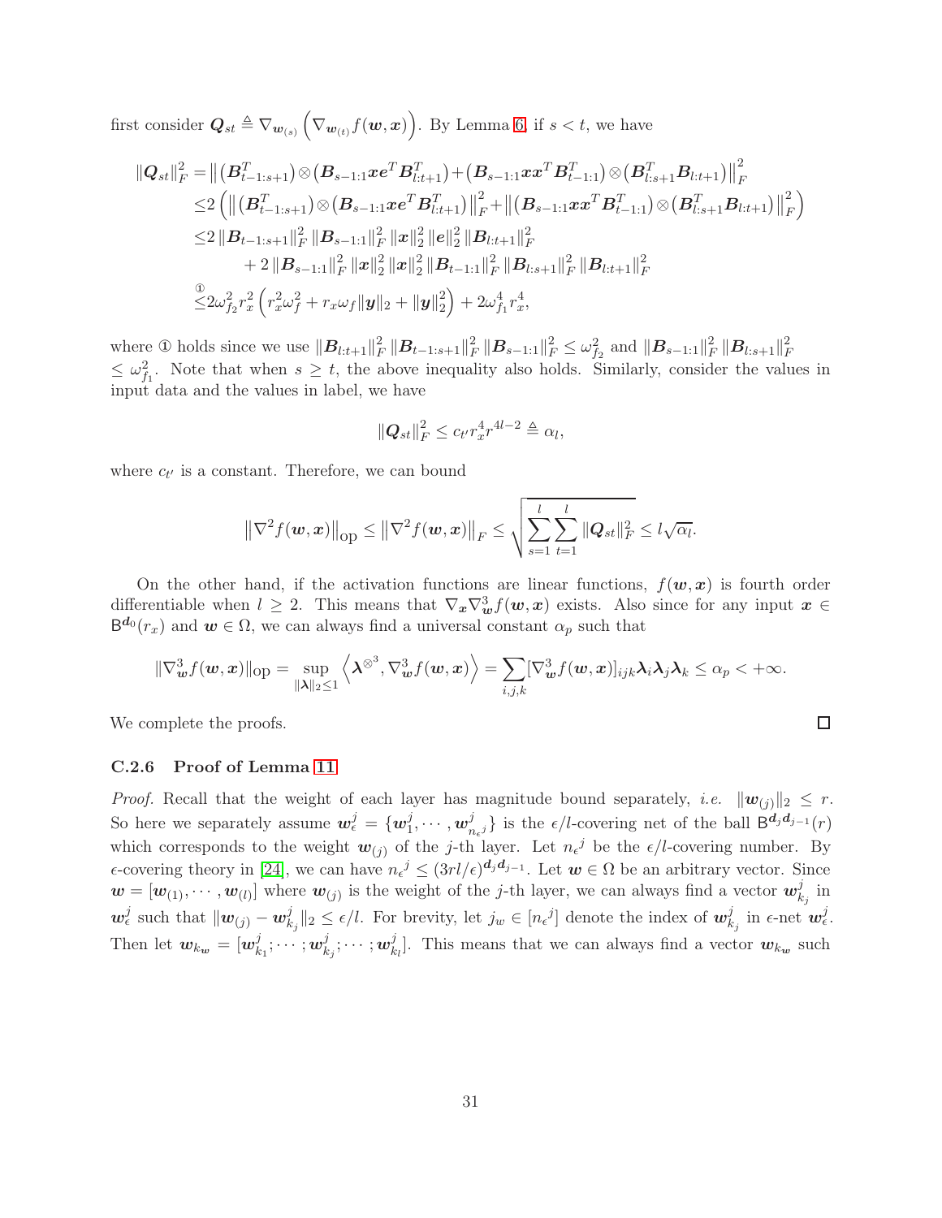first consider $\boldsymbol{Q}_{st} \triangleq \nabla_{\boldsymbol{w}_{(s)}}\left(\nabla_{\boldsymbol{w}_{(t)}} f(\boldsymbol{w},\boldsymbol{x})\right)$. By Lemma 6, if $s<t$, we have

$$
\begin{aligned}
\|\boldsymbol{Q}_{st}\|_F^2 =& \left\| \left(\boldsymbol{B}_{t-1:s+1}^T\right)\otimes\left(\boldsymbol{B}_{s-1:1}\boldsymbol{x}\boldsymbol{e}^T\boldsymbol{B}_{l:t+1}^T\right) + \left(\boldsymbol{B}_{s-1:1}\boldsymbol{x}\boldsymbol{x}^T\boldsymbol{B}_{t-1:1}^T\right)\otimes\left(\boldsymbol{B}_{l:s+1}^T\boldsymbol{B}_{l:t+1}\right)\right\|_F^2\\
\leq & 2\left( \left\| \left(\boldsymbol{B}_{t-1:s+1}^T\right)\otimes\left(\boldsymbol{B}_{s-1:1}\boldsymbol{x}\boldsymbol{e}^T\boldsymbol{B}_{l:t+1}^T\right)\right\|_F^2 + \left\|\left(\boldsymbol{B}_{s-1:1}\boldsymbol{x}\boldsymbol{x}^T\boldsymbol{B}_{t-1:1}^T\right)\otimes\left(\boldsymbol{B}_{l:s+1}^T\boldsymbol{B}_{l:t+1}\right)\right\|_F^2\right)\\
\leq & 2\left\|\boldsymbol{B}_{t-1:s+1}\right\|_F^2\left\|\boldsymbol{B}_{s-1:1}\right\|_F^2\left\|\boldsymbol{x}\right\|_2^2\left\|\boldsymbol{e}\right\|_2^2\left\|\boldsymbol{B}_{l:t+1}\right\|_F^2\\
& + 2\left\|\boldsymbol{B}_{s-1:1}\right\|_F^2\left\|\boldsymbol{x}\right\|_2^2\left\|\boldsymbol{x}\right\|_2^2\left\|\boldsymbol{B}_{t-1:1}\right\|_F^2\left\|\boldsymbol{B}_{l:s+1}\right\|_F^2\left\|\boldsymbol{B}_{l:t+1}\right\|_F^2\\
\overset{①}{\leq} & 2\omega_{f_2}^2 r_x^2\left(r_x^2\omega_f^2 + r_x\omega_f\|\boldsymbol{y}\|_2 + \|\boldsymbol{y}\|_2^2\right) + 2\omega_{f_1}^4 r_x^4,
\end{aligned}
$$

where ① holds since we use $\left\|\boldsymbol{B}_{l:t+1}\right\|_F^2\left\|\boldsymbol{B}_{t-1:s+1}\right\|_F^2\left\|\boldsymbol{B}_{s-1:1}\right\|_F^2 \leq \omega_{f_2}^2$ and $\left\|\boldsymbol{B}_{s-1:1}\right\|_F^2\left\|\boldsymbol{B}_{l:s+1}\right\|_F^2 \leq \omega_{f_1}^2$. Note that when $s\geq t$, the above inequality also holds. Similarly, consider the values in input data and the values in label, we have

$$
\|\boldsymbol{Q}_{st}\|_F^2 \leq c_{t'} r_x^4 r^{4l-2} \triangleq \alpha_l,
$$

where $c_{t'}$ is a constant. Therefore, we can bound

$$
\left\|\nabla^2 f(\boldsymbol{w},\boldsymbol{x})\right\|_{\mathrm{op}} \leq \left\|\nabla^2 f(\boldsymbol{w},\boldsymbol{x})\right\|_F \leq \sqrt{\sum_{s=1}^{l}\sum_{t=1}^{l}\|\boldsymbol{Q}_{st}\|_F^2} \leq l\sqrt{\alpha_l}.
$$

On the other hand, if the activation functions are linear functions, $f(\boldsymbol{w},\boldsymbol{x})$ is fourth order differentiable when $l\geq 2$. This means that $\nabla_{\boldsymbol{x}}\nabla_{\boldsymbol{w}}^3 f(\boldsymbol{w},\boldsymbol{x})$ exists. Also since for any input $\boldsymbol{x}\in \mathsf{B}^{\boldsymbol{d}_0}(r_x)$ and $\boldsymbol{w}\in\Omega$, we can always find a universal constant $\alpha_p$ such that

$$
\|\nabla_{\boldsymbol{w}}^3 f(\boldsymbol{w},\boldsymbol{x})\|_{\mathrm{op}} = \sup_{\|\boldsymbol{\lambda}\|_2\leq 1}\left\langle \boldsymbol{\lambda}^{\otimes^3}, \nabla_{\boldsymbol{w}}^3 f(\boldsymbol{w},\boldsymbol{x})\right\rangle = \sum_{i,j,k}[\nabla_{\boldsymbol{w}}^3 f(\boldsymbol{w},\boldsymbol{x})]_{ijk}\boldsymbol{\lambda}_i\boldsymbol{\lambda}_j\boldsymbol{\lambda}_k \leq \alpha_p < +\infty.
$$

We complete the proofs. $\square$

#### C.2.6 Proof of Lemma 11

*Proof.* Recall that the weight of each layer has magnitude bound separately, *i.e.* $\|\boldsymbol{w}_{(j)}\|_2 \leq r$. So here we separately assume $\boldsymbol{w}_\epsilon^j = \{\boldsymbol{w}_1^j,\cdots,\boldsymbol{w}_{n_\epsilon{}^j}^j\}$ is the $\epsilon/l$-covering net of the ball $\mathsf{B}^{\boldsymbol{d}_j\boldsymbol{d}_{j-1}}(r)$ which corresponds to the weight $\boldsymbol{w}_{(j)}$ of the $j$-th layer. Let $n_\epsilon{}^j$ be the $\epsilon/l$-covering number. By $\epsilon$-covering theory in [24], we can have $n_\epsilon{}^j \leq (3rl/\epsilon)^{\boldsymbol{d}_j\boldsymbol{d}_{j-1}}$. Let $\boldsymbol{w}\in\Omega$ be an arbitrary vector. Since $\boldsymbol{w}=[\boldsymbol{w}_{(1)},\cdots,\boldsymbol{w}_{(l)}]$ where $\boldsymbol{w}_{(j)}$ is the weight of the $j$-th layer, we can always find a vector $\boldsymbol{w}_{k_j}^j$ in $\boldsymbol{w}_\epsilon^j$ such that $\|\boldsymbol{w}_{(j)}-\boldsymbol{w}_{k_j}^j\|_2\leq \epsilon/l$. For brevity, let $j_w\in[n_\epsilon{}^j]$ denote the index of $\boldsymbol{w}_{k_j}^j$ in $\epsilon$-net $\boldsymbol{w}_\epsilon^j$. Then let $\boldsymbol{w}_{k_{\boldsymbol{w}}} = [\boldsymbol{w}_{k_1}^j;\cdots;\boldsymbol{w}_{k_j}^j;\cdots;\boldsymbol{w}_{k_l}^j]$. This means that we can always find a vector $\boldsymbol{w}_{k_{\boldsymbol{w}}}$ such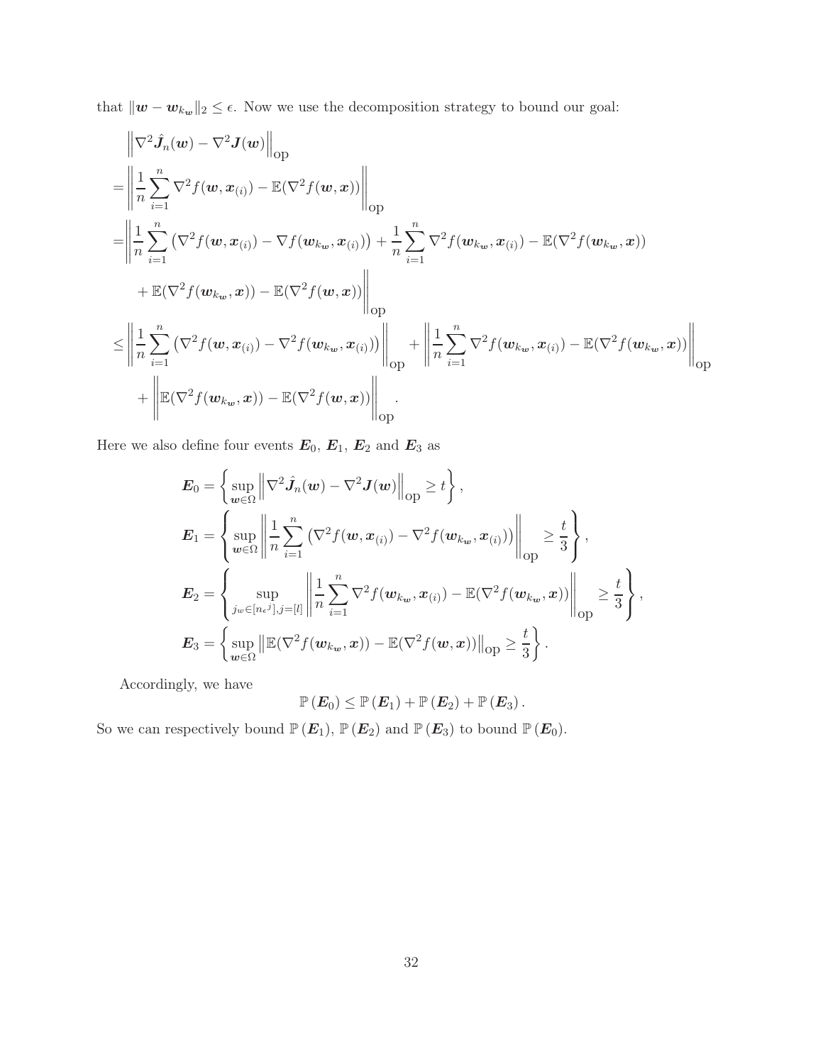that $\|\boldsymbol{w} - \boldsymbol{w}_{k_{\boldsymbol{w}}}\|_2 \leq \epsilon$. Now we use the decomposition strategy to bound our goal:

$$
\begin{aligned}
&\left\|\nabla^2 \hat{\boldsymbol{J}}_n(\boldsymbol{w}) - \nabla^2 \boldsymbol{J}(\boldsymbol{w})\right\|_{\text{op}} \\
=&\left\|\frac{1}{n}\sum_{i=1}^{n} \nabla^2 f(\boldsymbol{w}, \boldsymbol{x}_{(i)}) - \mathbb{E}(\nabla^2 f(\boldsymbol{w}, \boldsymbol{x}))\right\|_{\text{op}} \\
=&\left\|\frac{1}{n}\sum_{i=1}^{n} \left(\nabla^2 f(\boldsymbol{w}, \boldsymbol{x}_{(i)}) - \nabla f(\boldsymbol{w}_{k_{\boldsymbol{w}}}, \boldsymbol{x}_{(i)})\right) + \frac{1}{n}\sum_{i=1}^{n} \nabla^2 f(\boldsymbol{w}_{k_{\boldsymbol{w}}}, \boldsymbol{x}_{(i)}) - \mathbb{E}(\nabla^2 f(\boldsymbol{w}_{k_{\boldsymbol{w}}}, \boldsymbol{x}))\right. \\
&\left. + \mathbb{E}(\nabla^2 f(\boldsymbol{w}_{k_{\boldsymbol{w}}}, \boldsymbol{x})) - \mathbb{E}(\nabla^2 f(\boldsymbol{w}, \boldsymbol{x}))\right\|_{\text{op}} \\
\leq& \left\|\frac{1}{n}\sum_{i=1}^{n} \left(\nabla^2 f(\boldsymbol{w}, \boldsymbol{x}_{(i)}) - \nabla^2 f(\boldsymbol{w}_{k_{\boldsymbol{w}}}, \boldsymbol{x}_{(i)})\right)\right\|_{\text{op}} + \left\|\frac{1}{n}\sum_{i=1}^{n} \nabla^2 f(\boldsymbol{w}_{k_{\boldsymbol{w}}}, \boldsymbol{x}_{(i)}) - \mathbb{E}(\nabla^2 f(\boldsymbol{w}_{k_{\boldsymbol{w}}}, \boldsymbol{x}))\right\|_{\text{op}} \\
&+ \left\|\mathbb{E}(\nabla^2 f(\boldsymbol{w}_{k_{\boldsymbol{w}}}, \boldsymbol{x})) - \mathbb{E}(\nabla^2 f(\boldsymbol{w}, \boldsymbol{x}))\right\|_{\text{op}}.
\end{aligned}
$$

Here we also define four events $\boldsymbol{E}_0$, $\boldsymbol{E}_1$, $\boldsymbol{E}_2$ and $\boldsymbol{E}_3$ as

$$
\begin{aligned}
\boldsymbol{E}_0 &= \left\{\sup_{\boldsymbol{w}\in\Omega} \left\|\nabla^2 \hat{\boldsymbol{J}}_n(\boldsymbol{w}) - \nabla^2 \boldsymbol{J}(\boldsymbol{w})\right\|_{\text{op}} \geq t\right\}, \\
\boldsymbol{E}_1 &= \left\{\sup_{\boldsymbol{w}\in\Omega} \left\|\frac{1}{n}\sum_{i=1}^{n} \left(\nabla^2 f(\boldsymbol{w}, \boldsymbol{x}_{(i)}) - \nabla^2 f(\boldsymbol{w}_{k_{\boldsymbol{w}}}, \boldsymbol{x}_{(i)})\right)\right\|_{\text{op}} \geq \frac{t}{3}\right\}, \\
\boldsymbol{E}_2 &= \left\{\sup_{j_w\in[n_{\epsilon^j}], j=[l]} \left\|\frac{1}{n}\sum_{i=1}^{n} \nabla^2 f(\boldsymbol{w}_{k_{\boldsymbol{w}}}, \boldsymbol{x}_{(i)}) - \mathbb{E}(\nabla^2 f(\boldsymbol{w}_{k_{\boldsymbol{w}}}, \boldsymbol{x}))\right\|_{\text{op}} \geq \frac{t}{3}\right\}, \\
\boldsymbol{E}_3 &= \left\{\sup_{\boldsymbol{w}\in\Omega} \left\|\mathbb{E}(\nabla^2 f(\boldsymbol{w}_{k_{\boldsymbol{w}}}, \boldsymbol{x})) - \mathbb{E}(\nabla^2 f(\boldsymbol{w}, \boldsymbol{x}))\right\|_{\text{op}} \geq \frac{t}{3}\right\}.
\end{aligned}
$$

Accordingly, we have

$$
\mathbb{P}(\boldsymbol{E}_0) \leq \mathbb{P}(\boldsymbol{E}_1) + \mathbb{P}(\boldsymbol{E}_2) + \mathbb{P}(\boldsymbol{E}_3).
$$

So we can respectively bound $\mathbb{P}(\boldsymbol{E}_1)$, $\mathbb{P}(\boldsymbol{E}_2)$ and $\mathbb{P}(\boldsymbol{E}_3)$ to bound $\mathbb{P}(\boldsymbol{E}_0)$.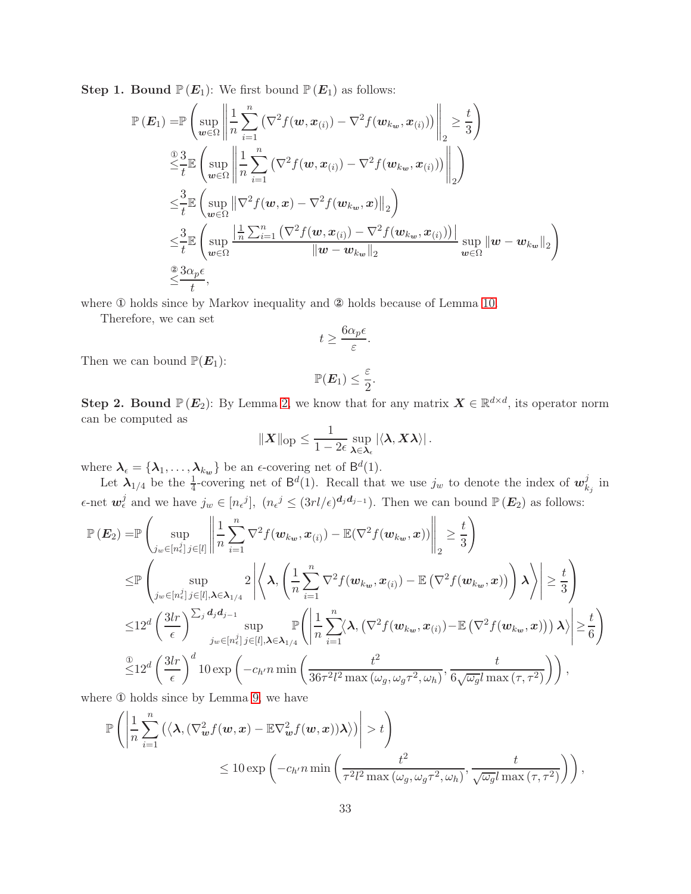**Step 1. Bound $\mathbb{P}(\boldsymbol{E}_1)$:** We first bound $\mathbb{P}(\boldsymbol{E}_1)$ as follows:

$$
\begin{aligned}
\mathbb{P}(\boldsymbol{E}_1) =& \mathbb{P}\left(\sup_{\boldsymbol{w}\in\Omega}\left\|\frac{1}{n}\sum_{i=1}^{n}\left(\nabla^2 f(\boldsymbol{w},\boldsymbol{x}_{(i)}) - \nabla^2 f(\boldsymbol{w}_{k_{\boldsymbol{w}}},\boldsymbol{x}_{(i)})\right)\right\|_2 \geq \frac{t}{3}\right)\\
\overset{①}{\leq}& \frac{3}{t}\mathbb{E}\left(\sup_{\boldsymbol{w}\in\Omega}\left\|\frac{1}{n}\sum_{i=1}^{n}\left(\nabla^2 f(\boldsymbol{w},\boldsymbol{x}_{(i)}) - \nabla^2 f(\boldsymbol{w}_{k_{\boldsymbol{w}}},\boldsymbol{x}_{(i)})\right)\right\|_2\right)\\
\leq& \frac{3}{t}\mathbb{E}\left(\sup_{\boldsymbol{w}\in\Omega}\left\|\nabla^2 f(\boldsymbol{w},\boldsymbol{x}) - \nabla^2 f(\boldsymbol{w}_{k_{\boldsymbol{w}}},\boldsymbol{x})\right\|_2\right)\\
\leq& \frac{3}{t}\mathbb{E}\left(\sup_{\boldsymbol{w}\in\Omega}\frac{\left|\frac{1}{n}\sum_{i=1}^{n}\left(\nabla^2 f(\boldsymbol{w},\boldsymbol{x}_{(i)}) - \nabla^2 f(\boldsymbol{w}_{k_{\boldsymbol{w}}},\boldsymbol{x}_{(i)})\right)\right|}{\|\boldsymbol{w}-\boldsymbol{w}_{k_{\boldsymbol{w}}}\|_2}\sup_{\boldsymbol{w}\in\Omega}\|\boldsymbol{w}-\boldsymbol{w}_{k_{\boldsymbol{w}}}\|_2\right)\\
\overset{②}{\leq}& \frac{3\alpha_p\epsilon}{t},
\end{aligned}
$$

where ① holds since by Markov inequality and ② holds because of Lemma 10.

Therefore, we can set

$$
t \geq \frac{6\alpha_p\epsilon}{\varepsilon}.
$$

Then we can bound $\mathbb{P}(\boldsymbol{E}_1)$:

$$
\mathbb{P}(\boldsymbol{E}_1) \leq \frac{\varepsilon}{2}.
$$

**Step 2. Bound $\mathbb{P}(\boldsymbol{E}_2)$:** By Lemma 2, we know that for any matrix $\boldsymbol{X}\in\mathbb{R}^{d\times d}$, its operator norm can be computed as

$$
\|\boldsymbol{X}\|_{\text{op}} \leq \frac{1}{1-2\epsilon}\sup_{\boldsymbol{\lambda}\in\boldsymbol{\lambda}_\epsilon}|\langle\boldsymbol{\lambda},\boldsymbol{X}\boldsymbol{\lambda}\rangle|.
$$

where $\boldsymbol{\lambda}_\epsilon = \{\boldsymbol{\lambda}_1,\ldots,\boldsymbol{\lambda}_{k_{\boldsymbol{w}}}\}$ be an $\epsilon$-covering net of $\mathsf{B}^d(1)$.

Let $\boldsymbol{\lambda}_{1/4}$ be the $\frac{1}{4}$-covering net of $\mathsf{B}^d(1)$. Recall that we use $j_w$ to denote the index of $\boldsymbol{w}_{k_j}^j$ in $\epsilon$-net $\boldsymbol{w}_\epsilon^j$ and we have $j_w\in[n_\epsilon{}^j]$, $(n_\epsilon{}^j \leq (3rl/\epsilon)^{\boldsymbol{d}_j\boldsymbol{d}_{j-1}})$. Then we can bound $\mathbb{P}(\boldsymbol{E}_2)$ as follows:

$$
\begin{aligned}
\mathbb{P}(\boldsymbol{E}_2) =& \mathbb{P}\left(\sup_{j_w\in[n_\epsilon^j]\, j\in[l]}\left\|\frac{1}{n}\sum_{i=1}^{n}\nabla^2 f(\boldsymbol{w}_{k_{\boldsymbol{w}}},\boldsymbol{x}_{(i)}) - \mathbb{E}(\nabla^2 f(\boldsymbol{w}_{k_{\boldsymbol{w}}},\boldsymbol{x}))\right\|_2 \geq \frac{t}{3}\right)\\
\leq& \mathbb{P}\left(\sup_{j_w\in[n_\epsilon^j]\, j\in[l],\boldsymbol{\lambda}\in\boldsymbol{\lambda}_{1/4}} 2\left|\left\langle\boldsymbol{\lambda},\left(\frac{1}{n}\sum_{i=1}^{n}\nabla^2 f(\boldsymbol{w}_{k_{\boldsymbol{w}}},\boldsymbol{x}_{(i)}) - \mathbb{E}\left(\nabla^2 f(\boldsymbol{w}_{k_{\boldsymbol{w}}},\boldsymbol{x})\right)\right)\boldsymbol{\lambda}\right\rangle\right| \geq \frac{t}{3}\right)\\
\leq& 12^d\left(\frac{3lr}{\epsilon}\right)^{\sum_j \boldsymbol{d}_j\boldsymbol{d}_{j-1}}\sup_{j_w\in[n_\epsilon^j]\, j\in[l],\boldsymbol{\lambda}\in\boldsymbol{\lambda}_{1/4}}\mathbb{P}\left(\left|\frac{1}{n}\sum_{i=1}^{n}\left\langle\boldsymbol{\lambda},\left(\nabla^2 f(\boldsymbol{w}_{k_{\boldsymbol{w}}},\boldsymbol{x}_{(i)}) - \mathbb{E}\left(\nabla^2 f(\boldsymbol{w}_{k_{\boldsymbol{w}}},\boldsymbol{x})\right)\right)\boldsymbol{\lambda}\right\rangle\right| \geq \frac{t}{6}\right)\\
\overset{①}{\leq}& 12^d\left(\frac{3lr}{\epsilon}\right)^d 10\exp\left(-c_{h'}n\min\left(\frac{t^2}{36\tau^2 l^2\max(\omega_g,\omega_g\tau^2,\omega_h)},\frac{t}{6\sqrt{\omega_g}l\max(\tau,\tau^2)}\right)\right),
\end{aligned}
$$

where ① holds since by Lemma 9, we have

$$
\begin{aligned}
&\mathbb{P}\left(\left|\frac{1}{n}\sum_{i=1}^{n}\left(\left\langle\boldsymbol{\lambda},(\nabla^2_{\boldsymbol{w}} f(\boldsymbol{w},\boldsymbol{x}) - \mathbb{E}\nabla^2_{\boldsymbol{w}} f(\boldsymbol{w},\boldsymbol{x}))\boldsymbol{\lambda}\right\rangle\right)\right| > t\right)\\
&\qquad\qquad \leq 10\exp\left(-c_{h'}n\min\left(\frac{t^2}{\tau^2 l^2\max(\omega_g,\omega_g\tau^2,\omega_h)},\frac{t}{\sqrt{\omega_g}l\max(\tau,\tau^2)}\right)\right),
\end{aligned}
$$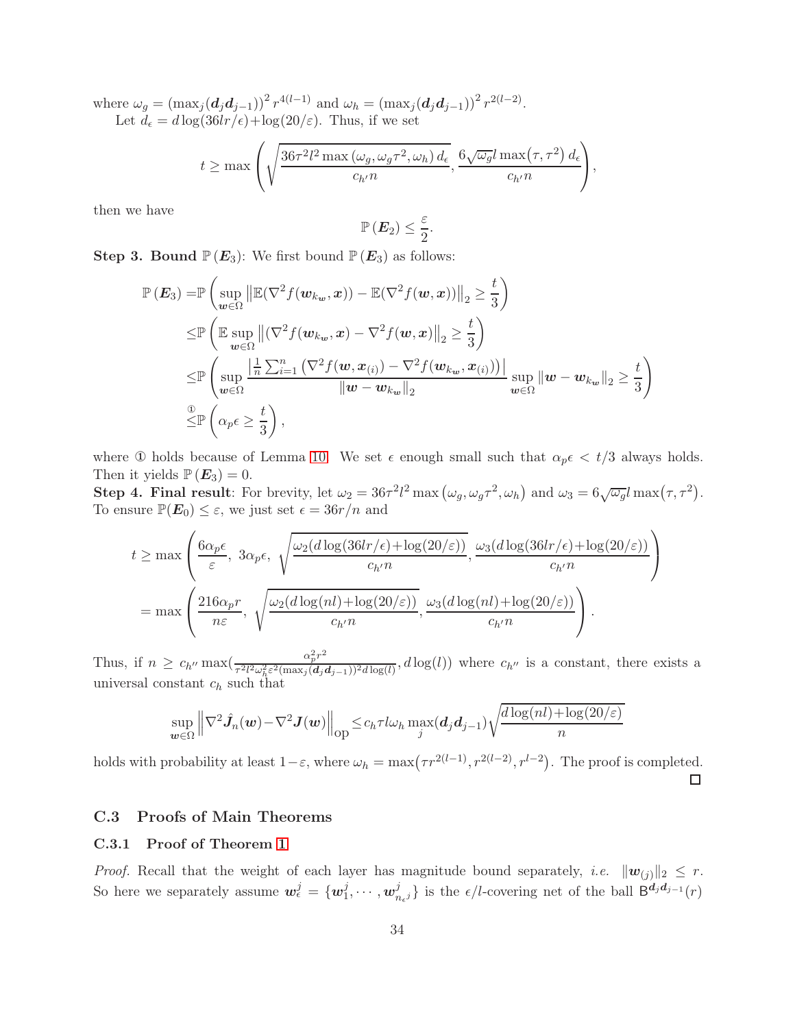where $\omega_g = \left(\max_j(\boldsymbol{d}_j\boldsymbol{d}_{j-1})\right)^2 r^{4(l-1)}$ and $\omega_h = \left(\max_j(\boldsymbol{d}_j\boldsymbol{d}_{j-1})\right)^2 r^{2(l-2)}$.

Let $d_\epsilon = d\log(36lr/\epsilon)+\log(20/\varepsilon)$. Thus, if we set

$$t \geq \max\left(\sqrt{\frac{36\tau^2 l^2 \max\left(\omega_g, \omega_g\tau^2, \omega_h\right) d_\epsilon}{c_{h'}n}}, \frac{6\sqrt{\omega_g} l \max\left(\tau, \tau^2\right) d_\epsilon}{c_{h'}n}\right),$$

then we have

$$\mathbb{P}\left(\boldsymbol{E}_2\right) \leq \frac{\varepsilon}{2}.$$

**Step 3. Bound $\mathbb{P}\left(\boldsymbol{E}_3\right)$:** We first bound $\mathbb{P}\left(\boldsymbol{E}_3\right)$ as follows:

$$\begin{aligned}
\mathbb{P}\left(\boldsymbol{E}_3\right) =& \mathbb{P}\left(\sup_{\boldsymbol{w}\in\Omega} \left\|\mathbb{E}(\nabla^2 f(\boldsymbol{w}_{k_{\boldsymbol{w}}}, \boldsymbol{x})) - \mathbb{E}(\nabla^2 f(\boldsymbol{w}, \boldsymbol{x}))\right\|_2 \geq \frac{t}{3}\right)\\
\leq& \mathbb{P}\left(\mathbb{E}\sup_{\boldsymbol{w}\in\Omega} \left\|(\nabla^2 f(\boldsymbol{w}_{k_{\boldsymbol{w}}}, \boldsymbol{x}) - \nabla^2 f(\boldsymbol{w}, \boldsymbol{x})\right\|_2 \geq \frac{t}{3}\right)\\
\leq& \mathbb{P}\left(\sup_{\boldsymbol{w}\in\Omega} \frac{\left|\frac{1}{n}\sum_{i=1}^n \left(\nabla^2 f(\boldsymbol{w}, \boldsymbol{x}_{(i)}) - \nabla^2 f(\boldsymbol{w}_{k_{\boldsymbol{w}}}, \boldsymbol{x}_{(i)})\right)\right|}{\left\|\boldsymbol{w}-\boldsymbol{w}_{k_{\boldsymbol{w}}}\right\|_2} \sup_{\boldsymbol{w}\in\Omega}\left\|\boldsymbol{w}-\boldsymbol{w}_{k_{\boldsymbol{w}}}\right\|_2 \geq \frac{t}{3}\right)\\
\overset{①}{\leq}& \mathbb{P}\left(\alpha_p \epsilon \geq \frac{t}{3}\right),
\end{aligned}$$

where ① holds because of Lemma 10. We set $\epsilon$ enough small such that $\alpha_p\epsilon < t/3$ always holds. Then it yields $\mathbb{P}\left(\boldsymbol{E}_3\right) = 0$.

**Step 4. Final result**: For brevity, let $\omega_2 = 36\tau^2 l^2 \max\left(\omega_g, \omega_g\tau^2, \omega_h\right)$ and $\omega_3 = 6\sqrt{\omega_g} l \max\left(\tau, \tau^2\right)$. To ensure $\mathbb{P}(\boldsymbol{E}_0) \leq \varepsilon$, we just set $\epsilon = 36r/n$ and

$$\begin{aligned}
t \geq& \max\left(\frac{6\alpha_p\epsilon}{\varepsilon},\ 3\alpha_p\epsilon,\ \sqrt{\frac{\omega_2(d\log(36lr/\epsilon)+\log(20/\varepsilon))}{c_{h'}n}}, \frac{\omega_3(d\log(36lr/\epsilon)+\log(20/\varepsilon))}{c_{h'}n}\right)\\
=& \max\left(\frac{216\alpha_p r}{n\varepsilon},\ \sqrt{\frac{\omega_2(d\log(nl)+\log(20/\varepsilon))}{c_{h'}n}}, \frac{\omega_3(d\log(nl)+\log(20/\varepsilon))}{c_{h'}n}\right).
\end{aligned}$$

Thus, if $n \geq c_{h''}\max\left(\frac{\alpha_p^2 r^2}{\tau^2 l^2 \omega_h^2 \varepsilon^2 (\max_j(\boldsymbol{d}_j\boldsymbol{d}_{j-1}))^2 d\log(l)}, d\log(l)\right)$ where $c_{h''}$ is a constant, there exists a universal constant $c_h$ such that

$$\sup_{\boldsymbol{w}\in\Omega}\left\|\nabla^2\hat{\boldsymbol{J}}_n(\boldsymbol{w}) - \nabla^2\boldsymbol{J}(\boldsymbol{w})\right\|_{\text{op}} \leq c_h \tau l \omega_h \max_j(\boldsymbol{d}_j\boldsymbol{d}_{j-1})\sqrt{\frac{d\log(nl)+\log(20/\varepsilon)}{n}}$$

holds with probability at least $1-\varepsilon$, where $\omega_h = \max\left(\tau r^{2(l-1)}, r^{2(l-2)}, r^{l-2}\right)$. The proof is completed. □

## C.3 Proofs of Main Theorems

### C.3.1 Proof of Theorem 1

*Proof.* Recall that the weight of each layer has magnitude bound separately, *i.e.* $\|\boldsymbol{w}_{(j)}\|_2 \leq r$. So here we separately assume $\boldsymbol{w}_\epsilon^j = \{\boldsymbol{w}_1^j, \cdots, \boldsymbol{w}_{n_\epsilon^j}^j\}$ is the $\epsilon/l$-covering net of the ball $\mathsf{B}^{\boldsymbol{d}_j\boldsymbol{d}_{j-1}}(r)$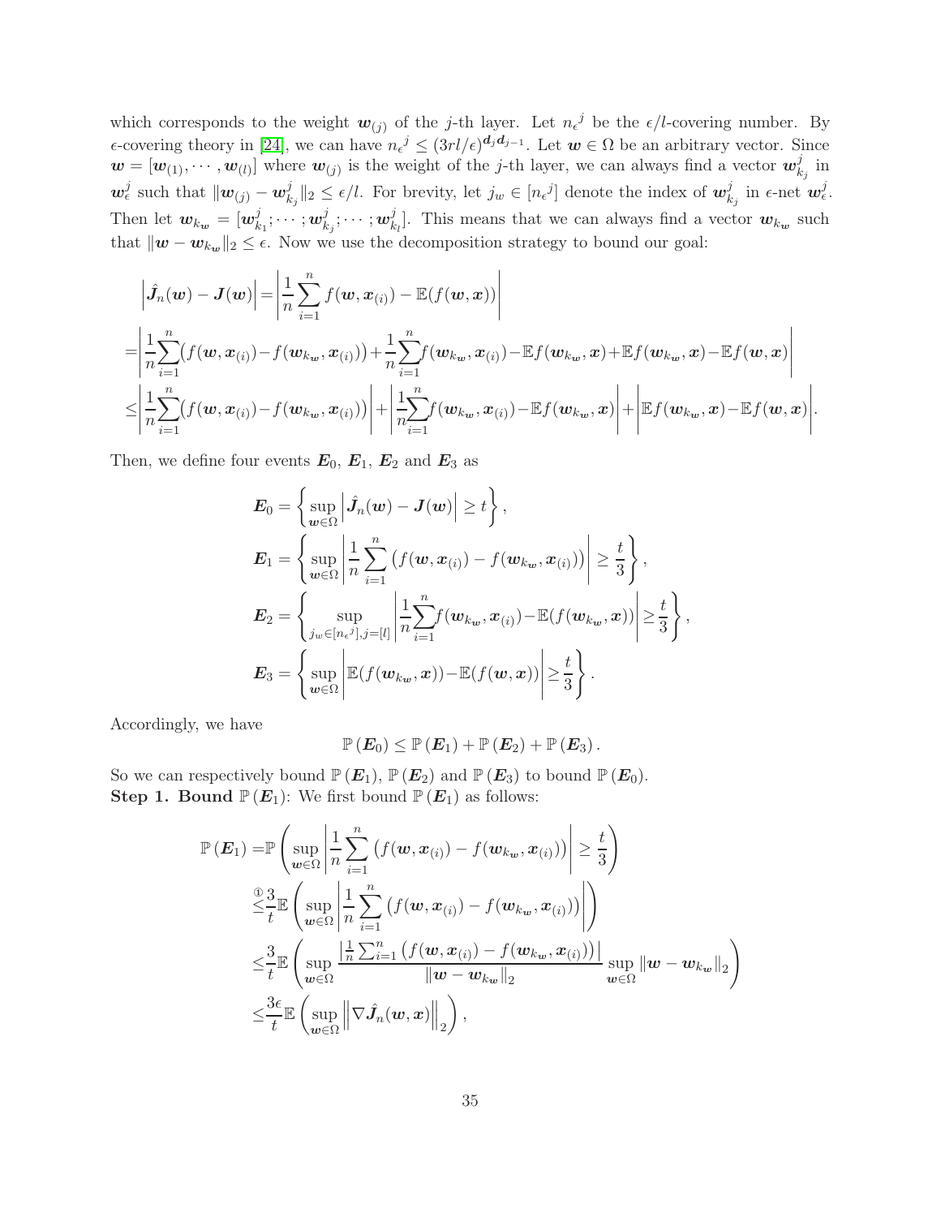which corresponds to the weight $\boldsymbol{w}_{(j)}$ of the $j$-th layer. Let $n_{\epsilon}{}^{j}$ be the $\epsilon/l$-covering number. By $\epsilon$-covering theory in [24], we can have $n_{\epsilon}{}^{j} \leq (3rl/\epsilon)^{\boldsymbol{d}_j \boldsymbol{d}_{j-1}}$. Let $\boldsymbol{w} \in \Omega$ be an arbitrary vector. Since $\boldsymbol{w} = [\boldsymbol{w}_{(1)}, \cdots, \boldsymbol{w}_{(l)}]$ where $\boldsymbol{w}_{(j)}$ is the weight of the $j$-th layer, we can always find a vector $\boldsymbol{w}_{k_j}^{j}$ in $\boldsymbol{w}_{\epsilon}^{j}$ such that $\|\boldsymbol{w}_{(j)} - \boldsymbol{w}_{k_j}^{j}\|_2 \leq \epsilon/l$. For brevity, let $j_w \in [n_{\epsilon}{}^{j}]$ denote the index of $\boldsymbol{w}_{k_j}^{j}$ in $\epsilon$-net $\boldsymbol{w}_{\epsilon}^{j}$. Then let $\boldsymbol{w}_{k_{\boldsymbol{w}}} = [\boldsymbol{w}_{k_1}^{j}; \cdots; \boldsymbol{w}_{k_j}^{j}; \cdots; \boldsymbol{w}_{k_l}^{j}]$. This means that we can always find a vector $\boldsymbol{w}_{k_{\boldsymbol{w}}}$ such that $\|\boldsymbol{w} - \boldsymbol{w}_{k_{\boldsymbol{w}}}\|_2 \leq \epsilon$. Now we use the decomposition strategy to bound our goal:

$$
\begin{aligned}
&\left|\hat{\boldsymbol{J}}_n(\boldsymbol{w}) - \boldsymbol{J}(\boldsymbol{w})\right| = \left|\frac{1}{n}\sum_{i=1}^{n} f(\boldsymbol{w}, \boldsymbol{x}_{(i)}) - \mathbb{E}(f(\boldsymbol{w}, \boldsymbol{x}))\right| \\
=& \left|\frac{1}{n}\sum_{i=1}^{n}\big(f(\boldsymbol{w}, \boldsymbol{x}_{(i)}) - f(\boldsymbol{w}_{k_{\boldsymbol{w}}}, \boldsymbol{x}_{(i)})\big) + \frac{1}{n}\sum_{i=1}^{n} f(\boldsymbol{w}_{k_{\boldsymbol{w}}}, \boldsymbol{x}_{(i)}) - \mathbb{E}f(\boldsymbol{w}_{k_{\boldsymbol{w}}}, \boldsymbol{x}) + \mathbb{E}f(\boldsymbol{w}_{k_{\boldsymbol{w}}}, \boldsymbol{x}) - \mathbb{E}f(\boldsymbol{w}, \boldsymbol{x})\right| \\
\leq& \left|\frac{1}{n}\sum_{i=1}^{n}\big(f(\boldsymbol{w}, \boldsymbol{x}_{(i)}) - f(\boldsymbol{w}_{k_{\boldsymbol{w}}}, \boldsymbol{x}_{(i)})\big)\right| + \left|\frac{1}{n}\sum_{i=1}^{n} f(\boldsymbol{w}_{k_{\boldsymbol{w}}}, \boldsymbol{x}_{(i)}) - \mathbb{E}f(\boldsymbol{w}_{k_{\boldsymbol{w}}}, \boldsymbol{x})\right| + \left|\mathbb{E}f(\boldsymbol{w}_{k_{\boldsymbol{w}}}, \boldsymbol{x}) - \mathbb{E}f(\boldsymbol{w}, \boldsymbol{x})\right|.
\end{aligned}
$$

Then, we define four events $\boldsymbol{E}_0$, $\boldsymbol{E}_1$, $\boldsymbol{E}_2$ and $\boldsymbol{E}_3$ as

$$
\begin{aligned}
\boldsymbol{E}_0 &= \left\{\sup_{\boldsymbol{w}\in\Omega}\left|\hat{\boldsymbol{J}}_n(\boldsymbol{w}) - \boldsymbol{J}(\boldsymbol{w})\right| \geq t\right\}, \\
\boldsymbol{E}_1 &= \left\{\sup_{\boldsymbol{w}\in\Omega}\left|\frac{1}{n}\sum_{i=1}^{n}\big(f(\boldsymbol{w}, \boldsymbol{x}_{(i)}) - f(\boldsymbol{w}_{k_{\boldsymbol{w}}}, \boldsymbol{x}_{(i)})\big)\right| \geq \frac{t}{3}\right\}, \\
\boldsymbol{E}_2 &= \left\{\sup_{j_w\in[n_{\epsilon}{}^{j}], j=[l]}\left|\frac{1}{n}\sum_{i=1}^{n} f(\boldsymbol{w}_{k_{\boldsymbol{w}}}, \boldsymbol{x}_{(i)}) - \mathbb{E}(f(\boldsymbol{w}_{k_{\boldsymbol{w}}}, \boldsymbol{x}))\right| \geq \frac{t}{3}\right\}, \\
\boldsymbol{E}_3 &= \left\{\sup_{\boldsymbol{w}\in\Omega}\left|\mathbb{E}(f(\boldsymbol{w}_{k_{\boldsymbol{w}}}, \boldsymbol{x})) - \mathbb{E}(f(\boldsymbol{w}, \boldsymbol{x}))\right| \geq \frac{t}{3}\right\}.
\end{aligned}
$$

Accordingly, we have

$$
\mathbb{P}(\boldsymbol{E}_0) \leq \mathbb{P}(\boldsymbol{E}_1) + \mathbb{P}(\boldsymbol{E}_2) + \mathbb{P}(\boldsymbol{E}_3).
$$

So we can respectively bound $\mathbb{P}(\boldsymbol{E}_1)$, $\mathbb{P}(\boldsymbol{E}_2)$ and $\mathbb{P}(\boldsymbol{E}_3)$ to bound $\mathbb{P}(\boldsymbol{E}_0)$.

**Step 1. Bound** $\mathbb{P}(\boldsymbol{E}_1)$: We first bound $\mathbb{P}(\boldsymbol{E}_1)$ as follows:

$$
\begin{aligned}
\mathbb{P}(\boldsymbol{E}_1) =& \mathbb{P}\left(\sup_{\boldsymbol{w}\in\Omega}\left|\frac{1}{n}\sum_{i=1}^{n}\big(f(\boldsymbol{w}, \boldsymbol{x}_{(i)}) - f(\boldsymbol{w}_{k_{\boldsymbol{w}}}, \boldsymbol{x}_{(i)})\big)\right| \geq \frac{t}{3}\right) \\
\overset{①}{\leq}& \frac{3}{t}\mathbb{E}\left(\sup_{\boldsymbol{w}\in\Omega}\left|\frac{1}{n}\sum_{i=1}^{n}\big(f(\boldsymbol{w}, \boldsymbol{x}_{(i)}) - f(\boldsymbol{w}_{k_{\boldsymbol{w}}}, \boldsymbol{x}_{(i)})\big)\right|\right) \\
\leq& \frac{3}{t}\mathbb{E}\left(\sup_{\boldsymbol{w}\in\Omega}\frac{\left|\frac{1}{n}\sum_{i=1}^{n}\big(f(\boldsymbol{w}, \boldsymbol{x}_{(i)}) - f(\boldsymbol{w}_{k_{\boldsymbol{w}}}, \boldsymbol{x}_{(i)})\big)\right|}{\|\boldsymbol{w} - \boldsymbol{w}_{k_{\boldsymbol{w}}}\|_2}\sup_{\boldsymbol{w}\in\Omega}\|\boldsymbol{w} - \boldsymbol{w}_{k_{\boldsymbol{w}}}\|_2\right) \\
\leq& \frac{3\epsilon}{t}\mathbb{E}\left(\sup_{\boldsymbol{w}\in\Omega}\left\|\nabla\hat{\boldsymbol{J}}_n(\boldsymbol{w}, \boldsymbol{x})\right\|_2\right),
\end{aligned}
$$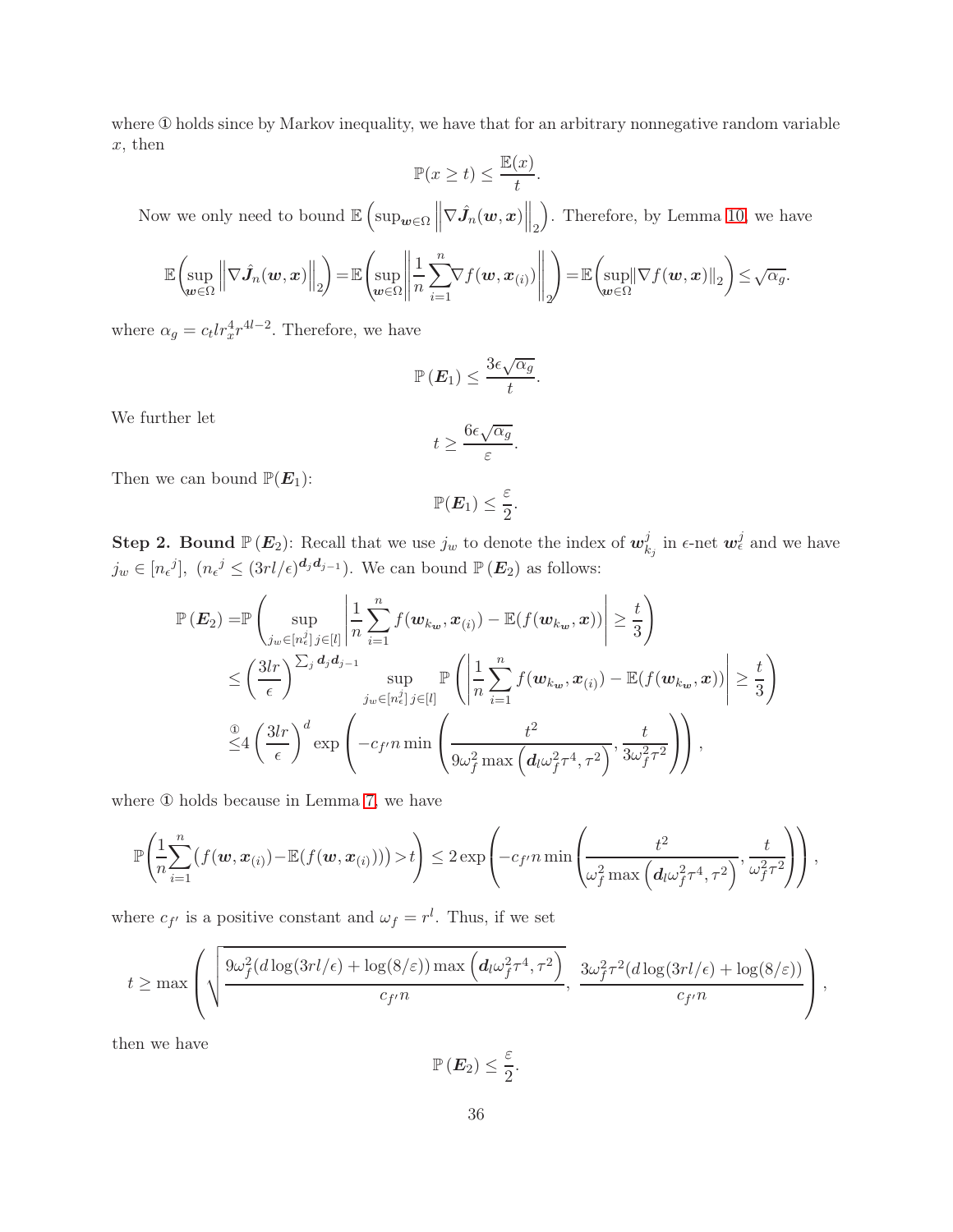where ① holds since by Markov inequality, we have that for an arbitrary nonnegative random variable $x$, then

$$\mathbb{P}(x \geq t) \leq \frac{\mathbb{E}(x)}{t}.$$

Now we only need to bound $\mathbb{E}\left(\sup_{\boldsymbol{w}\in\Omega}\left\|\nabla\hat{\boldsymbol{J}}_n(\boldsymbol{w},\boldsymbol{x})\right\|_2\right)$. Therefore, by Lemma 10, we have

$$\mathbb{E}\left(\sup_{\boldsymbol{w}\in\Omega}\left\|\nabla\hat{\boldsymbol{J}}_n(\boldsymbol{w},\boldsymbol{x})\right\|_2\right)=\mathbb{E}\left(\sup_{\boldsymbol{w}\in\Omega}\left\|\frac{1}{n}\sum_{i=1}^{n}\nabla f(\boldsymbol{w},\boldsymbol{x}_{(i)})\right\|_2\right)=\mathbb{E}\left(\sup_{\boldsymbol{w}\in\Omega}\|\nabla f(\boldsymbol{w},\boldsymbol{x})\|_2\right)\leq\sqrt{\alpha_g}.$$

where $\alpha_g = c_t l r_x^4 r^{4l-2}$. Therefore, we have

$$\mathbb{P}\left(\boldsymbol{E}_1\right) \leq \frac{3\epsilon\sqrt{\alpha_g}}{t}.$$

We further let

$$t \geq \frac{6\epsilon\sqrt{\alpha_g}}{\varepsilon}.$$

Then we can bound $\mathbb{P}(\boldsymbol{E}_1)$:

$$\mathbb{P}(\boldsymbol{E}_1) \leq \frac{\varepsilon}{2}.$$

**Step 2. Bound $\mathbb{P}\left(\boldsymbol{E}_2\right)$:** Recall that we use $j_w$ to denote the index of $\boldsymbol{w}_{k_j}^j$ in $\epsilon$-net $\boldsymbol{w}_\epsilon^j$ and we have $j_w \in [n_\epsilon{}^j]$, $(n_\epsilon{}^j \leq (3rl/\epsilon)^{\boldsymbol{d}_j\boldsymbol{d}_{j-1}})$. We can bound $\mathbb{P}\left(\boldsymbol{E}_2\right)$ as follows:

$$\begin{aligned}
\mathbb{P}\left(\boldsymbol{E}_2\right) =&\mathbb{P}\left(\sup_{j_w\in[n_\epsilon^j]\, j\in[l]}\left|\frac{1}{n}\sum_{i=1}^{n}f(\boldsymbol{w}_{k_{\boldsymbol{w}}},\boldsymbol{x}_{(i)})-\mathbb{E}(f(\boldsymbol{w}_{k_{\boldsymbol{w}}},\boldsymbol{x}))\right|\geq\frac{t}{3}\right)\\
\leq&\left(\frac{3lr}{\epsilon}\right)^{\sum_j \boldsymbol{d}_j\boldsymbol{d}_{j-1}}\sup_{j_w\in[n_\epsilon^j]\, j\in[l]}\mathbb{P}\left(\left|\frac{1}{n}\sum_{i=1}^{n}f(\boldsymbol{w}_{k_{\boldsymbol{w}}},\boldsymbol{x}_{(i)})-\mathbb{E}(f(\boldsymbol{w}_{k_{\boldsymbol{w}}},\boldsymbol{x}))\right|\geq\frac{t}{3}\right)\\
\overset{①}{\leq}&4\left(\frac{3lr}{\epsilon}\right)^{d}\exp\left(-c_{f'}n\min\left(\frac{t^2}{9\omega_f^2\max\left(\boldsymbol{d}_l\omega_f^2\tau^4,\tau^2\right)},\frac{t}{3\omega_f^2\tau^2}\right)\right),
\end{aligned}$$

where ① holds because in Lemma 7, we have

$$\mathbb{P}\left(\frac{1}{n}\sum_{i=1}^{n}\left(f(\boldsymbol{w},\boldsymbol{x}_{(i)})-\mathbb{E}(f(\boldsymbol{w},\boldsymbol{x}_{(i)}))\right)>t\right)\leq 2\exp\left(-c_{f'}n\min\left(\frac{t^2}{\omega_f^2\max\left(\boldsymbol{d}_l\omega_f^2\tau^4,\tau^2\right)},\frac{t}{\omega_f^2\tau^2}\right)\right),$$

where $c_{f'}$ is a positive constant and $\omega_f = r^l$. Thus, if we set

$$t \geq \max\left(\sqrt{\frac{9\omega_f^2(d\log(3rl/\epsilon)+\log(8/\varepsilon))\max\left(\boldsymbol{d}_l\omega_f^2\tau^4,\tau^2\right)}{c_{f'}n}},\ \frac{3\omega_f^2\tau^2(d\log(3rl/\epsilon)+\log(8/\varepsilon))}{c_{f'}n}\right),$$

then we have

$$\mathbb{P}\left(\boldsymbol{E}_2\right) \leq \frac{\varepsilon}{2}.$$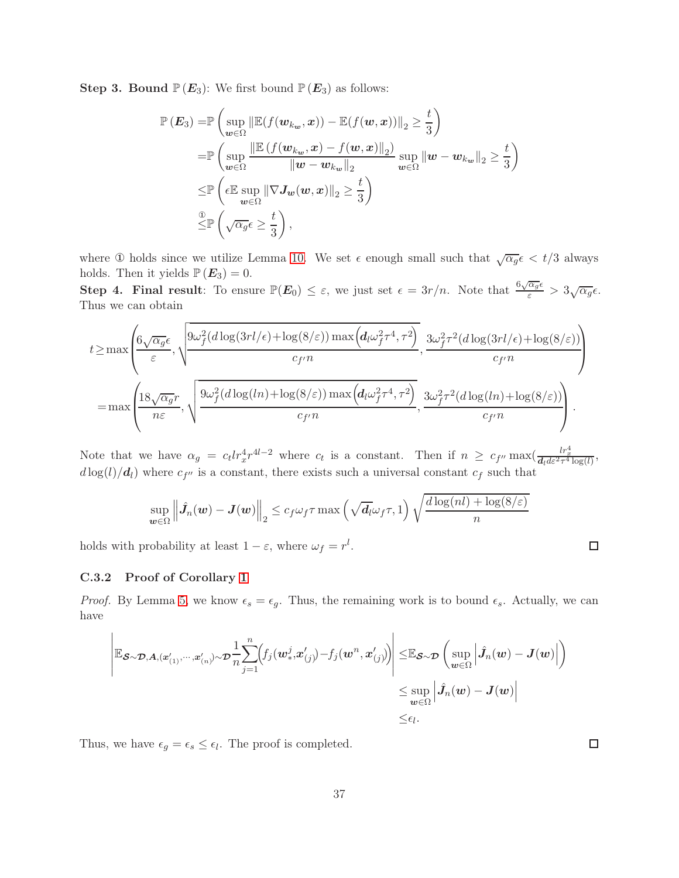**Step 3. Bound $\mathbb{P}(\boldsymbol{E}_3)$:** We first bound $\mathbb{P}(\boldsymbol{E}_3)$ as follows:

$$
\begin{aligned}
\mathbb{P}(\boldsymbol{E}_3) =& \mathbb{P}\left(\sup_{\boldsymbol{w}\in\Omega} \left\|\mathbb{E}(f(\boldsymbol{w}_{k_{\boldsymbol{w}}},\boldsymbol{x})) - \mathbb{E}(f(\boldsymbol{w},\boldsymbol{x}))\right\|_2 \geq \frac{t}{3}\right)\\
=& \mathbb{P}\left(\sup_{\boldsymbol{w}\in\Omega} \frac{\left\|\mathbb{E}\left(f(\boldsymbol{w}_{k_{\boldsymbol{w}}},\boldsymbol{x}) - f(\boldsymbol{w},\boldsymbol{x})\right\|_2\right)}{\|\boldsymbol{w}-\boldsymbol{w}_{k_{\boldsymbol{w}}}\|_2} \sup_{\boldsymbol{w}\in\Omega}\|\boldsymbol{w}-\boldsymbol{w}_{k_{\boldsymbol{w}}}\|_2 \geq \frac{t}{3}\right)\\
\leq& \mathbb{P}\left(\epsilon \mathbb{E}\sup_{\boldsymbol{w}\in\Omega}\|\nabla \boldsymbol{J}_{\boldsymbol{w}}(\boldsymbol{w},\boldsymbol{x})\|_2 \geq \frac{t}{3}\right)\\
\overset{①}{\leq}& \mathbb{P}\left(\sqrt{\alpha_g}\epsilon \geq \frac{t}{3}\right),
\end{aligned}
$$

where ① holds since we utilize Lemma 10. We set $\epsilon$ enough small such that $\sqrt{\alpha_g}\epsilon < t/3$ always holds. Then it yields $\mathbb{P}(\boldsymbol{E}_3) = 0$.

**Step 4. Final result**: To ensure $\mathbb{P}(\boldsymbol{E}_0) \leq \varepsilon$, we just set $\epsilon = 3r/n$. Note that $\frac{6\sqrt{\alpha_g}\epsilon}{\varepsilon} > 3\sqrt{\alpha_g}\epsilon$. Thus we can obtain

$$
\begin{aligned}
t \geq& \max\left(\frac{6\sqrt{\alpha_g}\epsilon}{\varepsilon}, \sqrt{\frac{9\omega_f^2(d\log(3rl/\epsilon)+\log(8/\varepsilon))\max\left(\boldsymbol{d}_l\omega_f^2\tau^4,\tau^2\right)}{c_{f'}n}}, \frac{3\omega_f^2\tau^2(d\log(3rl/\epsilon)+\log(8/\varepsilon))}{c_{f'}n}\right)\\
=& \max\left(\frac{18\sqrt{\alpha_g}r}{n\varepsilon}, \sqrt{\frac{9\omega_f^2(d\log(ln)+\log(8/\varepsilon))\max\left(\boldsymbol{d}_l\omega_f^2\tau^4,\tau^2\right)}{c_{f'}n}}, \frac{3\omega_f^2\tau^2(d\log(ln)+\log(8/\varepsilon))}{c_{f'}n}\right).
\end{aligned}
$$

Note that we have $\alpha_g = c_t l r_x^4 r^{4l-2}$ where $c_t$ is a constant. Then if $n \geq c_{f''}\max(\frac{lr_x^4}{\boldsymbol{d}_l d\varepsilon^2\tau^4\log(l)}, d\log(l)/\boldsymbol{d}_l)$ where $c_{f''}$ is a constant, there exists such a universal constant $c_f$ such that

$$
\sup_{\boldsymbol{w}\in\Omega}\left\|\hat{\boldsymbol{J}}_n(\boldsymbol{w}) - \boldsymbol{J}(\boldsymbol{w})\right\|_2 \leq c_f\omega_f\tau\max\left(\sqrt{\boldsymbol{d}_l}\omega_f\tau, 1\right)\sqrt{\frac{d\log(nl)+\log(8/\varepsilon)}{n}}
$$

holds with probability at least $1-\varepsilon$, where $\omega_f = r^l$. $\square$

### C.3.2 Proof of Corollary 1

*Proof.* By Lemma 5, we know $\epsilon_s = \epsilon_g$. Thus, the remaining work is to bound $\epsilon_s$. Actually, we can have

$$
\begin{aligned}
\left|\mathbb{E}_{\boldsymbol{\mathcal{S}}\sim\boldsymbol{\mathcal{D}},\boldsymbol{A},(\boldsymbol{x}'_{(1)},\cdots,\boldsymbol{x}'_{(n)})\sim\boldsymbol{\mathcal{D}}}\frac{1}{n}\sum_{j=1}^{n}\left(f_j(\boldsymbol{w}_*^j,\boldsymbol{x}'_{(j)}) - f_j(\boldsymbol{w}^n,\boldsymbol{x}'_{(j)})\right)\right| \leq& \mathbb{E}_{\boldsymbol{\mathcal{S}}\sim\boldsymbol{\mathcal{D}}}\left(\sup_{\boldsymbol{w}\in\Omega}\left|\hat{\boldsymbol{J}}_n(\boldsymbol{w}) - \boldsymbol{J}(\boldsymbol{w})\right|\right)\\
\leq& \sup_{\boldsymbol{w}\in\Omega}\left|\hat{\boldsymbol{J}}_n(\boldsymbol{w}) - \boldsymbol{J}(\boldsymbol{w})\right|\\
\leq& \epsilon_l.
\end{aligned}
$$

Thus, we have $\epsilon_g = \epsilon_s \leq \epsilon_l$. The proof is completed. $\square$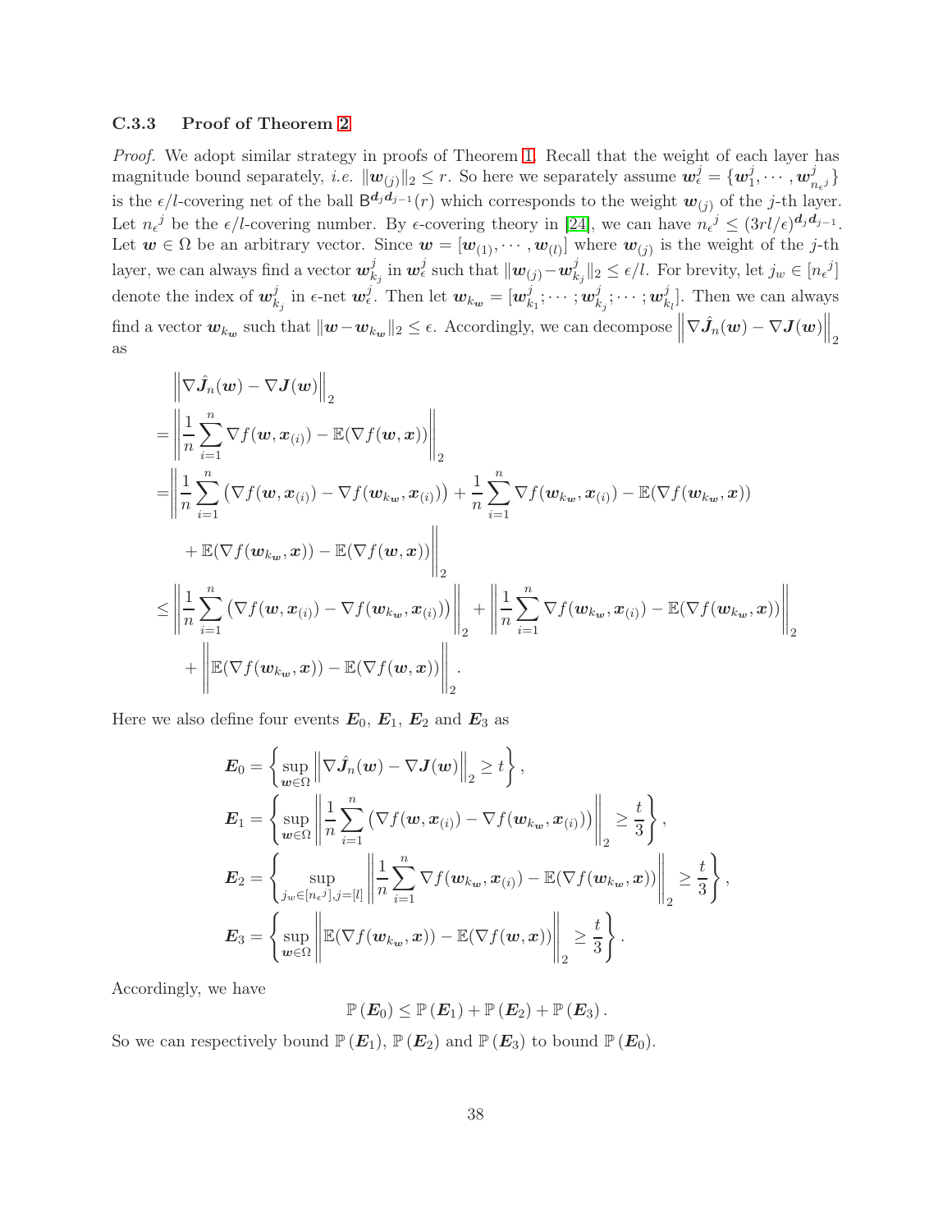#### C.3.3 Proof of Theorem 2

*Proof.* We adopt similar strategy in proofs of Theorem 1. Recall that the weight of each layer has magnitude bound separately, *i.e.* $\|\boldsymbol{w}_{(j)}\|_2 \leq r$. So here we separately assume $\boldsymbol{w}_\epsilon^j = \{\boldsymbol{w}_1^j, \cdots, \boldsymbol{w}_{n_\epsilon{}^j}^j\}$ is the $\epsilon/l$-covering net of the ball $\mathsf{B}^{\boldsymbol{d}_j \boldsymbol{d}_{j-1}}(r)$ which corresponds to the weight $\boldsymbol{w}_{(j)}$ of the $j$-th layer. Let $n_\epsilon{}^j$ be the $\epsilon/l$-covering number. By $\epsilon$-covering theory in [24], we can have $n_\epsilon{}^j \leq (3rl/\epsilon)^{\boldsymbol{d}_j \boldsymbol{d}_{j-1}}$. Let $\boldsymbol{w} \in \Omega$ be an arbitrary vector. Since $\boldsymbol{w} = [\boldsymbol{w}_{(1)}, \cdots, \boldsymbol{w}_{(l)}]$ where $\boldsymbol{w}_{(j)}$ is the weight of the $j$-th layer, we can always find a vector $\boldsymbol{w}_{k_j}^j$ in $\boldsymbol{w}_\epsilon^j$ such that $\|\boldsymbol{w}_{(j)} - \boldsymbol{w}_{k_j}^j\|_2 \leq \epsilon/l$. For brevity, let $j_w \in [n_\epsilon{}^j]$ denote the index of $\boldsymbol{w}_{k_j}^j$ in $\epsilon$-net $\boldsymbol{w}_\epsilon^j$. Then let $\boldsymbol{w}_{k_{\boldsymbol{w}}} = [\boldsymbol{w}_{k_1}^j; \cdots; \boldsymbol{w}_{k_j}^j; \cdots; \boldsymbol{w}_{k_l}^j]$. Then we can always find a vector $\boldsymbol{w}_{k_{\boldsymbol{w}}}$ such that $\|\boldsymbol{w} - \boldsymbol{w}_{k_{\boldsymbol{w}}}\|_2 \leq \epsilon$. Accordingly, we can decompose $\left\|\nabla \hat{\boldsymbol{J}}_n(\boldsymbol{w}) - \nabla \boldsymbol{J}(\boldsymbol{w})\right\|_2$ as

$$
\begin{aligned}
&\left\|\nabla \hat{\boldsymbol{J}}_n(\boldsymbol{w}) - \nabla \boldsymbol{J}(\boldsymbol{w})\right\|_2 \\
=&\left\|\frac{1}{n}\sum_{i=1}^n \nabla f(\boldsymbol{w}, \boldsymbol{x}_{(i)}) - \mathbb{E}(\nabla f(\boldsymbol{w}, \boldsymbol{x}))\right\|_2 \\
=&\Bigg\|\frac{1}{n}\sum_{i=1}^n \left(\nabla f(\boldsymbol{w}, \boldsymbol{x}_{(i)}) - \nabla f(\boldsymbol{w}_{k_{\boldsymbol{w}}}, \boldsymbol{x}_{(i)})\right) + \frac{1}{n}\sum_{i=1}^n \nabla f(\boldsymbol{w}_{k_{\boldsymbol{w}}}, \boldsymbol{x}_{(i)}) - \mathbb{E}(\nabla f(\boldsymbol{w}_{k_{\boldsymbol{w}}}, \boldsymbol{x})) \\
&+ \mathbb{E}(\nabla f(\boldsymbol{w}_{k_{\boldsymbol{w}}}, \boldsymbol{x})) - \mathbb{E}(\nabla f(\boldsymbol{w}, \boldsymbol{x}))\Bigg\|_2 \\
\leq&\left\|\frac{1}{n}\sum_{i=1}^n \left(\nabla f(\boldsymbol{w}, \boldsymbol{x}_{(i)}) - \nabla f(\boldsymbol{w}_{k_{\boldsymbol{w}}}, \boldsymbol{x}_{(i)})\right)\right\|_2 + \left\|\frac{1}{n}\sum_{i=1}^n \nabla f(\boldsymbol{w}_{k_{\boldsymbol{w}}}, \boldsymbol{x}_{(i)}) - \mathbb{E}(\nabla f(\boldsymbol{w}_{k_{\boldsymbol{w}}}, \boldsymbol{x}))\right\|_2 \\
&+ \left\|\mathbb{E}(\nabla f(\boldsymbol{w}_{k_{\boldsymbol{w}}}, \boldsymbol{x})) - \mathbb{E}(\nabla f(\boldsymbol{w}, \boldsymbol{x}))\right\|_2.
\end{aligned}
$$

Here we also define four events $\boldsymbol{E}_0$, $\boldsymbol{E}_1$, $\boldsymbol{E}_2$ and $\boldsymbol{E}_3$ as

$$
\begin{aligned}
\boldsymbol{E}_0 &= \left\{\sup_{\boldsymbol{w}\in\Omega} \left\|\nabla \hat{\boldsymbol{J}}_n(\boldsymbol{w}) - \nabla \boldsymbol{J}(\boldsymbol{w})\right\|_2 \geq t\right\}, \\
\boldsymbol{E}_1 &= \left\{\sup_{\boldsymbol{w}\in\Omega} \left\|\frac{1}{n}\sum_{i=1}^n \left(\nabla f(\boldsymbol{w}, \boldsymbol{x}_{(i)}) - \nabla f(\boldsymbol{w}_{k_{\boldsymbol{w}}}, \boldsymbol{x}_{(i)})\right)\right\|_2 \geq \frac{t}{3}\right\}, \\
\boldsymbol{E}_2 &= \left\{\sup_{j_w \in [n_\epsilon{}^j], j=[l]} \left\|\frac{1}{n}\sum_{i=1}^n \nabla f(\boldsymbol{w}_{k_{\boldsymbol{w}}}, \boldsymbol{x}_{(i)}) - \mathbb{E}(\nabla f(\boldsymbol{w}_{k_{\boldsymbol{w}}}, \boldsymbol{x}))\right\|_2 \geq \frac{t}{3}\right\}, \\
\boldsymbol{E}_3 &= \left\{\sup_{\boldsymbol{w}\in\Omega} \left\|\mathbb{E}(\nabla f(\boldsymbol{w}_{k_{\boldsymbol{w}}}, \boldsymbol{x})) - \mathbb{E}(\nabla f(\boldsymbol{w}, \boldsymbol{x}))\right\|_2 \geq \frac{t}{3}\right\}.
\end{aligned}
$$

Accordingly, we have

$$
\mathbb{P}(\boldsymbol{E}_0) \leq \mathbb{P}(\boldsymbol{E}_1) + \mathbb{P}(\boldsymbol{E}_2) + \mathbb{P}(\boldsymbol{E}_3).
$$

So we can respectively bound $\mathbb{P}(\boldsymbol{E}_1)$, $\mathbb{P}(\boldsymbol{E}_2)$ and $\mathbb{P}(\boldsymbol{E}_3)$ to bound $\mathbb{P}(\boldsymbol{E}_0)$.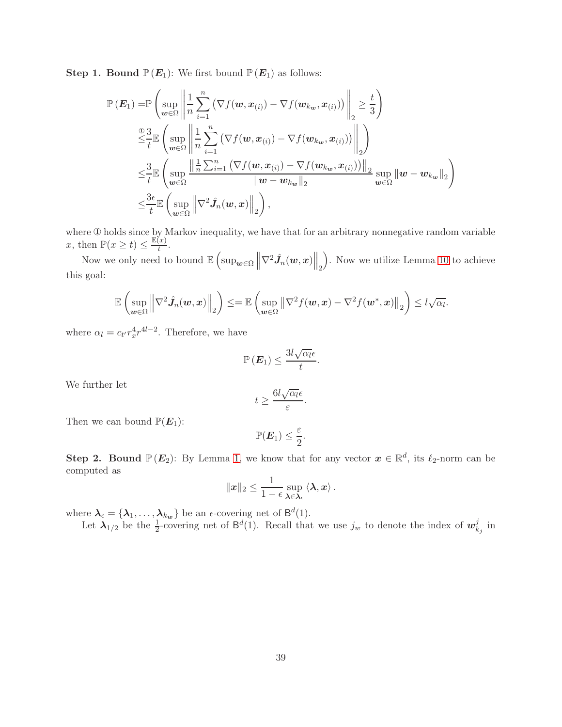**Step 1. Bound $\mathbb{P}(\boldsymbol{E}_1)$:** We first bound $\mathbb{P}(\boldsymbol{E}_1)$ as follows:

$$
\begin{aligned}
\mathbb{P}(\boldsymbol{E}_1) =& \mathbb{P}\left(\sup_{\boldsymbol{w}\in\Omega}\left\|\frac{1}{n}\sum_{i=1}^{n}\left(\nabla f(\boldsymbol{w},\boldsymbol{x}_{(i)})-\nabla f(\boldsymbol{w}_{k_{\boldsymbol{w}}},\boldsymbol{x}_{(i)})\right)\right\|_2 \geq \frac{t}{3}\right)\\
\overset{①}{\leq}& \frac{3}{t}\mathbb{E}\left(\sup_{\boldsymbol{w}\in\Omega}\left\|\frac{1}{n}\sum_{i=1}^{n}\left(\nabla f(\boldsymbol{w},\boldsymbol{x}_{(i)})-\nabla f(\boldsymbol{w}_{k_{\boldsymbol{w}}},\boldsymbol{x}_{(i)})\right)\right\|_2\right)\\
\leq& \frac{3}{t}\mathbb{E}\left(\sup_{\boldsymbol{w}\in\Omega}\frac{\left\|\frac{1}{n}\sum_{i=1}^{n}\left(\nabla f(\boldsymbol{w},\boldsymbol{x}_{(i)})-\nabla f(\boldsymbol{w}_{k_{\boldsymbol{w}}},\boldsymbol{x}_{(i)})\right)\right\|_2}{\|\boldsymbol{w}-\boldsymbol{w}_{k_{\boldsymbol{w}}}\|_2}\sup_{\boldsymbol{w}\in\Omega}\|\boldsymbol{w}-\boldsymbol{w}_{k_{\boldsymbol{w}}}\|_2\right)\\
\leq& \frac{3\epsilon}{t}\mathbb{E}\left(\sup_{\boldsymbol{w}\in\Omega}\left\|\nabla^2\hat{\boldsymbol{J}}_n(\boldsymbol{w},\boldsymbol{x})\right\|_2\right),
\end{aligned}
$$

where ① holds since by Markov inequality, we have that for an arbitrary nonnegative random variable $x$, then $\mathbb{P}(x\geq t)\leq\frac{\mathbb{E}(x)}{t}$.

Now we only need to bound $\mathbb{E}\left(\sup_{\boldsymbol{w}\in\Omega}\left\|\nabla^2\hat{\boldsymbol{J}}_n(\boldsymbol{w},\boldsymbol{x})\right\|_2\right)$. Now we utilize Lemma 10 to achieve this goal:

$$
\mathbb{E}\left(\sup_{\boldsymbol{w}\in\Omega}\left\|\nabla^2\hat{\boldsymbol{J}}_n(\boldsymbol{w},\boldsymbol{x})\right\|_2\right)\leq=\mathbb{E}\left(\sup_{\boldsymbol{w}\in\Omega}\left\|\nabla^2 f(\boldsymbol{w},\boldsymbol{x})-\nabla^2 f(\boldsymbol{w}^*,\boldsymbol{x})\right\|_2\right)\leq l\sqrt{\alpha_l}.
$$

where $\alpha_l = c_{t'}r_x^4 r^{4l-2}$. Therefore, we have

$$
\mathbb{P}(\boldsymbol{E}_1)\leq\frac{3l\sqrt{\alpha_l}\epsilon}{t}.
$$

We further let

$$
t\geq\frac{6l\sqrt{\alpha_l}\epsilon}{\varepsilon}.
$$

Then we can bound $\mathbb{P}(\boldsymbol{E}_1)$:

$$
\mathbb{P}(\boldsymbol{E}_1)\leq\frac{\varepsilon}{2}.
$$

**Step 2. Bound $\mathbb{P}(\boldsymbol{E}_2)$:** By Lemma 1, we know that for any vector $\boldsymbol{x}\in\mathbb{R}^d$, its $\ell_2$-norm can be computed as

$$
\|\boldsymbol{x}\|_2\leq\frac{1}{1-\epsilon}\sup_{\boldsymbol{\lambda}\in\boldsymbol{\lambda}_\epsilon}\langle\boldsymbol{\lambda},\boldsymbol{x}\rangle.
$$

where $\boldsymbol{\lambda}_\epsilon=\{\boldsymbol{\lambda}_1,\ldots,\boldsymbol{\lambda}_{k_{\boldsymbol{w}}}\}$ be an $\epsilon$-covering net of $\mathsf{B}^d(1)$.

Let $\boldsymbol{\lambda}_{1/2}$ be the $\frac{1}{2}$-covering net of $\mathsf{B}^d(1)$. Recall that we use $j_w$ to denote the index of $\boldsymbol{w}_{k_j}^j$ in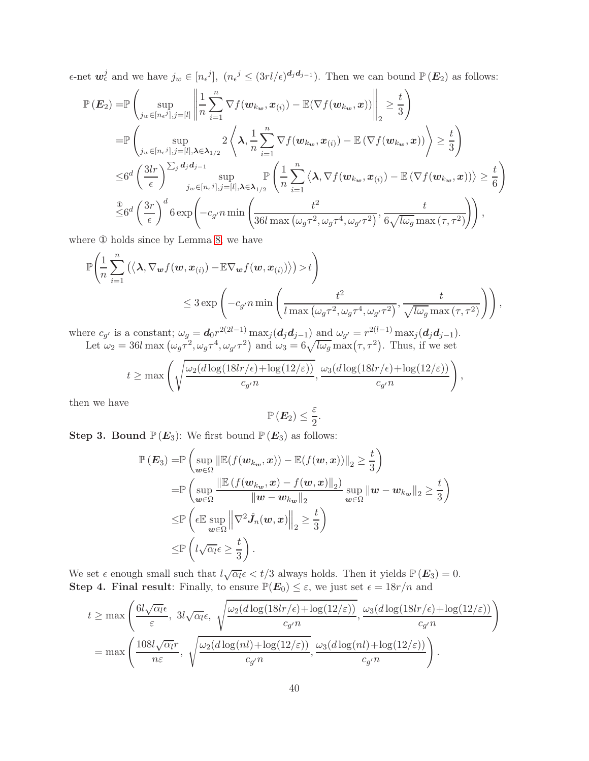$\epsilon$-net $\boldsymbol{w}_\epsilon^j$ and we have $j_w \in [n_\epsilon{}^j]$, $(n_\epsilon{}^j \leq (3rl/\epsilon)^{\boldsymbol{d}_j \boldsymbol{d}_{j-1}})$. Then we can bound $\mathbb{P}(\boldsymbol{E}_2)$ as follows:

$$
\begin{aligned}
\mathbb{P}(\boldsymbol{E}_2) =& \mathbb{P}\left( \sup_{j_w \in [n_\epsilon{}^j], j=[l]} \left\| \frac{1}{n} \sum_{i=1}^n \nabla f(\boldsymbol{w}_{k_{\boldsymbol{w}}}, \boldsymbol{x}_{(i)}) - \mathbb{E}(\nabla f(\boldsymbol{w}_{k_{\boldsymbol{w}}}, \boldsymbol{x})) \right\|_2 \geq \frac{t}{3} \right) \\
=& \mathbb{P}\left( \sup_{j_w \in [n_\epsilon{}^j], j=[l], \boldsymbol{\lambda} \in \boldsymbol{\lambda}_{1/2}} 2 \left\langle \boldsymbol{\lambda}, \frac{1}{n} \sum_{i=1}^n \nabla f(\boldsymbol{w}_{k_{\boldsymbol{w}}}, \boldsymbol{x}_{(i)}) - \mathbb{E}\left(\nabla f(\boldsymbol{w}_{k_{\boldsymbol{w}}}, \boldsymbol{x})\right) \right\rangle \geq \frac{t}{3} \right) \\
\leq& 6^d \left( \frac{3lr}{\epsilon} \right)^{\sum_j \boldsymbol{d}_j \boldsymbol{d}_{j-1}} \sup_{j_w \in [n_\epsilon{}^j], j=[l], \boldsymbol{\lambda} \in \boldsymbol{\lambda}_{1/2}} \mathbb{P}\left( \frac{1}{n} \sum_{i=1}^n \left\langle \boldsymbol{\lambda}, \nabla f(\boldsymbol{w}_{k_{\boldsymbol{w}}}, \boldsymbol{x}_{(i)}) - \mathbb{E}\left(\nabla f(\boldsymbol{w}_{k_{\boldsymbol{w}}}, \boldsymbol{x})\right) \right\rangle \geq \frac{t}{6} \right) \\
\overset{①}{\leq}& 6^d \left( \frac{3r}{\epsilon} \right)^d 6 \exp\left( -c_{g'} n \min\left( \frac{t^2}{36 l \max\left(\omega_g \tau^2, \omega_g \tau^4, \omega_{g'} \tau^2\right)}, \frac{t}{6\sqrt{l\omega_g} \max\left(\tau, \tau^2\right)} \right) \right),
\end{aligned}
$$

where ① holds since by Lemma 8, we have

$$
\begin{aligned}
\mathbb{P}&\left( \frac{1}{n} \sum_{i=1}^n \left( \left\langle \boldsymbol{\lambda}, \nabla_{\boldsymbol{w}} f(\boldsymbol{w}, \boldsymbol{x}_{(i)}) - \mathbb{E} \nabla_{\boldsymbol{w}} f(\boldsymbol{w}, \boldsymbol{x}_{(i)}) \right\rangle \right) > t \right) \\
&\leq 3 \exp\left( -c_{g'} n \min\left( \frac{t^2}{l \max\left(\omega_g \tau^2, \omega_g \tau^4, \omega_{g'} \tau^2\right)}, \frac{t}{\sqrt{l\omega_g} \max\left(\tau, \tau^2\right)} \right) \right),
\end{aligned}
$$

where $c_{g'}$ is a constant; $\omega_g = \boldsymbol{d}_0 r^{2(2l-1)} \max_j(\boldsymbol{d}_j \boldsymbol{d}_{j-1})$ and $\omega_{g'} = r^{2(l-1)} \max_j(\boldsymbol{d}_j \boldsymbol{d}_{j-1})$.

Let $\omega_2 = 36 l \max\left(\omega_g \tau^2, \omega_g \tau^4, \omega_{g'} \tau^2\right)$ and $\omega_3 = 6\sqrt{l\omega_g} \max(\tau, \tau^2)$. Thus, if we set

$$
t \geq \max\left( \sqrt{\frac{\omega_2 (d \log(18lr/\epsilon) + \log(12/\varepsilon))}{c_{g'} n}}, \frac{\omega_3 (d \log(18lr/\epsilon) + \log(12/\varepsilon))}{c_{g'} n} \right),
$$

then we have

$$
\mathbb{P}(\boldsymbol{E}_2) \leq \frac{\varepsilon}{2}.
$$

**Step 3. Bound $\mathbb{P}(\boldsymbol{E}_3)$**: We first bound $\mathbb{P}(\boldsymbol{E}_3)$ as follows:

$$
\begin{aligned}
\mathbb{P}(\boldsymbol{E}_3) =& \mathbb{P}\left( \sup_{\boldsymbol{w} \in \Omega} \left\| \mathbb{E}(f(\boldsymbol{w}_{k_{\boldsymbol{w}}}, \boldsymbol{x})) - \mathbb{E}(f(\boldsymbol{w}, \boldsymbol{x})) \right\|_2 \geq \frac{t}{3} \right) \\
=& \mathbb{P}\left( \sup_{\boldsymbol{w} \in \Omega} \frac{\left\| \mathbb{E}\left(f(\boldsymbol{w}_{k_{\boldsymbol{w}}}, \boldsymbol{x}) - f(\boldsymbol{w}, \boldsymbol{x})\right\|_2\right)}{\left\| \boldsymbol{w} - \boldsymbol{w}_{k_{\boldsymbol{w}}} \right\|_2} \sup_{\boldsymbol{w} \in \Omega} \left\| \boldsymbol{w} - \boldsymbol{w}_{k_{\boldsymbol{w}}} \right\|_2 \geq \frac{t}{3} \right) \\
\leq& \mathbb{P}\left( \epsilon \mathbb{E} \sup_{\boldsymbol{w} \in \Omega} \left\| \nabla^2 \hat{\boldsymbol{J}}_n(\boldsymbol{w}, \boldsymbol{x}) \right\|_2 \geq \frac{t}{3} \right) \\
\leq& \mathbb{P}\left( l\sqrt{\alpha_l} \epsilon \geq \frac{t}{3} \right).
\end{aligned}
$$

We set $\epsilon$ enough small such that $l\sqrt{\alpha_l}\epsilon < t/3$ always holds. Then it yields $\mathbb{P}(\boldsymbol{E}_3) = 0$.

**Step 4. Final result**: Finally, to ensure $\mathbb{P}(\boldsymbol{E}_0) \leq \varepsilon$, we just set $\epsilon = 18r/n$ and

$$
\begin{aligned}
t \geq& \max\left( \frac{6l\sqrt{\alpha_l}\epsilon}{\varepsilon},\ 3l\sqrt{\alpha_l}\epsilon,\ \sqrt{\frac{\omega_2 (d \log(18lr/\epsilon) + \log(12/\varepsilon))}{c_{g'} n}}, \frac{\omega_3 (d \log(18lr/\epsilon) + \log(12/\varepsilon))}{c_{g'} n} \right) \\
=& \max\left( \frac{108 l\sqrt{\alpha_l} r}{n\varepsilon},\ \sqrt{\frac{\omega_2 (d \log(nl) + \log(12/\varepsilon))}{c_{g'} n}}, \frac{\omega_3 (d \log(nl) + \log(12/\varepsilon))}{c_{g'} n} \right).
\end{aligned}
$$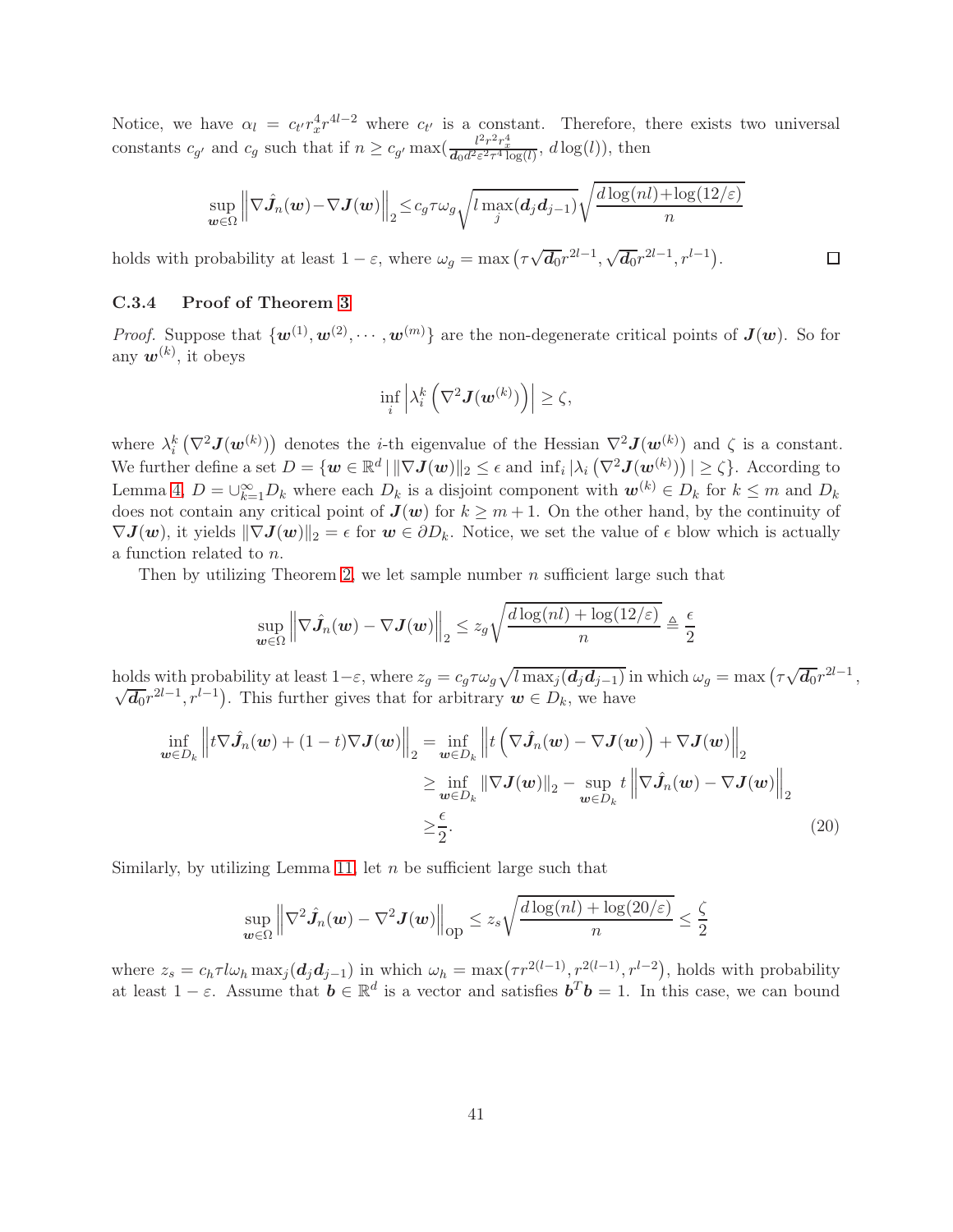Notice, we have $\alpha_l = c_{t'} r_x^4 r^{4l-2}$ where $c_{t'}$ is a constant. Therefore, there exists two universal constants $c_{g'}$ and $c_g$ such that if $n \geq c_{g'} \max(\frac{l^2 r^2 r_x^4}{\boldsymbol{d}_0 d^2 \varepsilon^2 \tau^4 \log(l)}, d\log(l))$, then

$$\sup_{\boldsymbol{w}\in\Omega} \left\|\nabla \hat{\boldsymbol{J}}_n(\boldsymbol{w}) - \nabla \boldsymbol{J}(\boldsymbol{w})\right\|_2 \leq c_g \tau \omega_g \sqrt{l \max_j (\boldsymbol{d}_j \boldsymbol{d}_{j-1})} \sqrt{\frac{d\log(nl) + \log(12/\varepsilon)}{n}}$$

holds with probability at least $1-\varepsilon$, where $\omega_g = \max\left(\tau\sqrt{\boldsymbol{d}_0} r^{2l-1}, \sqrt{\boldsymbol{d}_0} r^{2l-1}, r^{l-1}\right)$. $\square$

### C.3.4 Proof of Theorem 3

*Proof.* Suppose that $\{\boldsymbol{w}^{(1)}, \boldsymbol{w}^{(2)}, \cdots, \boldsymbol{w}^{(m)}\}$ are the non-degenerate critical points of $\boldsymbol{J}(\boldsymbol{w})$. So for any $\boldsymbol{w}^{(k)}$, it obeys

$$\inf_i \left|\lambda_i^k \left(\nabla^2 \boldsymbol{J}(\boldsymbol{w}^{(k)})\right)\right| \geq \zeta,$$

where $\lambda_i^k\left(\nabla^2 \boldsymbol{J}(\boldsymbol{w}^{(k)})\right)$ denotes the $i$-th eigenvalue of the Hessian $\nabla^2 \boldsymbol{J}(\boldsymbol{w}^{(k)})$ and $\zeta$ is a constant. We further define a set $D = \{\boldsymbol{w} \in \mathbb{R}^d \,|\, \|\nabla \boldsymbol{J}(\boldsymbol{w})\|_2 \leq \epsilon \text{ and } \inf_i |\lambda_i\left(\nabla^2 \boldsymbol{J}(\boldsymbol{w}^{(k)})\right)| \geq \zeta\}$. According to Lemma 4, $D = \cup_{k=1}^{\infty} D_k$ where each $D_k$ is a disjoint component with $\boldsymbol{w}^{(k)} \in D_k$ for $k \leq m$ and $D_k$ does not contain any critical point of $\boldsymbol{J}(\boldsymbol{w})$ for $k \geq m+1$. On the other hand, by the continuity of $\nabla \boldsymbol{J}(\boldsymbol{w})$, it yields $\|\nabla \boldsymbol{J}(\boldsymbol{w})\|_2 = \epsilon$ for $\boldsymbol{w} \in \partial D_k$. Notice, we set the value of $\epsilon$ blow which is actually a function related to $n$.

Then by utilizing Theorem 2, we let sample number $n$ sufficient large such that

$$\sup_{\boldsymbol{w}\in\Omega} \left\|\nabla \hat{\boldsymbol{J}}_n(\boldsymbol{w}) - \nabla \boldsymbol{J}(\boldsymbol{w})\right\|_2 \leq z_g \sqrt{\frac{d\log(nl) + \log(12/\varepsilon)}{n}} \triangleq \frac{\epsilon}{2}$$

holds with probability at least $1-\varepsilon$, where $z_g = c_g \tau \omega_g \sqrt{l \max_j(\boldsymbol{d}_j \boldsymbol{d}_{j-1})}$ in which $\omega_g = \max\left(\tau\sqrt{\boldsymbol{d}_0} r^{2l-1}, \sqrt{\boldsymbol{d}_0} r^{2l-1}, r^{l-1}\right)$. This further gives that for arbitrary $\boldsymbol{w} \in D_k$, we have

$$\begin{aligned}
\inf_{\boldsymbol{w}\in D_k} \left\|t\nabla \hat{\boldsymbol{J}}_n(\boldsymbol{w}) + (1-t)\nabla \boldsymbol{J}(\boldsymbol{w})\right\|_2 &= \inf_{\boldsymbol{w}\in D_k} \left\|t\left(\nabla \hat{\boldsymbol{J}}_n(\boldsymbol{w}) - \nabla \boldsymbol{J}(\boldsymbol{w})\right) + \nabla \boldsymbol{J}(\boldsymbol{w})\right\|_2 \\
&\geq \inf_{\boldsymbol{w}\in D_k} \|\nabla \boldsymbol{J}(\boldsymbol{w})\|_2 - \sup_{\boldsymbol{w}\in D_k} t\left\|\nabla \hat{\boldsymbol{J}}_n(\boldsymbol{w}) - \nabla \boldsymbol{J}(\boldsymbol{w})\right\|_2 \\
&\geq \frac{\epsilon}{2}.
\end{aligned} \tag{20}$$

Similarly, by utilizing Lemma 11, let $n$ be sufficient large such that

$$\sup_{\boldsymbol{w}\in\Omega} \left\|\nabla^2 \hat{\boldsymbol{J}}_n(\boldsymbol{w}) - \nabla^2 \boldsymbol{J}(\boldsymbol{w})\right\|_{\text{op}} \leq z_s \sqrt{\frac{d\log(nl) + \log(20/\varepsilon)}{n}} \leq \frac{\zeta}{2}$$

where $z_s = c_h \tau l \omega_h \max_j(\boldsymbol{d}_j \boldsymbol{d}_{j-1})$ in which $\omega_h = \max\left(\tau r^{2(l-1)}, r^{2(l-1)}, r^{l-2}\right)$, holds with probability at least $1-\varepsilon$. Assume that $\boldsymbol{b} \in \mathbb{R}^d$ is a vector and satisfies $\boldsymbol{b}^T \boldsymbol{b} = 1$. In this case, we can bound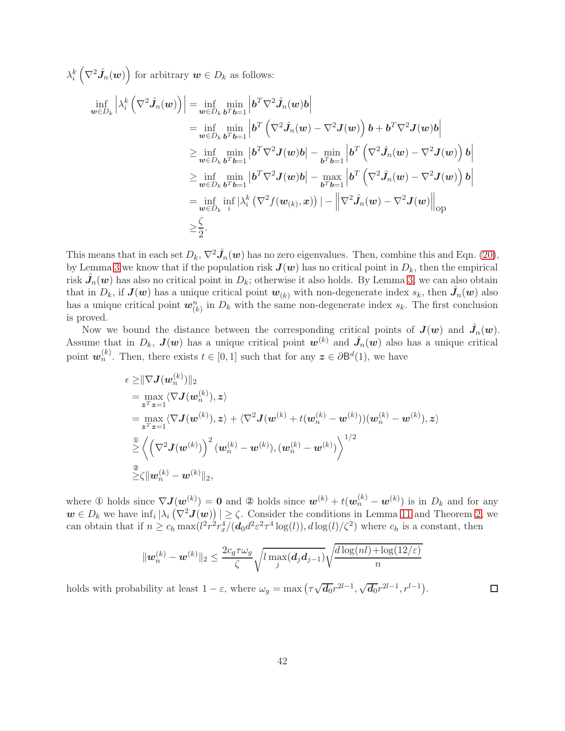$\lambda_i^k\left(\nabla^2\hat{\boldsymbol{J}}_n(\boldsymbol{w})\right)$ for arbitrary $\boldsymbol{w}\in D_k$ as follows:

$$
\begin{aligned}
\inf_{\boldsymbol{w}\in D_k}\left|\lambda_i^k\left(\nabla^2\hat{\boldsymbol{J}}_n(\boldsymbol{w})\right)\right| =& \inf_{\boldsymbol{w}\in D_k}\min_{\boldsymbol{b}^T\boldsymbol{b}=1}\left|\boldsymbol{b}^T\nabla^2\hat{\boldsymbol{J}}_n(\boldsymbol{w})\boldsymbol{b}\right|\\
=& \inf_{\boldsymbol{w}\in D_k}\min_{\boldsymbol{b}^T\boldsymbol{b}=1}\left|\boldsymbol{b}^T\left(\nabla^2\hat{\boldsymbol{J}}_n(\boldsymbol{w})-\nabla^2\boldsymbol{J}(\boldsymbol{w})\right)\boldsymbol{b}+\boldsymbol{b}^T\nabla^2\boldsymbol{J}(\boldsymbol{w})\boldsymbol{b}\right|\\
\geq& \inf_{\boldsymbol{w}\in D_k}\min_{\boldsymbol{b}^T\boldsymbol{b}=1}\left|\boldsymbol{b}^T\nabla^2\boldsymbol{J}(\boldsymbol{w})\boldsymbol{b}\right| - \min_{\boldsymbol{b}^T\boldsymbol{b}=1}\left|\boldsymbol{b}^T\left(\nabla^2\hat{\boldsymbol{J}}_n(\boldsymbol{w})-\nabla^2\boldsymbol{J}(\boldsymbol{w})\right)\boldsymbol{b}\right|\\
\geq& \inf_{\boldsymbol{w}\in D_k}\min_{\boldsymbol{b}^T\boldsymbol{b}=1}\left|\boldsymbol{b}^T\nabla^2\boldsymbol{J}(\boldsymbol{w})\boldsymbol{b}\right| - \max_{\boldsymbol{b}^T\boldsymbol{b}=1}\left|\boldsymbol{b}^T\left(\nabla^2\hat{\boldsymbol{J}}_n(\boldsymbol{w})-\nabla^2\boldsymbol{J}(\boldsymbol{w})\right)\boldsymbol{b}\right|\\
=& \inf_{\boldsymbol{w}\in D_k}\inf_i\left|\lambda_i^k\left(\nabla^2 f(\boldsymbol{w}_{(k)},\boldsymbol{x})\right)\right| - \left\|\nabla^2\hat{\boldsymbol{J}}_n(\boldsymbol{w})-\nabla^2\boldsymbol{J}(\boldsymbol{w})\right\|_{\text{op}}\\
\geq& \frac{\zeta}{2}.
\end{aligned}
$$

This means that in each set $D_k$, $\nabla^2\hat{\boldsymbol{J}}_n(\boldsymbol{w})$ has no zero eigenvalues. Then, combine this and Eqn. (20), by Lemma 3 we know that if the population risk $\boldsymbol{J}(\boldsymbol{w})$ has no critical point in $D_k$, then the empirical risk $\hat{\boldsymbol{J}}_n(\boldsymbol{w})$ has also no critical point in $D_k$; otherwise it also holds. By Lemma 3, we can also obtain that in $D_k$, if $\boldsymbol{J}(\boldsymbol{w})$ has a unique critical point $\boldsymbol{w}_{(k)}$ with non-degenerate index $s_k$, then $\hat{\boldsymbol{J}}_n(\boldsymbol{w})$ also has a unique critical point $\boldsymbol{w}_{(k)}^n$ in $D_k$ with the same non-degenerate index $s_k$. The first conclusion is proved.

Now we bound the distance between the corresponding critical points of $\boldsymbol{J}(\boldsymbol{w})$ and $\hat{\boldsymbol{J}}_n(\boldsymbol{w})$. Assume that in $D_k$, $\boldsymbol{J}(\boldsymbol{w})$ has a unique critical point $\boldsymbol{w}^{(k)}$ and $\hat{\boldsymbol{J}}_n(\boldsymbol{w})$ also has a unique critical point $\boldsymbol{w}_n^{(k)}$. Then, there exists $t\in[0,1]$ such that for any $\boldsymbol{z}\in\partial\mathsf{B}^d(1)$, we have

$$
\begin{aligned}
\epsilon \geq& \|\nabla\boldsymbol{J}(\boldsymbol{w}_n^{(k)})\|_2\\
=& \max_{\boldsymbol{z}^T\boldsymbol{z}=1}\langle\nabla\boldsymbol{J}(\boldsymbol{w}_n^{(k)}),\boldsymbol{z}\rangle\\
=& \max_{\boldsymbol{z}^T\boldsymbol{z}=1}\langle\nabla\boldsymbol{J}(\boldsymbol{w}^{(k)}),\boldsymbol{z}\rangle + \langle\nabla^2\boldsymbol{J}(\boldsymbol{w}^{(k)}+t(\boldsymbol{w}_n^{(k)}-\boldsymbol{w}^{(k)}))(\boldsymbol{w}_n^{(k)}-\boldsymbol{w}^{(k)}),\boldsymbol{z}\rangle\\
\overset{①}{\geq}& \left\langle\left(\nabla^2\boldsymbol{J}(\boldsymbol{w}^{(k)})\right)^2(\boldsymbol{w}_n^{(k)}-\boldsymbol{w}^{(k)}),(\boldsymbol{w}_n^{(k)}-\boldsymbol{w}^{(k)})\right\rangle^{1/2}\\
\overset{②}{\geq}& \zeta\|\boldsymbol{w}_n^{(k)}-\boldsymbol{w}^{(k)}\|_2,
\end{aligned}
$$

where ① holds since $\nabla\boldsymbol{J}(\boldsymbol{w}^{(k)})=\boldsymbol{0}$ and ② holds since $\boldsymbol{w}^{(k)}+t(\boldsymbol{w}_n^{(k)}-\boldsymbol{w}^{(k)})$ is in $D_k$ and for any $\boldsymbol{w}\in D_k$ we have $\inf_i\left|\lambda_i\left(\nabla^2\boldsymbol{J}(\boldsymbol{w})\right)\right|\geq\zeta$. Consider the conditions in Lemma 11 and Theorem 2, we can obtain that if $n\geq c_h\max(l^2r^2r_x^4/(\boldsymbol{d}_0d^2\varepsilon^2\tau^4\log(l)), d\log(l)/\zeta^2)$ where $c_h$ is a constant, then

$$
\|\boldsymbol{w}_n^{(k)}-\boldsymbol{w}^{(k)}\|_2 \leq \frac{2c_g\tau\omega_g}{\zeta}\sqrt{l\max_j(\boldsymbol{d}_j\boldsymbol{d}_{j-1})}\sqrt{\frac{d\log(nl)+\log(12/\varepsilon)}{n}}
$$

holds with probability at least $1-\varepsilon$, where $\omega_g=\max\left(\tau\sqrt{\boldsymbol{d}_0}r^{2l-1},\sqrt{\boldsymbol{d}_0}r^{2l-1},r^{l-1}\right)$. $\square$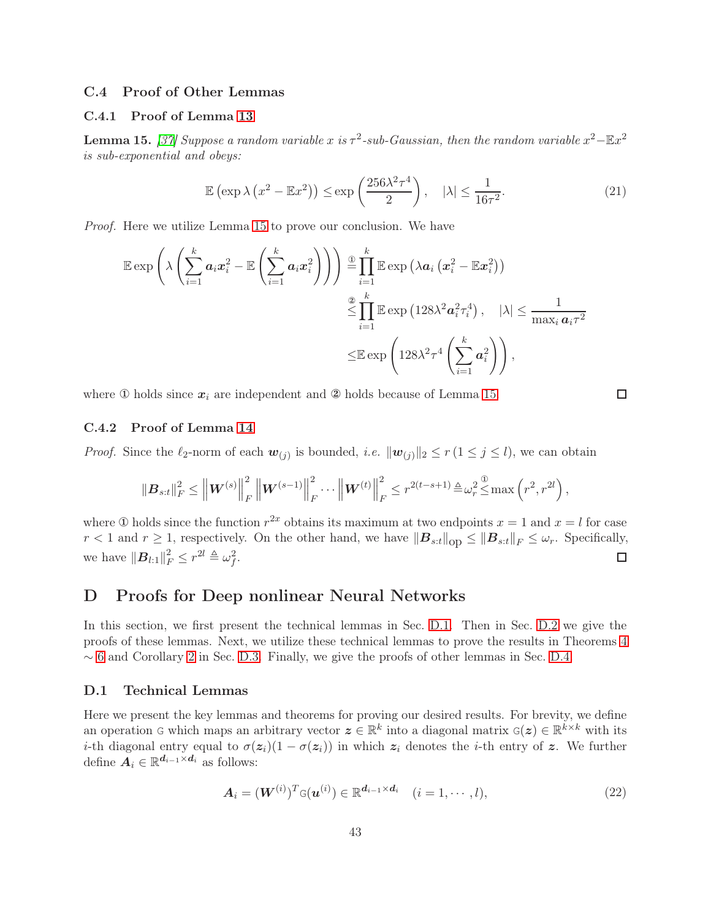### C.4 Proof of Other Lemmas

#### C.4.1 Proof of Lemma 13

**Lemma 15.** *[37] Suppose a random variable $x$ is $\tau^2$-sub-Gaussian, then the random variable $x^2 - \mathbb{E}x^2$ is sub-exponential and obeys:*

$$\mathbb{E}\left(\exp \lambda \left(x^2 - \mathbb{E}x^2\right)\right) \leq \exp\left(\frac{256\lambda^2\tau^4}{2}\right), \quad |\lambda| \leq \frac{1}{16\tau^2}. \tag{21}$$

*Proof.* Here we utilize Lemma 15 to prove our conclusion. We have

$$\begin{aligned}
\mathbb{E}\exp\left(\lambda\left(\sum_{i=1}^{k}\boldsymbol{a}_i\boldsymbol{x}_i^2 - \mathbb{E}\left(\sum_{i=1}^{k}\boldsymbol{a}_i\boldsymbol{x}_i^2\right)\right)\right) &\overset{①}{=} \prod_{i=1}^{k}\mathbb{E}\exp\left(\lambda\boldsymbol{a}_i\left(\boldsymbol{x}_i^2 - \mathbb{E}\boldsymbol{x}_i^2\right)\right) \\
&\overset{②}{\leq} \prod_{i=1}^{k}\mathbb{E}\exp\left(128\lambda^2\boldsymbol{a}_i^2\tau_i^4\right), \quad |\lambda| \leq \frac{1}{\max_i \boldsymbol{a}_i\tau^2} \\
&\leq \mathbb{E}\exp\left(128\lambda^2\tau^4\left(\sum_{i=1}^{k}\boldsymbol{a}_i^2\right)\right),
\end{aligned}$$

where ① holds since $\boldsymbol{x}_i$ are independent and ② holds because of Lemma 15. □

#### C.4.2 Proof of Lemma 14

*Proof.* Since the $\ell_2$-norm of each $\boldsymbol{w}_{(j)}$ is bounded, *i.e.* $\|\boldsymbol{w}_{(j)}\|_2 \leq r\ (1 \leq j \leq l)$, we can obtain

$$\|\boldsymbol{B}_{s:t}\|_F^2 \leq \left\|\boldsymbol{W}^{(s)}\right\|_F^2 \left\|\boldsymbol{W}^{(s-1)}\right\|_F^2 \cdots \left\|\boldsymbol{W}^{(t)}\right\|_F^2 \leq r^{2(t-s+1)} \triangleq \omega_r^2 \overset{①}{\leq} \max\left(r^2, r^{2l}\right),$$

where ① holds since the function $r^{2x}$ obtains its maximum at two endpoints $x=1$ and $x=l$ for case $r<1$ and $r \geq 1$, respectively. On the other hand, we have $\|\boldsymbol{B}_{s:t}\|_{\text{op}} \leq \|\boldsymbol{B}_{s:t}\|_F \leq \omega_r$. Specifically, we have $\|\boldsymbol{B}_{l:1}\|_F^2 \leq r^{2l} \triangleq \omega_f^2$. □

## D Proofs for Deep nonlinear Neural Networks

In this section, we first present the technical lemmas in Sec. D.1. Then in Sec. D.2 we give the proofs of these lemmas. Next, we utilize these technical lemmas to prove the results in Theorems 4 $\sim$ 6 and Corollary 2 in Sec. D.3. Finally, we give the proofs of other lemmas in Sec. D.4.

### D.1 Technical Lemmas

Here we present the key lemmas and theorems for proving our desired results. For brevity, we define an operation $\mathbb{G}$ which maps an arbitrary vector $\boldsymbol{z} \in \mathbb{R}^k$ into a diagonal matrix $\mathbb{G}(\boldsymbol{z}) \in \mathbb{R}^{k\times k}$ with its $i$-th diagonal entry equal to $\sigma(\boldsymbol{z}_i)(1-\sigma(\boldsymbol{z}_i))$ in which $\boldsymbol{z}_i$ denotes the $i$-th entry of $\boldsymbol{z}$. We further define $\boldsymbol{A}_i \in \mathbb{R}^{\boldsymbol{d}_{i-1}\times\boldsymbol{d}_i}$ as follows:

$$\boldsymbol{A}_i = (\boldsymbol{W}^{(i)})^T\mathbb{G}(\boldsymbol{u}^{(i)}) \in \mathbb{R}^{\boldsymbol{d}_{i-1}\times\boldsymbol{d}_i} \quad (i=1,\cdots,l), \tag{22}$$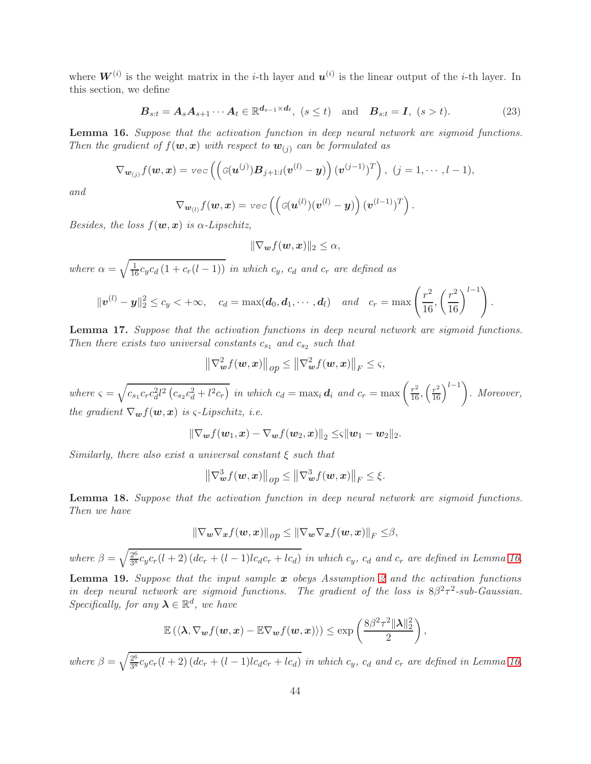where $\boldsymbol{W}^{(i)}$ is the weight matrix in the $i$-th layer and $\boldsymbol{u}^{(i)}$ is the linear output of the $i$-th layer. In this section, we define

$$\boldsymbol{B}_{s:t} = \boldsymbol{A}_s \boldsymbol{A}_{s+1} \cdots \boldsymbol{A}_t \in \mathbb{R}^{\boldsymbol{d}_{s-1} \times \boldsymbol{d}_t},\ (s \leq t) \quad \text{and} \quad \boldsymbol{B}_{s:t} = \boldsymbol{I},\ (s > t). \tag{23}$$

**Lemma 16.** *Suppose that the activation function in deep neural network are sigmoid functions. Then the gradient of $f(\boldsymbol{w}, \boldsymbol{x})$ with respect to $\boldsymbol{w}_{(j)}$ can be formulated as*

$$\nabla_{\boldsymbol{w}_{(j)}} f(\boldsymbol{w}, \boldsymbol{x}) = \mathrm{vec}\left(\left(\mathcal{G}(\boldsymbol{u}^{(j)}) \boldsymbol{B}_{j+1:l}(\boldsymbol{v}^{(l)} - \boldsymbol{y})\right) (\boldsymbol{v}^{(j-1)})^T\right),\ (j = 1, \cdots, l-1),$$

*and*

$$\nabla_{\boldsymbol{w}_{(l)}} f(\boldsymbol{w}, \boldsymbol{x}) = \mathrm{vec}\left(\left(\mathcal{G}(\boldsymbol{u}^{(l)})(\boldsymbol{v}^{(l)} - \boldsymbol{y})\right) (\boldsymbol{v}^{(l-1)})^T\right).$$

*Besides, the loss $f(\boldsymbol{w}, \boldsymbol{x})$ is $\alpha$-Lipschitz,*

$$\|\nabla_{\boldsymbol{w}} f(\boldsymbol{w}, \boldsymbol{x})\|_2 \leq \alpha,$$

*where $\alpha = \sqrt{\frac{1}{16} c_y c_d \left(1 + c_r(l-1)\right)}$ in which $c_y$, $c_d$ and $c_r$ are defined as*

$$\|\boldsymbol{v}^{(l)} - \boldsymbol{y}\|_2^2 \leq c_y < +\infty, \quad c_d = \max(\boldsymbol{d}_0, \boldsymbol{d}_1, \cdots, \boldsymbol{d}_l) \quad \text{and} \quad c_r = \max\left(\frac{r^2}{16}, \left(\frac{r^2}{16}\right)^{l-1}\right).$$

**Lemma 17.** *Suppose that the activation functions in deep neural network are sigmoid functions. Then there exists two universal constants $c_{s_1}$ and $c_{s_2}$ such that*

$$\left\|\nabla^2_{\boldsymbol{w}} f(\boldsymbol{w}, \boldsymbol{x})\right\|_{op} \leq \left\|\nabla^2_{\boldsymbol{w}} f(\boldsymbol{w}, \boldsymbol{x})\right\|_F \leq \varsigma,$$

*where $\varsigma = \sqrt{c_{s_1} c_r c_d^2 l^2 \left(c_{s_2} c_d^2 + l^2 c_r\right)}$ in which $c_d = \max_i \boldsymbol{d}_i$ and $c_r = \max\left(\frac{r^2}{16}, \left(\frac{r^2}{16}\right)^{l-1}\right)$. Moreover, the gradient $\nabla_{\boldsymbol{w}} f(\boldsymbol{w}, \boldsymbol{x})$ is $\varsigma$-Lipschitz, i.e.*

$$\|\nabla_{\boldsymbol{w}} f(\boldsymbol{w}_1, \boldsymbol{x}) - \nabla_{\boldsymbol{w}} f(\boldsymbol{w}_2, \boldsymbol{x})\|_2 \leq \varsigma \|\boldsymbol{w}_1 - \boldsymbol{w}_2\|_2.$$

*Similarly, there also exist a universal constant $\xi$ such that*

$$\left\|\nabla^3_{\boldsymbol{w}} f(\boldsymbol{w}, \boldsymbol{x})\right\|_{op} \leq \left\|\nabla^3_{\boldsymbol{w}} f(\boldsymbol{w}, \boldsymbol{x})\right\|_F \leq \xi.$$

**Lemma 18.** *Suppose that the activation function in deep neural network are sigmoid functions. Then we have*

$$\|\nabla_{\boldsymbol{w}} \nabla_{\boldsymbol{x}} f(\boldsymbol{w}, \boldsymbol{x})\|_{op} \leq \|\nabla_{\boldsymbol{w}} \nabla_{\boldsymbol{x}} f(\boldsymbol{w}, \boldsymbol{x})\|_F \leq \beta,$$

*where $\beta = \sqrt{\frac{2^6}{3^8} c_y c_r (l+2) \left(d c_r + (l-1) l c_d c_r + l c_d\right)}$ in which $c_y$, $c_d$ and $c_r$ are defined in Lemma 16.*

**Lemma 19.** *Suppose that the input sample $\boldsymbol{x}$ obeys Assumption 2 and the activation functions in deep neural network are sigmoid functions. The gradient of the loss is $8\beta^2\tau^2$-sub-Gaussian. Specifically, for any $\boldsymbol{\lambda} \in \mathbb{R}^d$, we have*

$$\mathbb{E}\left(\langle \boldsymbol{\lambda}, \nabla_{\boldsymbol{w}} f(\boldsymbol{w}, \boldsymbol{x}) - \mathbb{E}\nabla_{\boldsymbol{w}} f(\boldsymbol{w}, \boldsymbol{x})\rangle\right) \leq \exp\left(\frac{8\beta^2\tau^2\|\boldsymbol{\lambda}\|_2^2}{2}\right),$$

*where $\beta = \sqrt{\frac{2^6}{3^8} c_y c_r (l+2) \left(d c_r + (l-1) l c_d c_r + l c_d\right)}$ in which $c_y$, $c_d$ and $c_r$ are defined in Lemma 16.*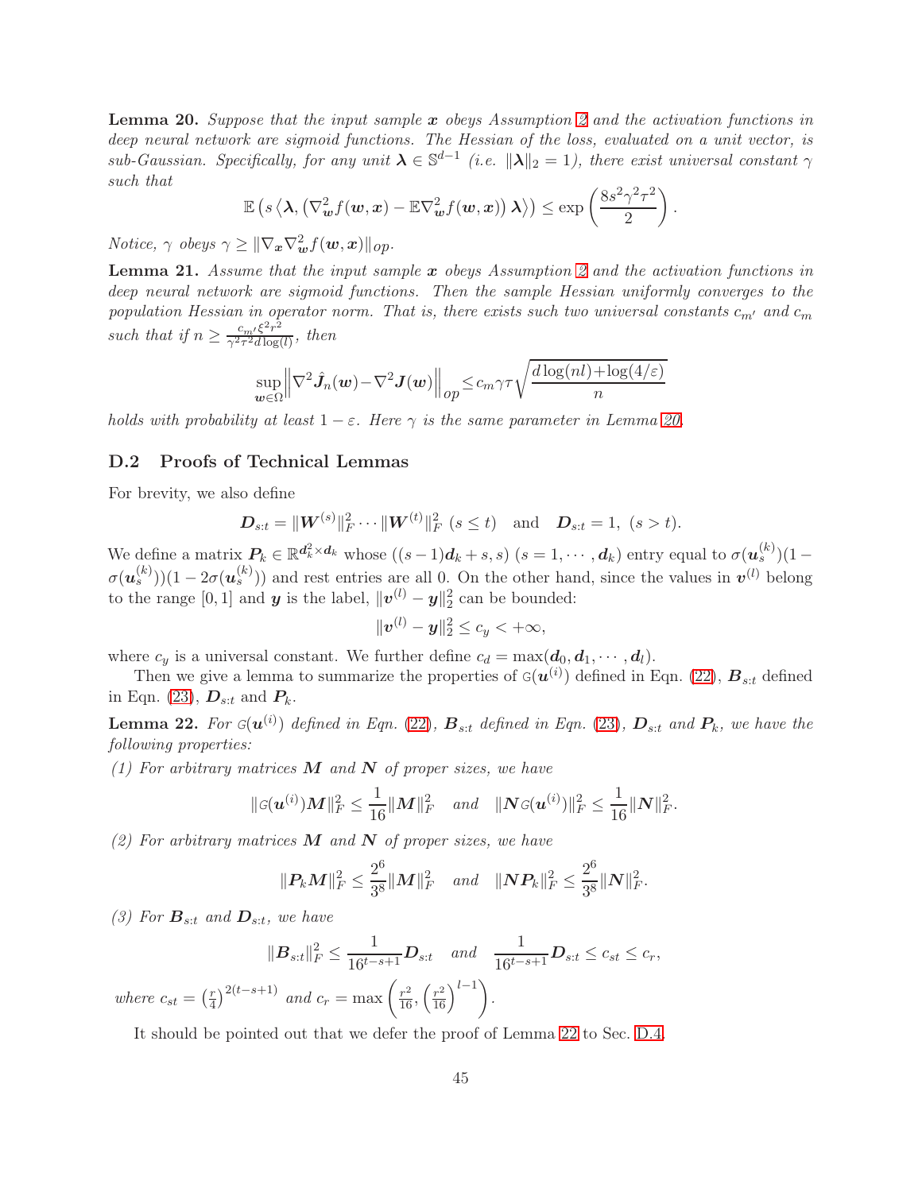**Lemma 20.** *Suppose that the input sample $\boldsymbol{x}$ obeys Assumption 2 and the activation functions in deep neural network are sigmoid functions. The Hessian of the loss, evaluated on a unit vector, is sub-Gaussian. Specifically, for any unit $\boldsymbol{\lambda} \in \mathbb{S}^{d-1}$ (i.e. $\|\boldsymbol{\lambda}\|_2 = 1$), there exist universal constant $\gamma$ such that*

$$\mathbb{E}\left(s\left\langle \boldsymbol{\lambda}, \left(\nabla^2_{\boldsymbol{w}} f(\boldsymbol{w},\boldsymbol{x}) - \mathbb{E}\nabla^2_{\boldsymbol{w}} f(\boldsymbol{w},\boldsymbol{x})\right)\boldsymbol{\lambda}\right\rangle\right) \leq \exp\left(\frac{8s^2\gamma^2\tau^2}{2}\right).$$

*Notice, $\gamma$ obeys $\gamma \geq \|\nabla_{\boldsymbol{x}}\nabla^2_{\boldsymbol{w}} f(\boldsymbol{w},\boldsymbol{x})\|_{op}$.*

**Lemma 21.** *Assume that the input sample $\boldsymbol{x}$ obeys Assumption 2 and the activation functions in deep neural network are sigmoid functions. Then the sample Hessian uniformly converges to the population Hessian in operator norm. That is, there exists such two universal constants $c_{m'}$ and $c_m$ such that if $n \geq \frac{c_{m'}\xi^2 r^2}{\gamma^2\tau^2 d\log(l)}$, then*

$$\sup_{\boldsymbol{w}\in\Omega}\left\|\nabla^2\hat{\boldsymbol{J}}_n(\boldsymbol{w}) - \nabla^2\boldsymbol{J}(\boldsymbol{w})\right\|_{op} \leq c_m\gamma\tau\sqrt{\frac{d\log(nl)+\log(4/\varepsilon)}{n}}$$

*holds with probability at least $1-\varepsilon$. Here $\gamma$ is the same parameter in Lemma 20.*

### D.2 Proofs of Technical Lemmas

For brevity, we also define

$$\boldsymbol{D}_{s:t} = \|\boldsymbol{W}^{(s)}\|_F^2\cdots\|\boldsymbol{W}^{(t)}\|_F^2 \ (s\leq t) \quad \text{and} \quad \boldsymbol{D}_{s:t} = 1,\ (s>t).$$

We define a matrix $\boldsymbol{P}_k \in \mathbb{R}^{\boldsymbol{d}_k^2\times \boldsymbol{d}_k}$ whose $((s-1)\boldsymbol{d}_k+s, s)$ $(s=1,\cdots,\boldsymbol{d}_k)$ entry equal to $\sigma(\boldsymbol{u}_s^{(k)})(1-\sigma(\boldsymbol{u}_s^{(k)}))(1-2\sigma(\boldsymbol{u}_s^{(k)}))$ and rest entries are all 0. On the other hand, since the values in $\boldsymbol{v}^{(l)}$ belong to the range $[0,1]$ and $\boldsymbol{y}$ is the label, $\|\boldsymbol{v}^{(l)}-\boldsymbol{y}\|_2^2$ can be bounded:

$$\|\boldsymbol{v}^{(l)}-\boldsymbol{y}\|_2^2 \leq c_y < +\infty,$$

where $c_y$ is a universal constant. We further define $c_d = \max(\boldsymbol{d}_0, \boldsymbol{d}_1, \cdots, \boldsymbol{d}_l)$.

Then we give a lemma to summarize the properties of $\mathbb{G}(\boldsymbol{u}^{(i)})$ defined in Eqn. (22), $\boldsymbol{B}_{s:t}$ defined in Eqn. (23), $\boldsymbol{D}_{s:t}$ and $\boldsymbol{P}_k$.

**Lemma 22.** *For $\mathbb{G}(\boldsymbol{u}^{(i)})$ defined in Eqn. (22), $\boldsymbol{B}_{s:t}$ defined in Eqn. (23), $\boldsymbol{D}_{s:t}$ and $\boldsymbol{P}_k$, we have the following properties:*

*(1) For arbitrary matrices $\boldsymbol{M}$ and $\boldsymbol{N}$ of proper sizes, we have*

$$\|\mathbb{G}(\boldsymbol{u}^{(i)})\boldsymbol{M}\|_F^2 \leq \frac{1}{16}\|\boldsymbol{M}\|_F^2 \quad \text{and} \quad \|\boldsymbol{N}\mathbb{G}(\boldsymbol{u}^{(i)})\|_F^2 \leq \frac{1}{16}\|\boldsymbol{N}\|_F^2.$$

*(2) For arbitrary matrices $\boldsymbol{M}$ and $\boldsymbol{N}$ of proper sizes, we have*

$$\|\boldsymbol{P}_k\boldsymbol{M}\|_F^2 \leq \frac{2^6}{3^8}\|\boldsymbol{M}\|_F^2 \quad \text{and} \quad \|\boldsymbol{N}\boldsymbol{P}_k\|_F^2 \leq \frac{2^6}{3^8}\|\boldsymbol{N}\|_F^2.$$

*(3) For $\boldsymbol{B}_{s:t}$ and $\boldsymbol{D}_{s:t}$, we have*

$$\|\boldsymbol{B}_{s:t}\|_F^2 \leq \frac{1}{16^{t-s+1}}\boldsymbol{D}_{s:t} \quad \text{and} \quad \frac{1}{16^{t-s+1}}\boldsymbol{D}_{s:t} \leq c_{st} \leq c_r,$$

*where $c_{st} = \left(\frac{r}{4}\right)^{2(t-s+1)}$ and $c_r = \max\left(\frac{r^2}{16}, \left(\frac{r^2}{16}\right)^{l-1}\right)$.*

It should be pointed out that we defer the proof of Lemma 22 to Sec. D.4.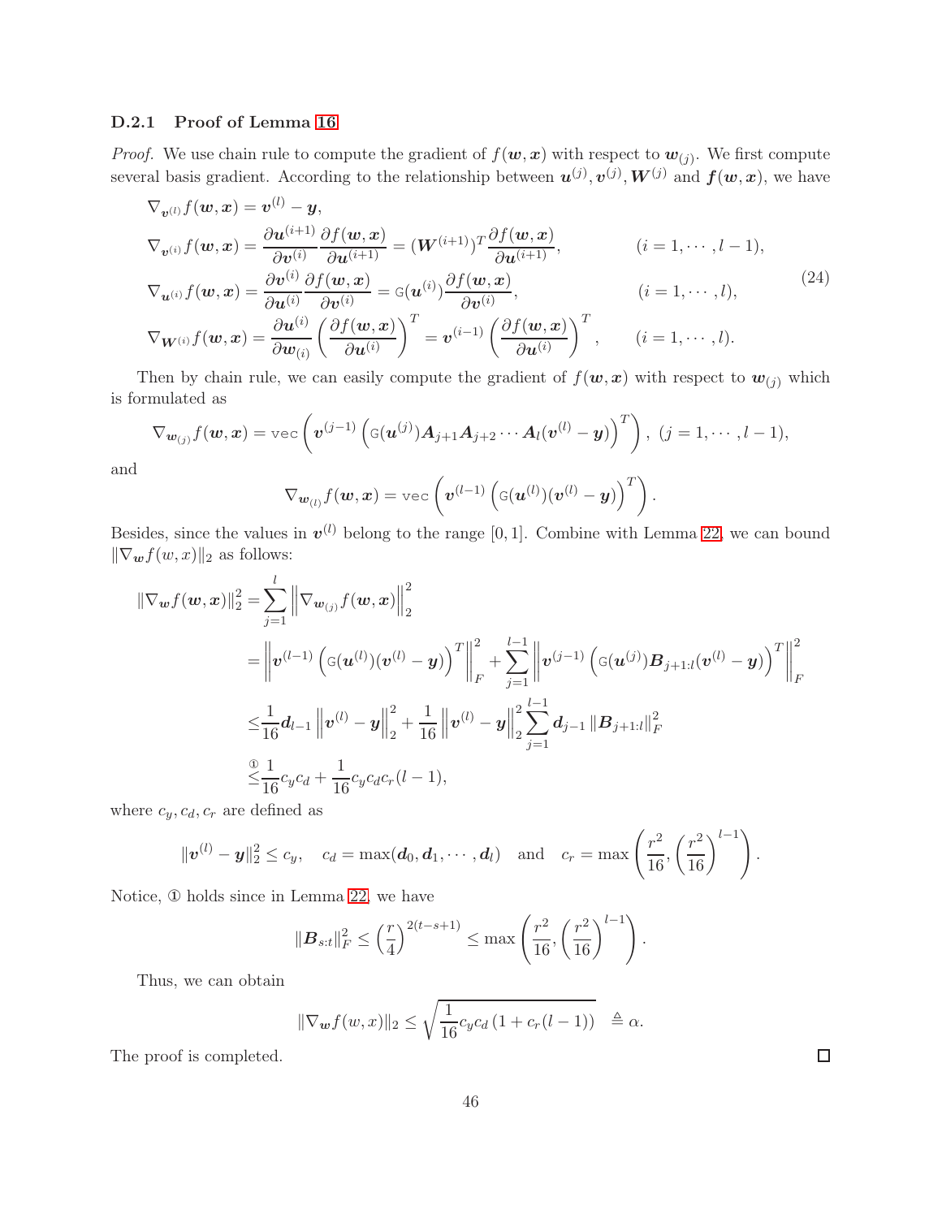### D.2.1 Proof of Lemma 16

*Proof.* We use chain rule to compute the gradient of $f(\boldsymbol{w}, \boldsymbol{x})$ with respect to $\boldsymbol{w}_{(j)}$. We first compute several basis gradient. According to the relationship between $\boldsymbol{u}^{(j)}, \boldsymbol{v}^{(j)}, \boldsymbol{W}^{(j)}$ and $\boldsymbol{f}(\boldsymbol{w}, \boldsymbol{x})$, we have

$$
\begin{aligned}
&\nabla_{\boldsymbol{v}^{(l)}} f(\boldsymbol{w}, \boldsymbol{x}) = \boldsymbol{v}^{(l)} - \boldsymbol{y}, \\
&\nabla_{\boldsymbol{v}^{(i)}} f(\boldsymbol{w}, \boldsymbol{x}) = \frac{\partial \boldsymbol{u}^{(i+1)}}{\partial \boldsymbol{v}^{(i)}} \frac{\partial f(\boldsymbol{w}, \boldsymbol{x})}{\partial \boldsymbol{u}^{(i+1)}} = (\boldsymbol{W}^{(i+1)})^T \frac{\partial f(\boldsymbol{w}, \boldsymbol{x})}{\partial \boldsymbol{u}^{(i+1)}}, \qquad (i = 1, \cdots, l-1), \\
&\nabla_{\boldsymbol{u}^{(i)}} f(\boldsymbol{w}, \boldsymbol{x}) = \frac{\partial \boldsymbol{v}^{(i)}}{\partial \boldsymbol{u}^{(i)}} \frac{\partial f(\boldsymbol{w}, \boldsymbol{x})}{\partial \boldsymbol{v}^{(i)}} = \mathbb{G}(\boldsymbol{u}^{(i)}) \frac{\partial f(\boldsymbol{w}, \boldsymbol{x})}{\partial \boldsymbol{v}^{(i)}}, \qquad (i = 1, \cdots, l), \\
&\nabla_{\boldsymbol{W}^{(i)}} f(\boldsymbol{w}, \boldsymbol{x}) = \frac{\partial \boldsymbol{u}^{(i)}}{\partial \boldsymbol{w}_{(i)}} \left( \frac{\partial f(\boldsymbol{w}, \boldsymbol{x})}{\partial \boldsymbol{u}^{(i)}} \right)^T = \boldsymbol{v}^{(i-1)} \left( \frac{\partial f(\boldsymbol{w}, \boldsymbol{x})}{\partial \boldsymbol{u}^{(i)}} \right)^T, \qquad (i = 1, \cdots, l).
\end{aligned} \tag{24}
$$

Then by chain rule, we can easily compute the gradient of $f(\boldsymbol{w}, \boldsymbol{x})$ with respect to $\boldsymbol{w}_{(j)}$ which is formulated as

$$
\nabla_{\boldsymbol{w}_{(j)}} f(\boldsymbol{w}, \boldsymbol{x}) = \mathtt{vec}\left( \boldsymbol{v}^{(j-1)} \left( \mathbb{G}(\boldsymbol{u}^{(j)}) \boldsymbol{A}_{j+1} \boldsymbol{A}_{j+2} \cdots \boldsymbol{A}_l (\boldsymbol{v}^{(l)} - \boldsymbol{y}) \right)^T \right), \ (j = 1, \cdots, l-1),
$$

and

$$
\nabla_{\boldsymbol{w}_{(l)}} f(\boldsymbol{w}, \boldsymbol{x}) = \mathtt{vec}\left( \boldsymbol{v}^{(l-1)} \left( \mathbb{G}(\boldsymbol{u}^{(l)}) (\boldsymbol{v}^{(l)} - \boldsymbol{y}) \right)^T \right).
$$

Besides, since the values in $\boldsymbol{v}^{(l)}$ belong to the range $[0, 1]$. Combine with Lemma 22, we can bound $\|\nabla_{\boldsymbol{w}} f(w, x)\|_2$ as follows:

$$
\begin{aligned}
\|\nabla_{\boldsymbol{w}} f(\boldsymbol{w}, \boldsymbol{x})\|_2^2 =& \sum_{j=1}^{l} \left\| \nabla_{\boldsymbol{w}_{(j)}} f(\boldsymbol{w}, \boldsymbol{x}) \right\|_2^2 \\
=& \left\| \boldsymbol{v}^{(l-1)} \left( \mathbb{G}(\boldsymbol{u}^{(l)}) (\boldsymbol{v}^{(l)} - \boldsymbol{y}) \right)^T \right\|_F^2 + \sum_{j=1}^{l-1} \left\| \boldsymbol{v}^{(j-1)} \left( \mathbb{G}(\boldsymbol{u}^{(j)}) \boldsymbol{B}_{j+1:l} (\boldsymbol{v}^{(l)} - \boldsymbol{y}) \right)^T \right\|_F^2 \\
\leq& \frac{1}{16} \boldsymbol{d}_{l-1} \left\| \boldsymbol{v}^{(l)} - \boldsymbol{y} \right\|_2^2 + \frac{1}{16} \left\| \boldsymbol{v}^{(l)} - \boldsymbol{y} \right\|_2^2 \sum_{j=1}^{l-1} \boldsymbol{d}_{j-1} \left\| \boldsymbol{B}_{j+1:l} \right\|_F^2 \\
\overset{①}{\leq}& \frac{1}{16} c_y c_d + \frac{1}{16} c_y c_d c_r (l-1),
\end{aligned}
$$

where $c_y, c_d, c_r$ are defined as

$$
\|\boldsymbol{v}^{(l)} - \boldsymbol{y}\|_2^2 \leq c_y, \quad c_d = \max(\boldsymbol{d}_0, \boldsymbol{d}_1, \cdots, \boldsymbol{d}_l) \quad \text{and} \quad c_r = \max\left( \frac{r^2}{16}, \left( \frac{r^2}{16} \right)^{l-1} \right).
$$

Notice, ① holds since in Lemma 22, we have

$$
\|\boldsymbol{B}_{s:t}\|_F^2 \leq \left( \frac{r}{4} \right)^{2(t-s+1)} \leq \max\left( \frac{r^2}{16}, \left( \frac{r^2}{16} \right)^{l-1} \right).
$$

Thus, we can obtain

$$
\|\nabla_{\boldsymbol{w}} f(w, x)\|_2 \leq \sqrt{\frac{1}{16} c_y c_d \left( 1 + c_r (l-1) \right)} \ \triangleq \alpha.
$$

The proof is completed. $\square$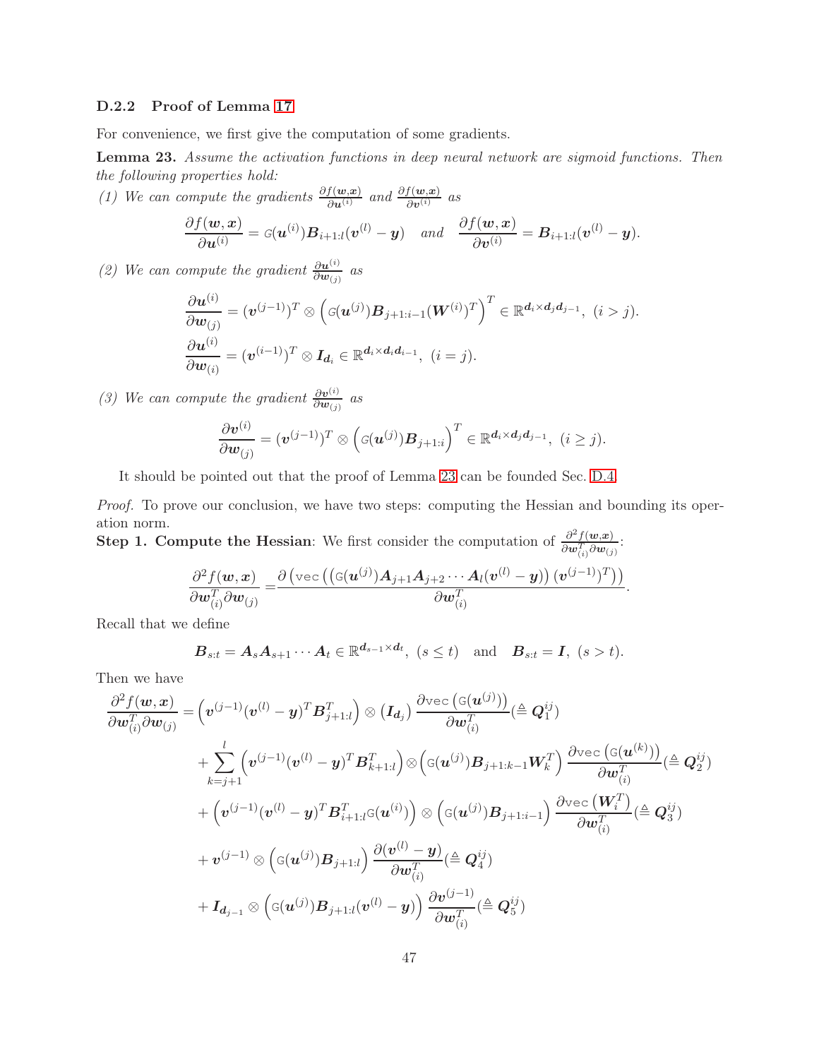### D.2.2 Proof of Lemma 17

For convenience, we first give the computation of some gradients.

**Lemma 23.** *Assume the activation functions in deep neural network are sigmoid functions. Then the following properties hold:*

*(1) We can compute the gradients* $\frac{\partial f(\boldsymbol{w},\boldsymbol{x})}{\partial \boldsymbol{u}^{(i)}}$ *and* $\frac{\partial f(\boldsymbol{w},\boldsymbol{x})}{\partial \boldsymbol{v}^{(i)}}$ *as*

$$
\frac{\partial f(\boldsymbol{w},\boldsymbol{x})}{\partial \boldsymbol{u}^{(i)}} = \mathbb{G}(\boldsymbol{u}^{(i)})\boldsymbol{B}_{i+1:l}(\boldsymbol{v}^{(l)}-\boldsymbol{y}) \quad \text{and} \quad \frac{\partial f(\boldsymbol{w},\boldsymbol{x})}{\partial \boldsymbol{v}^{(i)}} = \boldsymbol{B}_{i+1:l}(\boldsymbol{v}^{(l)}-\boldsymbol{y}).
$$

*(2) We can compute the gradient* $\frac{\partial \boldsymbol{u}^{(i)}}{\partial \boldsymbol{w}_{(j)}}$ *as*

$$
\frac{\partial \boldsymbol{u}^{(i)}}{\partial \boldsymbol{w}_{(j)}} = (\boldsymbol{v}^{(j-1)})^T \otimes \left(\mathbb{G}(\boldsymbol{u}^{(j)})\boldsymbol{B}_{j+1:i-1}(\boldsymbol{W}^{(i)})^T\right)^T \in \mathbb{R}^{d_i \times d_j d_{j-1}},\ (i>j).
$$

$$
\frac{\partial \boldsymbol{u}^{(i)}}{\partial \boldsymbol{w}_{(i)}} = (\boldsymbol{v}^{(i-1)})^T \otimes \boldsymbol{I}_{d_i} \in \mathbb{R}^{d_i \times d_i d_{i-1}},\ (i=j).
$$

*(3) We can compute the gradient* $\frac{\partial \boldsymbol{v}^{(i)}}{\partial \boldsymbol{w}_{(j)}}$ *as*

$$
\frac{\partial \boldsymbol{v}^{(i)}}{\partial \boldsymbol{w}_{(j)}} = (\boldsymbol{v}^{(j-1)})^T \otimes \left(\mathbb{G}(\boldsymbol{u}^{(j)})\boldsymbol{B}_{j+1:i}\right)^T \in \mathbb{R}^{d_i \times d_j d_{j-1}},\ (i \geq j).
$$

It should be pointed out that the proof of Lemma 23 can be founded Sec. D.4.

*Proof.* To prove our conclusion, we have two steps: computing the Hessian and bounding its operation norm.

**Step 1. Compute the Hessian**: We first consider the computation of $\frac{\partial^2 f(\boldsymbol{w},\boldsymbol{x})}{\partial \boldsymbol{w}_{(i)}^T \partial \boldsymbol{w}_{(j)}}$:

$$
\frac{\partial^2 f(\boldsymbol{w},\boldsymbol{x})}{\partial \boldsymbol{w}_{(i)}^T \partial \boldsymbol{w}_{(j)}} = \frac{\partial \left(\mathtt{vec}\left(\left(\mathbb{G}(\boldsymbol{u}^{(j)})\boldsymbol{A}_{j+1}\boldsymbol{A}_{j+2}\cdots\boldsymbol{A}_l(\boldsymbol{v}^{(l)}-\boldsymbol{y})\right)(\boldsymbol{v}^{(j-1)})^T\right)\right)}{\partial \boldsymbol{w}_{(i)}^T}.
$$

Recall that we define

$$
\boldsymbol{B}_{s:t} = \boldsymbol{A}_s\boldsymbol{A}_{s+1}\cdots\boldsymbol{A}_t \in \mathbb{R}^{d_{s-1}\times d_t},\ (s \leq t) \quad \text{and} \quad \boldsymbol{B}_{s:t} = \boldsymbol{I},\ (s>t).
$$

Then we have

$$
\begin{aligned}
\frac{\partial^2 f(\boldsymbol{w},\boldsymbol{x})}{\partial \boldsymbol{w}_{(i)}^T \partial \boldsymbol{w}_{(j)}} =& \left(\boldsymbol{v}^{(j-1)}(\boldsymbol{v}^{(l)}-\boldsymbol{y})^T\boldsymbol{B}_{j+1:l}^T\right) \otimes \left(\boldsymbol{I}_{d_j}\right) \frac{\partial \mathtt{vec}\left(\mathbb{G}(\boldsymbol{u}^{(j)})\right)}{\partial \boldsymbol{w}_{(i)}^T} (\triangleq \boldsymbol{Q}_1^{ij}) \\
&+ \sum_{k=j+1}^{l} \left(\boldsymbol{v}^{(j-1)}(\boldsymbol{v}^{(l)}-\boldsymbol{y})^T\boldsymbol{B}_{k+1:l}^T\right) \otimes \left(\mathbb{G}(\boldsymbol{u}^{(j)})\boldsymbol{B}_{j+1:k-1}\boldsymbol{W}_k^T\right) \frac{\partial \mathtt{vec}\left(\mathbb{G}(\boldsymbol{u}^{(k)})\right)}{\partial \boldsymbol{w}_{(i)}^T} (\triangleq \boldsymbol{Q}_2^{ij}) \\
&+ \left(\boldsymbol{v}^{(j-1)}(\boldsymbol{v}^{(l)}-\boldsymbol{y})^T\boldsymbol{B}_{i+1:l}^T\mathbb{G}(\boldsymbol{u}^{(i)})\right) \otimes \left(\mathbb{G}(\boldsymbol{u}^{(j)})\boldsymbol{B}_{j+1:i-1}\right) \frac{\partial \mathtt{vec}\left(\boldsymbol{W}_i^T\right)}{\partial \boldsymbol{w}_{(i)}^T} (\triangleq \boldsymbol{Q}_3^{ij}) \\
&+ \boldsymbol{v}^{(j-1)} \otimes \left(\mathbb{G}(\boldsymbol{u}^{(j)})\boldsymbol{B}_{j+1:l}\right) \frac{\partial(\boldsymbol{v}^{(l)}-\boldsymbol{y})}{\partial \boldsymbol{w}_{(i)}^T} (\triangleq \boldsymbol{Q}_4^{ij}) \\
&+ \boldsymbol{I}_{d_{j-1}} \otimes \left(\mathbb{G}(\boldsymbol{u}^{(j)})\boldsymbol{B}_{j+1:l}(\boldsymbol{v}^{(l)}-\boldsymbol{y})\right) \frac{\partial \boldsymbol{v}^{(j-1)}}{\partial \boldsymbol{w}_{(i)}^T} (\triangleq \boldsymbol{Q}_5^{ij})
\end{aligned}
$$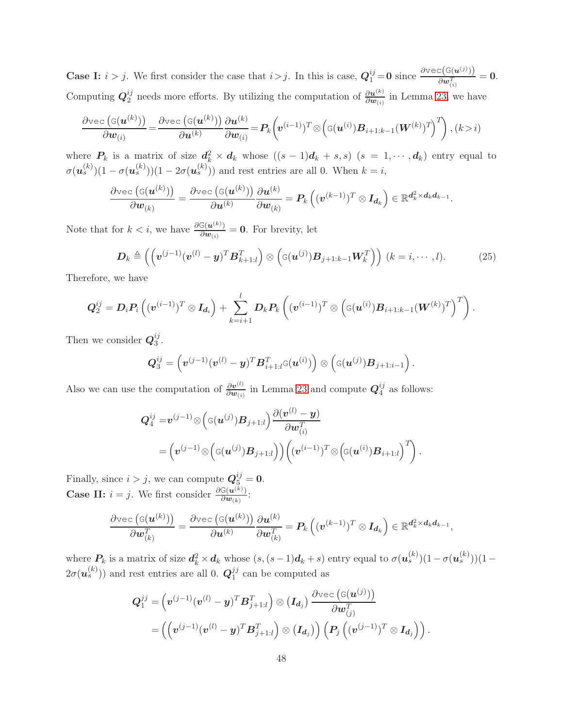**Case I:** $i > j$. We first consider the case that $i > j$. In this is case, $\boldsymbol{Q}_1^{ij} = \boldsymbol{0}$ since $\frac{\partial \texttt{vec}(\mathtt{G}(\boldsymbol{u}^{(j)}))}{\partial \boldsymbol{w}_{(i)}^T} = \boldsymbol{0}$. Computing $\boldsymbol{Q}_2^{ij}$ needs more efforts. By utilizing the computation of $\frac{\partial \boldsymbol{u}^{(k)}}{\partial \boldsymbol{w}_{(i)}}$ in Lemma 23, we have

$$
\frac{\partial \texttt{vec}\left(\mathtt{G}(\boldsymbol{u}^{(k)})\right)}{\partial \boldsymbol{w}_{(i)}} = \frac{\partial \texttt{vec}\left(\mathtt{G}(\boldsymbol{u}^{(k)})\right)}{\partial \boldsymbol{u}^{(k)}} \frac{\partial \boldsymbol{u}^{(k)}}{\partial \boldsymbol{w}_{(i)}} = \boldsymbol{P}_k \left( \boldsymbol{v}^{(i-1)})^T \otimes \left( \mathtt{G}(\boldsymbol{u}^{(i)}) \boldsymbol{B}_{i+1:k-1} (\boldsymbol{W}^{(k)})^T \right)^T \right), (k > i)
$$

where $\boldsymbol{P}_k$ is a matrix of size $\boldsymbol{d}_k^2 \times \boldsymbol{d}_k$ whose $((s-1)\boldsymbol{d}_k + s, s)$ $(s = 1, \cdots, \boldsymbol{d}_k)$ entry equal to $\sigma(\boldsymbol{u}_s^{(k)})(1 - \sigma(\boldsymbol{u}_s^{(k)}))(1 - 2\sigma(\boldsymbol{u}_s^{(k)}))$ and rest entries are all 0. When $k = i$,

$$
\frac{\partial \texttt{vec}\left(\mathtt{G}(\boldsymbol{u}^{(k)})\right)}{\partial \boldsymbol{w}_{(k)}} = \frac{\partial \texttt{vec}\left(\mathtt{G}(\boldsymbol{u}^{(k)})\right)}{\partial \boldsymbol{u}^{(k)}} \frac{\partial \boldsymbol{u}^{(k)}}{\partial \boldsymbol{w}_{(k)}} = \boldsymbol{P}_k \left( (\boldsymbol{v}^{(k-1)})^T \otimes \boldsymbol{I}_{\boldsymbol{d}_k} \right) \in \mathbb{R}^{\boldsymbol{d}_k^2 \times \boldsymbol{d}_k \boldsymbol{d}_{k-1}}.
$$

Note that for $k < i$, we have $\frac{\partial \mathtt{G}(\boldsymbol{u}^{(k)})}{\partial \boldsymbol{w}_{(i)}} = \boldsymbol{0}$. For brevity, let

$$
\boldsymbol{D}_k \triangleq \left( \left( \boldsymbol{v}^{(j-1)} (\boldsymbol{v}^{(l)} - \boldsymbol{y})^T \boldsymbol{B}_{k+1:l}^T \right) \otimes \left( \mathtt{G}(\boldsymbol{u}^{(j)}) \boldsymbol{B}_{j+1:k-1} \boldsymbol{W}_k^T \right) \right) \ (k = i, \cdots, l). \tag{25}
$$

Therefore, we have

$$
\boldsymbol{Q}_2^{ij} = \boldsymbol{D}_i \boldsymbol{P}_i \left( (\boldsymbol{v}^{(i-1)})^T \otimes \boldsymbol{I}_{\boldsymbol{d}_i} \right) + \sum_{k=i+1}^{l} \boldsymbol{D}_k \boldsymbol{P}_k \left( (\boldsymbol{v}^{(i-1)})^T \otimes \left( \mathtt{G}(\boldsymbol{u}^{(i)}) \boldsymbol{B}_{i+1:k-1} (\boldsymbol{W}^{(k)})^T \right)^T \right).
$$

Then we consider $\boldsymbol{Q}_3^{ij}$.

$$
\boldsymbol{Q}_3^{ij} = \left( \boldsymbol{v}^{(j-1)} (\boldsymbol{v}^{(l)} - \boldsymbol{y})^T \boldsymbol{B}_{i+1:l}^T \mathtt{G}(\boldsymbol{u}^{(i)}) \right) \otimes \left( \mathtt{G}(\boldsymbol{u}^{(j)}) \boldsymbol{B}_{j+1:i-1} \right).
$$

Also we can use the computation of $\frac{\partial \boldsymbol{v}^{(l)}}{\partial \boldsymbol{w}_{(i)}}$ in Lemma 23 and compute $\boldsymbol{Q}_4^{ij}$ as follows:

$$
\begin{aligned}
\boldsymbol{Q}_4^{ij} =& \boldsymbol{v}^{(j-1)} \otimes \left( \mathtt{G}(\boldsymbol{u}^{(j)}) \boldsymbol{B}_{j+1:l} \right) \frac{\partial (\boldsymbol{v}^{(l)} - \boldsymbol{y})}{\partial \boldsymbol{w}_{(i)}^T} \\
=& \left( \boldsymbol{v}^{(j-1)} \otimes \left( \mathtt{G}(\boldsymbol{u}^{(j)}) \boldsymbol{B}_{j+1:l} \right) \right) \left( (\boldsymbol{v}^{(i-1)})^T \otimes \left( \mathtt{G}(\boldsymbol{u}^{(i)}) \boldsymbol{B}_{i+1:l} \right)^T \right).
\end{aligned}
$$

Finally, since $i > j$, we can compute $\boldsymbol{Q}_5^{ij} = \boldsymbol{0}$.

**Case II:** $i = j$. We first consider $\frac{\partial \mathtt{G}(\boldsymbol{u}^{(k)})}{\partial \boldsymbol{w}_{(k)}}$:

$$
\frac{\partial \texttt{vec}\left(\mathtt{G}(\boldsymbol{u}^{(k)})\right)}{\partial \boldsymbol{w}_{(k)}^T} = \frac{\partial \texttt{vec}\left(\mathtt{G}(\boldsymbol{u}^{(k)})\right)}{\partial \boldsymbol{u}^{(k)}} \frac{\partial \boldsymbol{u}^{(k)}}{\partial \boldsymbol{w}_{(k)}^T} = \boldsymbol{P}_k \left( (\boldsymbol{v}^{(k-1)})^T \otimes \boldsymbol{I}_{\boldsymbol{d}_k} \right) \in \mathbb{R}^{\boldsymbol{d}_k^2 \times \boldsymbol{d}_k \boldsymbol{d}_{k-1}},
$$

where $\boldsymbol{P}_k$ is a matrix of size $\boldsymbol{d}_k^2 \times \boldsymbol{d}_k$ whose $(s, (s-1)\boldsymbol{d}_k + s)$ entry equal to $\sigma(\boldsymbol{u}_s^{(k)})(1 - \sigma(\boldsymbol{u}_s^{(k)}))(1 - 2\sigma(\boldsymbol{u}_s^{(k)}))$ and rest entries are all 0. $\boldsymbol{Q}_1^{jj}$ can be computed as

$$
\begin{aligned}
\boldsymbol{Q}_1^{jj} =& \left( \boldsymbol{v}^{(j-1)} (\boldsymbol{v}^{(l)} - \boldsymbol{y})^T \boldsymbol{B}_{j+1:l}^T \right) \otimes \left( \boldsymbol{I}_{\boldsymbol{d}_j} \right) \frac{\partial \texttt{vec}\left(\mathtt{G}(\boldsymbol{u}^{(j)})\right)}{\partial \boldsymbol{w}_{(j)}^T} \\
=& \left( \left( \boldsymbol{v}^{(j-1)} (\boldsymbol{v}^{(l)} - \boldsymbol{y})^T \boldsymbol{B}_{j+1:l}^T \right) \otimes \left( \boldsymbol{I}_{\boldsymbol{d}_j} \right) \right) \left( \boldsymbol{P}_j \left( (\boldsymbol{v}^{(j-1)})^T \otimes \boldsymbol{I}_{\boldsymbol{d}_j} \right) \right).
\end{aligned}
$$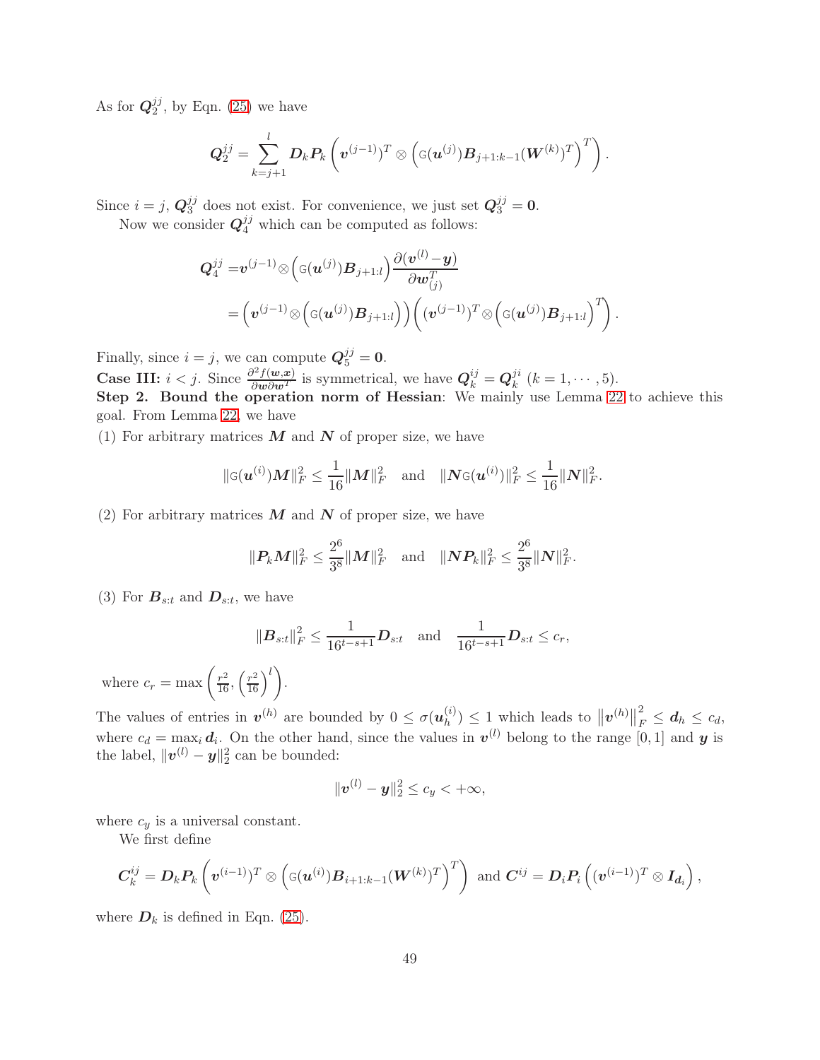As for $\boldsymbol{Q}_2^{jj}$, by Eqn. (25) we have

$$\boldsymbol{Q}_2^{jj} = \sum_{k=j+1}^{l} \boldsymbol{D}_k \boldsymbol{P}_k \left( \boldsymbol{v}^{(j-1)})^T \otimes \left( \mathbb{G}(\boldsymbol{u}^{(j)}) \boldsymbol{B}_{j+1:k-1} (\boldsymbol{W}^{(k)})^T \right)^T \right).$$

Since $i = j$, $\boldsymbol{Q}_3^{jj}$ does not exist. For convenience, we just set $\boldsymbol{Q}_3^{jj} = \boldsymbol{0}$.

Now we consider $\boldsymbol{Q}_4^{jj}$ which can be computed as follows:

$$\begin{aligned}
\boldsymbol{Q}_4^{jj} =& \boldsymbol{v}^{(j-1)} \otimes \left( \mathbb{G}(\boldsymbol{u}^{(j)}) \boldsymbol{B}_{j+1:l} \right) \frac{\partial (\boldsymbol{v}^{(l)} - \boldsymbol{y})}{\partial \boldsymbol{w}_{(j)}^T} \\
=& \left( \boldsymbol{v}^{(j-1)} \otimes \left( \mathbb{G}(\boldsymbol{u}^{(j)}) \boldsymbol{B}_{j+1:l} \right) \right) \left( (\boldsymbol{v}^{(j-1)})^T \otimes \left( \mathbb{G}(\boldsymbol{u}^{(j)}) \boldsymbol{B}_{j+1:l} \right)^T \right).
\end{aligned}$$

Finally, since $i = j$, we can compute $\boldsymbol{Q}_5^{jj} = \boldsymbol{0}$.

**Case III:** $i < j$. Since $\frac{\partial^2 f(\boldsymbol{w}, \boldsymbol{x})}{\partial \boldsymbol{w} \partial \boldsymbol{w}^T}$ is symmetrical, we have $\boldsymbol{Q}_k^{ij} = \boldsymbol{Q}_k^{ji}$ $(k = 1, \cdots, 5)$.

**Step 2. Bound the operation norm of Hessian**: We mainly use Lemma 22 to achieve this goal. From Lemma 22, we have

(1) For arbitrary matrices $\boldsymbol{M}$ and $\boldsymbol{N}$ of proper size, we have

$$\|\mathbb{G}(\boldsymbol{u}^{(i)}) \boldsymbol{M}\|_F^2 \leq \frac{1}{16} \|\boldsymbol{M}\|_F^2 \quad \text{and} \quad \|\boldsymbol{N} \mathbb{G}(\boldsymbol{u}^{(i)})\|_F^2 \leq \frac{1}{16} \|\boldsymbol{N}\|_F^2.$$

(2) For arbitrary matrices $\boldsymbol{M}$ and $\boldsymbol{N}$ of proper size, we have

$$\|\boldsymbol{P}_k \boldsymbol{M}\|_F^2 \leq \frac{2^6}{3^8} \|\boldsymbol{M}\|_F^2 \quad \text{and} \quad \|\boldsymbol{N} \boldsymbol{P}_k\|_F^2 \leq \frac{2^6}{3^8} \|\boldsymbol{N}\|_F^2.$$

(3) For $\boldsymbol{B}_{s:t}$ and $\boldsymbol{D}_{s:t}$, we have

$$\|\boldsymbol{B}_{s:t}\|_F^2 \leq \frac{1}{16^{t-s+1}} \boldsymbol{D}_{s:t} \quad \text{and} \quad \frac{1}{16^{t-s+1}} \boldsymbol{D}_{s:t} \leq c_r,$$

where $c_r = \max\left( \frac{r^2}{16}, \left( \frac{r^2}{16} \right)^l \right)$.

The values of entries in $\boldsymbol{v}^{(h)}$ are bounded by $0 \leq \sigma(\boldsymbol{u}_h^{(i)}) \leq 1$ which leads to $\left\| \boldsymbol{v}^{(h)} \right\|_F^2 \leq \boldsymbol{d}_h \leq c_d$, where $c_d = \max_i \boldsymbol{d}_i$. On the other hand, since the values in $\boldsymbol{v}^{(l)}$ belong to the range $[0, 1]$ and $\boldsymbol{y}$ is the label, $\|\boldsymbol{v}^{(l)} - \boldsymbol{y}\|_2^2$ can be bounded:

$$\|\boldsymbol{v}^{(l)} - \boldsymbol{y}\|_2^2 \leq c_y < +\infty,$$

where $c_y$ is a universal constant.

We first define

$$\boldsymbol{C}_k^{ij} = \boldsymbol{D}_k \boldsymbol{P}_k \left( \boldsymbol{v}^{(i-1)})^T \otimes \left( \mathbb{G}(\boldsymbol{u}^{(i)}) \boldsymbol{B}_{i+1:k-1} (\boldsymbol{W}^{(k)})^T \right)^T \right) \text{ and } \boldsymbol{C}^{ij} = \boldsymbol{D}_i \boldsymbol{P}_i \left( (\boldsymbol{v}^{(i-1)})^T \otimes \boldsymbol{I}_{\boldsymbol{d}_i} \right),$$

where $\boldsymbol{D}_k$ is defined in Eqn. (25).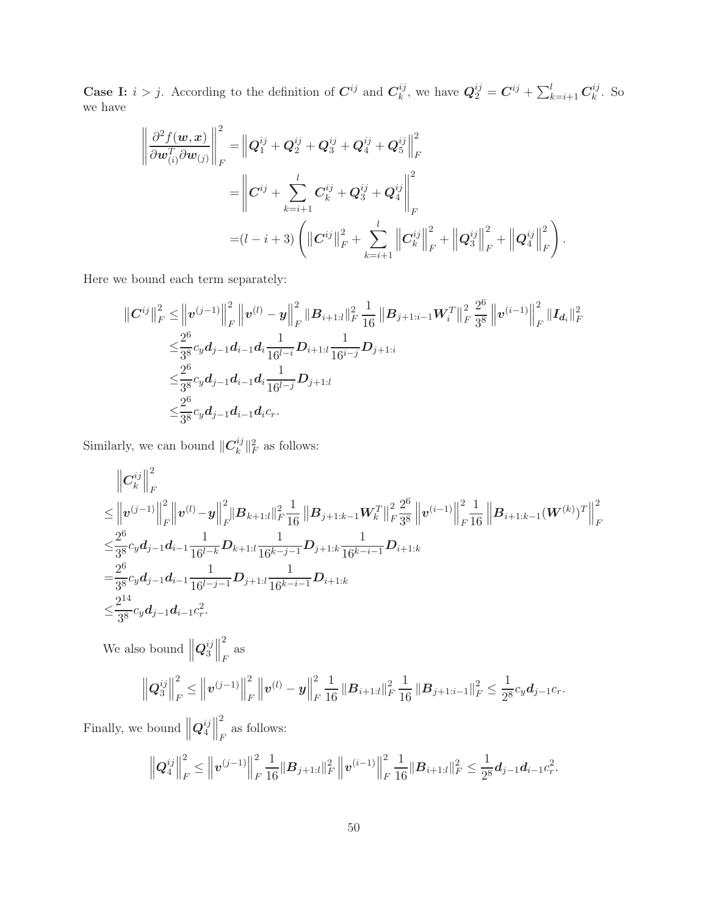**Case I:** $i > j$. According to the definition of $\boldsymbol{C}^{ij}$ and $\boldsymbol{C}_k^{ij}$, we have $\boldsymbol{Q}_2^{ij} = \boldsymbol{C}^{ij} + \sum_{k=i+1}^{l} \boldsymbol{C}_k^{ij}$. So we have

$$
\begin{aligned}
\left\| \frac{\partial^2 f(\boldsymbol{w}, \boldsymbol{x})}{\partial \boldsymbol{w}_{(i)}^T \partial \boldsymbol{w}_{(j)}} \right\|_F^2 &= \left\| \boldsymbol{Q}_1^{ij} + \boldsymbol{Q}_2^{ij} + \boldsymbol{Q}_3^{ij} + \boldsymbol{Q}_4^{ij} + \boldsymbol{Q}_5^{ij} \right\|_F^2 \\
&= \left\| \boldsymbol{C}^{ij} + \sum_{k=i+1}^{l} \boldsymbol{C}_k^{ij} + \boldsymbol{Q}_3^{ij} + \boldsymbol{Q}_4^{ij} \right\|_F^2 \\
&= (l - i + 3) \left( \left\| \boldsymbol{C}^{ij} \right\|_F^2 + \sum_{k=i+1}^{l} \left\| \boldsymbol{C}_k^{ij} \right\|_F^2 + \left\| \boldsymbol{Q}_3^{ij} \right\|_F^2 + \left\| \boldsymbol{Q}_4^{ij} \right\|_F^2 \right).
\end{aligned}
$$

Here we bound each term separately:

$$
\begin{aligned}
\left\| \boldsymbol{C}^{ij} \right\|_F^2 \leq & \left\| \boldsymbol{v}^{(j-1)} \right\|_F^2 \left\| \boldsymbol{v}^{(l)} - \boldsymbol{y} \right\|_F^2 \left\| \boldsymbol{B}_{i+1:l} \right\|_F^2 \frac{1}{16} \left\| \boldsymbol{B}_{j+1:i-1} \boldsymbol{W}_i^T \right\|_F^2 \frac{2^6}{3^8} \left\| \boldsymbol{v}^{(i-1)} \right\|_F^2 \left\| \boldsymbol{I}_{\boldsymbol{d}_i} \right\|_F^2 \\
\leq & \frac{2^6}{3^8} c_y \boldsymbol{d}_{j-1} \boldsymbol{d}_{i-1} \boldsymbol{d}_i \frac{1}{16^{l-i}} \boldsymbol{D}_{i+1:l} \frac{1}{16^{i-j}} \boldsymbol{D}_{j+1:i} \\
\leq & \frac{2^6}{3^8} c_y \boldsymbol{d}_{j-1} \boldsymbol{d}_{i-1} \boldsymbol{d}_i \frac{1}{16^{l-j}} \boldsymbol{D}_{j+1:l} \\
\leq & \frac{2^6}{3^8} c_y \boldsymbol{d}_{j-1} \boldsymbol{d}_{i-1} \boldsymbol{d}_i c_r.
\end{aligned}
$$

Similarly, we can bound $\|\boldsymbol{C}_k^{ij}\|_F^2$ as follows:

$$
\begin{aligned}
& \left\| \boldsymbol{C}_k^{ij} \right\|_F^2 \\
\leq & \left\| \boldsymbol{v}^{(j-1)} \right\|_F^2 \left\| \boldsymbol{v}^{(l)} - \boldsymbol{y} \right\|_F^2 \left\| \boldsymbol{B}_{k+1:l} \right\|_F^2 \frac{1}{16} \left\| \boldsymbol{B}_{j+1:k-1} \boldsymbol{W}_k^T \right\|_F^2 \frac{2^6}{3^8} \left\| \boldsymbol{v}^{(i-1)} \right\|_F^2 \frac{1}{16} \left\| \boldsymbol{B}_{i+1:k-1} (\boldsymbol{W}^{(k)})^T \right\|_F^2 \\
\leq & \frac{2^6}{3^8} c_y \boldsymbol{d}_{j-1} \boldsymbol{d}_{i-1} \frac{1}{16^{l-k}} \boldsymbol{D}_{k+1:l} \frac{1}{16^{k-j-1}} \boldsymbol{D}_{j+1:k} \frac{1}{16^{k-i-1}} \boldsymbol{D}_{i+1:k} \\
= & \frac{2^6}{3^8} c_y \boldsymbol{d}_{j-1} \boldsymbol{d}_{i-1} \frac{1}{16^{l-j-1}} \boldsymbol{D}_{j+1:l} \frac{1}{16^{k-i-1}} \boldsymbol{D}_{i+1:k} \\
\leq & \frac{2^{14}}{3^8} c_y \boldsymbol{d}_{j-1} \boldsymbol{d}_{i-1} c_r^2.
\end{aligned}
$$

We also bound $\left\| \boldsymbol{Q}_3^{ij} \right\|_F^2$ as

$$
\left\| \boldsymbol{Q}_3^{ij} \right\|_F^2 \leq \left\| \boldsymbol{v}^{(j-1)} \right\|_F^2 \left\| \boldsymbol{v}^{(l)} - \boldsymbol{y} \right\|_F^2 \frac{1}{16} \left\| \boldsymbol{B}_{i+1:l} \right\|_F^2 \frac{1}{16} \left\| \boldsymbol{B}_{j+1:i-1} \right\|_F^2 \leq \frac{1}{2^8} c_y \boldsymbol{d}_{j-1} c_r.
$$

Finally, we bound $\left\| \boldsymbol{Q}_4^{ij} \right\|_F^2$ as follows:

$$
\left\| \boldsymbol{Q}_4^{ij} \right\|_F^2 \leq \left\| \boldsymbol{v}^{(j-1)} \right\|_F^2 \frac{1}{16} \left\| \boldsymbol{B}_{j+1:l} \right\|_F^2 \left\| \boldsymbol{v}^{(i-1)} \right\|_F^2 \frac{1}{16} \left\| \boldsymbol{B}_{i+1:l} \right\|_F^2 \leq \frac{1}{2^8} \boldsymbol{d}_{j-1} \boldsymbol{d}_{i-1} c_r^2.
$$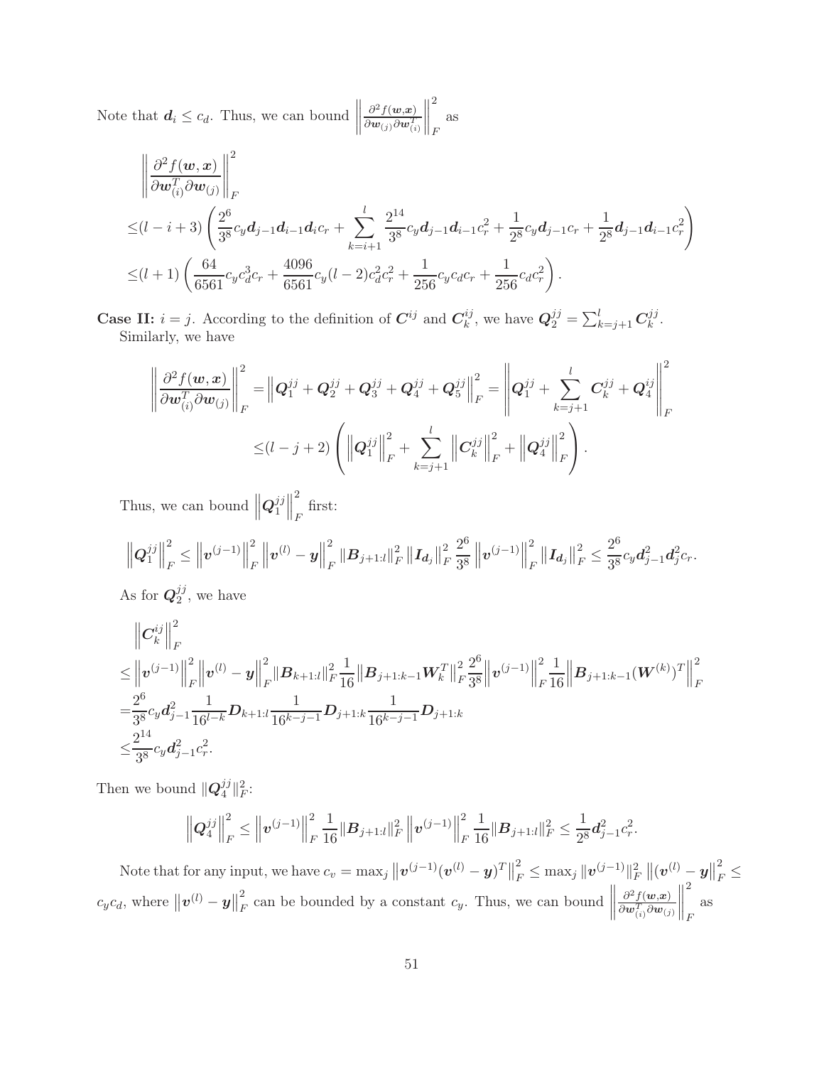Note that $\boldsymbol{d}_i \leq c_d$. Thus, we can bound $\left\|\frac{\partial^2 f(\boldsymbol{w},\boldsymbol{x})}{\partial \boldsymbol{w}_{(j)}\partial \boldsymbol{w}_{(i)}^T}\right\|_F^2$ as

$$
\begin{aligned}
&\left\|\frac{\partial^2 f(\boldsymbol{w},\boldsymbol{x})}{\partial \boldsymbol{w}_{(i)}^T\partial \boldsymbol{w}_{(j)}}\right\|_F^2\\
\leq&(l-i+3)\left(\frac{2^6}{3^8}c_y\boldsymbol{d}_{j-1}\boldsymbol{d}_{i-1}\boldsymbol{d}_i c_r+\sum_{k=i+1}^{l}\frac{2^{14}}{3^8}c_y\boldsymbol{d}_{j-1}\boldsymbol{d}_{i-1}c_r^2+\frac{1}{2^8}c_y\boldsymbol{d}_{j-1}c_r+\frac{1}{2^8}\boldsymbol{d}_{j-1}\boldsymbol{d}_{i-1}c_r^2\right)\\
\leq&(l+1)\left(\frac{64}{6561}c_yc_d^3c_r+\frac{4096}{6561}c_y(l-2)c_d^2c_r^2+\frac{1}{256}c_yc_dc_r+\frac{1}{256}c_dc_r^2\right).
\end{aligned}
$$

**Case II:** $i=j$. According to the definition of $\boldsymbol{C}^{ij}$ and $\boldsymbol{C}_k^{ij}$, we have $\boldsymbol{Q}_2^{jj}=\sum_{k=j+1}^{l}\boldsymbol{C}_k^{jj}$. Similarly, we have

$$
\begin{aligned}
\left\|\frac{\partial^2 f(\boldsymbol{w},\boldsymbol{x})}{\partial \boldsymbol{w}_{(i)}^T\partial \boldsymbol{w}_{(j)}}\right\|_F^2=&\left\|\boldsymbol{Q}_1^{jj}+\boldsymbol{Q}_2^{jj}+\boldsymbol{Q}_3^{jj}+\boldsymbol{Q}_4^{jj}+\boldsymbol{Q}_5^{jj}\right\|_F^2=\left\|\boldsymbol{Q}_1^{jj}+\sum_{k=j+1}^{l}\boldsymbol{C}_k^{jj}+\boldsymbol{Q}_4^{jj}\right\|_F^2\\
\leq&(l-j+2)\left(\left\|\boldsymbol{Q}_1^{jj}\right\|_F^2+\sum_{k=j+1}^{l}\left\|\boldsymbol{C}_k^{jj}\right\|_F^2+\left\|\boldsymbol{Q}_4^{jj}\right\|_F^2\right).
\end{aligned}
$$

Thus, we can bound $\left\|\boldsymbol{Q}_1^{jj}\right\|_F^2$ first:

$$
\left\|\boldsymbol{Q}_1^{jj}\right\|_F^2\leq\left\|\boldsymbol{v}^{(j-1)}\right\|_F^2\left\|\boldsymbol{v}^{(l)}-\boldsymbol{y}\right\|_F^2\|\boldsymbol{B}_{j+1:l}\|_F^2\left\|\boldsymbol{I}_{\boldsymbol{d}_j}\right\|_F^2\frac{2^6}{3^8}\left\|\boldsymbol{v}^{(j-1)}\right\|_F^2\left\|\boldsymbol{I}_{\boldsymbol{d}_j}\right\|_F^2\leq\frac{2^6}{3^8}c_y\boldsymbol{d}_{j-1}^2\boldsymbol{d}_j^2c_r.
$$

As for $\boldsymbol{Q}_2^{jj}$, we have

$$
\begin{aligned}
&\left\|\boldsymbol{C}_k^{ij}\right\|_F^2\\
\leq&\left\|\boldsymbol{v}^{(j-1)}\right\|_F^2\left\|\boldsymbol{v}^{(l)}-\boldsymbol{y}\right\|_F^2\|\boldsymbol{B}_{k+1:l}\|_F^2\frac{1}{16}\|\boldsymbol{B}_{j+1:k-1}\boldsymbol{W}_k^T\|_F^2\frac{2^6}{3^8}\left\|\boldsymbol{v}^{(j-1)}\right\|_F^2\frac{1}{16}\left\|\boldsymbol{B}_{j+1:k-1}(\boldsymbol{W}^{(k)})^T\right\|_F^2\\
=&\frac{2^6}{3^8}c_y\boldsymbol{d}_{j-1}^2\frac{1}{16^{l-k}}\boldsymbol{D}_{k+1:l}\frac{1}{16^{k-j-1}}\boldsymbol{D}_{j+1:k}\frac{1}{16^{k-j-1}}\boldsymbol{D}_{j+1:k}\\
\leq&\frac{2^{14}}{3^8}c_y\boldsymbol{d}_{j-1}^2c_r^2.
\end{aligned}
$$

Then we bound $\|\boldsymbol{Q}_4^{jj}\|_F^2$:

$$
\left\|\boldsymbol{Q}_4^{jj}\right\|_F^2\leq\left\|\boldsymbol{v}^{(j-1)}\right\|_F^2\frac{1}{16}\|\boldsymbol{B}_{j+1:l}\|_F^2\left\|\boldsymbol{v}^{(j-1)}\right\|_F^2\frac{1}{16}\|\boldsymbol{B}_{j+1:l}\|_F^2\leq\frac{1}{2^8}\boldsymbol{d}_{j-1}^2c_r^2.
$$

Note that for any input, we have $c_v=\max_j\left\|\boldsymbol{v}^{(j-1)}(\boldsymbol{v}^{(l)}-\boldsymbol{y})^T\right\|_F^2\leq\max_j\|\boldsymbol{v}^{(j-1)}\|_F^2\left\|(\boldsymbol{v}^{(l)}-\boldsymbol{y}\right\|_F^2\leq c_yc_d$, where $\left\|\boldsymbol{v}^{(l)}-\boldsymbol{y}\right\|_F^2$ can be bounded by a constant $c_y$. Thus, we can bound $\left\|\frac{\partial^2 f(\boldsymbol{w},\boldsymbol{x})}{\partial \boldsymbol{w}_{(i)}^T\partial \boldsymbol{w}_{(j)}}\right\|_F^2$ as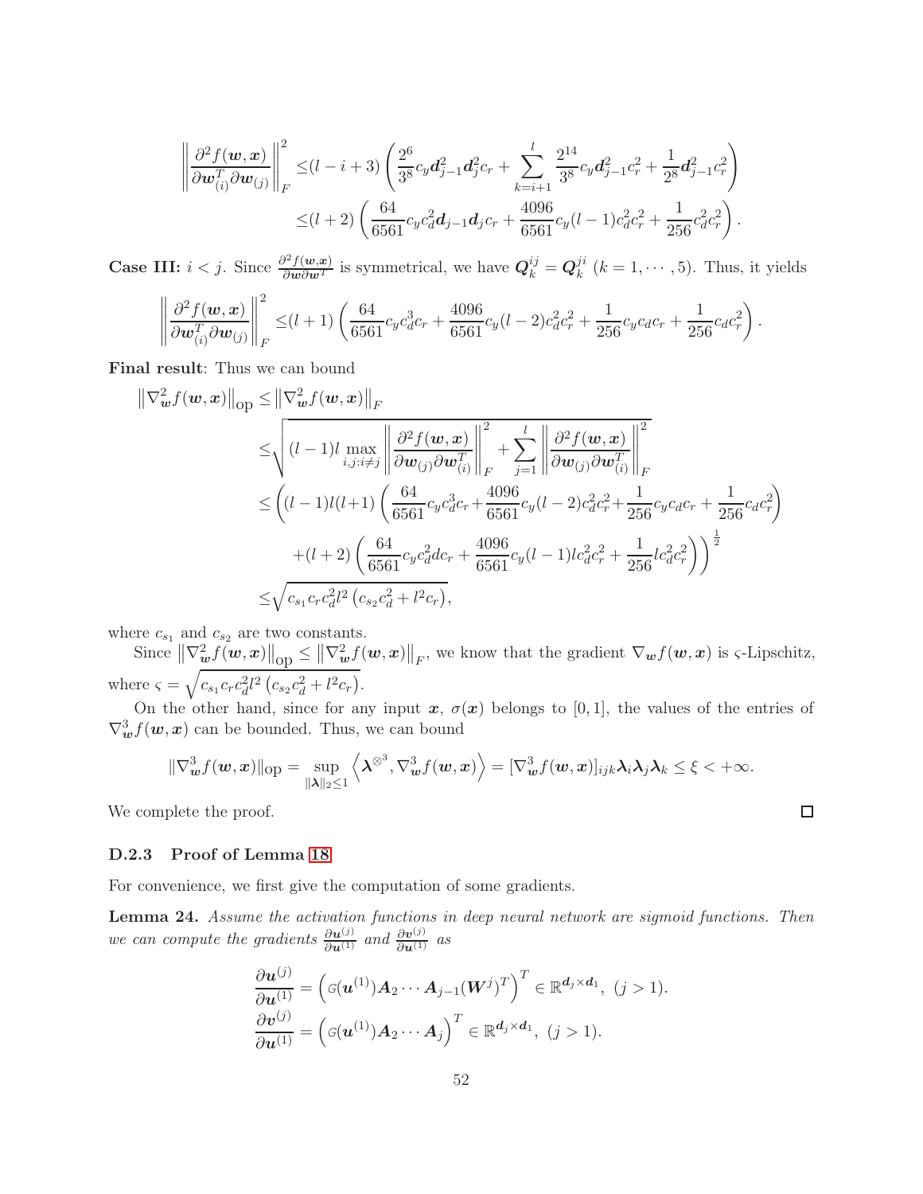$$
\begin{aligned}
\left\|\frac{\partial^2 f(\boldsymbol{w},\boldsymbol{x})}{\partial \boldsymbol{w}_{(i)}^T \partial \boldsymbol{w}_{(j)}}\right\|_F^2 \leq & (l-i+3)\left(\frac{2^6}{3^8}c_y \boldsymbol{d}_{j-1}^2\boldsymbol{d}_j^2 c_r + \sum_{k=i+1}^{l}\frac{2^{14}}{3^8}c_y\boldsymbol{d}_{j-1}^2 c_r^2 + \frac{1}{2^8}\boldsymbol{d}_{j-1}^2 c_r^2\right)\\
\leq & (l+2)\left(\frac{64}{6561}c_y c_d^2 \boldsymbol{d}_{j-1}\boldsymbol{d}_j c_r + \frac{4096}{6561}c_y(l-1)c_d^2c_r^2 + \frac{1}{256}c_d^2c_r^2\right).
\end{aligned}
$$

**Case III:** $i<j$. Since $\frac{\partial^2 f(\boldsymbol{w},\boldsymbol{x})}{\partial \boldsymbol{w}\partial \boldsymbol{w}^T}$ is symmetrical, we have $\boldsymbol{Q}_k^{ij}=\boldsymbol{Q}_k^{ji}$ $(k=1,\cdots,5)$. Thus, it yields

$$
\left\|\frac{\partial^2 f(\boldsymbol{w},\boldsymbol{x})}{\partial \boldsymbol{w}_{(i)}^T \partial \boldsymbol{w}_{(j)}}\right\|_F^2 \leq (l+1)\left(\frac{64}{6561}c_y c_d^3 c_r + \frac{4096}{6561}c_y(l-2)c_d^2c_r^2 + \frac{1}{256}c_y c_d c_r + \frac{1}{256}c_d c_r^2\right).
$$

**Final result**: Thus we can bound

$$
\begin{aligned}
\left\|\nabla_{\boldsymbol{w}}^2 f(\boldsymbol{w},\boldsymbol{x})\right\|_{\mathrm{op}} \leq & \left\|\nabla_{\boldsymbol{w}}^2 f(\boldsymbol{w},\boldsymbol{x})\right\|_F\\
\leq & \sqrt{(l-1)l\max_{i,j:i\neq j}\left\|\frac{\partial^2 f(\boldsymbol{w},\boldsymbol{x})}{\partial \boldsymbol{w}_{(j)}\partial \boldsymbol{w}_{(i)}^T}\right\|_F^2 + \sum_{j=1}^{l}\left\|\frac{\partial^2 f(\boldsymbol{w},\boldsymbol{x})}{\partial \boldsymbol{w}_{(j)}\partial \boldsymbol{w}_{(i)}^T}\right\|_F^2}\\
\leq & \Bigg((l-1)l(l+1)\left(\frac{64}{6561}c_y c_d^3 c_r + \frac{4096}{6561}c_y(l-2)c_d^2c_r^2 + \frac{1}{256}c_y c_d c_r + \frac{1}{256}c_d c_r^2\right)\\
& +(l+2)\left(\frac{64}{6561}c_y c_d^2 d c_r + \frac{4096}{6561}c_y(l-1)l c_d^2c_r^2 + \frac{1}{256}l c_d^2c_r^2\right)\Bigg)^{\frac{1}{2}}\\
\leq & \sqrt{c_{s_1}c_r c_d^2 l^2\left(c_{s_2}c_d^2 + l^2 c_r\right)},
\end{aligned}
$$

where $c_{s_1}$ and $c_{s_2}$ are two constants.

Since $\left\|\nabla_{\boldsymbol{w}}^2 f(\boldsymbol{w},\boldsymbol{x})\right\|_{\mathrm{op}} \leq \left\|\nabla_{\boldsymbol{w}}^2 f(\boldsymbol{w},\boldsymbol{x})\right\|_F$, we know that the gradient $\nabla_{\boldsymbol{w}} f(\boldsymbol{w},\boldsymbol{x})$ is $\varsigma$-Lipschitz, where $\varsigma=\sqrt{c_{s_1}c_r c_d^2 l^2\left(c_{s_2}c_d^2 + l^2 c_r\right)}$.

On the other hand, since for any input $\boldsymbol{x}$, $\sigma(\boldsymbol{x})$ belongs to $[0,1]$, the values of the entries of $\nabla_{\boldsymbol{w}}^3 f(\boldsymbol{w},\boldsymbol{x})$ can be bounded. Thus, we can bound

$$
\|\nabla_{\boldsymbol{w}}^3 f(\boldsymbol{w},\boldsymbol{x})\|_{\mathrm{op}} = \sup_{\|\boldsymbol{\lambda}\|_2\leq 1}\left\langle \boldsymbol{\lambda}^{\otimes^3}, \nabla_{\boldsymbol{w}}^3 f(\boldsymbol{w},\boldsymbol{x})\right\rangle = [\nabla_{\boldsymbol{w}}^3 f(\boldsymbol{w},\boldsymbol{x})]_{ijk}\boldsymbol{\lambda}_i\boldsymbol{\lambda}_j\boldsymbol{\lambda}_k \leq \xi < +\infty.
$$

We complete the proof. □

### D.2.3 Proof of Lemma 18

For convenience, we first give the computation of some gradients.

**Lemma 24.** *Assume the activation functions in deep neural network are sigmoid functions. Then we can compute the gradients* $\frac{\partial \boldsymbol{u}^{(j)}}{\partial \boldsymbol{u}^{(1)}}$ *and* $\frac{\partial \boldsymbol{v}^{(j)}}{\partial \boldsymbol{u}^{(1)}}$ *as*

$$
\begin{aligned}
\frac{\partial \boldsymbol{u}^{(j)}}{\partial \boldsymbol{u}^{(1)}} &= \left(\mathcal{G}(\boldsymbol{u}^{(1)})\boldsymbol{A}_2\cdots\boldsymbol{A}_{j-1}(\boldsymbol{W}^j)^T\right)^T \in \mathbb{R}^{\boldsymbol{d}_j\times \boldsymbol{d}_1},\ (j>1).\\
\frac{\partial \boldsymbol{v}^{(j)}}{\partial \boldsymbol{u}^{(1)}} &= \left(\mathcal{G}(\boldsymbol{u}^{(1)})\boldsymbol{A}_2\cdots\boldsymbol{A}_j\right)^T \in \mathbb{R}^{\boldsymbol{d}_j\times \boldsymbol{d}_1},\ (j>1).
\end{aligned}
$$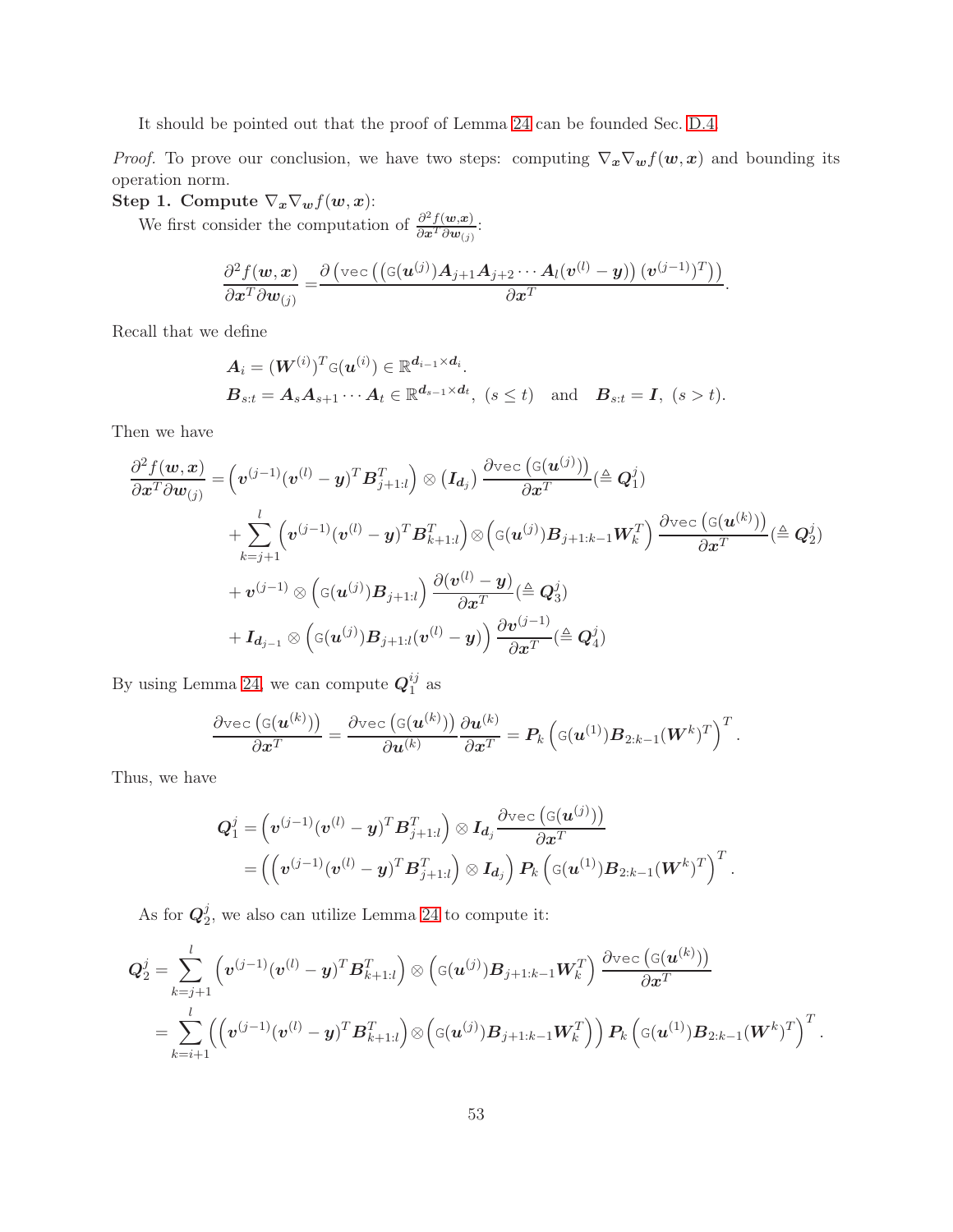It should be pointed out that the proof of Lemma 24 can be founded Sec. D.4.

*Proof.* To prove our conclusion, we have two steps: computing $\nabla_{\boldsymbol{x}}\nabla_{\boldsymbol{w}} f(\boldsymbol{w},\boldsymbol{x})$ and bounding its operation norm.

**Step 1. Compute $\nabla_{\boldsymbol{x}}\nabla_{\boldsymbol{w}} f(\boldsymbol{w},\boldsymbol{x})$:**

We first consider the computation of $\frac{\partial^2 f(\boldsymbol{w},\boldsymbol{x})}{\partial \boldsymbol{x}^T \partial \boldsymbol{w}_{(j)}}$:

$$
\frac{\partial^2 f(\boldsymbol{w},\boldsymbol{x})}{\partial \boldsymbol{x}^T \partial \boldsymbol{w}_{(j)}} = \frac{\partial\left(\texttt{vec}\left(\left(\texttt{G}(\boldsymbol{u}^{(j)})\boldsymbol{A}_{j+1}\boldsymbol{A}_{j+2}\cdots\boldsymbol{A}_{l}(\boldsymbol{v}^{(l)}-\boldsymbol{y})\right)(\boldsymbol{v}^{(j-1)})^T\right)\right)}{\partial \boldsymbol{x}^T}.
$$

Recall that we define

$$
\begin{aligned}
&\boldsymbol{A}_i = (\boldsymbol{W}^{(i)})^T \texttt{G}(\boldsymbol{u}^{(i)}) \in \mathbb{R}^{\boldsymbol{d}_{i-1}\times \boldsymbol{d}_i}.\\
&\boldsymbol{B}_{s:t} = \boldsymbol{A}_s\boldsymbol{A}_{s+1}\cdots\boldsymbol{A}_t \in \mathbb{R}^{\boldsymbol{d}_{s-1}\times \boldsymbol{d}_t},\ (s\leq t) \quad \text{and} \quad \boldsymbol{B}_{s:t}=\boldsymbol{I},\ (s>t).
\end{aligned}
$$

Then we have

$$
\begin{aligned}
\frac{\partial^2 f(\boldsymbol{w},\boldsymbol{x})}{\partial \boldsymbol{x}^T \partial \boldsymbol{w}_{(j)}} =& \left(\boldsymbol{v}^{(j-1)}(\boldsymbol{v}^{(l)}-\boldsymbol{y})^T\boldsymbol{B}_{j+1:l}^T\right)\otimes\left(\boldsymbol{I}_{\boldsymbol{d}_j}\right)\frac{\partial \texttt{vec}\left(\texttt{G}(\boldsymbol{u}^{(j)})\right)}{\partial \boldsymbol{x}^T}(\triangleq \boldsymbol{Q}_1^j)\\
&+\sum_{k=j+1}^{l}\left(\boldsymbol{v}^{(j-1)}(\boldsymbol{v}^{(l)}-\boldsymbol{y})^T\boldsymbol{B}_{k+1:l}^T\right)\otimes\left(\texttt{G}(\boldsymbol{u}^{(j)})\boldsymbol{B}_{j+1:k-1}\boldsymbol{W}_k^T\right)\frac{\partial \texttt{vec}\left(\texttt{G}(\boldsymbol{u}^{(k)})\right)}{\partial \boldsymbol{x}^T}(\triangleq \boldsymbol{Q}_2^j)\\
&+\boldsymbol{v}^{(j-1)}\otimes\left(\texttt{G}(\boldsymbol{u}^{(j)})\boldsymbol{B}_{j+1:l}\right)\frac{\partial(\boldsymbol{v}^{(l)}-\boldsymbol{y})}{\partial \boldsymbol{x}^T}(\triangleq \boldsymbol{Q}_3^j)\\
&+\boldsymbol{I}_{\boldsymbol{d}_{j-1}}\otimes\left(\texttt{G}(\boldsymbol{u}^{(j)})\boldsymbol{B}_{j+1:l}(\boldsymbol{v}^{(l)}-\boldsymbol{y})\right)\frac{\partial \boldsymbol{v}^{(j-1)}}{\partial \boldsymbol{x}^T}(\triangleq \boldsymbol{Q}_4^j)
\end{aligned}
$$

By using Lemma 24, we can compute $\boldsymbol{Q}_1^{ij}$ as

$$
\frac{\partial \texttt{vec}\left(\texttt{G}(\boldsymbol{u}^{(k)})\right)}{\partial \boldsymbol{x}^T} = \frac{\partial \texttt{vec}\left(\texttt{G}(\boldsymbol{u}^{(k)})\right)}{\partial \boldsymbol{u}^{(k)}}\frac{\partial \boldsymbol{u}^{(k)}}{\partial \boldsymbol{x}^T} = \boldsymbol{P}_k\left(\texttt{G}(\boldsymbol{u}^{(1)})\boldsymbol{B}_{2:k-1}(\boldsymbol{W}^k)^T\right)^T.
$$

Thus, we have

$$
\begin{aligned}
\boldsymbol{Q}_1^j =& \left(\boldsymbol{v}^{(j-1)}(\boldsymbol{v}^{(l)}-\boldsymbol{y})^T\boldsymbol{B}_{j+1:l}^T\right)\otimes\boldsymbol{I}_{\boldsymbol{d}_j}\frac{\partial \texttt{vec}\left(\texttt{G}(\boldsymbol{u}^{(j)})\right)}{\partial \boldsymbol{x}^T}\\
=& \left(\left(\boldsymbol{v}^{(j-1)}(\boldsymbol{v}^{(l)}-\boldsymbol{y})^T\boldsymbol{B}_{j+1:l}^T\right)\otimes\boldsymbol{I}_{\boldsymbol{d}_j}\right)\boldsymbol{P}_k\left(\texttt{G}(\boldsymbol{u}^{(1)})\boldsymbol{B}_{2:k-1}(\boldsymbol{W}^k)^T\right)^T.
\end{aligned}
$$

As for $\boldsymbol{Q}_2^j$, we also can utilize Lemma 24 to compute it:

$$
\begin{aligned}
\boldsymbol{Q}_2^j =& \sum_{k=j+1}^{l}\left(\boldsymbol{v}^{(j-1)}(\boldsymbol{v}^{(l)}-\boldsymbol{y})^T\boldsymbol{B}_{k+1:l}^T\right)\otimes\left(\texttt{G}(\boldsymbol{u}^{(j)})\boldsymbol{B}_{j+1:k-1}\boldsymbol{W}_k^T\right)\frac{\partial \texttt{vec}\left(\texttt{G}(\boldsymbol{u}^{(k)})\right)}{\partial \boldsymbol{x}^T}\\
=& \sum_{k=i+1}^{l}\left(\left(\boldsymbol{v}^{(j-1)}(\boldsymbol{v}^{(l)}-\boldsymbol{y})^T\boldsymbol{B}_{k+1:l}^T\right)\otimes\left(\texttt{G}(\boldsymbol{u}^{(j)})\boldsymbol{B}_{j+1:k-1}\boldsymbol{W}_k^T\right)\right)\boldsymbol{P}_k\left(\texttt{G}(\boldsymbol{u}^{(1)})\boldsymbol{B}_{2:k-1}(\boldsymbol{W}^k)^T\right)^T.
\end{aligned}
$$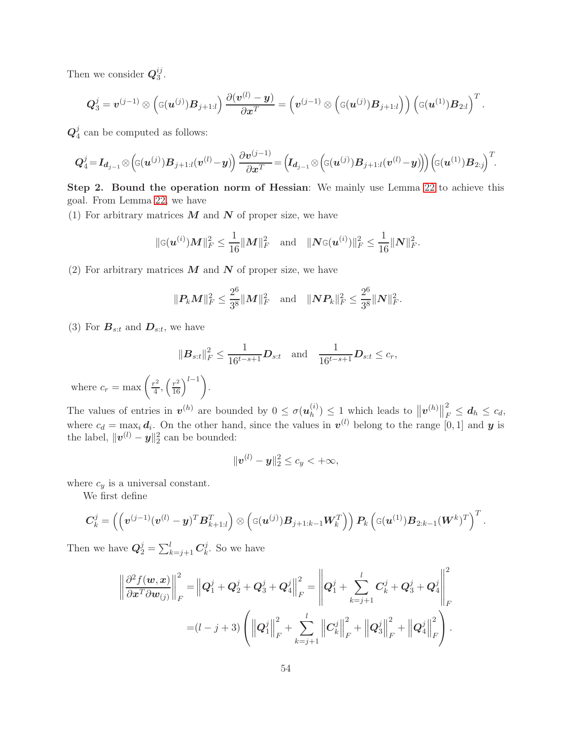Then we consider $\boldsymbol{Q}_3^{ij}$.

$$\boldsymbol{Q}_3^j = \boldsymbol{v}^{(j-1)} \otimes \left( \mathbb{G}(\boldsymbol{u}^{(j)}) \boldsymbol{B}_{j+1:l} \right) \frac{\partial (\boldsymbol{v}^{(l)} - \boldsymbol{y})}{\partial \boldsymbol{x}^T} = \left( \boldsymbol{v}^{(j-1)} \otimes \left( \mathbb{G}(\boldsymbol{u}^{(j)}) \boldsymbol{B}_{j+1:l} \right) \right) \left( \mathbb{G}(\boldsymbol{u}^{(1)}) \boldsymbol{B}_{2:l} \right)^T.$$

$\boldsymbol{Q}_4^j$ can be computed as follows:

$$\boldsymbol{Q}_4^j = \boldsymbol{I}_{\boldsymbol{d}_{j-1}} \otimes \left( \mathbb{G}(\boldsymbol{u}^{(j)}) \boldsymbol{B}_{j+1:l} (\boldsymbol{v}^{(l)} - \boldsymbol{y}) \right) \frac{\partial \boldsymbol{v}^{(j-1)}}{\partial \boldsymbol{x}^T} = \left( \boldsymbol{I}_{\boldsymbol{d}_{j-1}} \otimes \left( \mathbb{G}(\boldsymbol{u}^{(j)}) \boldsymbol{B}_{j+1:l} (\boldsymbol{v}^{(l)} - \boldsymbol{y}) \right) \right) \left( \mathbb{G}(\boldsymbol{u}^{(1)}) \boldsymbol{B}_{2:j} \right)^T.$$

**Step 2. Bound the operation norm of Hessian**: We mainly use Lemma 22 to achieve this goal. From Lemma 22, we have

(1) For arbitrary matrices $\boldsymbol{M}$ and $\boldsymbol{N}$ of proper size, we have

$$\|\mathbb{G}(\boldsymbol{u}^{(i)}) \boldsymbol{M}\|_F^2 \leq \frac{1}{16} \|\boldsymbol{M}\|_F^2 \quad \text{and} \quad \|\boldsymbol{N} \mathbb{G}(\boldsymbol{u}^{(i)})\|_F^2 \leq \frac{1}{16} \|\boldsymbol{N}\|_F^2.$$

(2) For arbitrary matrices $\boldsymbol{M}$ and $\boldsymbol{N}$ of proper size, we have

$$\|\boldsymbol{P}_k \boldsymbol{M}\|_F^2 \leq \frac{2^6}{3^8} \|\boldsymbol{M}\|_F^2 \quad \text{and} \quad \|\boldsymbol{N} \boldsymbol{P}_k\|_F^2 \leq \frac{2^6}{3^8} \|\boldsymbol{N}\|_F^2.$$

(3) For $\boldsymbol{B}_{s:t}$ and $\boldsymbol{D}_{s:t}$, we have

$$\|\boldsymbol{B}_{s:t}\|_F^2 \leq \frac{1}{16^{t-s+1}} \boldsymbol{D}_{s:t} \quad \text{and} \quad \frac{1}{16^{t-s+1}} \boldsymbol{D}_{s:t} \leq c_r,$$

where $c_r = \max \left( \frac{r^2}{4}, \left( \frac{r^2}{16} \right)^{l-1} \right)$.

The values of entries in $\boldsymbol{v}^{(h)}$ are bounded by $0 \leq \sigma(\boldsymbol{u}_h^{(i)}) \leq 1$ which leads to $\left\|\boldsymbol{v}^{(h)}\right\|_F^2 \leq \boldsymbol{d}_h \leq c_d$, where $c_d = \max_i \boldsymbol{d}_i$. On the other hand, since the values in $\boldsymbol{v}^{(l)}$ belong to the range $[0, 1]$ and $\boldsymbol{y}$ is the label, $\|\boldsymbol{v}^{(l)} - \boldsymbol{y}\|_2^2$ can be bounded:

$$\|\boldsymbol{v}^{(l)} - \boldsymbol{y}\|_2^2 \leq c_y < +\infty,$$

where $c_y$ is a universal constant.

We first define

$$\boldsymbol{C}_k^j = \left( \left( \boldsymbol{v}^{(j-1)} (\boldsymbol{v}^{(l)} - \boldsymbol{y})^T \boldsymbol{B}_{k+1:l}^T \right) \otimes \left( \mathbb{G}(\boldsymbol{u}^{(j)}) \boldsymbol{B}_{j+1:k-1} \boldsymbol{W}_k^T \right) \right) \boldsymbol{P}_k \left( \mathbb{G}(\boldsymbol{u}^{(1)}) \boldsymbol{B}_{2:k-1} (\boldsymbol{W}^k)^T \right)^T.$$

Then we have $\boldsymbol{Q}_2^j = \sum_{k=j+1}^{l} \boldsymbol{C}_k^j$. So we have

$$\begin{aligned}
\left\| \frac{\partial^2 f(\boldsymbol{w}, \boldsymbol{x})}{\partial \boldsymbol{x}^T \partial \boldsymbol{w}_{(j)}} \right\|_F^2 &= \left\| \boldsymbol{Q}_1^j + \boldsymbol{Q}_2^j + \boldsymbol{Q}_3^j + \boldsymbol{Q}_4^j \right\|_F^2 = \left\| \boldsymbol{Q}_1^j + \sum_{k=j+1}^{l} \boldsymbol{C}_k^j + \boldsymbol{Q}_3^j + \boldsymbol{Q}_4^j \right\|_F^2 \\
&= (l - j + 3) \left( \left\| \boldsymbol{Q}_1^j \right\|_F^2 + \sum_{k=j+1}^{l} \left\| \boldsymbol{C}_k^j \right\|_F^2 + \left\| \boldsymbol{Q}_3^j \right\|_F^2 + \left\| \boldsymbol{Q}_4^j \right\|_F^2 \right).
\end{aligned}$$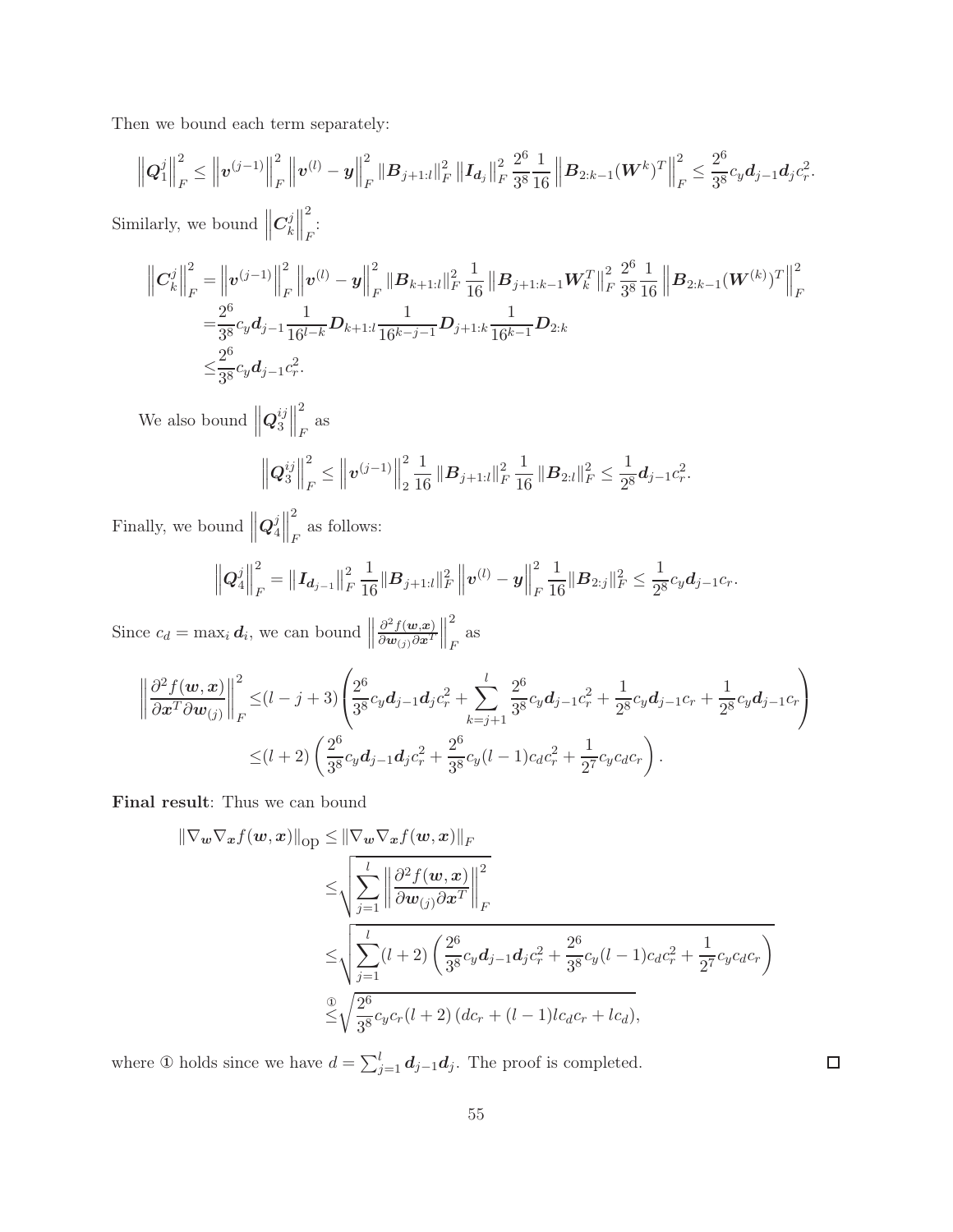Then we bound each term separately:

$$\left\|\boldsymbol{Q}_1^j\right\|_F^2 \leq \left\|\boldsymbol{v}^{(j-1)}\right\|_F^2 \left\|\boldsymbol{v}^{(l)} - \boldsymbol{y}\right\|_F^2 \left\|\boldsymbol{B}_{j+1:l}\right\|_F^2 \left\|\boldsymbol{I}_{\boldsymbol{d}_j}\right\|_F^2 \frac{2^6}{3^8}\frac{1}{16}\left\|\boldsymbol{B}_{2:k-1}(\boldsymbol{W}^k)^T\right\|_F^2 \leq \frac{2^6}{3^8} c_y \boldsymbol{d}_{j-1}\boldsymbol{d}_j c_r^2.$$

Similarly, we bound $\left\|\boldsymbol{C}_k^j\right\|_F^2$:

$$\begin{aligned}
\left\|\boldsymbol{C}_k^j\right\|_F^2 =& \left\|\boldsymbol{v}^{(j-1)}\right\|_F^2 \left\|\boldsymbol{v}^{(l)} - \boldsymbol{y}\right\|_F^2 \left\|\boldsymbol{B}_{k+1:l}\right\|_F^2 \frac{1}{16}\left\|\boldsymbol{B}_{j+1:k-1}\boldsymbol{W}_k^T\right\|_F^2 \frac{2^6}{3^8}\frac{1}{16}\left\|\boldsymbol{B}_{2:k-1}(\boldsymbol{W}^{(k)})^T\right\|_F^2 \\
=& \frac{2^6}{3^8} c_y \boldsymbol{d}_{j-1} \frac{1}{16^{l-k}}\boldsymbol{D}_{k+1:l}\frac{1}{16^{k-j-1}}\boldsymbol{D}_{j+1:k}\frac{1}{16^{k-1}}\boldsymbol{D}_{2:k} \\
\leq& \frac{2^6}{3^8} c_y \boldsymbol{d}_{j-1} c_r^2.
\end{aligned}$$

We also bound $\left\|\boldsymbol{Q}_3^{ij}\right\|_F^2$ as

$$\left\|\boldsymbol{Q}_3^{ij}\right\|_F^2 \leq \left\|\boldsymbol{v}^{(j-1)}\right\|_2^2 \frac{1}{16}\left\|\boldsymbol{B}_{j+1:l}\right\|_F^2 \frac{1}{16}\left\|\boldsymbol{B}_{2:l}\right\|_F^2 \leq \frac{1}{2^8}\boldsymbol{d}_{j-1}c_r^2.$$

Finally, we bound $\left\|\boldsymbol{Q}_4^j\right\|_F^2$ as follows:

$$\left\|\boldsymbol{Q}_4^j\right\|_F^2 = \left\|\boldsymbol{I}_{\boldsymbol{d}_{j-1}}\right\|_F^2 \frac{1}{16}\|\boldsymbol{B}_{j+1:l}\|_F^2 \left\|\boldsymbol{v}^{(l)} - \boldsymbol{y}\right\|_F^2 \frac{1}{16}\|\boldsymbol{B}_{2:j}\|_F^2 \leq \frac{1}{2^8} c_y \boldsymbol{d}_{j-1} c_r.$$

Since $c_d = \max_i \boldsymbol{d}_i$, we can bound $\left\|\frac{\partial^2 f(\boldsymbol{w},\boldsymbol{x})}{\partial \boldsymbol{w}_{(j)}\partial \boldsymbol{x}^T}\right\|_F^2$ as

$$\begin{aligned}
\left\|\frac{\partial^2 f(\boldsymbol{w},\boldsymbol{x})}{\partial \boldsymbol{x}^T \partial \boldsymbol{w}_{(j)}}\right\|_F^2 \leq& (l-j+3)\left(\frac{2^6}{3^8}c_y\boldsymbol{d}_{j-1}\boldsymbol{d}_j c_r^2 + \sum_{k=j+1}^{l}\frac{2^6}{3^8}c_y\boldsymbol{d}_{j-1}c_r^2 + \frac{1}{2^8}c_y\boldsymbol{d}_{j-1}c_r + \frac{1}{2^8}c_y\boldsymbol{d}_{j-1}c_r\right) \\
\leq& (l+2)\left(\frac{2^6}{3^8}c_y\boldsymbol{d}_{j-1}\boldsymbol{d}_j c_r^2 + \frac{2^6}{3^8}c_y(l-1)c_d c_r^2 + \frac{1}{2^7}c_y c_d c_r\right).
\end{aligned}$$

**Final result**: Thus we can bound

$$\begin{aligned}
\|\nabla_{\boldsymbol{w}}\nabla_{\boldsymbol{x}} f(\boldsymbol{w},\boldsymbol{x})\|_{\text{op}} \leq& \|\nabla_{\boldsymbol{w}}\nabla_{\boldsymbol{x}} f(\boldsymbol{w},\boldsymbol{x})\|_F \\
\leq& \sqrt{\sum_{j=1}^{l}\left\|\frac{\partial^2 f(\boldsymbol{w},\boldsymbol{x})}{\partial \boldsymbol{w}_{(j)}\partial \boldsymbol{x}^T}\right\|_F^2} \\
\leq& \sqrt{\sum_{j=1}^{l}(l+2)\left(\frac{2^6}{3^8}c_y\boldsymbol{d}_{j-1}\boldsymbol{d}_j c_r^2 + \frac{2^6}{3^8}c_y(l-1)c_d c_r^2 + \frac{1}{2^7}c_y c_d c_r\right)} \\
\overset{①}{\leq}& \sqrt{\frac{2^6}{3^8}c_y c_r (l+2)\left(d c_r + (l-1)l c_d c_r + l c_d\right)},
\end{aligned}$$

where ① holds since we have $d = \sum_{j=1}^{l}\boldsymbol{d}_{j-1}\boldsymbol{d}_j$. The proof is completed. □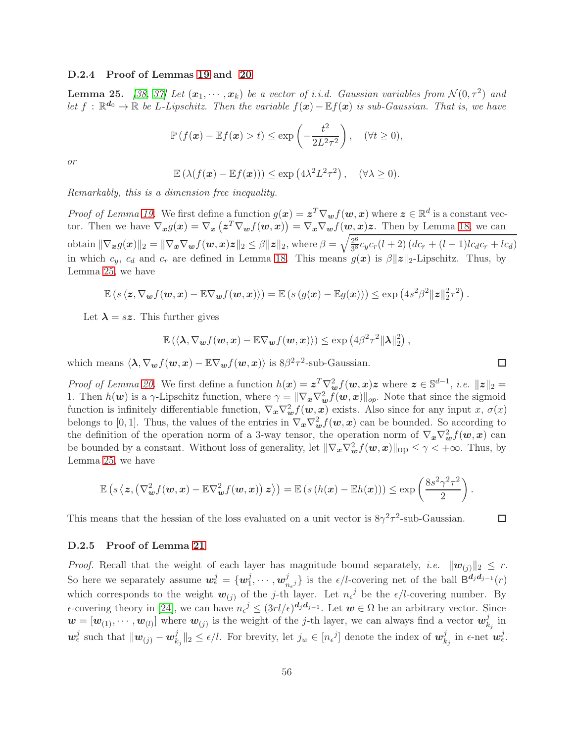### D.2.4 Proof of Lemmas 19 and 20

**Lemma 25.** *[38, 37] Let $(\boldsymbol{x}_1, \cdots, \boldsymbol{x}_k)$ be a vector of i.i.d. Gaussian variables from $\mathcal{N}(0, \tau^2)$ and let $f : \mathbb{R}^{\boldsymbol{d}_0} \to \mathbb{R}$ be $L$-Lipschitz. Then the variable $f(\boldsymbol{x}) - \mathbb{E}f(\boldsymbol{x})$ is sub-Gaussian. That is, we have*

$$
\mathbb{P}\left(f(\boldsymbol{x}) - \mathbb{E}f(\boldsymbol{x}) > t\right) \leq \exp\left(-\frac{t^2}{2L^2\tau^2}\right), \quad (\forall t \geq 0),
$$

*or*

$$
\mathbb{E}\left(\lambda(f(\boldsymbol{x}) - \mathbb{E}f(\boldsymbol{x}))\right) \leq \exp\left(4\lambda^2 L^2 \tau^2\right), \quad (\forall \lambda \geq 0).
$$

*Remarkably, this is a dimension free inequality.*

*Proof of Lemma 19.* We first define a function $g(\boldsymbol{x}) = \boldsymbol{z}^T \nabla_{\boldsymbol{w}} f(\boldsymbol{w}, \boldsymbol{x})$ where $\boldsymbol{z} \in \mathbb{R}^d$ is a constant vector. Then we have $\nabla_{\boldsymbol{x}} g(\boldsymbol{x}) = \nabla_{\boldsymbol{x}}\left(\boldsymbol{z}^T \nabla_{\boldsymbol{w}} f(\boldsymbol{w}, \boldsymbol{x})\right) = \nabla_{\boldsymbol{x}} \nabla_{\boldsymbol{w}} f(\boldsymbol{w}, \boldsymbol{x})\boldsymbol{z}$. Then by Lemma 18, we can obtain $\|\nabla_{\boldsymbol{x}} g(\boldsymbol{x})\|_2 = \|\nabla_{\boldsymbol{x}} \nabla_{\boldsymbol{w}} f(\boldsymbol{w}, \boldsymbol{x})\boldsymbol{z}\|_2 \leq \beta\|\boldsymbol{z}\|_2$, where $\beta = \sqrt{\frac{2^6}{3^8} c_y c_r (l+2)\left(d c_r + (l-1) l c_d c_r + l c_d\right)}$ in which $c_y$, $c_d$ and $c_r$ are defined in Lemma 18. This means $g(\boldsymbol{x})$ is $\beta\|\boldsymbol{z}\|_2$-Lipschitz. Thus, by Lemma 25, we have

$$
\mathbb{E}\left(s\left\langle \boldsymbol{z}, \nabla_{\boldsymbol{w}} f(\boldsymbol{w}, \boldsymbol{x}) - \mathbb{E}\nabla_{\boldsymbol{w}} f(\boldsymbol{w}, \boldsymbol{x})\right\rangle\right) = \mathbb{E}\left(s\left(g(\boldsymbol{x}) - \mathbb{E}g(\boldsymbol{x})\right)\right) \leq \exp\left(4s^2\beta^2\|\boldsymbol{z}\|_2^2\tau^2\right).
$$

Let $\boldsymbol{\lambda} = s\boldsymbol{z}$. This further gives

$$
\mathbb{E}\left(\left\langle \boldsymbol{\lambda}, \nabla_{\boldsymbol{w}} f(\boldsymbol{w}, \boldsymbol{x}) - \mathbb{E}\nabla_{\boldsymbol{w}} f(\boldsymbol{w}, \boldsymbol{x})\right\rangle\right) \leq \exp\left(4\beta^2\tau^2\|\boldsymbol{\lambda}\|_2^2\right),
$$

which means $\langle \boldsymbol{\lambda}, \nabla_{\boldsymbol{w}} f(\boldsymbol{w}, \boldsymbol{x}) - \mathbb{E}\nabla_{\boldsymbol{w}} f(\boldsymbol{w}, \boldsymbol{x})\rangle$ is $8\beta^2\tau^2$-sub-Gaussian. ∎

*Proof of Lemma 20.* We first define a function $h(\boldsymbol{x}) = \boldsymbol{z}^T \nabla^2_{\boldsymbol{w}} f(\boldsymbol{w}, \boldsymbol{x})\boldsymbol{z}$ where $\boldsymbol{z} \in \mathbb{S}^{d-1}$, *i.e.* $\|\boldsymbol{z}\|_2 = 1$. Then $h(\boldsymbol{w})$ is a $\gamma$-Lipschitz function, where $\gamma = \|\nabla_{\boldsymbol{x}} \nabla^2_{\boldsymbol{w}} f(\boldsymbol{w}, \boldsymbol{x})\|_{op}$. Note that since the sigmoid function is infinitely differentiable function, $\nabla_{\boldsymbol{x}} \nabla^2_{\boldsymbol{w}} f(\boldsymbol{w}, \boldsymbol{x})$ exists. Also since for any input $x$, $\sigma(x)$ belongs to $[0, 1]$. Thus, the values of the entries in $\nabla_{\boldsymbol{x}} \nabla^2_{\boldsymbol{w}} f(\boldsymbol{w}, \boldsymbol{x})$ can be bounded. So according to the definition of the operation norm of a 3-way tensor, the operation norm of $\nabla_{\boldsymbol{x}} \nabla^2_{\boldsymbol{w}} f(\boldsymbol{w}, \boldsymbol{x})$ can be bounded by a constant. Without loss of generality, let $\|\nabla_{\boldsymbol{x}} \nabla^2_{\boldsymbol{w}} f(\boldsymbol{w}, \boldsymbol{x})\|_{\mathrm{op}} \leq \gamma < +\infty$. Thus, by Lemma 25, we have

$$
\mathbb{E}\left(s\left\langle \boldsymbol{z}, \left(\nabla^2_{\boldsymbol{w}} f(\boldsymbol{w}, \boldsymbol{x}) - \mathbb{E}\nabla^2_{\boldsymbol{w}} f(\boldsymbol{w}, \boldsymbol{x})\right)\boldsymbol{z}\right\rangle\right) = \mathbb{E}\left(s\left(h(\boldsymbol{x}) - \mathbb{E}h(\boldsymbol{x})\right)\right) \leq \exp\left(\frac{8s^2\gamma^2\tau^2}{2}\right).
$$

This means that the hessian of the loss evaluated on a unit vector is $8\gamma^2\tau^2$-sub-Gaussian. ∎

### D.2.5 Proof of Lemma 21

*Proof.* Recall that the weight of each layer has magnitude bound separately, *i.e.* $\|\boldsymbol{w}_{(j)}\|_2 \leq r$. So here we separately assume $\boldsymbol{w}^j_\epsilon = \{\boldsymbol{w}^j_1, \cdots, \boldsymbol{w}^j_{n_\epsilon{}^j}\}$ is the $\epsilon/l$-covering net of the ball $\mathsf{B}^{\boldsymbol{d}_j \boldsymbol{d}_{j-1}}(r)$ which corresponds to the weight $\boldsymbol{w}_{(j)}$ of the $j$-th layer. Let $n_\epsilon{}^j$ be the $\epsilon/l$-covering number. By $\epsilon$-covering theory in [24], we can have $n_\epsilon{}^j \leq (3rl/\epsilon)^{\boldsymbol{d}_j \boldsymbol{d}_{j-1}}$. Let $\boldsymbol{w} \in \Omega$ be an arbitrary vector. Since $\boldsymbol{w} = [\boldsymbol{w}_{(1)}, \cdots, \boldsymbol{w}_{(l)}]$ where $\boldsymbol{w}_{(j)}$ is the weight of the $j$-th layer, we can always find a vector $\boldsymbol{w}^j_{k_j}$ in $\boldsymbol{w}^j_\epsilon$ such that $\|\boldsymbol{w}_{(j)} - \boldsymbol{w}^j_{k_j}\|_2 \leq \epsilon/l$. For brevity, let $j_w \in [n_\epsilon{}^j]$ denote the index of $\boldsymbol{w}^j_{k_j}$ in $\epsilon$-net $\boldsymbol{w}^j_\epsilon$.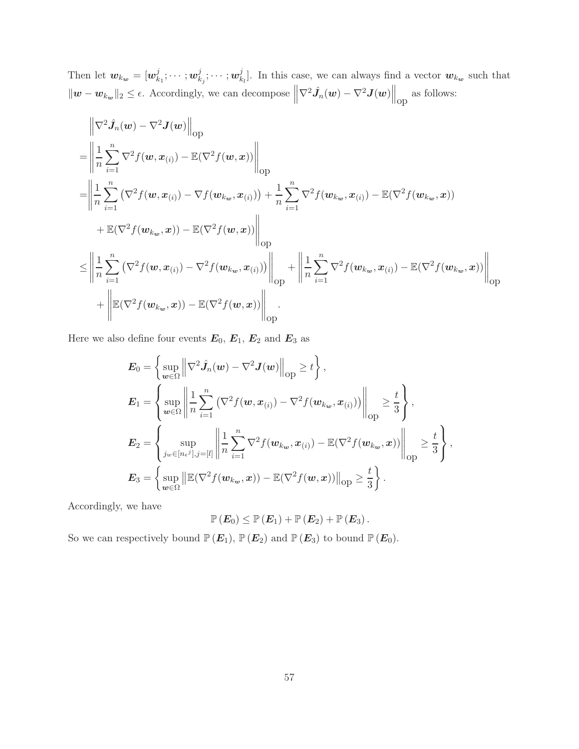Then let $\boldsymbol{w}_{k_{\boldsymbol{w}}} = [\boldsymbol{w}_{k_1}^j; \cdots; \boldsymbol{w}_{k_j}^j; \cdots; \boldsymbol{w}_{k_l}^j]$. In this case, we can always find a vector $\boldsymbol{w}_{k_{\boldsymbol{w}}}$ such that $\|\boldsymbol{w} - \boldsymbol{w}_{k_{\boldsymbol{w}}}\|_2 \leq \epsilon$. Accordingly, we can decompose $\left\|\nabla^2 \hat{\boldsymbol{J}}_n(\boldsymbol{w}) - \nabla^2 \boldsymbol{J}(\boldsymbol{w})\right\|_{\text{op}}$ as follows:

$$
\begin{aligned}
&\left\|\nabla^2 \hat{\boldsymbol{J}}_n(\boldsymbol{w}) - \nabla^2 \boldsymbol{J}(\boldsymbol{w})\right\|_{\text{op}} \\
=&\left\|\frac{1}{n}\sum_{i=1}^{n} \nabla^2 f(\boldsymbol{w}, \boldsymbol{x}_{(i)}) - \mathbb{E}(\nabla^2 f(\boldsymbol{w}, \boldsymbol{x}))\right\|_{\text{op}} \\
=&\left\|\frac{1}{n}\sum_{i=1}^{n} \left(\nabla^2 f(\boldsymbol{w}, \boldsymbol{x}_{(i)}) - \nabla f(\boldsymbol{w}_{k_{\boldsymbol{w}}}, \boldsymbol{x}_{(i)})\right) + \frac{1}{n}\sum_{i=1}^{n} \nabla^2 f(\boldsymbol{w}_{k_{\boldsymbol{w}}}, \boldsymbol{x}_{(i)}) - \mathbb{E}(\nabla^2 f(\boldsymbol{w}_{k_{\boldsymbol{w}}}, \boldsymbol{x})) \right. \\
&\left. + \mathbb{E}(\nabla^2 f(\boldsymbol{w}_{k_{\boldsymbol{w}}}, \boldsymbol{x})) - \mathbb{E}(\nabla^2 f(\boldsymbol{w}, \boldsymbol{x}))\right\|_{\text{op}} \\
\leq&\left\|\frac{1}{n}\sum_{i=1}^{n} \left(\nabla^2 f(\boldsymbol{w}, \boldsymbol{x}_{(i)}) - \nabla^2 f(\boldsymbol{w}_{k_{\boldsymbol{w}}}, \boldsymbol{x}_{(i)})\right)\right\|_{\text{op}} + \left\|\frac{1}{n}\sum_{i=1}^{n} \nabla^2 f(\boldsymbol{w}_{k_{\boldsymbol{w}}}, \boldsymbol{x}_{(i)}) - \mathbb{E}(\nabla^2 f(\boldsymbol{w}_{k_{\boldsymbol{w}}}, \boldsymbol{x}))\right\|_{\text{op}} \\
&+ \left\|\mathbb{E}(\nabla^2 f(\boldsymbol{w}_{k_{\boldsymbol{w}}}, \boldsymbol{x})) - \mathbb{E}(\nabla^2 f(\boldsymbol{w}, \boldsymbol{x}))\right\|_{\text{op}}.
\end{aligned}
$$

Here we also define four events $\boldsymbol{E}_0$, $\boldsymbol{E}_1$, $\boldsymbol{E}_2$ and $\boldsymbol{E}_3$ as

$$
\begin{aligned}
\boldsymbol{E}_0 &= \left\{\sup_{\boldsymbol{w}\in\Omega} \left\|\nabla^2 \hat{\boldsymbol{J}}_n(\boldsymbol{w}) - \nabla^2 \boldsymbol{J}(\boldsymbol{w})\right\|_{\text{op}} \geq t\right\}, \\
\boldsymbol{E}_1 &= \left\{\sup_{\boldsymbol{w}\in\Omega} \left\|\frac{1}{n}\sum_{i=1}^{n} \left(\nabla^2 f(\boldsymbol{w}, \boldsymbol{x}_{(i)}) - \nabla^2 f(\boldsymbol{w}_{k_{\boldsymbol{w}}}, \boldsymbol{x}_{(i)})\right)\right\|_{\text{op}} \geq \frac{t}{3}\right\}, \\
\boldsymbol{E}_2 &= \left\{\sup_{j_w\in[n_\epsilon{}^j], j=[l]} \left\|\frac{1}{n}\sum_{i=1}^{n} \nabla^2 f(\boldsymbol{w}_{k_{\boldsymbol{w}}}, \boldsymbol{x}_{(i)}) - \mathbb{E}(\nabla^2 f(\boldsymbol{w}_{k_{\boldsymbol{w}}}, \boldsymbol{x}))\right\|_{\text{op}} \geq \frac{t}{3}\right\}, \\
\boldsymbol{E}_3 &= \left\{\sup_{\boldsymbol{w}\in\Omega} \left\|\mathbb{E}(\nabla^2 f(\boldsymbol{w}_{k_{\boldsymbol{w}}}, \boldsymbol{x})) - \mathbb{E}(\nabla^2 f(\boldsymbol{w}, \boldsymbol{x}))\right\|_{\text{op}} \geq \frac{t}{3}\right\}.
\end{aligned}
$$

Accordingly, we have

$$
\mathbb{P}(\boldsymbol{E}_0) \leq \mathbb{P}(\boldsymbol{E}_1) + \mathbb{P}(\boldsymbol{E}_2) + \mathbb{P}(\boldsymbol{E}_3).
$$

So we can respectively bound $\mathbb{P}(\boldsymbol{E}_1)$, $\mathbb{P}(\boldsymbol{E}_2)$ and $\mathbb{P}(\boldsymbol{E}_3)$ to bound $\mathbb{P}(\boldsymbol{E}_0)$.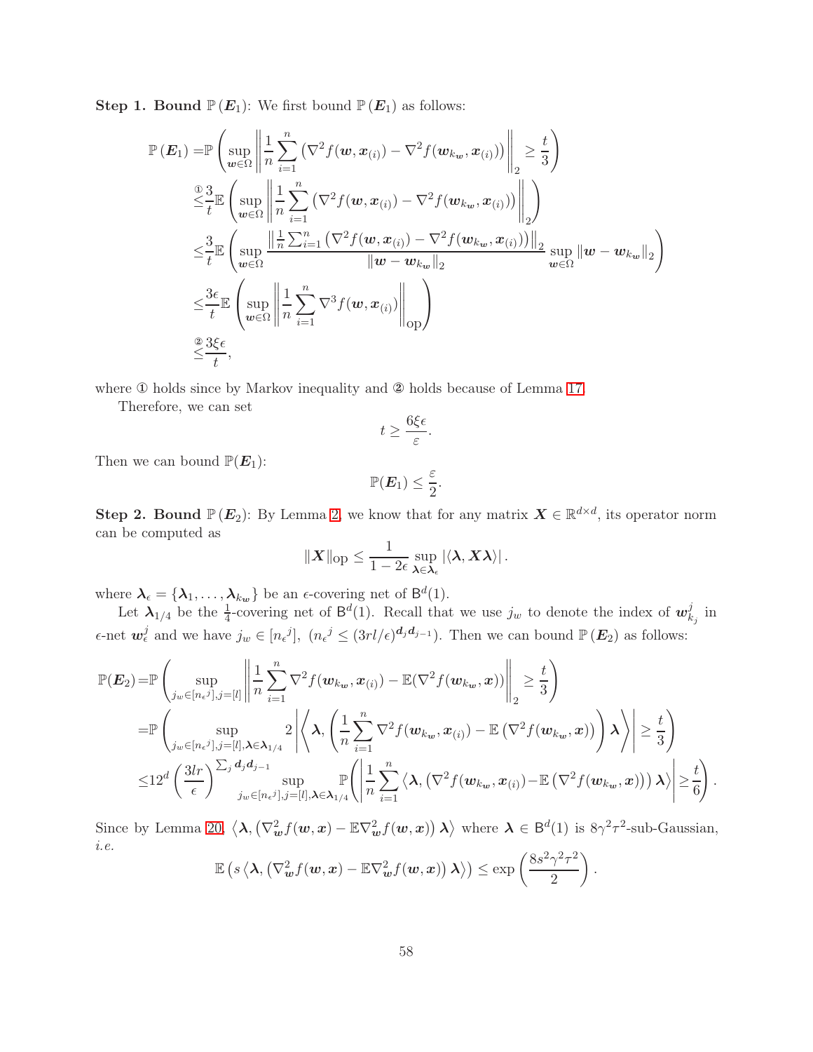**Step 1. Bound $\mathbb{P}(\boldsymbol{E}_1)$:** We first bound $\mathbb{P}(\boldsymbol{E}_1)$ as follows:

$$
\begin{aligned}
\mathbb{P}(\boldsymbol{E}_1) =& \mathbb{P}\left(\sup_{\boldsymbol{w}\in\Omega}\left\|\frac{1}{n}\sum_{i=1}^{n}\left(\nabla^2 f(\boldsymbol{w},\boldsymbol{x}_{(i)}) - \nabla^2 f(\boldsymbol{w}_{k_{\boldsymbol{w}}},\boldsymbol{x}_{(i)})\right)\right\|_2 \geq \frac{t}{3}\right)\\
\overset{①}{\leq}& \frac{3}{t}\mathbb{E}\left(\sup_{\boldsymbol{w}\in\Omega}\left\|\frac{1}{n}\sum_{i=1}^{n}\left(\nabla^2 f(\boldsymbol{w},\boldsymbol{x}_{(i)}) - \nabla^2 f(\boldsymbol{w}_{k_{\boldsymbol{w}}},\boldsymbol{x}_{(i)})\right)\right\|_2\right)\\
\leq& \frac{3}{t}\mathbb{E}\left(\sup_{\boldsymbol{w}\in\Omega}\frac{\left\|\frac{1}{n}\sum_{i=1}^{n}\left(\nabla^2 f(\boldsymbol{w},\boldsymbol{x}_{(i)}) - \nabla^2 f(\boldsymbol{w}_{k_{\boldsymbol{w}}},\boldsymbol{x}_{(i)})\right)\right\|_2}{\|\boldsymbol{w}-\boldsymbol{w}_{k_{\boldsymbol{w}}}\|_2}\sup_{\boldsymbol{w}\in\Omega}\|\boldsymbol{w}-\boldsymbol{w}_{k_{\boldsymbol{w}}}\|_2\right)\\
\leq& \frac{3\epsilon}{t}\mathbb{E}\left(\sup_{\boldsymbol{w}\in\Omega}\left\|\frac{1}{n}\sum_{i=1}^{n}\nabla^3 f(\boldsymbol{w},\boldsymbol{x}_{(i)})\right\|_{\text{op}}\right)\\
\overset{②}{\leq}& \frac{3\xi\epsilon}{t},
\end{aligned}
$$

where ① holds since by Markov inequality and ② holds because of Lemma 17.

Therefore, we can set

$$
t \geq \frac{6\xi\epsilon}{\varepsilon}.
$$

Then we can bound $\mathbb{P}(\boldsymbol{E}_1)$:

$$
\mathbb{P}(\boldsymbol{E}_1) \leq \frac{\varepsilon}{2}.
$$

**Step 2. Bound $\mathbb{P}(\boldsymbol{E}_2)$:** By Lemma 2, we know that for any matrix $\boldsymbol{X}\in\mathbb{R}^{d\times d}$, its operator norm can be computed as

$$
\|\boldsymbol{X}\|_{\text{op}} \leq \frac{1}{1-2\epsilon}\sup_{\boldsymbol{\lambda}\in\boldsymbol{\lambda}_\epsilon}|\langle\boldsymbol{\lambda},\boldsymbol{X}\boldsymbol{\lambda}\rangle|.
$$

where $\boldsymbol{\lambda}_\epsilon = \{\boldsymbol{\lambda}_1,\ldots,\boldsymbol{\lambda}_{k_{\boldsymbol{w}}}\}$ be an $\epsilon$-covering net of $\mathsf{B}^d(1)$.

Let $\boldsymbol{\lambda}_{1/4}$ be the $\frac{1}{4}$-covering net of $\mathsf{B}^d(1)$. Recall that we use $j_w$ to denote the index of $\boldsymbol{w}_{k_j}^j$ in $\epsilon$-net $\boldsymbol{w}_\epsilon^j$ and we have $j_w\in[n_\epsilon{}^j]$, $(n_\epsilon{}^j \leq (3rl/\epsilon)^{\boldsymbol{d}_j\boldsymbol{d}_{j-1}})$. Then we can bound $\mathbb{P}(\boldsymbol{E}_2)$ as follows:

$$
\begin{aligned}
\mathbb{P}(\boldsymbol{E}_2) =& \mathbb{P}\left(\sup_{j_w\in[n_\epsilon{}^j],j=[l]}\left\|\frac{1}{n}\sum_{i=1}^{n}\nabla^2 f(\boldsymbol{w}_{k_{\boldsymbol{w}}},\boldsymbol{x}_{(i)}) - \mathbb{E}(\nabla^2 f(\boldsymbol{w}_{k_{\boldsymbol{w}}},\boldsymbol{x}))\right\|_2 \geq \frac{t}{3}\right)\\
=& \mathbb{P}\left(\sup_{j_w\in[n_\epsilon{}^j],j=[l],\boldsymbol{\lambda}\in\boldsymbol{\lambda}_{1/4}} 2\left|\left\langle\boldsymbol{\lambda},\left(\frac{1}{n}\sum_{i=1}^{n}\nabla^2 f(\boldsymbol{w}_{k_{\boldsymbol{w}}},\boldsymbol{x}_{(i)}) - \mathbb{E}\left(\nabla^2 f(\boldsymbol{w}_{k_{\boldsymbol{w}}},\boldsymbol{x})\right)\right)\boldsymbol{\lambda}\right\rangle\right| \geq \frac{t}{3}\right)\\
\leq& 12^d\left(\frac{3lr}{\epsilon}\right)^{\sum_j \boldsymbol{d}_j\boldsymbol{d}_{j-1}}\sup_{j_w\in[n_\epsilon{}^j],j=[l],\boldsymbol{\lambda}\in\boldsymbol{\lambda}_{1/4}}\mathbb{P}\left(\left|\frac{1}{n}\sum_{i=1}^{n}\left\langle\boldsymbol{\lambda},\left(\nabla^2 f(\boldsymbol{w}_{k_{\boldsymbol{w}}},\boldsymbol{x}_{(i)}) - \mathbb{E}\left(\nabla^2 f(\boldsymbol{w}_{k_{\boldsymbol{w}}},\boldsymbol{x})\right)\right)\boldsymbol{\lambda}\right\rangle\right| \geq \frac{t}{6}\right).
\end{aligned}
$$

Since by Lemma 20, $\left\langle\boldsymbol{\lambda},\left(\nabla^2_{\boldsymbol{w}} f(\boldsymbol{w},\boldsymbol{x}) - \mathbb{E}\nabla^2_{\boldsymbol{w}} f(\boldsymbol{w},\boldsymbol{x})\right)\boldsymbol{\lambda}\right\rangle$ where $\boldsymbol{\lambda}\in\mathsf{B}^d(1)$ is $8\gamma^2\tau^2$-sub-Gaussian, *i.e.*

$$
\mathbb{E}\left(s\left\langle\boldsymbol{\lambda},\left(\nabla^2_{\boldsymbol{w}} f(\boldsymbol{w},\boldsymbol{x}) - \mathbb{E}\nabla^2_{\boldsymbol{w}} f(\boldsymbol{w},\boldsymbol{x})\right)\boldsymbol{\lambda}\right\rangle\right) \leq \exp\left(\frac{8s^2\gamma^2\tau^2}{2}\right).
$$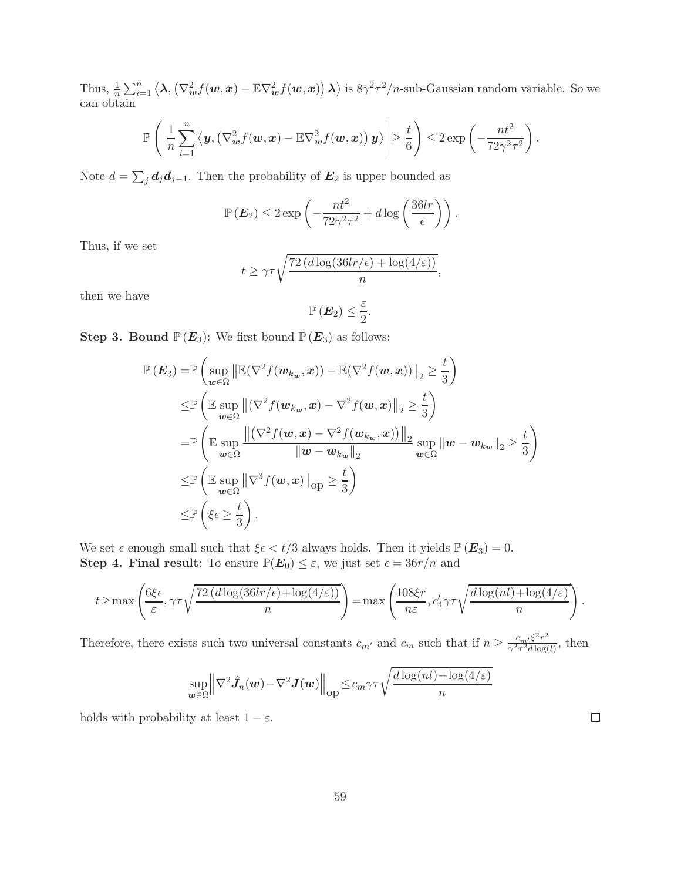Thus, $\frac{1}{n}\sum_{i=1}^{n} \left\langle \boldsymbol{\lambda}, \left(\nabla^2_{\boldsymbol{w}} f(\boldsymbol{w},\boldsymbol{x}) - \mathbb{E}\nabla^2_{\boldsymbol{w}} f(\boldsymbol{w},\boldsymbol{x})\right)\boldsymbol{\lambda}\right\rangle$ is $8\gamma^2\tau^2/n$-sub-Gaussian random variable. So we can obtain

$$
\mathbb{P}\left( \left| \frac{1}{n}\sum_{i=1}^{n} \left\langle \boldsymbol{y}, \left(\nabla^2_{\boldsymbol{w}} f(\boldsymbol{w},\boldsymbol{x}) - \mathbb{E}\nabla^2_{\boldsymbol{w}} f(\boldsymbol{w},\boldsymbol{x})\right)\boldsymbol{y}\right\rangle \right| \geq \frac{t}{6} \right) \leq 2\exp\left(-\frac{nt^2}{72\gamma^2\tau^2}\right).
$$

Note $d = \sum_j \boldsymbol{d}_j \boldsymbol{d}_{j-1}$. Then the probability of $\boldsymbol{E}_2$ is upper bounded as

$$
\mathbb{P}\left(\boldsymbol{E}_2\right) \leq 2\exp\left(-\frac{nt^2}{72\gamma^2\tau^2} + d\log\left(\frac{36lr}{\epsilon}\right)\right).
$$

Thus, if we set

$$
t \geq \gamma\tau\sqrt{\frac{72\left(d\log(36lr/\epsilon) + \log(4/\varepsilon)\right)}{n}},
$$

then we have

$$
\mathbb{P}\left(\boldsymbol{E}_2\right) \leq \frac{\varepsilon}{2}.
$$

**Step 3. Bound $\mathbb{P}\left(\boldsymbol{E}_3\right)$**: We first bound $\mathbb{P}\left(\boldsymbol{E}_3\right)$ as follows:

$$
\begin{aligned}
\mathbb{P}\left(\boldsymbol{E}_3\right) =& \mathbb{P}\left(\sup_{\boldsymbol{w}\in\Omega} \left\|\mathbb{E}(\nabla^2 f(\boldsymbol{w}_{k_{\boldsymbol{w}}},\boldsymbol{x})) - \mathbb{E}(\nabla^2 f(\boldsymbol{w},\boldsymbol{x}))\right\|_2 \geq \frac{t}{3}\right) \\
\leq& \mathbb{P}\left(\mathbb{E}\sup_{\boldsymbol{w}\in\Omega} \left\|(\nabla^2 f(\boldsymbol{w}_{k_{\boldsymbol{w}}},\boldsymbol{x}) - \nabla^2 f(\boldsymbol{w},\boldsymbol{x})\right\|_2 \geq \frac{t}{3}\right) \\
=& \mathbb{P}\left(\mathbb{E}\sup_{\boldsymbol{w}\in\Omega} \frac{\left\|\left(\nabla^2 f(\boldsymbol{w},\boldsymbol{x}) - \nabla^2 f(\boldsymbol{w}_{k_{\boldsymbol{w}}},\boldsymbol{x})\right)\right\|_2}{\left\|\boldsymbol{w} - \boldsymbol{w}_{k_{\boldsymbol{w}}}\right\|_2} \sup_{\boldsymbol{w}\in\Omega}\left\|\boldsymbol{w} - \boldsymbol{w}_{k_{\boldsymbol{w}}}\right\|_2 \geq \frac{t}{3}\right) \\
\leq& \mathbb{P}\left(\mathbb{E}\sup_{\boldsymbol{w}\in\Omega} \left\|\nabla^3 f(\boldsymbol{w},\boldsymbol{x})\right\|_{\mathrm{op}} \geq \frac{t}{3}\right) \\
\leq& \mathbb{P}\left(\xi\epsilon \geq \frac{t}{3}\right).
\end{aligned}
$$

We set $\epsilon$ enough small such that $\xi\epsilon < t/3$ always holds. Then it yields $\mathbb{P}\left(\boldsymbol{E}_3\right) = 0$.

**Step 4. Final result**: To ensure $\mathbb{P}(\boldsymbol{E}_0) \leq \varepsilon$, we just set $\epsilon = 36r/n$ and

$$
t \geq \max\left(\frac{6\xi\epsilon}{\varepsilon}, \gamma\tau\sqrt{\frac{72\left(d\log(36lr/\epsilon) + \log(4/\varepsilon)\right)}{n}}\right) = \max\left(\frac{108\xi r}{n\varepsilon}, c_4'\gamma\tau\sqrt{\frac{d\log(nl) + \log(4/\varepsilon)}{n}}\right).
$$

Therefore, there exists such two universal constants $c_{m'}$ and $c_m$ such that if $n \geq \frac{c_{m'}\xi^2 r^2}{\gamma^2\tau^2 d\log(l)}$, then

$$
\sup_{\boldsymbol{w}\in\Omega}\left\|\nabla^2 \hat{\boldsymbol{J}}_n(\boldsymbol{w}) - \nabla^2 \boldsymbol{J}(\boldsymbol{w})\right\|_{\mathrm{op}} \leq c_m\gamma\tau\sqrt{\frac{d\log(nl) + \log(4/\varepsilon)}{n}}
$$

holds with probability at least $1 - \varepsilon$. $\square$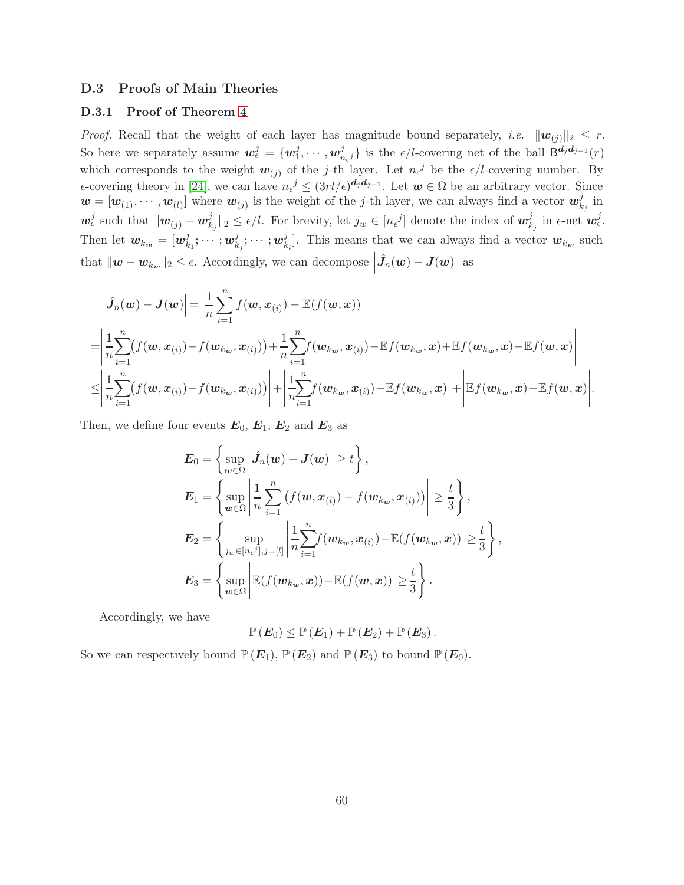### D.3 Proofs of Main Theories

#### D.3.1 Proof of Theorem 4

*Proof.* Recall that the weight of each layer has magnitude bound separately, *i.e.* $\|\boldsymbol{w}_{(j)}\|_2 \leq r$. So here we separately assume $\boldsymbol{w}_\epsilon^j = \{\boldsymbol{w}_1^j, \cdots, \boldsymbol{w}_{n_\epsilon{}^j}^j\}$ is the $\epsilon/l$-covering net of the ball $\mathsf{B}^{\boldsymbol{d}_j \boldsymbol{d}_{j-1}}(r)$ which corresponds to the weight $\boldsymbol{w}_{(j)}$ of the $j$-th layer. Let $n_\epsilon{}^j$ be the $\epsilon/l$-covering number. By $\epsilon$-covering theory in [24], we can have $n_\epsilon{}^j \leq (3rl/\epsilon)^{\boldsymbol{d}_j \boldsymbol{d}_{j-1}}$. Let $\boldsymbol{w} \in \Omega$ be an arbitrary vector. Since $\boldsymbol{w} = [\boldsymbol{w}_{(1)}, \cdots, \boldsymbol{w}_{(l)}]$ where $\boldsymbol{w}_{(j)}$ is the weight of the $j$-th layer, we can always find a vector $\boldsymbol{w}_{k_j}^j$ in $\boldsymbol{w}_\epsilon^j$ such that $\|\boldsymbol{w}_{(j)} - \boldsymbol{w}_{k_j}^j\|_2 \leq \epsilon/l$. For brevity, let $j_w \in [n_\epsilon{}^j]$ denote the index of $\boldsymbol{w}_{k_j}^j$ in $\epsilon$-net $\boldsymbol{w}_\epsilon^j$. Then let $\boldsymbol{w}_{k_{\boldsymbol{w}}} = [\boldsymbol{w}_{k_1}^j; \cdots; \boldsymbol{w}_{k_j}^j; \cdots; \boldsymbol{w}_{k_l}^j]$. This means that we can always find a vector $\boldsymbol{w}_{k_{\boldsymbol{w}}}$ such that $\|\boldsymbol{w} - \boldsymbol{w}_{k_{\boldsymbol{w}}}\|_2 \leq \epsilon$. Accordingly, we can decompose $\left|\hat{\boldsymbol{J}}_n(\boldsymbol{w}) - \boldsymbol{J}(\boldsymbol{w})\right|$ as

$$
\begin{aligned}
&\left|\hat{\boldsymbol{J}}_n(\boldsymbol{w}) - \boldsymbol{J}(\boldsymbol{w})\right| = \left|\frac{1}{n}\sum_{i=1}^{n} f(\boldsymbol{w}, \boldsymbol{x}_{(i)}) - \mathbb{E}(f(\boldsymbol{w}, \boldsymbol{x}))\right| \\
=&\left|\frac{1}{n}\sum_{i=1}^{n}\big(f(\boldsymbol{w}, \boldsymbol{x}_{(i)}) - f(\boldsymbol{w}_{k_{\boldsymbol{w}}}, \boldsymbol{x}_{(i)})\big) + \frac{1}{n}\sum_{i=1}^{n} f(\boldsymbol{w}_{k_{\boldsymbol{w}}}, \boldsymbol{x}_{(i)}) - \mathbb{E}f(\boldsymbol{w}_{k_{\boldsymbol{w}}}, \boldsymbol{x}) + \mathbb{E}f(\boldsymbol{w}_{k_{\boldsymbol{w}}}, \boldsymbol{x}) - \mathbb{E}f(\boldsymbol{w}, \boldsymbol{x})\right| \\
\leq&\left|\frac{1}{n}\sum_{i=1}^{n}\big(f(\boldsymbol{w}, \boldsymbol{x}_{(i)}) - f(\boldsymbol{w}_{k_{\boldsymbol{w}}}, \boldsymbol{x}_{(i)})\big)\right| + \left|\frac{1}{n}\sum_{i=1}^{n} f(\boldsymbol{w}_{k_{\boldsymbol{w}}}, \boldsymbol{x}_{(i)}) - \mathbb{E}f(\boldsymbol{w}_{k_{\boldsymbol{w}}}, \boldsymbol{x})\right| + \left|\mathbb{E}f(\boldsymbol{w}_{k_{\boldsymbol{w}}}, \boldsymbol{x}) - \mathbb{E}f(\boldsymbol{w}, \boldsymbol{x})\right|.
\end{aligned}
$$

Then, we define four events $\boldsymbol{E}_0$, $\boldsymbol{E}_1$, $\boldsymbol{E}_2$ and $\boldsymbol{E}_3$ as

$$
\begin{aligned}
\boldsymbol{E}_0 &= \left\{\sup_{\boldsymbol{w} \in \Omega} \left|\hat{\boldsymbol{J}}_n(\boldsymbol{w}) - \boldsymbol{J}(\boldsymbol{w})\right| \geq t\right\}, \\
\boldsymbol{E}_1 &= \left\{\sup_{\boldsymbol{w} \in \Omega} \left|\frac{1}{n}\sum_{i=1}^{n}\big(f(\boldsymbol{w}, \boldsymbol{x}_{(i)}) - f(\boldsymbol{w}_{k_{\boldsymbol{w}}}, \boldsymbol{x}_{(i)})\big)\right| \geq \frac{t}{3}\right\}, \\
\boldsymbol{E}_2 &= \left\{\sup_{j_w \in [n_\epsilon{}^j], j = [l]} \left|\frac{1}{n}\sum_{i=1}^{n} f(\boldsymbol{w}_{k_{\boldsymbol{w}}}, \boldsymbol{x}_{(i)}) - \mathbb{E}(f(\boldsymbol{w}_{k_{\boldsymbol{w}}}, \boldsymbol{x}))\right| \geq \frac{t}{3}\right\}, \\
\boldsymbol{E}_3 &= \left\{\sup_{\boldsymbol{w} \in \Omega} \left|\mathbb{E}(f(\boldsymbol{w}_{k_{\boldsymbol{w}}}, \boldsymbol{x})) - \mathbb{E}(f(\boldsymbol{w}, \boldsymbol{x}))\right| \geq \frac{t}{3}\right\}.
\end{aligned}
$$

Accordingly, we have

$$
\mathbb{P}(\boldsymbol{E}_0) \leq \mathbb{P}(\boldsymbol{E}_1) + \mathbb{P}(\boldsymbol{E}_2) + \mathbb{P}(\boldsymbol{E}_3).
$$

So we can respectively bound $\mathbb{P}(\boldsymbol{E}_1)$, $\mathbb{P}(\boldsymbol{E}_2)$ and $\mathbb{P}(\boldsymbol{E}_3)$ to bound $\mathbb{P}(\boldsymbol{E}_0)$.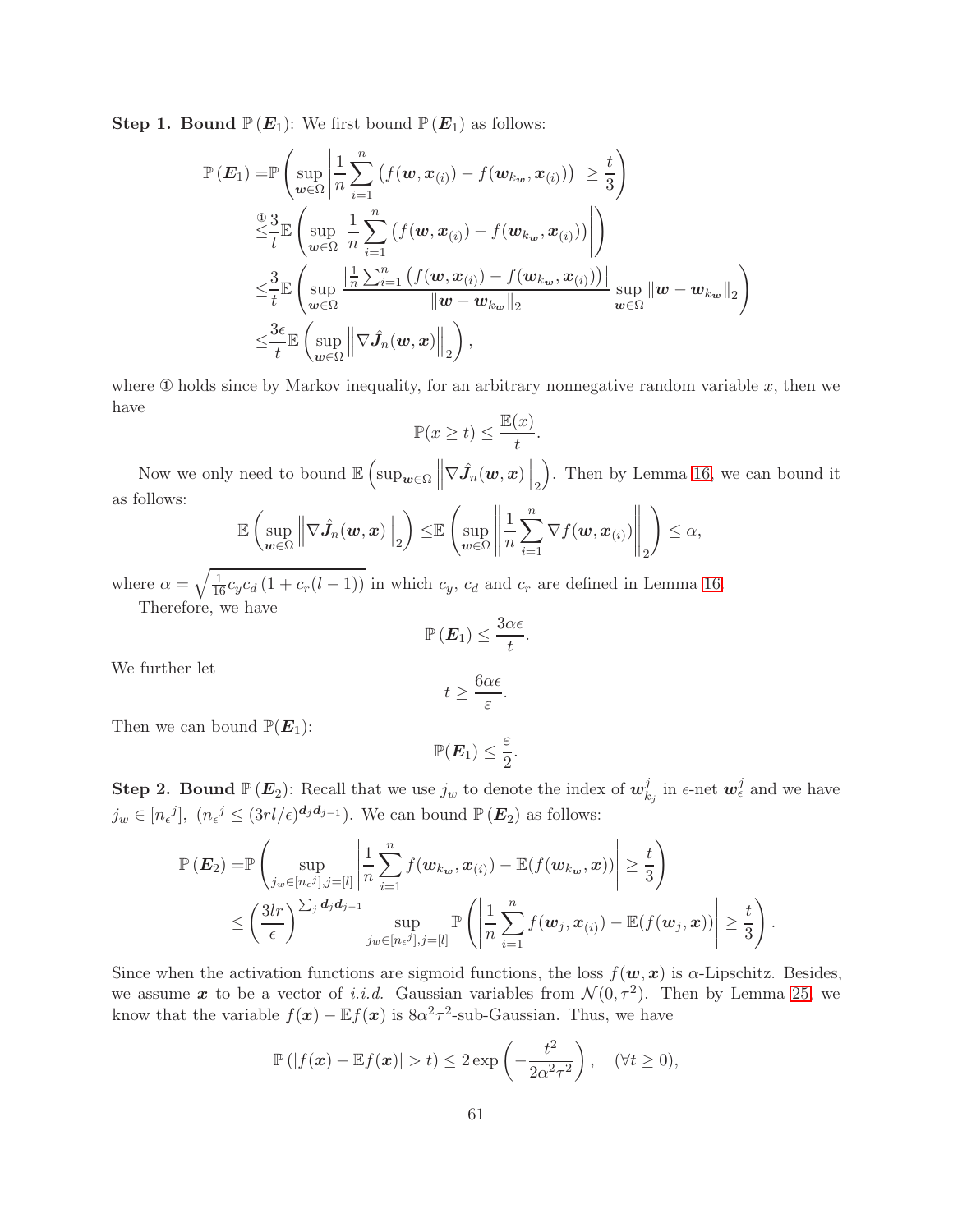**Step 1. Bound $\mathbb{P}(\boldsymbol{E}_1)$:** We first bound $\mathbb{P}(\boldsymbol{E}_1)$ as follows:

$$
\begin{aligned}
\mathbb{P}(\boldsymbol{E}_1) =& \mathbb{P}\left(\sup_{\boldsymbol{w}\in\Omega}\left|\frac{1}{n}\sum_{i=1}^{n}\left(f(\boldsymbol{w},\boldsymbol{x}_{(i)}) - f(\boldsymbol{w}_{k_{\boldsymbol{w}}},\boldsymbol{x}_{(i)})\right)\right| \geq \frac{t}{3}\right)\\
\overset{①}{\leq}& \frac{3}{t}\mathbb{E}\left(\sup_{\boldsymbol{w}\in\Omega}\left|\frac{1}{n}\sum_{i=1}^{n}\left(f(\boldsymbol{w},\boldsymbol{x}_{(i)}) - f(\boldsymbol{w}_{k_{\boldsymbol{w}}},\boldsymbol{x}_{(i)})\right)\right|\right)\\
\leq& \frac{3}{t}\mathbb{E}\left(\sup_{\boldsymbol{w}\in\Omega}\frac{\left|\frac{1}{n}\sum_{i=1}^{n}\left(f(\boldsymbol{w},\boldsymbol{x}_{(i)}) - f(\boldsymbol{w}_{k_{\boldsymbol{w}}},\boldsymbol{x}_{(i)})\right)\right|}{\|\boldsymbol{w}-\boldsymbol{w}_{k_{\boldsymbol{w}}}\|_2}\sup_{\boldsymbol{w}\in\Omega}\|\boldsymbol{w}-\boldsymbol{w}_{k_{\boldsymbol{w}}}\|_2\right)\\
\leq& \frac{3\epsilon}{t}\mathbb{E}\left(\sup_{\boldsymbol{w}\in\Omega}\left\|\nabla\hat{\boldsymbol{J}}_n(\boldsymbol{w},\boldsymbol{x})\right\|_2\right),
\end{aligned}
$$

where ① holds since by Markov inequality, for an arbitrary nonnegative random variable $x$, then we have

$$
\mathbb{P}(x \geq t) \leq \frac{\mathbb{E}(x)}{t}.
$$

Now we only need to bound $\mathbb{E}\left(\sup_{\boldsymbol{w}\in\Omega}\left\|\nabla\hat{\boldsymbol{J}}_n(\boldsymbol{w},\boldsymbol{x})\right\|_2\right)$. Then by Lemma 16, we can bound it as follows:

$$
\mathbb{E}\left(\sup_{\boldsymbol{w}\in\Omega}\left\|\nabla\hat{\boldsymbol{J}}_n(\boldsymbol{w},\boldsymbol{x})\right\|_2\right) \leq \mathbb{E}\left(\sup_{\boldsymbol{w}\in\Omega}\left\|\frac{1}{n}\sum_{i=1}^{n}\nabla f(\boldsymbol{w},\boldsymbol{x}_{(i)})\right\|_2\right) \leq \alpha,
$$

where $\alpha = \sqrt{\frac{1}{16}c_y c_d\left(1+c_r(l-1)\right)}$ in which $c_y$, $c_d$ and $c_r$ are defined in Lemma 16.

Therefore, we have

$$
\mathbb{P}(\boldsymbol{E}_1) \leq \frac{3\alpha\epsilon}{t}.
$$

We further let

$$
t \geq \frac{6\alpha\epsilon}{\varepsilon}.
$$

Then we can bound $\mathbb{P}(\boldsymbol{E}_1)$:

$$
\mathbb{P}(\boldsymbol{E}_1) \leq \frac{\varepsilon}{2}.
$$

**Step 2. Bound $\mathbb{P}(\boldsymbol{E}_2)$:** Recall that we use $j_w$ to denote the index of $\boldsymbol{w}_{k_j}^j$ in $\epsilon$-net $\boldsymbol{w}_\epsilon^j$ and we have $j_w \in [n_\epsilon{}^j]$, $(n_\epsilon{}^j \leq (3rl/\epsilon)^{\boldsymbol{d}_j\boldsymbol{d}_{j-1}})$. We can bound $\mathbb{P}(\boldsymbol{E}_2)$ as follows:

$$
\begin{aligned}
\mathbb{P}(\boldsymbol{E}_2) =& \mathbb{P}\left(\sup_{j_w\in[n_\epsilon{}^j], j=[l]}\left|\frac{1}{n}\sum_{i=1}^{n}f(\boldsymbol{w}_{k_{\boldsymbol{w}}},\boldsymbol{x}_{(i)}) - \mathbb{E}(f(\boldsymbol{w}_{k_{\boldsymbol{w}}},\boldsymbol{x}))\right| \geq \frac{t}{3}\right)\\
\leq& \left(\frac{3lr}{\epsilon}\right)^{\sum_j \boldsymbol{d}_j\boldsymbol{d}_{j-1}}\sup_{j_w\in[n_\epsilon{}^j], j=[l]}\mathbb{P}\left(\left|\frac{1}{n}\sum_{i=1}^{n}f(\boldsymbol{w}_j,\boldsymbol{x}_{(i)}) - \mathbb{E}(f(\boldsymbol{w}_j,\boldsymbol{x}))\right| \geq \frac{t}{3}\right).
\end{aligned}
$$

Since when the activation functions are sigmoid functions, the loss $f(\boldsymbol{w},\boldsymbol{x})$ is $\alpha$-Lipschitz. Besides, we assume $\boldsymbol{x}$ to be a vector of *i.i.d.* Gaussian variables from $\mathcal{N}(0,\tau^2)$. Then by Lemma 25, we know that the variable $f(\boldsymbol{x}) - \mathbb{E}f(\boldsymbol{x})$ is $8\alpha^2\tau^2$-sub-Gaussian. Thus, we have

$$
\mathbb{P}\left(|f(\boldsymbol{x}) - \mathbb{E}f(\boldsymbol{x})| > t\right) \leq 2\exp\left(-\frac{t^2}{2\alpha^2\tau^2}\right), \quad (\forall t \geq 0),
$$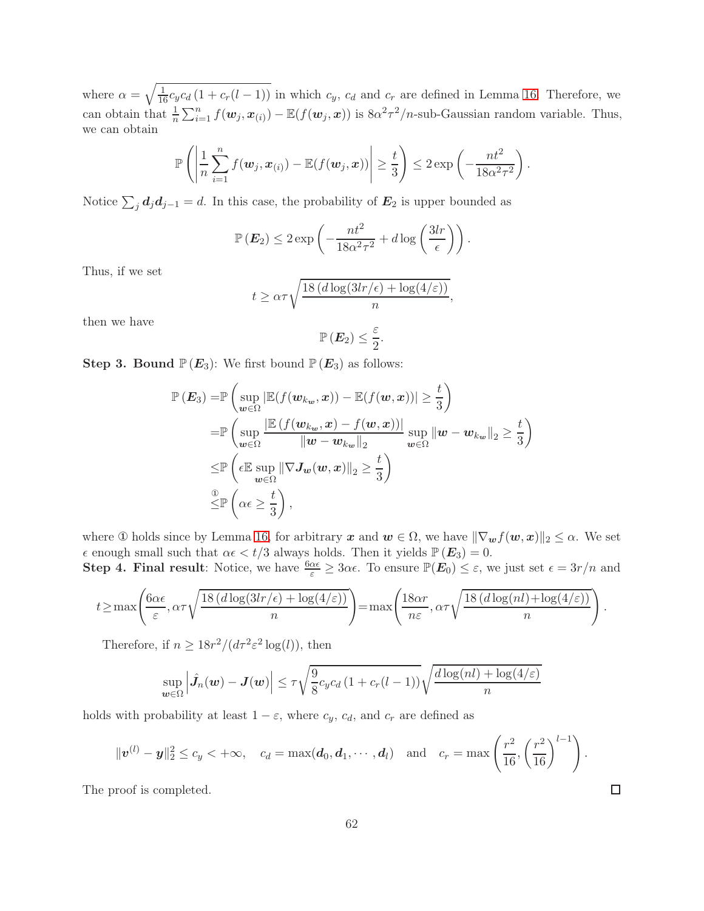where $\alpha = \sqrt{\frac{1}{16} c_y c_d (1 + c_r(l-1))}$ in which $c_y$, $c_d$ and $c_r$ are defined in Lemma 16. Therefore, we can obtain that $\frac{1}{n}\sum_{i=1}^{n} f(\boldsymbol{w}_j, \boldsymbol{x}_{(i)}) - \mathbb{E}(f(\boldsymbol{w}_j, \boldsymbol{x}))$ is $8\alpha^2\tau^2/n$-sub-Gaussian random variable. Thus, we can obtain

$$\mathbb{P}\left(\left|\frac{1}{n}\sum_{i=1}^{n} f(\boldsymbol{w}_j, \boldsymbol{x}_{(i)}) - \mathbb{E}(f(\boldsymbol{w}_j, \boldsymbol{x}))\right| \geq \frac{t}{3}\right) \leq 2\exp\left(-\frac{nt^2}{18\alpha^2\tau^2}\right).$$

Notice $\sum_j \boldsymbol{d}_j \boldsymbol{d}_{j-1} = d$. In this case, the probability of $\boldsymbol{E}_2$ is upper bounded as

$$\mathbb{P}(\boldsymbol{E}_2) \leq 2\exp\left(-\frac{nt^2}{18\alpha^2\tau^2} + d\log\left(\frac{3lr}{\epsilon}\right)\right).$$

Thus, if we set

$$t \geq \alpha\tau\sqrt{\frac{18\left(d\log(3lr/\epsilon) + \log(4/\varepsilon)\right)}{n}},$$

then we have

$$\mathbb{P}(\boldsymbol{E}_2) \leq \frac{\varepsilon}{2}.$$

**Step 3. Bound $\mathbb{P}(\boldsymbol{E}_3)$**: We first bound $\mathbb{P}(\boldsymbol{E}_3)$ as follows:

$$\begin{aligned}
\mathbb{P}(\boldsymbol{E}_3) =& \mathbb{P}\left(\sup_{\boldsymbol{w}\in\Omega} |\mathbb{E}(f(\boldsymbol{w}_{k_{\boldsymbol{w}}}, \boldsymbol{x})) - \mathbb{E}(f(\boldsymbol{w}, \boldsymbol{x}))| \geq \frac{t}{3}\right) \\
=& \mathbb{P}\left(\sup_{\boldsymbol{w}\in\Omega} \frac{|\mathbb{E}(f(\boldsymbol{w}_{k_{\boldsymbol{w}}}, \boldsymbol{x}) - f(\boldsymbol{w}, \boldsymbol{x}))|}{\|\boldsymbol{w} - \boldsymbol{w}_{k_{\boldsymbol{w}}}\|_2} \sup_{\boldsymbol{w}\in\Omega} \|\boldsymbol{w} - \boldsymbol{w}_{k_{\boldsymbol{w}}}\|_2 \geq \frac{t}{3}\right) \\
\leq& \mathbb{P}\left(\epsilon\mathbb{E}\sup_{\boldsymbol{w}\in\Omega} \|\nabla \boldsymbol{J}_{\boldsymbol{w}}(\boldsymbol{w}, \boldsymbol{x})\|_2 \geq \frac{t}{3}\right) \\
\overset{①}{\leq}& \mathbb{P}\left(\alpha\epsilon \geq \frac{t}{3}\right),
\end{aligned}$$

where ① holds since by Lemma 16, for arbitrary $\boldsymbol{x}$ and $\boldsymbol{w} \in \Omega$, we have $\|\nabla_{\boldsymbol{w}} f(\boldsymbol{w}, \boldsymbol{x})\|_2 \leq \alpha$. We set $\epsilon$ enough small such that $\alpha\epsilon < t/3$ always holds. Then it yields $\mathbb{P}(\boldsymbol{E}_3) = 0$.

**Step 4. Final result**: Notice, we have $\frac{6\alpha\epsilon}{\varepsilon} \geq 3\alpha\epsilon$. To ensure $\mathbb{P}(\boldsymbol{E}_0) \leq \varepsilon$, we just set $\epsilon = 3r/n$ and

$$t \geq \max\left(\frac{6\alpha\epsilon}{\varepsilon}, \alpha\tau\sqrt{\frac{18\left(d\log(3lr/\epsilon) + \log(4/\varepsilon)\right)}{n}}\right) = \max\left(\frac{18\alpha r}{n\varepsilon}, \alpha\tau\sqrt{\frac{18\left(d\log(nl) + \log(4/\varepsilon)\right)}{n}}\right).$$

Therefore, if $n \geq 18r^2/(d\tau^2\varepsilon^2\log(l))$, then

$$\sup_{\boldsymbol{w}\in\Omega}\left|\hat{\boldsymbol{J}}_n(\boldsymbol{w}) - \boldsymbol{J}(\boldsymbol{w})\right| \leq \tau\sqrt{\frac{9}{8}c_y c_d (1 + c_r(l-1))}\sqrt{\frac{d\log(nl) + \log(4/\varepsilon)}{n}}$$

holds with probability at least $1 - \varepsilon$, where $c_y$, $c_d$, and $c_r$ are defined as

$$\|\boldsymbol{v}^{(l)} - \boldsymbol{y}\|_2^2 \leq c_y < +\infty, \quad c_d = \max(\boldsymbol{d}_0, \boldsymbol{d}_1, \cdots, \boldsymbol{d}_l) \quad \text{and} \quad c_r = \max\left(\frac{r^2}{16}, \left(\frac{r^2}{16}\right)^{l-1}\right).$$

The proof is completed. □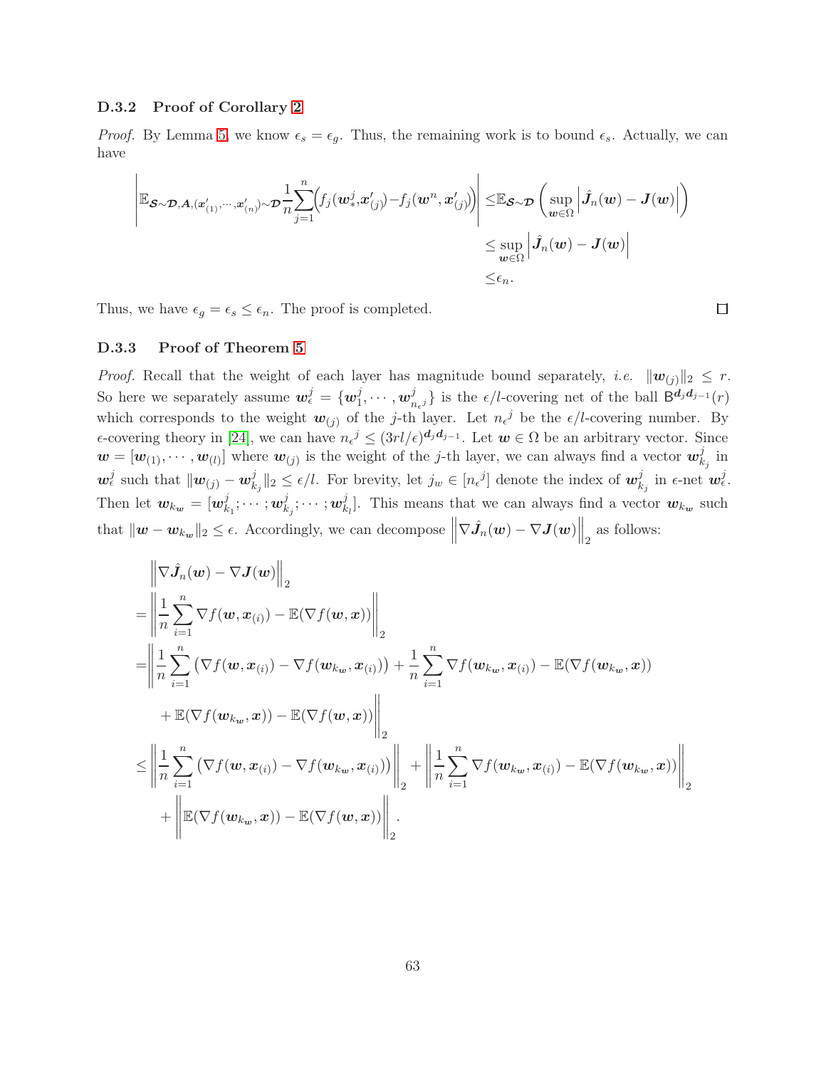### D.3.2 Proof of Corollary 2

*Proof.* By Lemma 5, we know $\epsilon_s = \epsilon_g$. Thus, the remaining work is to bound $\epsilon_s$. Actually, we can have

$$
\begin{aligned}
\left|\mathbb{E}_{\mathcal{S}\sim\mathcal{D},\boldsymbol{A},(\boldsymbol{x}'_{(1)},\cdots,\boldsymbol{x}'_{(n)})\sim\mathcal{D}}\frac{1}{n}\sum_{j=1}^{n}\Big(f_j(\boldsymbol{w}_*^j,\boldsymbol{x}'_{(j)})-f_j(\boldsymbol{w}^n,\boldsymbol{x}'_{(j)})\Big)\right| \leq& \mathbb{E}_{\mathcal{S}\sim\mathcal{D}}\left(\sup_{\boldsymbol{w}\in\Omega}\left|\hat{\boldsymbol{J}}_n(\boldsymbol{w})-\boldsymbol{J}(\boldsymbol{w})\right|\right)\\
\leq& \sup_{\boldsymbol{w}\in\Omega}\left|\hat{\boldsymbol{J}}_n(\boldsymbol{w})-\boldsymbol{J}(\boldsymbol{w})\right|\\
\leq& \epsilon_n.
\end{aligned}
$$

Thus, we have $\epsilon_g = \epsilon_s \leq \epsilon_n$. The proof is completed. ◻

### D.3.3 Proof of Theorem 5

*Proof.* Recall that the weight of each layer has magnitude bound separately, *i.e.* $\|\boldsymbol{w}_{(j)}\|_2 \leq r$. So here we separately assume $\boldsymbol{w}_\epsilon^j = \{\boldsymbol{w}_1^j,\cdots,\boldsymbol{w}_{n_\epsilon{}^j}^j\}$ is the $\epsilon/l$-covering net of the ball $\mathsf{B}^{\boldsymbol{d}_j\boldsymbol{d}_{j-1}}(r)$ which corresponds to the weight $\boldsymbol{w}_{(j)}$ of the $j$-th layer. Let $n_\epsilon{}^j$ be the $\epsilon/l$-covering number. By $\epsilon$-covering theory in [24], we can have $n_\epsilon{}^j \leq (3rl/\epsilon)^{\boldsymbol{d}_j\boldsymbol{d}_{j-1}}$. Let $\boldsymbol{w}\in\Omega$ be an arbitrary vector. Since $\boldsymbol{w} = [\boldsymbol{w}_{(1)},\cdots,\boldsymbol{w}_{(l)}]$ where $\boldsymbol{w}_{(j)}$ is the weight of the $j$-th layer, we can always find a vector $\boldsymbol{w}_{k_j}^j$ in $\boldsymbol{w}_\epsilon^j$ such that $\|\boldsymbol{w}_{(j)}-\boldsymbol{w}_{k_j}^j\|_2\leq \epsilon/l$. For brevity, let $j_w\in[n_\epsilon{}^j]$ denote the index of $\boldsymbol{w}_{k_j}^j$ in $\epsilon$-net $\boldsymbol{w}_\epsilon^j$. Then let $\boldsymbol{w}_{k_{\boldsymbol{w}}} = [\boldsymbol{w}_{k_1}^j;\cdots;\boldsymbol{w}_{k_j}^j;\cdots;\boldsymbol{w}_{k_l}^j]$. This means that we can always find a vector $\boldsymbol{w}_{k_{\boldsymbol{w}}}$ such that $\|\boldsymbol{w}-\boldsymbol{w}_{k_{\boldsymbol{w}}}\|_2\leq\epsilon$. Accordingly, we can decompose $\left\|\nabla\hat{\boldsymbol{J}}_n(\boldsymbol{w})-\nabla\boldsymbol{J}(\boldsymbol{w})\right\|_2$ as follows:

$$
\begin{aligned}
&\left\|\nabla\hat{\boldsymbol{J}}_n(\boldsymbol{w})-\nabla\boldsymbol{J}(\boldsymbol{w})\right\|_2\\
=&\left\|\frac{1}{n}\sum_{i=1}^{n}\nabla f(\boldsymbol{w},\boldsymbol{x}_{(i)})-\mathbb{E}(\nabla f(\boldsymbol{w},\boldsymbol{x}))\right\|_2\\
=&\left\|\frac{1}{n}\sum_{i=1}^{n}\left(\nabla f(\boldsymbol{w},\boldsymbol{x}_{(i)})-\nabla f(\boldsymbol{w}_{k_{\boldsymbol{w}}},\boldsymbol{x}_{(i)})\right)+\frac{1}{n}\sum_{i=1}^{n}\nabla f(\boldsymbol{w}_{k_{\boldsymbol{w}}},\boldsymbol{x}_{(i)})-\mathbb{E}(\nabla f(\boldsymbol{w}_{k_{\boldsymbol{w}}},\boldsymbol{x}))\right.\\
&\left.+\mathbb{E}(\nabla f(\boldsymbol{w}_{k_{\boldsymbol{w}}},\boldsymbol{x}))-\mathbb{E}(\nabla f(\boldsymbol{w},\boldsymbol{x}))\right\|_2\\
\leq&\left\|\frac{1}{n}\sum_{i=1}^{n}\left(\nabla f(\boldsymbol{w},\boldsymbol{x}_{(i)})-\nabla f(\boldsymbol{w}_{k_{\boldsymbol{w}}},\boldsymbol{x}_{(i)})\right)\right\|_2+\left\|\frac{1}{n}\sum_{i=1}^{n}\nabla f(\boldsymbol{w}_{k_{\boldsymbol{w}}},\boldsymbol{x}_{(i)})-\mathbb{E}(\nabla f(\boldsymbol{w}_{k_{\boldsymbol{w}}},\boldsymbol{x}))\right\|_2\\
&+\left\|\mathbb{E}(\nabla f(\boldsymbol{w}_{k_{\boldsymbol{w}}},\boldsymbol{x}))-\mathbb{E}(\nabla f(\boldsymbol{w},\boldsymbol{x}))\right\|_2.
\end{aligned}
$$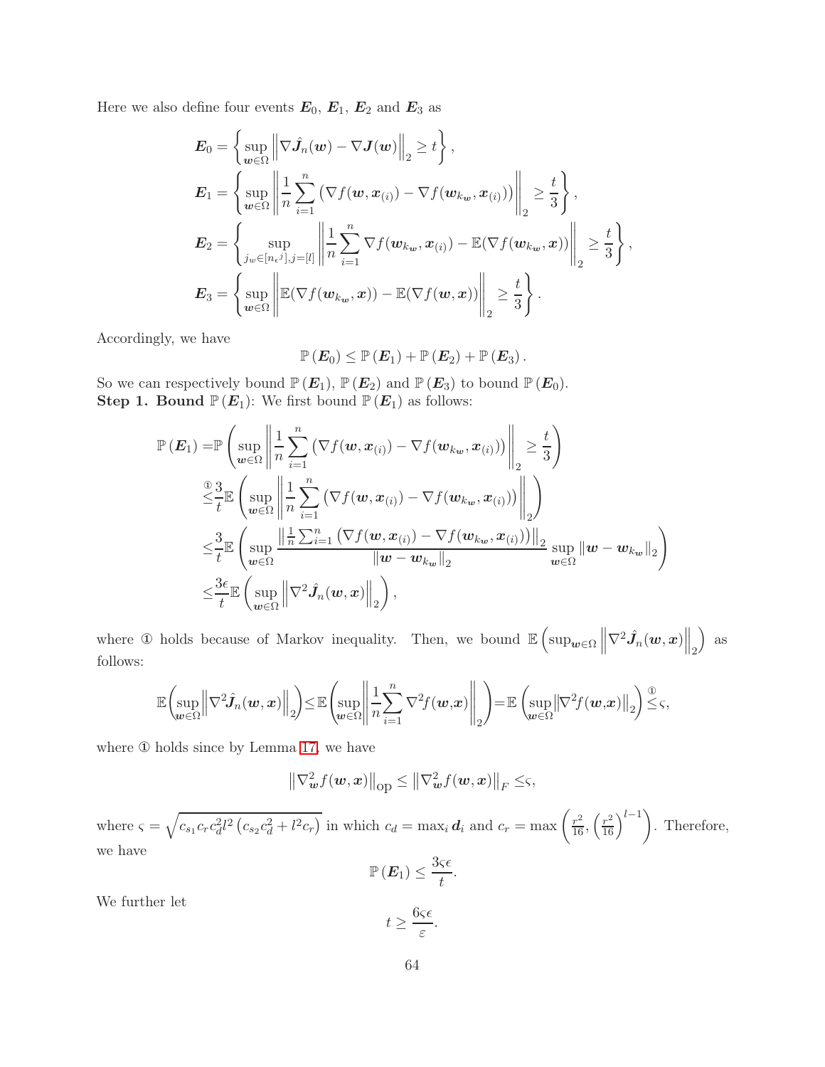Here we also define four events $\boldsymbol{E}_0$, $\boldsymbol{E}_1$, $\boldsymbol{E}_2$ and $\boldsymbol{E}_3$ as

$$
\begin{aligned}
\boldsymbol{E}_0 &= \left\{ \sup_{\boldsymbol{w}\in\Omega} \left\| \nabla \hat{\boldsymbol{J}}_n(\boldsymbol{w}) - \nabla \boldsymbol{J}(\boldsymbol{w}) \right\|_2 \geq t \right\}, \\
\boldsymbol{E}_1 &= \left\{ \sup_{\boldsymbol{w}\in\Omega} \left\| \frac{1}{n} \sum_{i=1}^{n} \left( \nabla f(\boldsymbol{w}, \boldsymbol{x}_{(i)}) - \nabla f(\boldsymbol{w}_{k_{\boldsymbol{w}}}, \boldsymbol{x}_{(i)}) \right) \right\|_2 \geq \frac{t}{3} \right\}, \\
\boldsymbol{E}_2 &= \left\{ \sup_{j_w \in [n_{\epsilon^j}], j=[l]} \left\| \frac{1}{n} \sum_{i=1}^{n} \nabla f(\boldsymbol{w}_{k_{\boldsymbol{w}}}, \boldsymbol{x}_{(i)}) - \mathbb{E}(\nabla f(\boldsymbol{w}_{k_{\boldsymbol{w}}}, \boldsymbol{x})) \right\|_2 \geq \frac{t}{3} \right\}, \\
\boldsymbol{E}_3 &= \left\{ \sup_{\boldsymbol{w}\in\Omega} \left\| \mathbb{E}(\nabla f(\boldsymbol{w}_{k_{\boldsymbol{w}}}, \boldsymbol{x})) - \mathbb{E}(\nabla f(\boldsymbol{w}, \boldsymbol{x})) \right\|_2 \geq \frac{t}{3} \right\}.
\end{aligned}
$$

Accordingly, we have

$$
\mathbb{P}(\boldsymbol{E}_0) \leq \mathbb{P}(\boldsymbol{E}_1) + \mathbb{P}(\boldsymbol{E}_2) + \mathbb{P}(\boldsymbol{E}_3).
$$

So we can respectively bound $\mathbb{P}(\boldsymbol{E}_1)$, $\mathbb{P}(\boldsymbol{E}_2)$ and $\mathbb{P}(\boldsymbol{E}_3)$ to bound $\mathbb{P}(\boldsymbol{E}_0)$.

**Step 1. Bound $\mathbb{P}(\boldsymbol{E}_1)$:** We first bound $\mathbb{P}(\boldsymbol{E}_1)$ as follows:

$$
\begin{aligned}
\mathbb{P}(\boldsymbol{E}_1) =& \mathbb{P}\left( \sup_{\boldsymbol{w}\in\Omega} \left\| \frac{1}{n} \sum_{i=1}^{n} \left( \nabla f(\boldsymbol{w}, \boldsymbol{x}_{(i)}) - \nabla f(\boldsymbol{w}_{k_{\boldsymbol{w}}}, \boldsymbol{x}_{(i)}) \right) \right\|_2 \geq \frac{t}{3} \right) \\
\overset{①}{\leq}& \frac{3}{t} \mathbb{E}\left( \sup_{\boldsymbol{w}\in\Omega} \left\| \frac{1}{n} \sum_{i=1}^{n} \left( \nabla f(\boldsymbol{w}, \boldsymbol{x}_{(i)}) - \nabla f(\boldsymbol{w}_{k_{\boldsymbol{w}}}, \boldsymbol{x}_{(i)}) \right) \right\|_2 \right) \\
\leq& \frac{3}{t} \mathbb{E}\left( \sup_{\boldsymbol{w}\in\Omega} \frac{\left\| \frac{1}{n} \sum_{i=1}^{n} \left( \nabla f(\boldsymbol{w}, \boldsymbol{x}_{(i)}) - \nabla f(\boldsymbol{w}_{k_{\boldsymbol{w}}}, \boldsymbol{x}_{(i)}) \right) \right\|_2}{\|\boldsymbol{w} - \boldsymbol{w}_{k_{\boldsymbol{w}}}\|_2} \sup_{\boldsymbol{w}\in\Omega} \|\boldsymbol{w} - \boldsymbol{w}_{k_{\boldsymbol{w}}}\|_2 \right) \\
\leq& \frac{3\epsilon}{t} \mathbb{E}\left( \sup_{\boldsymbol{w}\in\Omega} \left\| \nabla^2 \hat{\boldsymbol{J}}_n(\boldsymbol{w}, \boldsymbol{x}) \right\|_2 \right),
\end{aligned}
$$

where ① holds because of Markov inequality. Then, we bound $\mathbb{E}\left( \sup_{\boldsymbol{w}\in\Omega} \left\| \nabla^2 \hat{\boldsymbol{J}}_n(\boldsymbol{w}, \boldsymbol{x}) \right\|_2 \right)$ as follows:

$$
\mathbb{E}\left( \sup_{\boldsymbol{w}\in\Omega} \left\| \nabla^2 \hat{\boldsymbol{J}}_n(\boldsymbol{w}, \boldsymbol{x}) \right\|_2 \right) \leq \mathbb{E}\left( \sup_{\boldsymbol{w}\in\Omega} \left\| \frac{1}{n} \sum_{i=1}^{n} \nabla^2 f(\boldsymbol{w}, \boldsymbol{x}) \right\|_2 \right) = \mathbb{E}\left( \sup_{\boldsymbol{w}\in\Omega} \left\| \nabla^2 f(\boldsymbol{w}, \boldsymbol{x}) \right\|_2 \right) \overset{①}{\leq} \varsigma,
$$

where ① holds since by Lemma 17, we have

$$
\left\| \nabla^2_{\boldsymbol{w}} f(\boldsymbol{w}, \boldsymbol{x}) \right\|_{\text{op}} \leq \left\| \nabla^2_{\boldsymbol{w}} f(\boldsymbol{w}, \boldsymbol{x}) \right\|_F \leq \varsigma,
$$

where $\varsigma = \sqrt{c_{s_1} c_r c_d^2 l^2 \left( c_{s_2} c_d^2 + l^2 c_r \right)}$ in which $c_d = \max_i \boldsymbol{d}_i$ and $c_r = \max\left( \frac{r^2}{16}, \left( \frac{r^2}{16} \right)^{l-1} \right)$. Therefore, we have

$$
\mathbb{P}(\boldsymbol{E}_1) \leq \frac{3\varsigma\epsilon}{t}.
$$

We further let

$$
t \geq \frac{6\varsigma\epsilon}{\varepsilon}.
$$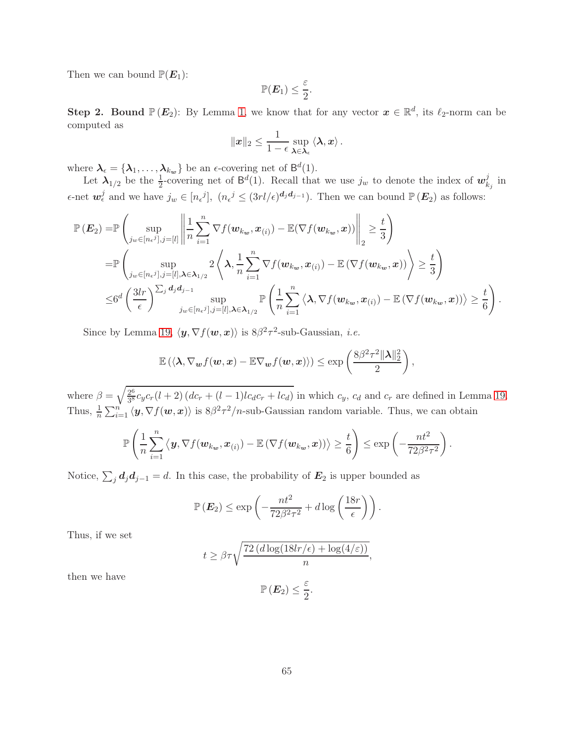Then we can bound $\mathbb{P}(\boldsymbol{E}_1)$:

$$\mathbb{P}(\boldsymbol{E}_1) \leq \frac{\varepsilon}{2}.$$

**Step 2. Bound $\mathbb{P}(\boldsymbol{E}_2)$:** By Lemma 1, we know that for any vector $\boldsymbol{x} \in \mathbb{R}^d$, its $\ell_2$-norm can be computed as

$$\|\boldsymbol{x}\|_2 \leq \frac{1}{1-\epsilon} \sup_{\boldsymbol{\lambda} \in \boldsymbol{\lambda}_\epsilon} \langle \boldsymbol{\lambda}, \boldsymbol{x} \rangle.$$

where $\boldsymbol{\lambda}_\epsilon = \{\boldsymbol{\lambda}_1, \ldots, \boldsymbol{\lambda}_{k_w}\}$ be an $\epsilon$-covering net of $\mathsf{B}^d(1)$.

Let $\boldsymbol{\lambda}_{1/2}$ be the $\frac{1}{2}$-covering net of $\mathsf{B}^d(1)$. Recall that we use $j_w$ to denote the index of $\boldsymbol{w}_{k_j}^j$ in $\epsilon$-net $\boldsymbol{w}_\epsilon^j$ and we have $j_w \in [n_\epsilon{}^j]$, $(n_\epsilon{}^j \leq (3rl/\epsilon)^{\boldsymbol{d}_j \boldsymbol{d}_{j-1}})$. Then we can bound $\mathbb{P}(\boldsymbol{E}_2)$ as follows:

$$\begin{aligned}
\mathbb{P}(\boldsymbol{E}_2) =& \mathbb{P}\left( \sup_{j_w \in [n_\epsilon{}^j], j=[l]} \left\| \frac{1}{n}\sum_{i=1}^n \nabla f(\boldsymbol{w}_{k_w}, \boldsymbol{x}_{(i)}) - \mathbb{E}(\nabla f(\boldsymbol{w}_{k_w}, \boldsymbol{x})) \right\|_2 \geq \frac{t}{3} \right) \\
=& \mathbb{P}\left( \sup_{j_w \in [n_\epsilon{}^j], j=[l], \boldsymbol{\lambda} \in \boldsymbol{\lambda}_{1/2}} 2\left\langle \boldsymbol{\lambda}, \frac{1}{n}\sum_{i=1}^n \nabla f(\boldsymbol{w}_{k_w}, \boldsymbol{x}_{(i)}) - \mathbb{E}\left(\nabla f(\boldsymbol{w}_{k_w}, \boldsymbol{x})\right) \right\rangle \geq \frac{t}{3} \right) \\
\leq& 6^d \left(\frac{3lr}{\epsilon}\right)^{\sum_j \boldsymbol{d}_j \boldsymbol{d}_{j-1}} \sup_{j_w \in [n_\epsilon{}^j], j=[l], \boldsymbol{\lambda} \in \boldsymbol{\lambda}_{1/2}} \mathbb{P}\left( \frac{1}{n}\sum_{i=1}^n \left\langle \boldsymbol{\lambda}, \nabla f(\boldsymbol{w}_{k_w}, \boldsymbol{x}_{(i)}) - \mathbb{E}\left(\nabla f(\boldsymbol{w}_{k_w}, \boldsymbol{x})\right) \right\rangle \geq \frac{t}{6} \right).
\end{aligned}$$

Since by Lemma 19, $\langle \boldsymbol{y}, \nabla f(\boldsymbol{w}, \boldsymbol{x}) \rangle$ is $8\beta^2\tau^2$-sub-Gaussian, *i.e.*

$$\mathbb{E}\left(\langle \boldsymbol{\lambda}, \nabla_{\boldsymbol{w}} f(\boldsymbol{w}, \boldsymbol{x}) - \mathbb{E}\nabla_{\boldsymbol{w}} f(\boldsymbol{w}, \boldsymbol{x}) \rangle\right) \leq \exp\left( \frac{8\beta^2\tau^2 \|\boldsymbol{\lambda}\|_2^2}{2} \right),$$

where $\beta = \sqrt{\frac{2^6}{3^8} c_y c_r (l+2)\left(dc_r + (l-1)lc_d c_r + lc_d\right)}$ in which $c_y$, $c_d$ and $c_r$ are defined in Lemma 19. Thus, $\frac{1}{n}\sum_{i=1}^n \langle \boldsymbol{y}, \nabla f(\boldsymbol{w}, \boldsymbol{x}) \rangle$ is $8\beta^2\tau^2/n$-sub-Gaussian random variable. Thus, we can obtain

$$\mathbb{P}\left( \frac{1}{n}\sum_{i=1}^n \left\langle \boldsymbol{y}, \nabla f(\boldsymbol{w}_{k_w}, \boldsymbol{x}_{(i)}) - \mathbb{E}\left(\nabla f(\boldsymbol{w}_{k_w}, \boldsymbol{x})\right) \right\rangle \geq \frac{t}{6} \right) \leq \exp\left( -\frac{nt^2}{72\beta^2\tau^2} \right).$$

Notice, $\sum_j \boldsymbol{d}_j \boldsymbol{d}_{j-1} = d$. In this case, the probability of $\boldsymbol{E}_2$ is upper bounded as

$$\mathbb{P}(\boldsymbol{E}_2) \leq \exp\left( -\frac{nt^2}{72\beta^2\tau^2} + d\log\left(\frac{18r}{\epsilon}\right) \right).$$

Thus, if we set

$$t \geq \beta\tau\sqrt{\frac{72\left(d\log(18lr/\epsilon) + \log(4/\varepsilon)\right)}{n}},$$

then we have

$$\mathbb{P}(\boldsymbol{E}_2) \leq \frac{\varepsilon}{2}.$$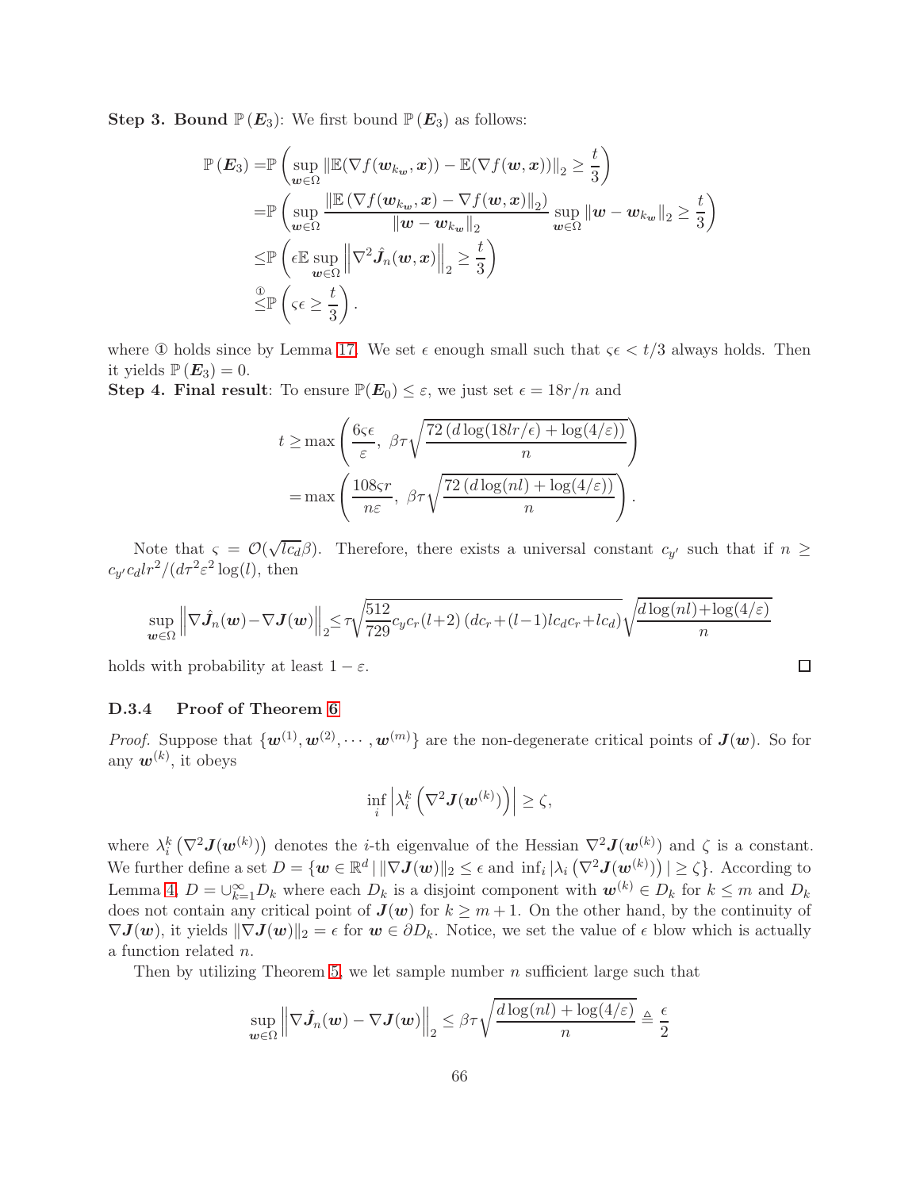**Step 3. Bound $\mathbb{P}(\boldsymbol{E}_3)$**: We first bound $\mathbb{P}(\boldsymbol{E}_3)$ as follows:

$$
\begin{aligned}
\mathbb{P}(\boldsymbol{E}_3) =& \mathbb{P}\left(\sup_{\boldsymbol{w}\in\Omega}\|\mathbb{E}(\nabla f(\boldsymbol{w}_{k_{\boldsymbol{w}}},\boldsymbol{x})) - \mathbb{E}(\nabla f(\boldsymbol{w},\boldsymbol{x}))\|_2 \geq \frac{t}{3}\right)\\
=& \mathbb{P}\left(\sup_{\boldsymbol{w}\in\Omega}\frac{\|\mathbb{E}(\nabla f(\boldsymbol{w}_{k_{\boldsymbol{w}}},\boldsymbol{x}) - \nabla f(\boldsymbol{w},\boldsymbol{x})\|_2)}{\|\boldsymbol{w}-\boldsymbol{w}_{k_{\boldsymbol{w}}}\|_2}\sup_{\boldsymbol{w}\in\Omega}\|\boldsymbol{w}-\boldsymbol{w}_{k_{\boldsymbol{w}}}\|_2 \geq \frac{t}{3}\right)\\
\leq& \mathbb{P}\left(\epsilon\mathbb{E}\sup_{\boldsymbol{w}\in\Omega}\left\|\nabla^2\hat{\boldsymbol{J}}_n(\boldsymbol{w},\boldsymbol{x})\right\|_2 \geq \frac{t}{3}\right)\\
\overset{①}{\leq}& \mathbb{P}\left(\varsigma\epsilon \geq \frac{t}{3}\right).
\end{aligned}
$$

where ① holds since by Lemma 17. We set $\epsilon$ enough small such that $\varsigma\epsilon < t/3$ always holds. Then it yields $\mathbb{P}(\boldsymbol{E}_3) = 0$.

**Step 4. Final result**: To ensure $\mathbb{P}(\boldsymbol{E}_0) \leq \varepsilon$, we just set $\epsilon = 18r/n$ and

$$
\begin{aligned}
t \geq& \max\left(\frac{6\varsigma\epsilon}{\varepsilon},\ \beta\tau\sqrt{\frac{72\left(d\log(18lr/\epsilon)+\log(4/\varepsilon)\right)}{n}}\right)\\
=& \max\left(\frac{108\varsigma r}{n\varepsilon},\ \beta\tau\sqrt{\frac{72\left(d\log(nl)+\log(4/\varepsilon)\right)}{n}}\right).
\end{aligned}
$$

Note that $\varsigma = \mathcal{O}(\sqrt{lc_d}\beta)$. Therefore, there exists a universal constant $c_{y'}$ such that if $n \geq c_{y'}c_d lr^2/(d\tau^2\varepsilon^2\log(l)$, then

$$
\sup_{\boldsymbol{w}\in\Omega}\left\|\nabla\hat{\boldsymbol{J}}_n(\boldsymbol{w}) - \nabla\boldsymbol{J}(\boldsymbol{w})\right\|_2 \leq \tau\sqrt{\frac{512}{729}c_y c_r(l+2)\left(dc_r+(l-1)lc_dc_r+lc_d\right)}\sqrt{\frac{d\log(nl)+\log(4/\varepsilon)}{n}}
$$

holds with probability at least $1-\varepsilon$. □

### D.3.4 Proof of Theorem 6

*Proof.* Suppose that $\{\boldsymbol{w}^{(1)}, \boldsymbol{w}^{(2)}, \cdots, \boldsymbol{w}^{(m)}\}$ are the non-degenerate critical points of $\boldsymbol{J}(\boldsymbol{w})$. So for any $\boldsymbol{w}^{(k)}$, it obeys

$$
\inf_i\left|\lambda_i^k\left(\nabla^2\boldsymbol{J}(\boldsymbol{w}^{(k)})\right)\right| \geq \zeta,
$$

where $\lambda_i^k\left(\nabla^2\boldsymbol{J}(\boldsymbol{w}^{(k)})\right)$ denotes the $i$-th eigenvalue of the Hessian $\nabla^2\boldsymbol{J}(\boldsymbol{w}^{(k)})$ and $\zeta$ is a constant. We further define a set $D = \{\boldsymbol{w}\in\mathbb{R}^d \,|\, \|\nabla\boldsymbol{J}(\boldsymbol{w})\|_2 \leq \epsilon \text{ and } \inf_i|\lambda_i\left(\nabla^2\boldsymbol{J}(\boldsymbol{w}^{(k)})\right)| \geq \zeta\}$. According to Lemma 4, $D = \cup_{k=1}^{\infty} D_k$ where each $D_k$ is a disjoint component with $\boldsymbol{w}^{(k)} \in D_k$ for $k \leq m$ and $D_k$ does not contain any critical point of $\boldsymbol{J}(\boldsymbol{w})$ for $k \geq m+1$. On the other hand, by the continuity of $\nabla\boldsymbol{J}(\boldsymbol{w})$, it yields $\|\nabla\boldsymbol{J}(\boldsymbol{w})\|_2 = \epsilon$ for $\boldsymbol{w}\in\partial D_k$. Notice, we set the value of $\epsilon$ blow which is actually a function related $n$.

Then by utilizing Theorem 5, we let sample number $n$ sufficient large such that

$$
\sup_{\boldsymbol{w}\in\Omega}\left\|\nabla\hat{\boldsymbol{J}}_n(\boldsymbol{w}) - \nabla\boldsymbol{J}(\boldsymbol{w})\right\|_2 \leq \beta\tau\sqrt{\frac{d\log(nl)+\log(4/\varepsilon)}{n}} \triangleq \frac{\epsilon}{2}
$$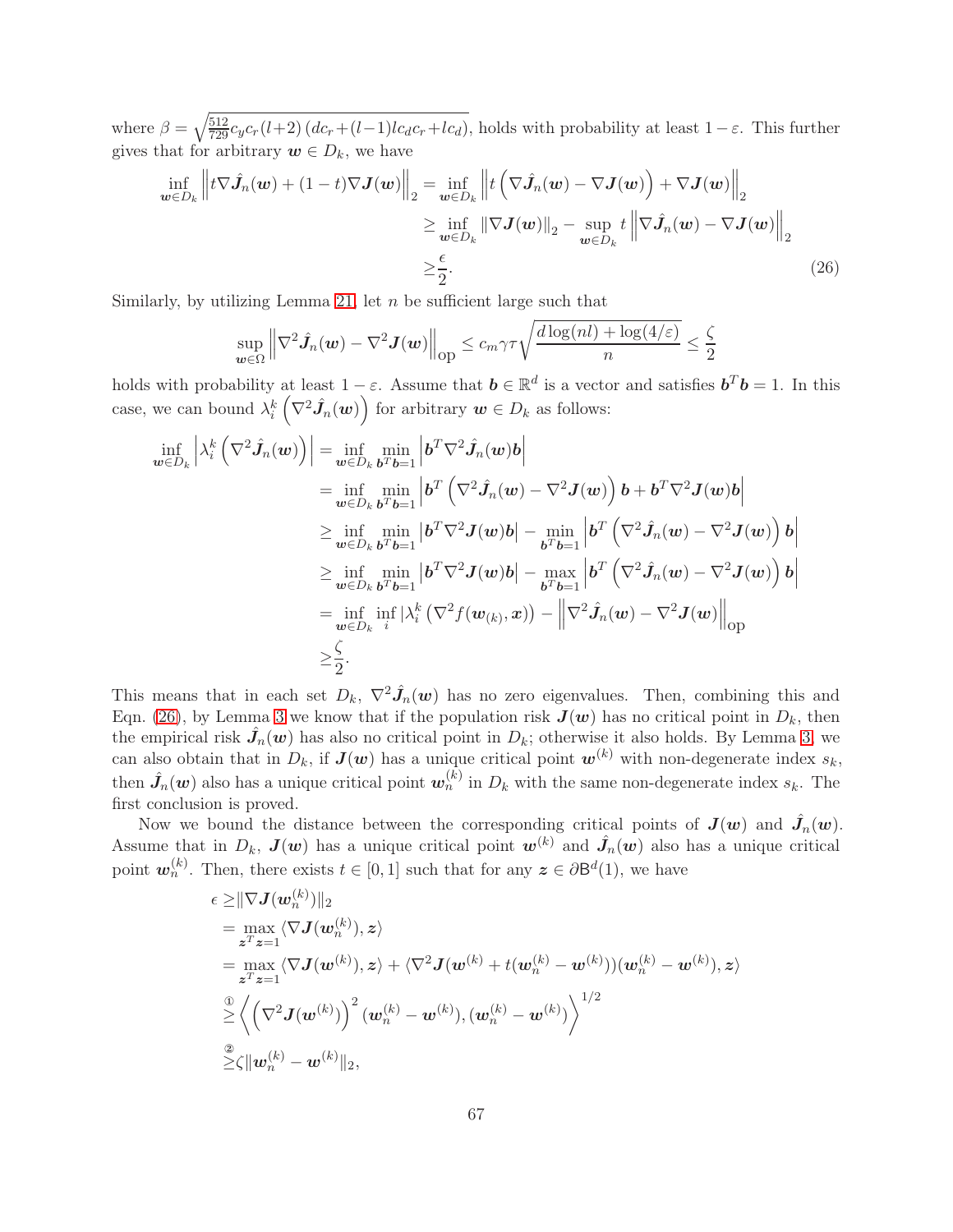where $\beta = \sqrt{\frac{512}{729} c_y c_r (l+2)\left(d c_r + (l-1) l c_d c_r + l c_d\right)}$, holds with probability at least $1-\varepsilon$. This further gives that for arbitrary $\boldsymbol{w} \in D_k$, we have

$$
\begin{aligned}
\inf_{\boldsymbol{w}\in D_k} \left\| t\nabla \hat{\boldsymbol{J}}_n(\boldsymbol{w}) + (1-t)\nabla \boldsymbol{J}(\boldsymbol{w}) \right\|_2 =& \inf_{\boldsymbol{w}\in D_k} \left\| t\left(\nabla \hat{\boldsymbol{J}}_n(\boldsymbol{w}) - \nabla \boldsymbol{J}(\boldsymbol{w})\right) + \nabla \boldsymbol{J}(\boldsymbol{w}) \right\|_2 \\
\geq& \inf_{\boldsymbol{w}\in D_k} \left\| \nabla \boldsymbol{J}(\boldsymbol{w}) \right\|_2 - \sup_{\boldsymbol{w}\in D_k} t \left\| \nabla \hat{\boldsymbol{J}}_n(\boldsymbol{w}) - \nabla \boldsymbol{J}(\boldsymbol{w}) \right\|_2 \\
\geq& \frac{\epsilon}{2}.
\end{aligned} \tag{26}
$$

Similarly, by utilizing Lemma 21, let $n$ be sufficient large such that

$$
\sup_{\boldsymbol{w}\in\Omega} \left\| \nabla^2 \hat{\boldsymbol{J}}_n(\boldsymbol{w}) - \nabla^2 \boldsymbol{J}(\boldsymbol{w}) \right\|_{\text{op}} \leq c_m \gamma \tau \sqrt{\frac{d\log(nl) + \log(4/\varepsilon)}{n}} \leq \frac{\zeta}{2}
$$

holds with probability at least $1-\varepsilon$. Assume that $\boldsymbol{b} \in \mathbb{R}^d$ is a vector and satisfies $\boldsymbol{b}^T\boldsymbol{b} = 1$. In this case, we can bound $\lambda_i^k\left(\nabla^2 \hat{\boldsymbol{J}}_n(\boldsymbol{w})\right)$ for arbitrary $\boldsymbol{w} \in D_k$ as follows:

$$
\begin{aligned}
\inf_{\boldsymbol{w}\in D_k} \left| \lambda_i^k\left(\nabla^2 \hat{\boldsymbol{J}}_n(\boldsymbol{w})\right) \right| =& \inf_{\boldsymbol{w}\in D_k} \min_{\boldsymbol{b}^T\boldsymbol{b}=1} \left| \boldsymbol{b}^T \nabla^2 \hat{\boldsymbol{J}}_n(\boldsymbol{w}) \boldsymbol{b} \right| \\
=& \inf_{\boldsymbol{w}\in D_k} \min_{\boldsymbol{b}^T\boldsymbol{b}=1} \left| \boldsymbol{b}^T \left(\nabla^2 \hat{\boldsymbol{J}}_n(\boldsymbol{w}) - \nabla^2 \boldsymbol{J}(\boldsymbol{w})\right) \boldsymbol{b} + \boldsymbol{b}^T \nabla^2 \boldsymbol{J}(\boldsymbol{w}) \boldsymbol{b} \right| \\
\geq& \inf_{\boldsymbol{w}\in D_k} \min_{\boldsymbol{b}^T\boldsymbol{b}=1} \left| \boldsymbol{b}^T \nabla^2 \boldsymbol{J}(\boldsymbol{w}) \boldsymbol{b} \right| - \min_{\boldsymbol{b}^T\boldsymbol{b}=1} \left| \boldsymbol{b}^T \left(\nabla^2 \hat{\boldsymbol{J}}_n(\boldsymbol{w}) - \nabla^2 \boldsymbol{J}(\boldsymbol{w})\right) \boldsymbol{b} \right| \\
\geq& \inf_{\boldsymbol{w}\in D_k} \min_{\boldsymbol{b}^T\boldsymbol{b}=1} \left| \boldsymbol{b}^T \nabla^2 \boldsymbol{J}(\boldsymbol{w}) \boldsymbol{b} \right| - \max_{\boldsymbol{b}^T\boldsymbol{b}=1} \left| \boldsymbol{b}^T \left(\nabla^2 \hat{\boldsymbol{J}}_n(\boldsymbol{w}) - \nabla^2 \boldsymbol{J}(\boldsymbol{w})\right) \boldsymbol{b} \right| \\
=& \inf_{\boldsymbol{w}\in D_k} \inf_i \left| \lambda_i^k\left(\nabla^2 f(\boldsymbol{w}_{(k)}, \boldsymbol{x})\right) - \left\| \nabla^2 \hat{\boldsymbol{J}}_n(\boldsymbol{w}) - \nabla^2 \boldsymbol{J}(\boldsymbol{w}) \right\|_{\text{op}} \right. \\
\geq& \frac{\zeta}{2}.
\end{aligned}
$$

This means that in each set $D_k$, $\nabla^2 \hat{\boldsymbol{J}}_n(\boldsymbol{w})$ has no zero eigenvalues. Then, combining this and Eqn. (26), by Lemma 3 we know that if the population risk $\boldsymbol{J}(\boldsymbol{w})$ has no critical point in $D_k$, then the empirical risk $\hat{\boldsymbol{J}}_n(\boldsymbol{w})$ has also no critical point in $D_k$; otherwise it also holds. By Lemma 3, we can also obtain that in $D_k$, if $\boldsymbol{J}(\boldsymbol{w})$ has a unique critical point $\boldsymbol{w}^{(k)}$ with non-degenerate index $s_k$, then $\hat{\boldsymbol{J}}_n(\boldsymbol{w})$ also has a unique critical point $\boldsymbol{w}_n^{(k)}$ in $D_k$ with the same non-degenerate index $s_k$. The first conclusion is proved.

Now we bound the distance between the corresponding critical points of $\boldsymbol{J}(\boldsymbol{w})$ and $\hat{\boldsymbol{J}}_n(\boldsymbol{w})$. Assume that in $D_k$, $\boldsymbol{J}(\boldsymbol{w})$ has a unique critical point $\boldsymbol{w}^{(k)}$ and $\hat{\boldsymbol{J}}_n(\boldsymbol{w})$ also has a unique critical point $\boldsymbol{w}_n^{(k)}$. Then, there exists $t \in [0,1]$ such that for any $\boldsymbol{z} \in \partial\mathsf{B}^d(1)$, we have

$$
\begin{aligned}
\epsilon \geq& \|\nabla \boldsymbol{J}(\boldsymbol{w}_n^{(k)})\|_2 \\
=& \max_{\boldsymbol{z}^T\boldsymbol{z}=1} \langle \nabla \boldsymbol{J}(\boldsymbol{w}_n^{(k)}), \boldsymbol{z} \rangle \\
=& \max_{\boldsymbol{z}^T\boldsymbol{z}=1} \langle \nabla \boldsymbol{J}(\boldsymbol{w}^{(k)}), \boldsymbol{z} \rangle + \langle \nabla^2 \boldsymbol{J}(\boldsymbol{w}^{(k)} + t(\boldsymbol{w}_n^{(k)} - \boldsymbol{w}^{(k)}))(\boldsymbol{w}_n^{(k)} - \boldsymbol{w}^{(k)}), \boldsymbol{z} \rangle \\
\overset{①}{\geq}& \left\langle \left(\nabla^2 \boldsymbol{J}(\boldsymbol{w}^{(k)})\right)^2 (\boldsymbol{w}_n^{(k)} - \boldsymbol{w}^{(k)}), (\boldsymbol{w}_n^{(k)} - \boldsymbol{w}^{(k)}) \right\rangle^{1/2} \\
\overset{②}{\geq}& \zeta \|\boldsymbol{w}_n^{(k)} - \boldsymbol{w}^{(k)}\|_2,
\end{aligned}
$$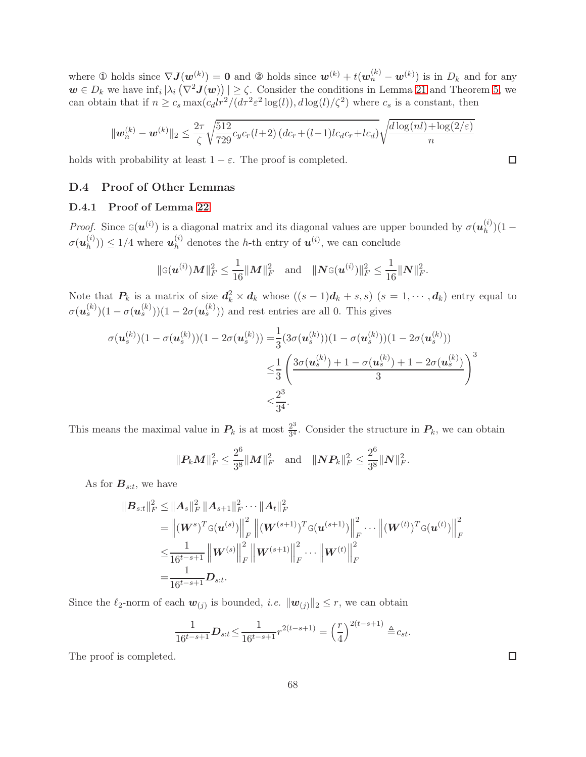where ① holds since $\nabla \boldsymbol{J}(\boldsymbol{w}^{(k)}) = \boldsymbol{0}$ and ② holds since $\boldsymbol{w}^{(k)} + t(\boldsymbol{w}_n^{(k)} - \boldsymbol{w}^{(k)})$ is in $D_k$ and for any $\boldsymbol{w} \in D_k$ we have $\inf_i |\lambda_i(\nabla^2 \boldsymbol{J}(\boldsymbol{w}))| \geq \zeta$. Consider the conditions in Lemma 21 and Theorem 5, we can obtain that if $n \geq c_s \max(c_d l r^2/(d\tau^2\varepsilon^2 \log(l)), d\log(l)/\zeta^2)$ where $c_s$ is a constant, then

$$\|\boldsymbol{w}_n^{(k)} - \boldsymbol{w}^{(k)}\|_2 \leq \frac{2\tau}{\zeta}\sqrt{\frac{512}{729}c_y c_r (l+2)\left(dc_r + (l-1)lc_d c_r + lc_d\right)}\sqrt{\frac{d\log(nl) + \log(2/\varepsilon)}{n}}$$

holds with probability at least $1-\varepsilon$. The proof is completed. □

## D.4 Proof of Other Lemmas

### D.4.1 Proof of Lemma 22

*Proof.* Since $\mathbb{G}(\boldsymbol{u}^{(i)})$ is a diagonal matrix and its diagonal values are upper bounded by $\sigma(\boldsymbol{u}_h^{(i)})(1-\sigma(\boldsymbol{u}_h^{(i)})) \leq 1/4$ where $\boldsymbol{u}_h^{(i)}$ denotes the $h$-th entry of $\boldsymbol{u}^{(i)}$, we can conclude

$$\|\mathbb{G}(\boldsymbol{u}^{(i)})\boldsymbol{M}\|_F^2 \leq \frac{1}{16}\|\boldsymbol{M}\|_F^2 \quad \text{and} \quad \|\boldsymbol{N}\mathbb{G}(\boldsymbol{u}^{(i)})\|_F^2 \leq \frac{1}{16}\|\boldsymbol{N}\|_F^2.$$

Note that $\boldsymbol{P}_k$ is a matrix of size $\boldsymbol{d}_k^2 \times \boldsymbol{d}_k$ whose $((s-1)\boldsymbol{d}_k + s, s)$ $(s = 1, \cdots, \boldsymbol{d}_k)$ entry equal to $\sigma(\boldsymbol{u}_s^{(k)})(1-\sigma(\boldsymbol{u}_s^{(k)}))(1-2\sigma(\boldsymbol{u}_s^{(k)}))$ and rest entries are all 0. This gives

$$\begin{aligned}
\sigma(\boldsymbol{u}_s^{(k)})(1-\sigma(\boldsymbol{u}_s^{(k)}))(1-2\sigma(\boldsymbol{u}_s^{(k)})) =& \frac{1}{3}(3\sigma(\boldsymbol{u}_s^{(k)}))(1-\sigma(\boldsymbol{u}_s^{(k)}))(1-2\sigma(\boldsymbol{u}_s^{(k)}))\\
\leq& \frac{1}{3}\left(\frac{3\sigma(\boldsymbol{u}_s^{(k)}) + 1 - \sigma(\boldsymbol{u}_s^{(k)}) + 1 - 2\sigma(\boldsymbol{u}_s^{(k)})}{3}\right)^3\\
\leq& \frac{2^3}{3^4}.
\end{aligned}$$

This means the maximal value in $\boldsymbol{P}_k$ is at most $\frac{2^3}{3^4}$. Consider the structure in $\boldsymbol{P}_k$, we can obtain

$$\|\boldsymbol{P}_k\boldsymbol{M}\|_F^2 \leq \frac{2^6}{3^8}\|\boldsymbol{M}\|_F^2 \quad \text{and} \quad \|\boldsymbol{N}\boldsymbol{P}_k\|_F^2 \leq \frac{2^6}{3^8}\|\boldsymbol{N}\|_F^2.$$

As for $\boldsymbol{B}_{s:t}$, we have

$$\begin{aligned}
\|\boldsymbol{B}_{s:t}\|_F^2 \leq& \|\boldsymbol{A}_s\|_F^2\,\|\boldsymbol{A}_{s+1}\|_F^2 \cdots \|\boldsymbol{A}_t\|_F^2\\
=& \left\|(\boldsymbol{W}^s)^T\mathbb{G}(\boldsymbol{u}^{(s)})\right\|_F^2 \left\|(\boldsymbol{W}^{(s+1)})^T\mathbb{G}(\boldsymbol{u}^{(s+1)})\right\|_F^2 \cdots \left\|(\boldsymbol{W}^{(t)})^T\mathbb{G}(\boldsymbol{u}^{(t)})\right\|_F^2\\
\leq& \frac{1}{16^{t-s+1}}\left\|\boldsymbol{W}^{(s)}\right\|_F^2\left\|\boldsymbol{W}^{(s+1)}\right\|_F^2 \cdots \left\|\boldsymbol{W}^{(t)}\right\|_F^2\\
=& \frac{1}{16^{t-s+1}}\boldsymbol{D}_{s:t}.
\end{aligned}$$

Since the $\ell_2$-norm of each $\boldsymbol{w}_{(j)}$ is bounded, *i.e.* $\|\boldsymbol{w}_{(j)}\|_2 \leq r$, we can obtain

$$\frac{1}{16^{t-s+1}}\boldsymbol{D}_{s:t} \leq \frac{1}{16^{t-s+1}}r^{2(t-s+1)} = \left(\frac{r}{4}\right)^{2(t-s+1)} \triangleq c_{st}.$$

The proof is completed. □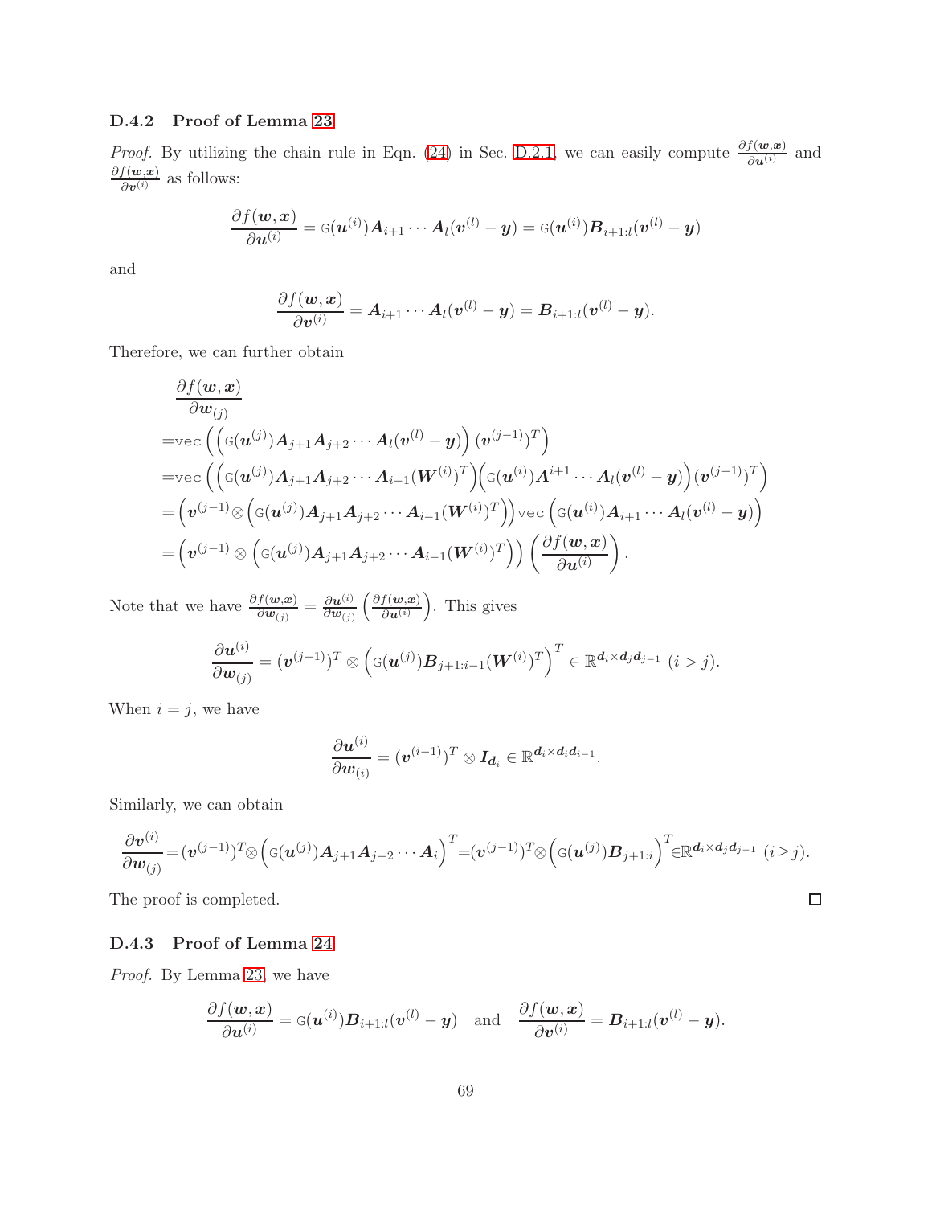### D.4.2 Proof of Lemma 23

*Proof.* By utilizing the chain rule in Eqn. (24) in Sec. D.2.1, we can easily compute $\frac{\partial f(\boldsymbol{w},\boldsymbol{x})}{\partial \boldsymbol{u}^{(i)}}$ and $\frac{\partial f(\boldsymbol{w},\boldsymbol{x})}{\partial \boldsymbol{v}^{(i)}}$ as follows:

$$\frac{\partial f(\boldsymbol{w},\boldsymbol{x})}{\partial \boldsymbol{u}^{(i)}} = \mathtt{G}(\boldsymbol{u}^{(i)})\boldsymbol{A}_{i+1}\cdots\boldsymbol{A}_l(\boldsymbol{v}^{(l)}-\boldsymbol{y}) = \mathtt{G}(\boldsymbol{u}^{(i)})\boldsymbol{B}_{i+1:l}(\boldsymbol{v}^{(l)}-\boldsymbol{y})$$

and

$$\frac{\partial f(\boldsymbol{w},\boldsymbol{x})}{\partial \boldsymbol{v}^{(i)}} = \boldsymbol{A}_{i+1}\cdots\boldsymbol{A}_l(\boldsymbol{v}^{(l)}-\boldsymbol{y}) = \boldsymbol{B}_{i+1:l}(\boldsymbol{v}^{(l)}-\boldsymbol{y}).$$

Therefore, we can further obtain

$$\begin{aligned}
&\frac{\partial f(\boldsymbol{w},\boldsymbol{x})}{\partial \boldsymbol{w}_{(j)}}\\
=&\mathtt{vec}\left(\left(\mathtt{G}(\boldsymbol{u}^{(j)})\boldsymbol{A}_{j+1}\boldsymbol{A}_{j+2}\cdots\boldsymbol{A}_l(\boldsymbol{v}^{(l)}-\boldsymbol{y})\right)(\boldsymbol{v}^{(j-1)})^T\right)\\
=&\mathtt{vec}\left(\left(\mathtt{G}(\boldsymbol{u}^{(j)})\boldsymbol{A}_{j+1}\boldsymbol{A}_{j+2}\cdots\boldsymbol{A}_{i-1}(\boldsymbol{W}^{(i)})^T\right)\left(\mathtt{G}(\boldsymbol{u}^{(i)})\boldsymbol{A}^{i+1}\cdots\boldsymbol{A}_l(\boldsymbol{v}^{(l)}-\boldsymbol{y})\right)(\boldsymbol{v}^{(j-1)})^T\right)\\
=&\left(\boldsymbol{v}^{(j-1)}\otimes\left(\mathtt{G}(\boldsymbol{u}^{(j)})\boldsymbol{A}_{j+1}\boldsymbol{A}_{j+2}\cdots\boldsymbol{A}_{i-1}(\boldsymbol{W}^{(i)})^T\right)\right)\mathtt{vec}\left(\mathtt{G}(\boldsymbol{u}^{(i)})\boldsymbol{A}_{i+1}\cdots\boldsymbol{A}_l(\boldsymbol{v}^{(l)}-\boldsymbol{y})\right)\\
=&\left(\boldsymbol{v}^{(j-1)}\otimes\left(\mathtt{G}(\boldsymbol{u}^{(j)})\boldsymbol{A}_{j+1}\boldsymbol{A}_{j+2}\cdots\boldsymbol{A}_{i-1}(\boldsymbol{W}^{(i)})^T\right)\right)\left(\frac{\partial f(\boldsymbol{w},\boldsymbol{x})}{\partial \boldsymbol{u}^{(i)}}\right).
\end{aligned}$$

Note that we have $\frac{\partial f(\boldsymbol{w},\boldsymbol{x})}{\partial \boldsymbol{w}_{(j)}} = \frac{\partial \boldsymbol{u}^{(i)}}{\partial \boldsymbol{w}_{(j)}}\left(\frac{\partial f(\boldsymbol{w},\boldsymbol{x})}{\partial \boldsymbol{u}^{(i)}}\right)$. This gives

$$\frac{\partial \boldsymbol{u}^{(i)}}{\partial \boldsymbol{w}_{(j)}} = (\boldsymbol{v}^{(j-1)})^T\otimes\left(\mathtt{G}(\boldsymbol{u}^{(j)})\boldsymbol{B}_{j+1:i-1}(\boldsymbol{W}^{(i)})^T\right)^T \in \mathbb{R}^{d_i\times d_j d_{j-1}}\ (i>j).$$

When $i=j$, we have

$$\frac{\partial \boldsymbol{u}^{(i)}}{\partial \boldsymbol{w}_{(i)}} = (\boldsymbol{v}^{(i-1)})^T\otimes \boldsymbol{I}_{d_i} \in \mathbb{R}^{d_i\times d_i d_{i-1}}.$$

Similarly, we can obtain

$$\frac{\partial \boldsymbol{v}^{(i)}}{\partial \boldsymbol{w}_{(j)}} = (\boldsymbol{v}^{(j-1)})^T\otimes\left(\mathtt{G}(\boldsymbol{u}^{(j)})\boldsymbol{A}_{j+1}\boldsymbol{A}_{j+2}\cdots\boldsymbol{A}_i\right)^T = (\boldsymbol{v}^{(j-1)})^T\otimes\left(\mathtt{G}(\boldsymbol{u}^{(j)})\boldsymbol{B}_{j+1:i}\right)^T \in \mathbb{R}^{d_i\times d_j d_{j-1}}\ (i\geq j).$$

The proof is completed. □

### D.4.3 Proof of Lemma 24

*Proof.* By Lemma 23, we have

$$\frac{\partial f(\boldsymbol{w},\boldsymbol{x})}{\partial \boldsymbol{u}^{(i)}} = \mathtt{G}(\boldsymbol{u}^{(i)})\boldsymbol{B}_{i+1:l}(\boldsymbol{v}^{(l)}-\boldsymbol{y}) \quad \text{and} \quad \frac{\partial f(\boldsymbol{w},\boldsymbol{x})}{\partial \boldsymbol{v}^{(i)}} = \boldsymbol{B}_{i+1:l}(\boldsymbol{v}^{(l)}-\boldsymbol{y}).$$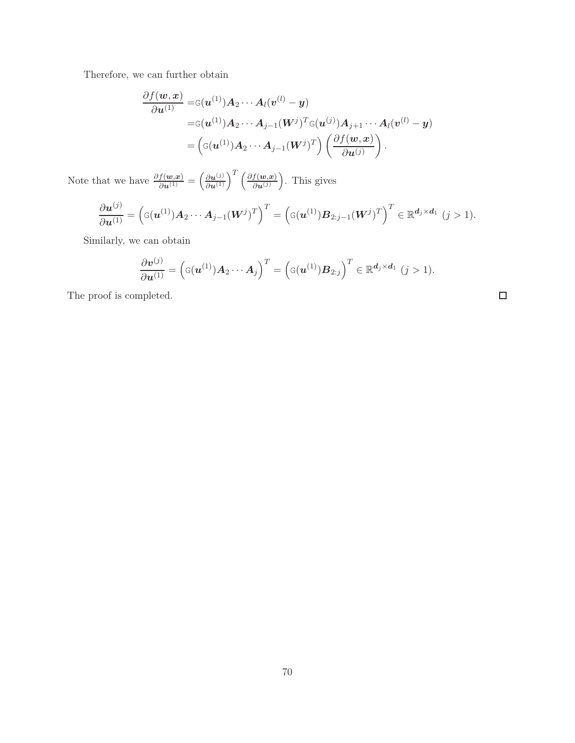Therefore, we can further obtain

$$
\begin{aligned}
\frac{\partial f(\boldsymbol{w},\boldsymbol{x})}{\partial \boldsymbol{u}^{(1)}} =& \mathbb{G}(\boldsymbol{u}^{(1)})\boldsymbol{A}_2\cdots\boldsymbol{A}_l(\boldsymbol{v}^{(l)}-\boldsymbol{y}) \\
=& \mathbb{G}(\boldsymbol{u}^{(1)})\boldsymbol{A}_2\cdots\boldsymbol{A}_{j-1}(\boldsymbol{W}^j)^T\mathbb{G}(\boldsymbol{u}^{(j)})\boldsymbol{A}_{j+1}\cdots\boldsymbol{A}_l(\boldsymbol{v}^{(l)}-\boldsymbol{y}) \\
=& \left(\mathbb{G}(\boldsymbol{u}^{(1)})\boldsymbol{A}_2\cdots\boldsymbol{A}_{j-1}(\boldsymbol{W}^j)^T\right)\left(\frac{\partial f(\boldsymbol{w},\boldsymbol{x})}{\partial \boldsymbol{u}^{(j)}}\right).
\end{aligned}
$$

Note that we have $\frac{\partial f(\boldsymbol{w},\boldsymbol{x})}{\partial \boldsymbol{u}^{(1)}} = \left(\frac{\partial \boldsymbol{u}^{(j)}}{\partial \boldsymbol{u}^{(1)}}\right)^T\left(\frac{\partial f(\boldsymbol{w},\boldsymbol{x})}{\partial \boldsymbol{u}^{(j)}}\right)$. This gives

$$
\frac{\partial \boldsymbol{u}^{(j)}}{\partial \boldsymbol{u}^{(1)}} = \left(\mathbb{G}(\boldsymbol{u}^{(1)})\boldsymbol{A}_2\cdots\boldsymbol{A}_{j-1}(\boldsymbol{W}^j)^T\right)^T = \left(\mathbb{G}(\boldsymbol{u}^{(1)})\boldsymbol{B}_{2:j-1}(\boldsymbol{W}^j)^T\right)^T \in \mathbb{R}^{\boldsymbol{d}_j\times\boldsymbol{d}_1}\ (j>1).
$$

Similarly, we can obtain

$$
\frac{\partial \boldsymbol{v}^{(j)}}{\partial \boldsymbol{u}^{(1)}} = \left(\mathbb{G}(\boldsymbol{u}^{(1)})\boldsymbol{A}_2\cdots\boldsymbol{A}_j\right)^T = \left(\mathbb{G}(\boldsymbol{u}^{(1)})\boldsymbol{B}_{2:j}\right)^T \in \mathbb{R}^{\boldsymbol{d}_j\times\boldsymbol{d}_1}\ (j>1).
$$

The proof is completed. □